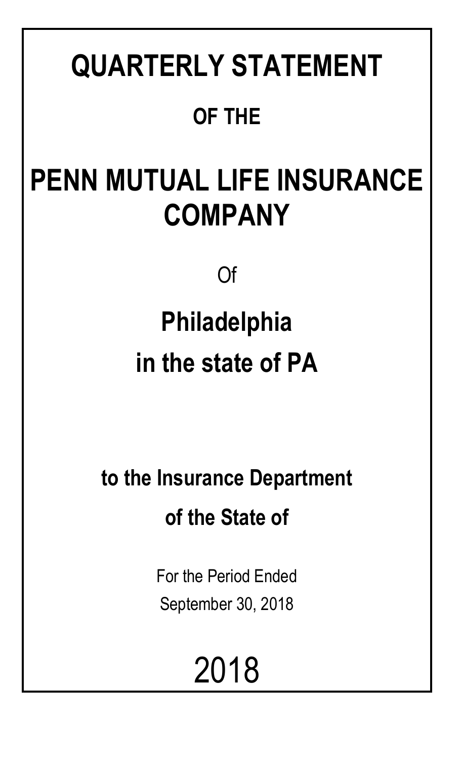# QUARTERLY STATEMENT

## OF THE

# PENN MUTUAL LIFE INSURANCE COMPANY

Of

## Philadelphia

## in the state of PA

### to the Insurance Department

### of the State of

For the Period Ended

September 30, 2018

# 2018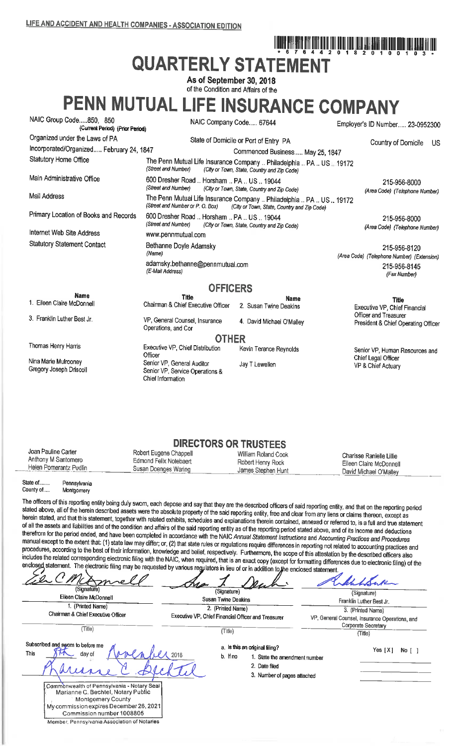LIFE AND ACCIDENT AND HEALTH COMPANIES - ASSOCIATION EDITION

\* 6 7 6 4 4 2 0 1 8 2 0 1 0 0 1 0 3 \*

# QUARTERLY STATEMENT

As of September 30, 2018
of the Condition and Affairs of the

# PENN MUTUAL LIFE INSURANCE COMPANY

| | | |
|---|---|---|
| NAIC Group Code.....850, 850 (Current Period) (Prior Period) | NAIC Company Code..... 67644 | Employer's ID Number..... 23-0952300 |
| Organized under the Laws of PA | State of Domicile or Port of Entry PA | Country of Domicile US |
| Incorporated/Organized..... February 24, 1847 | Commenced Business..... May 25, 1847 | |
| Statutory Home Office | The Penn Mutual Life Insurance Company .. Philadelphia .. PA .. US .. 19172 (Street and Number) (City or Town, State, Country and Zip Code) | |
| Main Administrative Office | 600 Dresher Road .. Horsham .. PA .. US .. 19044 (Street and Number) (City or Town, State, Country and Zip Code) | 215-956-8000 (Area Code) (Telephone Number) |
| Mail Address | The Penn Mutual Life Insurance Company .. Philadelphia .. PA .. US .. 19172 (Street and Number or P. O. Box) (City or Town, State, Country and Zip Code) | |
| Primary Location of Books and Records | 600 Dresher Road .. Horsham .. PA .. US .. 19044 (Street and Number) (City or Town, State, Country and Zip Code) | 215-956-8000 (Area Code) (Telephone Number) |
| Internet Web Site Address | www.pennmutual.com | |
| Statutory Statement Contact | Bethanne Doyle Adamsky (Name) | 215-956-8120 (Area Code) (Telephone Number) (Extension) |
| | adamsky.bethanne@pennmutual.com (E-Mail Address) | 215-956-8145 (Fax Number) |

## OFFICERS

| Name | Title | Name | Title |
|---|---|---|---|
| 1. Eileen Claire McDonnell | Chairman & Chief Executive Officer | 2. Susan Twine Deakins | Executive VP, Chief Financial Officer and Treasurer |
| 3. Franklin Luther Best Jr. | VP, General Counsel, Insurance Operations, and Cor | 4. David Michael O'Malley | President & Chief Operating Officer |

## OTHER

| | | | |
|---|---|---|---|
| Thomas Henry Harris | Executive VP, Chief Distribution Officer | Kevin Terance Reynolds | Senior VP, Human Resources and Chief Legal Officer |
| Nina Marie Mulrooney | Senior VP, General Auditor | Jay T Lewellen | VP & Chief Actuary |
| Gregory Joseph Driscoll | Senior VP, Service Operations & Chief Information | | |

## DIRECTORS OR TRUSTEES

| | | | |
|---|---|---|---|
| Joan Pauline Carter | Robert Eugene Chappell | William Roland Cook | Charisse Ranielle Lillie |
| Anthony M Santomero | Edmond Felix Notebaert | Robert Henry Rock | Eileen Claire McDonnell |
| Helen Pomerantz Pudlin | Susan Doenges Waring | James Stephen Hunt | David Michael O'Malley |

State of....... Pennsylvania
County of..... Montgomery

The officers of this reporting entity being duly sworn, each depose and say that they are the described officers of said reporting entity, and that on the reporting period stated above, all of the herein described assets were the absolute property of the said reporting entity, free and clear from any liens or claims thereon, except as herein stated, and that this statement, together with related exhibits, schedules and explanations therein contained, annexed or referred to, is a full and true statement of all the assets and liabilities and of the condition and affairs of the said reporting entity as of the reporting period stated above, and of its income and deductions therefrom for the period ended, and have been completed in accordance with the NAIC *Annual Statement Instructions* and *Accounting Practices and Procedures* manual except to the extent that: (1) state law may differ; or, (2) that state rules or regulations require differences in reporting not related to accounting practices and procedures, according to the best of their information, knowledge and belief, respectively. Furthermore, the scope of this attestation by the described officers also includes the related corresponding electronic filing with the NAIC, when required, that is an exact copy (except for formatting differences due to electronic filing) of the enclosed statement. The electronic filing may be requested by various regulators in lieu of or in addition to the enclosed statement.

| | | |
|---|---|---|
| (Signature) | (Signature) | (Signature) |
| Eileen Claire McDonnell | Susan Twine Deakins | Franklin Luther Best Jr. |
| 1. (Printed Name) | 2. (Printed Name) | 3. (Printed Name) |
| Chairman & Chief Executive Officer | Executive VP, Chief Financial Officer and Treasurer | VP, General Counsel, Insurance Operations, and Corporate Secretary |
| (Title) | (Title) | (Title) |

Subscribed and sworn to before me
This 8th day of November 2018

Commonwealth of Pennsylvania - Notary Seal
Marianne C. Bechtel, Notary Public
Montgomery County
My commission expires December 26, 2021
Commission number 1008805
Member, Pennsylvania Association of Notaries

a. Is this an original filing? Yes [X] No [ ]

b. If no
1. State the amendment number
2. Date filed
3. Number of pages attached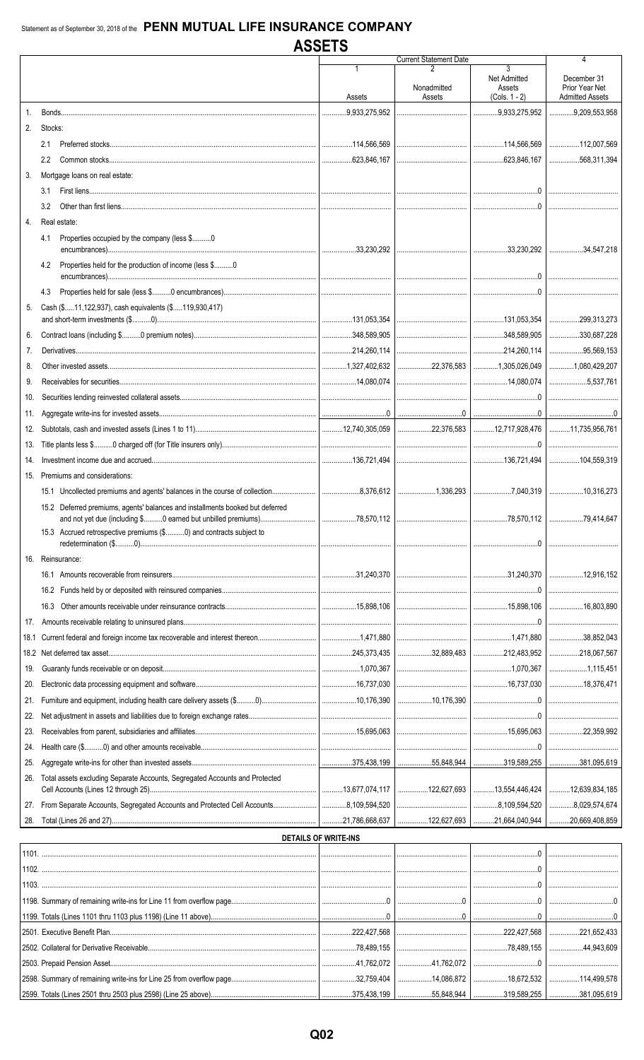Statement as of September 30, 2018 of the **PENN MUTUAL LIFE INSURANCE COMPANY**

# ASSETS

| | | Current Statement Date 1 Assets | 2 Nonadmitted Assets | 3 Net Admitted Assets (Cols. 1 - 2) | 4 December 31 Prior Year Net Admitted Assets |
|---|---|---|---|---|---|
| 1. | Bonds | 9,933,275,952 | | 9,933,275,952 | 9,209,553,958 |
| 2. | Stocks: | | | | |
| | 2.1 Preferred stocks | 114,566,569 | | 114,566,569 | 112,007,569 |
| | 2.2 Common stocks | 623,846,167 | | 623,846,167 | 568,311,394 |
| 3. | Mortgage loans on real estate: | | | | |
| | 3.1 First liens | | | 0 | |
| | 3.2 Other than first liens | | | 0 | |
| 4. | Real estate: | | | | |
| | 4.1 Properties occupied by the company (less $..........0 encumbrances) | 33,230,292 | | 33,230,292 | 34,547,218 |
| | 4.2 Properties held for the production of income (less $..........0 encumbrances) | | | 0 | |
| | 4.3 Properties held for sale (less $..........0 encumbrances) | | | 0 | |
| 5. | Cash ($.....11,122,937), cash equivalents ($.....119,930,417) and short-term investments ($..........0) | 131,053,354 | | 131,053,354 | 299,313,273 |
| 6. | Contract loans (including $..........0 premium notes) | 348,589,905 | | 348,589,905 | 330,687,228 |
| 7. | Derivatives | 214,260,114 | | 214,260,114 | 95,569,153 |
| 8. | Other invested assets | 1,327,402,632 | 22,376,583 | 1,305,026,049 | 1,080,429,207 |
| 9. | Receivables for securities | 14,080,074 | | 14,080,074 | 5,537,761 |
| 10. | Securities lending reinvested collateral assets | | | 0 | |
| 11. | Aggregate write-ins for invested assets | 0 | 0 | 0 | 0 |
| 12. | Subtotals, cash and invested assets (Lines 1 to 11) | 12,740,305,059 | 22,376,583 | 12,717,928,476 | 11,735,956,761 |
| 13. | Title plants less $..........0 charged off (for Title insurers only) | | | 0 | |
| 14. | Investment income due and accrued | 136,721,494 | | 136,721,494 | 104,559,319 |
| 15. | Premiums and considerations: | | | | |
| | 15.1 Uncollected premiums and agents' balances in the course of collection | 8,376,612 | 1,336,293 | 7,040,319 | 10,316,273 |
| | 15.2 Deferred premiums, agents' balances and installments booked but deferred and not yet due (including $..........0 earned but unbilled premiums) | 78,570,112 | | 78,570,112 | 79,414,647 |
| | 15.3 Accrued retrospective premiums ($..........0) and contracts subject to redetermination ($..........0) | | | 0 | |
| 16. | Reinsurance: | | | | |
| | 16.1 Amounts recoverable from reinsurers | 31,240,370 | | 31,240,370 | 12,916,152 |
| | 16.2 Funds held by or deposited with reinsured companies | | | 0 | |
| | 16.3 Other amounts receivable under reinsurance contracts | 15,898,106 | | 15,898,106 | 16,803,890 |
| 17. | Amounts receivable relating to uninsured plans | | | 0 | |
| 18.1 | Current federal and foreign income tax recoverable and interest thereon | 1,471,880 | | 1,471,880 | 38,852,043 |
| 18.2 | Net deferred tax asset | 245,373,435 | 32,889,483 | 212,483,952 | 218,067,567 |
| 19. | Guaranty funds receivable or on deposit | 1,070,367 | | 1,070,367 | 1,115,451 |
| 20. | Electronic data processing equipment and software | 16,737,030 | | 16,737,030 | 18,376,471 |
| 21. | Furniture and equipment, including health care delivery assets ($..........0) | 10,176,390 | 10,176,390 | 0 | |
| 22. | Net adjustment in assets and liabilities due to foreign exchange rates | | | 0 | |
| 23. | Receivables from parent, subsidiaries and affiliates | 15,695,063 | | 15,695,063 | 22,359,992 |
| 24. | Health care ($..........0) and other amounts receivable | | | 0 | |
| 25. | Aggregate write-ins for other than invested assets | 375,438,199 | 55,848,944 | 319,589,255 | 381,095,619 |
| 26. | Total assets excluding Separate Accounts, Segregated Accounts and Protected Cell Accounts (Lines 12 through 25) | 13,677,074,117 | 122,627,693 | 13,554,446,424 | 12,639,834,185 |
| 27. | From Separate Accounts, Segregated Accounts and Protected Cell Accounts | 8,109,594,520 | | 8,109,594,520 | 8,029,574,674 |
| 28. | Total (Lines 26 and 27) | 21,786,668,637 | 122,627,693 | 21,664,040,944 | 20,669,408,859 |

## DETAILS OF WRITE-INS

| | 1 | 2 | 3 | 4 |
|---|---|---|---|---|
| 1101. | | | 0 | |
| 1102. | | | 0 | |
| 1103. | | | 0 | |
| 1198. Summary of remaining write-ins for Line 11 from overflow page | 0 | 0 | 0 | 0 |
| 1199. Totals (Lines 1101 thru 1103 plus 1198) (Line 11 above) | 0 | 0 | 0 | 0 |
| 2501. Executive Benefit Plan | 222,427,568 | | 222,427,568 | 221,652,433 |
| 2502. Collateral for Derivative Receivable | 78,489,155 | | 78,489,155 | 44,943,609 |
| 2503. Prepaid Pension Asset | 41,762,072 | 41,762,072 | 0 | |
| 2598. Summary of remaining write-ins for Line 25 from overflow page | 32,759,404 | 14,086,872 | 18,672,532 | 114,499,578 |
| 2599. Totals (Lines 2501 thru 2503 plus 2598) (Line 25 above) | 375,438,199 | 55,848,944 | 319,589,255 | 381,095,619 |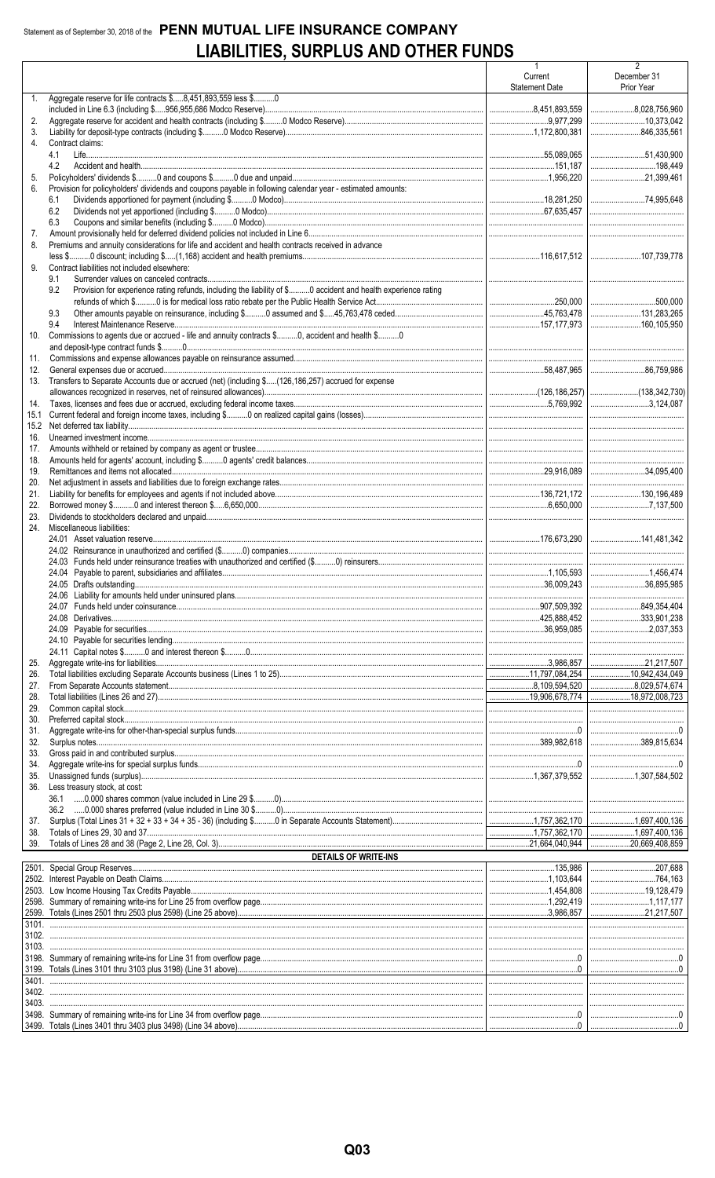Statement as of September 30, 2018 of the **PENN MUTUAL LIFE INSURANCE COMPANY**

# LIABILITIES, SURPLUS AND OTHER FUNDS

| | | 1<br>Current<br>Statement Date | 2<br>December 31<br>Prior Year |
|---|---|---|---|
| 1. | Aggregate reserve for life contracts $.....8,451,893,559 less $..........0 included in Line 6.3 (including $.....956,955,686 Modco Reserve) | 8,451,893,559 | 8,028,756,960 |
| 2. | Aggregate reserve for accident and health contracts (including $..........0 Modco Reserve) | 9,977,299 | 10,373,042 |
| 3. | Liability for deposit-type contracts (including $..........0 Modco Reserve) | 1,172,800,381 | 846,335,561 |
| 4. | Contract claims: | | |
| | 4.1 Life | 55,089,065 | 51,430,900 |
| | 4.2 Accident and health | 151,187 | 198,449 |
| 5. | Policyholders' dividends $..........0 and coupons $..........0 due and unpaid | 1,956,220 | 21,399,461 |
| 6. | Provision for policyholders' dividends and coupons payable in following calendar year - estimated amounts: | | |
| | 6.1 Dividends apportioned for payment (including $..........0 Modco) | 18,281,250 | 74,995,648 |
| | 6.2 Dividends not yet apportioned (including $..........0 Modco) | 67,635,457 | |
| | 6.3 Coupons and similar benefits (including $..........0 Modco) | | |
| 7. | Amount provisionally held for deferred dividend policies not included in Line 6 | | |
| 8. | Premiums and annuity considerations for life and accident and health contracts received in advance less $..........0 discount; including $.....(1,168) accident and health premiums | 116,617,512 | 107,739,778 |
| 9. | Contract liabilities not included elsewhere: | | |
| | 9.1 Surrender values on canceled contracts | | |
| | 9.2 Provision for experience rating refunds, including the liability of $..........0 accident and health experience rating refunds of which $..........0 is for medical loss ratio rebate per the Public Health Service Act | 250,000 | 500,000 |
| | 9.3 Other amounts payable on reinsurance, including $..........0 assumed and $.....45,763,478 ceded | 45,763,478 | 131,283,265 |
| | 9.4 Interest Maintenance Reserve | 157,177,973 | 160,105,950 |
| 10. | Commissions to agents due or accrued - life and annuity contracts $..........0, accident and health $..........0 and deposit-type contract funds $..........0 | | |
| 11. | Commissions and expense allowances payable on reinsurance assumed | | |
| 12. | General expenses due or accrued | 58,487,965 | 86,759,986 |
| 13. | Transfers to Separate Accounts due or accrued (net) (including $.....(126,186,257) accrued for expense allowances recognized in reserves, net of reinsured allowances) | (126,186,257) | (138,342,730) |
| 14. | Taxes, licenses and fees due or accrued, excluding federal income taxes | 5,769,992 | 3,124,087 |
| 15.1 | Current federal and foreign income taxes, including $..........0 on realized capital gains (losses) | | |
| 15.2 | Net deferred tax liability | | |
| 16. | Unearned investment income | | |
| 17. | Amounts withheld or retained by company as agent or trustee | | |
| 18. | Amounts held for agents' account, including $..........0 agents' credit balances | | |
| 19. | Remittances and items not allocated | 29,916,089 | 34,095,400 |
| 20. | Net adjustment in assets and liabilities due to foreign exchange rates | | |
| 21. | Liability for benefits for employees and agents if not included above | 136,721,172 | 130,196,489 |
| 22. | Borrowed money $..........0 and interest thereon $.....6,650,000 | 6,650,000 | 7,137,500 |
| 23. | Dividends to stockholders declared and unpaid | | |
| 24. | Miscellaneous liabilities: | | |
| | 24.01 Asset valuation reserve | 176,673,290 | 141,481,342 |
| | 24.02 Reinsurance in unauthorized and certified ($..........0) companies | | |
| | 24.03 Funds held under reinsurance treaties with unauthorized and certified ($..........0) reinsurers | | |
| | 24.04 Payable to parent, subsidiaries and affiliates | 1,105,593 | 1,456,474 |
| | 24.05 Drafts outstanding | 36,009,243 | 36,895,985 |
| | 24.06 Liability for amounts held under uninsured plans | | |
| | 24.07 Funds held under coinsurance | 907,509,392 | 849,354,404 |
| | 24.08 Derivatives | 425,888,452 | 333,901,238 |
| | 24.09 Payable for securities | 36,959,085 | 2,037,353 |
| | 24.10 Payable for securities lending | | |
| | 24.11 Capital notes $..........0 and interest thereon $..........0 | | |
| 25. | Aggregate write-ins for liabilities | 3,986,857 | 21,217,507 |
| 26. | Total liabilities excluding Separate Accounts business (Lines 1 to 25) | 11,797,084,254 | 10,942,434,049 |
| 27. | From Separate Accounts statement | 8,109,594,520 | 8,029,574,674 |
| 28. | Total liabilities (Lines 26 and 27) | 19,906,678,774 | 18,972,008,723 |
| 29. | Common capital stock | | |
| 30. | Preferred capital stock | | |
| 31. | Aggregate write-ins for other-than-special surplus funds | 0 | 0 |
| 32. | Surplus notes | 389,982,618 | 389,815,634 |
| 33. | Gross paid in and contributed surplus | | |
| 34. | Aggregate write-ins for special surplus funds | 0 | 0 |
| 35. | Unassigned funds (surplus) | 1,367,379,552 | 1,307,584,502 |
| 36. | Less treasury stock, at cost: | | |
| | 36.1 .....0.000 shares common (value included in Line 29 $..........0) | | |
| | 36.2 .....0.000 shares preferred (value included in Line 30 $..........0) | | |
| 37. | Surplus (Total Lines 31 + 32 + 33 + 34 + 35 - 36) (including $..........0 in Separate Accounts Statement) | 1,757,362,170 | 1,697,400,136 |
| 38. | Totals of Lines 29, 30 and 37 | 1,757,362,170 | 1,697,400,136 |
| 39. | Totals of Lines 28 and 38 (Page 2, Line 28, Col. 3) | 21,664,040,944 | 20,669,408,859 |
| | **DETAILS OF WRITE-INS** | | |
| 2501. | Special Group Reserves | 135,986 | 207,688 |
| 2502. | Interest Payable on Death Claims | 1,103,644 | 764,163 |
| 2503. | Low Income Housing Tax Credits Payable | 1,454,808 | 19,128,479 |
| 2598. | Summary of remaining write-ins for Line 25 from overflow page | 1,292,419 | 1,117,177 |
| 2599. | Totals (Lines 2501 thru 2503 plus 2598) (Line 25 above) | 3,986,857 | 21,217,507 |
| 3101. | | | |
| 3102. | | | |
| 3103. | | | |
| 3198. | Summary of remaining write-ins for Line 31 from overflow page | 0 | 0 |
| 3199. | Totals (Lines 3101 thru 3103 plus 3198) (Line 31 above) | 0 | 0 |
| 3401. | | | |
| 3402. | | | |
| 3403. | | | |
| 3498. | Summary of remaining write-ins for Line 34 from overflow page | 0 | 0 |
| 3499. | Totals (Lines 3401 thru 3403 plus 3498) (Line 34 above) | 0 | 0 |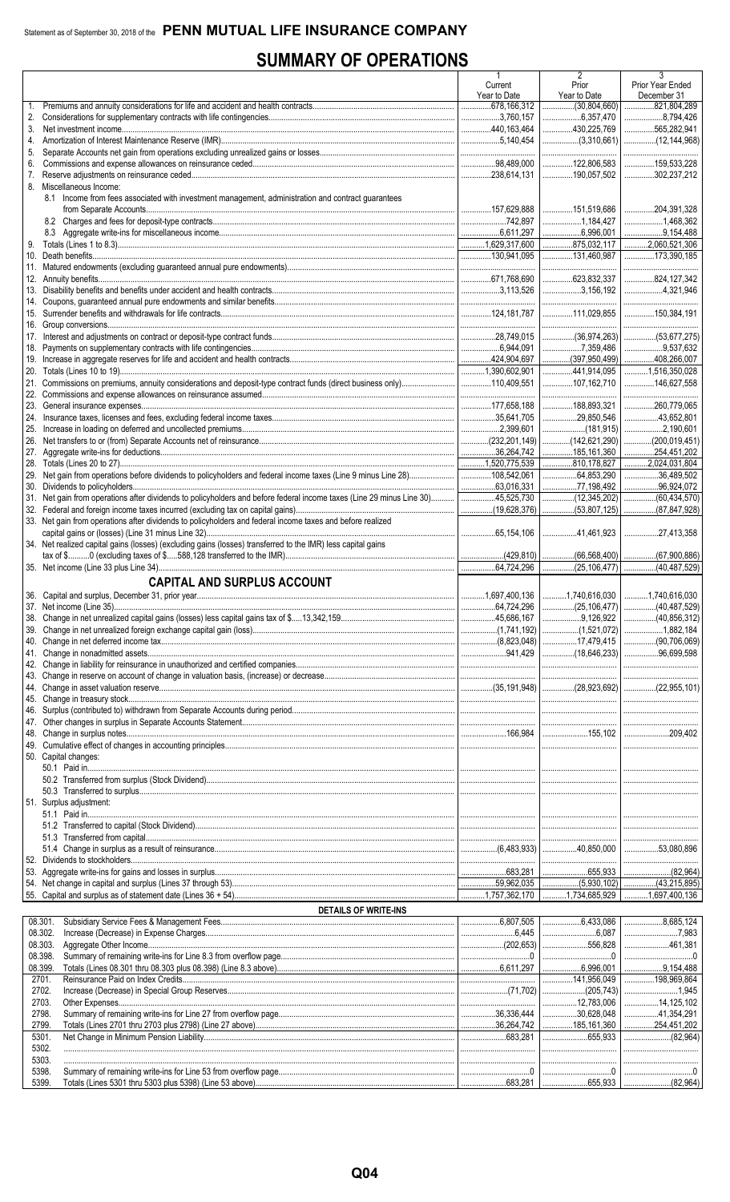Statement as of September 30, 2018 of the **PENN MUTUAL LIFE INSURANCE COMPANY**

# SUMMARY OF OPERATIONS

| | 1<br>Current<br>Year to Date | 2<br>Prior<br>Year to Date | 3<br>Prior Year Ended<br>December 31 |
|---|---|---|---|
| 1. Premiums and annuity considerations for life and accident and health contracts | 678,166,312 | (30,804,660) | 821,804,289 |
| 2. Considerations for supplementary contracts with life contingencies | 3,760,157 | 6,357,470 | 8,794,426 |
| 3. Net investment income | 440,163,464 | 430,225,769 | 565,282,941 |
| 4. Amortization of Interest Maintenance Reserve (IMR) | 5,140,454 | (3,310,661) | (12,144,968) |
| 5. Separate Accounts net gain from operations excluding unrealized gains or losses | | | |
| 6. Commissions and expense allowances on reinsurance ceded | 98,489,000 | 122,806,583 | 159,533,228 |
| 7. Reserve adjustments on reinsurance ceded | 238,614,131 | 190,057,502 | 302,237,212 |
| 8. Miscellaneous Income: | | | |
| 8.1 Income from fees associated with investment management, administration and contract guarantees from Separate Accounts | 157,629,888 | 151,519,686 | 204,391,328 |
| 8.2 Charges and fees for deposit-type contracts | 742,897 | 1,184,427 | 1,468,362 |
| 8.3 Aggregate write-ins for miscellaneous income | 6,611,297 | 6,996,001 | 9,154,488 |
| 9. Totals (Lines 1 to 8.3) | 1,629,317,600 | 875,032,117 | 2,060,521,306 |
| 10. Death benefits | 130,941,095 | 131,460,987 | 173,390,185 |
| 11. Matured endowments (excluding guaranteed annual pure endowments) | | | |
| 12. Annuity benefits | 671,768,690 | 623,832,337 | 824,127,342 |
| 13. Disability benefits and benefits under accident and health contracts | 3,113,526 | 3,156,192 | 4,321,946 |
| 14. Coupons, guaranteed annual pure endowments and similar benefits | | | |
| 15. Surrender benefits and withdrawals for life contracts | 124,181,787 | 111,029,855 | 150,384,191 |
| 16. Group conversions | | | |
| 17. Interest and adjustments on contract or deposit-type contract funds | 28,749,015 | (36,974,263) | (53,677,275) |
| 18. Payments on supplementary contracts with life contingencies | 6,944,091 | 7,359,486 | 9,537,632 |
| 19. Increase in aggregate reserves for life and accident and health contracts | 424,904,697 | (397,950,499) | 408,266,007 |
| 20. Totals (Lines 10 to 19) | 1,390,602,901 | 441,914,095 | 1,516,350,028 |
| 21. Commissions on premiums, annuity considerations and deposit-type contract funds (direct business only) | 110,409,551 | 107,162,710 | 146,627,558 |
| 22. Commissions and expense allowances on reinsurance assumed | | | |
| 23. General insurance expenses | 177,658,188 | 188,893,321 | 260,779,065 |
| 24. Insurance taxes, licenses and fees, excluding federal income taxes | 35,641,705 | 29,850,546 | 43,652,801 |
| 25. Increase in loading on deferred and uncollected premiums | 2,399,601 | (181,915) | 2,190,601 |
| 26. Net transfers to or (from) Separate Accounts net of reinsurance | (232,201,149) | (142,621,290) | (200,019,451) |
| 27. Aggregate write-ins for deductions | 36,264,742 | 185,161,360 | 254,451,202 |
| 28. Totals (Lines 20 to 27) | 1,520,775,539 | 810,178,827 | 2,024,031,804 |
| 29. Net gain from operations before dividends to policyholders and federal income taxes (Line 9 minus Line 28) | 108,542,061 | 64,853,290 | 36,489,502 |
| 30. Dividends to policyholders | 63,016,331 | 77,198,492 | 96,924,072 |
| 31. Net gain from operations after dividends to policyholders and before federal income taxes (Line 29 minus Line 30) | 45,525,730 | (12,345,202) | (60,434,570) |
| 32. Federal and foreign income taxes incurred (excluding tax on capital gains) | (19,628,376) | (53,807,125) | (87,847,928) |
| 33. Net gain from operations after dividends to policyholders and federal income taxes and before realized capital gains or (losses) (Line 31 minus Line 32) | 65,154,106 | 41,461,923 | 27,413,358 |
| 34. Net realized capital gains (losses) (excluding gains (losses) transferred to the IMR) less capital gains tax of $..........0 (excluding taxes of $.....588,128 transferred to the IMR) | (429,810) | (66,568,400) | (67,900,886) |
| 35. Net income (Line 33 plus Line 34) | 64,724,296 | (25,106,477) | (40,487,529) |
| **CAPITAL AND SURPLUS ACCOUNT** | | | |
| 36. Capital and surplus, December 31, prior year | 1,697,400,136 | 1,740,616,030 | 1,740,616,030 |
| 37. Net income (Line 35) | 64,724,296 | (25,106,477) | (40,487,529) |
| 38. Change in net unrealized capital gains (losses) less capital gains tax of $....13,342,159 | 45,686,167 | 9,126,922 | (40,856,312) |
| 39. Change in net unrealized foreign exchange capital gain (loss) | (1,741,192) | (1,521,072) | 1,882,184 |
| 40. Change in net deferred income tax | (8,823,048) | 17,479,415 | (90,706,069) |
| 41. Change in nonadmitted assets | 941,429 | (18,646,233) | 96,699,598 |
| 42. Change in liability for reinsurance in unauthorized and certified companies | | | |
| 43. Change in reserve on account of change in valuation basis, (increase) or decrease | | | |
| 44. Change in asset valuation reserve | (35,191,948) | (28,923,692) | (22,955,101) |
| 45. Change in treasury stock | | | |
| 46. Surplus (contributed to) withdrawn from Separate Accounts during period | | | |
| 47. Other changes in surplus in Separate Accounts Statement | | | |
| 48. Change in surplus notes | 166,984 | 155,102 | 209,402 |
| 49. Cumulative effect of changes in accounting principles | | | |
| 50. Capital changes: | | | |
| 50.1 Paid in | | | |
| 50.2 Transferred from surplus (Stock Dividend) | | | |
| 50.3 Transferred to surplus | | | |
| 51. Surplus adjustment: | | | |
| 51.1 Paid in | | | |
| 51.2 Transferred to capital (Stock Dividend) | | | |
| 51.3 Transferred from capital | | | |
| 51.4 Change in surplus as a result of reinsurance | (6,483,933) | 40,850,000 | 53,080,896 |
| 52. Dividends to stockholders | | | |
| 53. Aggregate write-ins for gains and losses in surplus | 683,281 | 655,933 | (82,964) |
| 54. Net change in capital and surplus (Lines 37 through 53) | 59,962,035 | (5,930,102) | (43,215,895) |
| 55. Capital and surplus as of statement date (Lines 36 + 54) | 1,757,362,170 | 1,734,685,929 | 1,697,400,136 |
| **DETAILS OF WRITE-INS** | | | |
| 08.301. Subsidiary Service Fees & Management Fees | 6,807,505 | 6,433,086 | 8,685,124 |
| 08.302. Increase (Decrease) in Expense Charges | 6,445 | 6,087 | 7,983 |
| 08.303. Aggregate Other Income | (202,653) | 556,828 | 461,381 |
| 08.398. Summary of remaining write-ins for Line 8.3 from overflow page | 0 | 0 | 0 |
| 08.399. Totals (Lines 08.301 thru 08.303 plus 08.398) (Line 8.3 above) | 6,611,297 | 6,996,001 | 9,154,488 |
| 2701. Reinsurance Paid on Index Credits | | 141,956,049 | 198,969,864 |
| 2702. Increase (Decrease) in Special Group Reserves | (71,702) | (205,743) | 1,945 |
| 2703. Other Expenses | | 12,783,006 | 14,125,102 |
| 2798. Summary of remaining write-ins for Line 27 from overflow page | 36,336,444 | 30,628,048 | 41,354,291 |
| 2799. Totals (Lines 2701 thru 2703 plus 2798) (Line 27 above) | 36,264,742 | 185,161,360 | 254,451,202 |
| 5301. Net Change in Minimum Pension Liability | 683,281 | 655,933 | (82,964) |
| 5302. | | | |
| 5303. | | | |
| 5398. Summary of remaining write-ins for Line 53 from overflow page | 0 | 0 | 0 |
| 5399. Totals (Lines 5301 thru 5303 plus 5398) (Line 53 above) | 683,281 | 655,933 | (82,964) |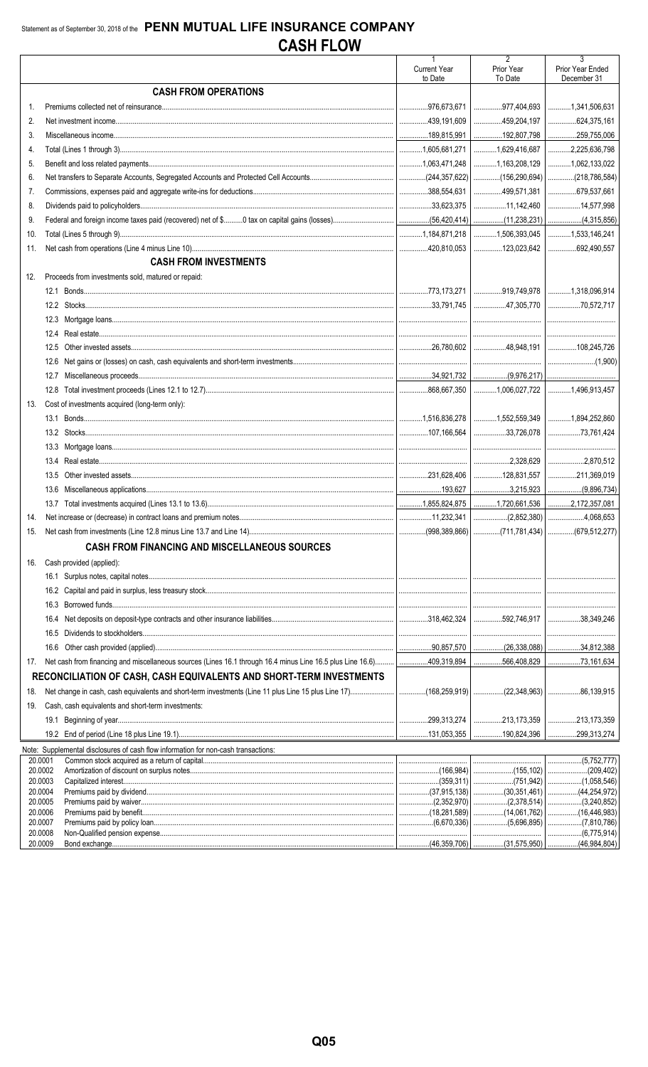Statement as of September 30, 2018 of the **PENN MUTUAL LIFE INSURANCE COMPANY**

# CASH FLOW

| | | 1<br>Current Year to Date | 2<br>Prior Year To Date | 3<br>Prior Year Ended December 31 |
|---|---|---|---|---|
| | **CASH FROM OPERATIONS** | | | |
| 1. | Premiums collected net of reinsurance | 976,673,671 | 977,404,693 | 1,341,506,631 |
| 2. | Net investment income | 439,191,609 | 459,204,197 | 624,375,161 |
| 3. | Miscellaneous income | 189,815,991 | 192,807,798 | 259,755,006 |
| 4. | Total (Lines 1 through 3) | 1,605,681,271 | 1,629,416,687 | 2,225,636,798 |
| 5. | Benefit and loss related payments | 1,063,471,248 | 1,163,208,129 | 1,062,133,022 |
| 6. | Net transfers to Separate Accounts, Segregated Accounts and Protected Cell Accounts | (244,357,622) | (156,290,694) | (218,786,584) |
| 7. | Commissions, expenses paid and aggregate write-ins for deductions | 388,554,631 | 499,571,381 | 679,537,661 |
| 8. | Dividends paid to policyholders | 33,623,375 | 11,142,460 | 14,577,998 |
| 9. | Federal and foreign income taxes paid (recovered) net of $..........0 tax on capital gains (losses) | (56,420,414) | (11,238,231) | (4,315,856) |
| 10. | Total (Lines 5 through 9) | 1,184,871,218 | 1,506,393,045 | 1,533,146,241 |
| 11. | Net cash from operations (Line 4 minus Line 10) | 420,810,053 | 123,023,642 | 692,490,557 |
| | **CASH FROM INVESTMENTS** | | | |
| 12. | Proceeds from investments sold, matured or repaid: | | | |
| | 12.1 Bonds | 773,173,271 | 919,749,978 | 1,318,096,914 |
| | 12.2 Stocks | 33,791,745 | 47,305,770 | 70,572,717 |
| | 12.3 Mortgage loans | | | |
| | 12.4 Real estate | | | |
| | 12.5 Other invested assets | 26,780,602 | 48,948,191 | 108,245,726 |
| | 12.6 Net gains or (losses) on cash, cash equivalents and short-term investments | | | (1,900) |
| | 12.7 Miscellaneous proceeds | 34,921,732 | (9,976,217) | |
| | 12.8 Total investment proceeds (Lines 12.1 to 12.7) | 868,667,350 | 1,006,027,722 | 1,496,913,457 |
| 13. | Cost of investments acquired (long-term only): | | | |
| | 13.1 Bonds | 1,516,836,278 | 1,552,559,349 | 1,894,252,860 |
| | 13.2 Stocks | 107,166,564 | 33,726,078 | 73,761,424 |
| | 13.3 Mortgage loans | | | |
| | 13.4 Real estate | | 2,328,629 | 2,870,512 |
| | 13.5 Other invested assets | 231,628,406 | 128,831,557 | 211,369,019 |
| | 13.6 Miscellaneous applications | 193,627 | 3,215,923 | (9,896,734) |
| | 13.7 Total investments acquired (Lines 13.1 to 13.6) | 1,855,824,875 | 1,720,661,536 | 2,172,357,081 |
| 14. | Net increase or (decrease) in contract loans and premium notes | 11,232,341 | (2,852,380) | 4,068,653 |
| 15. | Net cash from investments (Line 12.8 minus Line 13.7 and Line 14) | (998,389,866) | (711,781,434) | (679,512,277) |
| | **CASH FROM FINANCING AND MISCELLANEOUS SOURCES** | | | |
| 16. | Cash provided (applied): | | | |
| | 16.1 Surplus notes, capital notes | | | |
| | 16.2 Capital and paid in surplus, less treasury stock | | | |
| | 16.3 Borrowed funds | | | |
| | 16.4 Net deposits on deposit-type contracts and other insurance liabilities | 318,462,324 | 592,746,917 | 38,349,246 |
| | 16.5 Dividends to stockholders | | | |
| | 16.6 Other cash provided (applied) | 90,857,570 | (26,338,088) | 34,812,388 |
| 17. | Net cash from financing and miscellaneous sources (Lines 16.1 through 16.4 minus Line 16.5 plus Line 16.6) | 409,319,894 | 566,408,829 | 73,161,634 |
| | **RECONCILIATION OF CASH, CASH EQUIVALENTS AND SHORT-TERM INVESTMENTS** | | | |
| 18. | Net change in cash, cash equivalents and short-term investments (Line 11 plus Line 15 plus Line 17) | (168,259,919) | (22,348,963) | 86,139,915 |
| 19. | Cash, cash equivalents and short-term investments: | | | |
| | 19.1 Beginning of year | 299,313,274 | 213,173,359 | 213,173,359 |
| | 19.2 End of period (Line 18 plus Line 19.1) | 131,053,355 | 190,824,396 | 299,313,274 |

Note: Supplemental disclosures of cash flow information for non-cash transactions:

| | | 1 | 2 | 3 |
|---|---|---|---|---|
| 20.0001 | Common stock acquired as a return of capital | | | (5,752,777) |
| 20.0002 | Amortization of discount on surplus notes | (166,984) | (155,102) | (209,402) |
| 20.0003 | Capitalized interest | (359,311) | (751,942) | (1,058,546) |
| 20.0004 | Premiums paid by dividend | (37,915,138) | (30,351,461) | (44,254,972) |
| 20.0005 | Premiums paid by waiver | (2,352,970) | (2,378,514) | (3,240,852) |
| 20.0006 | Premiums paid by benefit | (18,281,589) | (14,061,762) | (16,446,983) |
| 20.0007 | Premiums paid by policy loan | (6,670,336) | (5,696,895) | (7,810,786) |
| 20.0008 | Non-Qualified pension expense | | | (6,775,914) |
| 20.0009 | Bond exchange | (46,359,706) | (31,575,950) | (46,984,804) |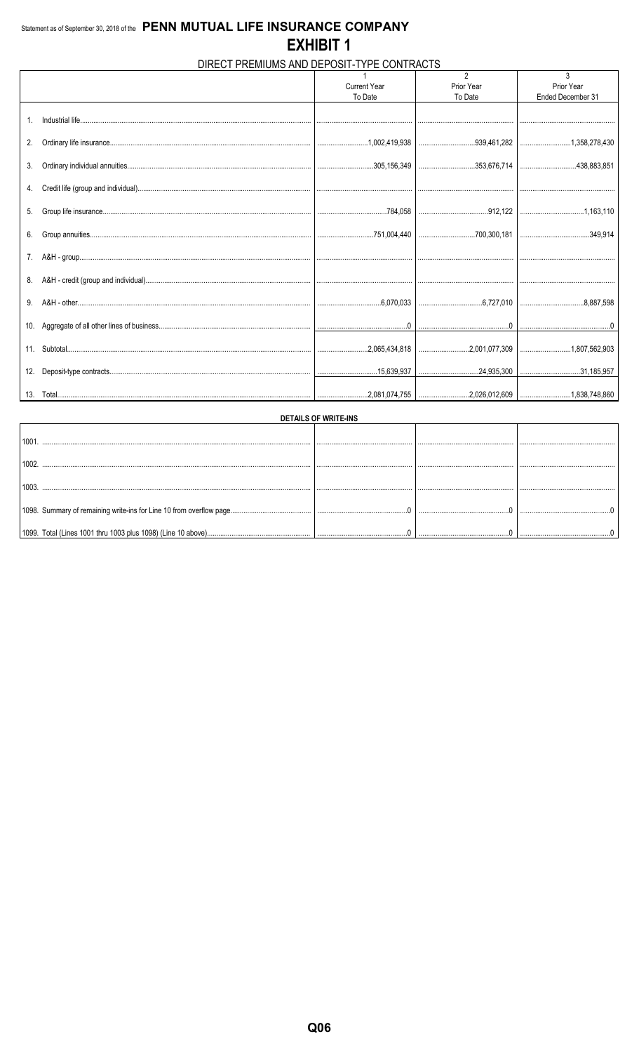Statement as of September 30, 2018 of the **PENN MUTUAL LIFE INSURANCE COMPANY**

# EXHIBIT 1

## DIRECT PREMIUMS AND DEPOSIT-TYPE CONTRACTS

| | 1<br>Current Year<br>To Date | 2<br>Prior Year<br>To Date | 3<br>Prior Year<br>Ended December 31 |
|---|---|---|---|
| 1. Industrial life | | | |
| 2. Ordinary life insurance | 1,002,419,938 | 939,461,282 | 1,358,278,430 |
| 3. Ordinary individual annuities | 305,156,349 | 353,676,714 | 438,883,851 |
| 4. Credit life (group and individual) | | | |
| 5. Group life insurance | 784,058 | 912,122 | 1,163,110 |
| 6. Group annuities | 751,004,440 | 700,300,181 | 349,914 |
| 7. A&H - group | | | |
| 8. A&H - credit (group and individual) | | | |
| 9. A&H - other | 6,070,033 | 6,727,010 | 8,887,598 |
| 10. Aggregate of all other lines of business | 0 | 0 | 0 |
| 11. Subtotal | 2,065,434,818 | 2,001,077,309 | 1,807,562,903 |
| 12. Deposit-type contracts | 15,639,937 | 24,935,300 | 31,185,957 |
| 13. Total | 2,081,074,755 | 2,026,012,609 | 1,838,748,860 |

**DETAILS OF WRITE-INS**

| | | | |
|---|---|---|---|
| 1001. | | | |
| 1002. | | | |
| 1003. | | | |
| 1098. Summary of remaining write-ins for Line 10 from overflow page | 0 | 0 | 0 |
| 1099. Total (Lines 1001 thru 1003 plus 1098) (Line 10 above) | 0 | 0 | 0 |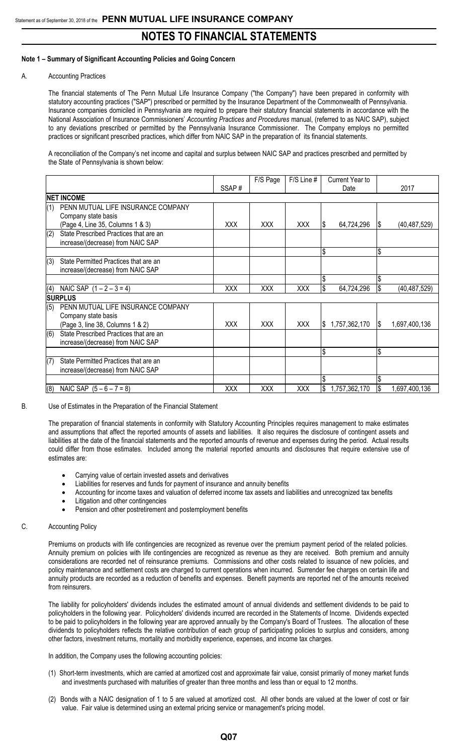# NOTES TO FINANCIAL STATEMENTS

**Note 1 – Summary of Significant Accounting Policies and Going Concern**

A. Accounting Practices

The financial statements of The Penn Mutual Life Insurance Company ("the Company") have been prepared in conformity with statutory accounting practices ("SAP") prescribed or permitted by the Insurance Department of the Commonwealth of Pennsylvania. Insurance companies domiciled in Pennsylvania are required to prepare their statutory financial statements in accordance with the National Association of Insurance Commissioners' *Accounting Practices and Procedures* manual, (referred to as NAIC SAP), subject to any deviations prescribed or permitted by the Pennsylvania Insurance Commissioner. The Company employs no permitted practices or significant prescribed practices, which differ from NAIC SAP in the preparation of its financial statements.

A reconciliation of the Company's net income and capital and surplus between NAIC SAP and practices prescribed and permitted by the State of Pennsylvania is shown below:

| | SSAP # | F/S Page | F/S Line # | Current Year to Date | 2017 |
|---|---|---|---|---|---|
| **NET INCOME** | | | | | |
| (1) PENN MUTUAL LIFE INSURANCE COMPANY Company state basis (Page 4, Line 35, Columns 1 & 3) | XXX | XXX | XXX | $ 64,724,296 | $ (40,487,529) |
| (2) State Prescribed Practices that are an increase/(decrease) from NAIC SAP | | | | | |
| | | | | $ | $ |
| (3) State Permitted Practices that are an increase/(decrease) from NAIC SAP | | | | | |
| | | | | $ | $ |
| (4) NAIC SAP (1 – 2 – 3 = 4) | XXX | XXX | XXX | $ 64,724,296 | $ (40,487,529) |
| **SURPLUS** | | | | | |
| (5) PENN MUTUAL LIFE INSURANCE COMPANY Company state basis (Page 3, line 38, Columns 1 & 2) | XXX | XXX | XXX | $ 1,757,362,170 | $ 1,697,400,136 |
| (6) State Prescribed Practices that are an increase/(decrease) from NAIC SAP | | | | | |
| | | | | $ | $ |
| (7) State Permitted Practices that are an increase/(decrease) from NAIC SAP | | | | | |
| | | | | $ | $ |
| (8) NAIC SAP (5 – 6 – 7 = 8) | XXX | XXX | XXX | $ 1,757,362,170 | $ 1,697,400,136 |

B. Use of Estimates in the Preparation of the Financial Statement

The preparation of financial statements in conformity with Statutory Accounting Principles requires management to make estimates and assumptions that affect the reported amounts of assets and liabilities. It also requires the disclosure of contingent assets and liabilities at the date of the financial statements and the reported amounts of revenue and expenses during the period. Actual results could differ from those estimates. Included among the material reported amounts and disclosures that require extensive use of estimates are:

- Carrying value of certain invested assets and derivatives
- Liabilities for reserves and funds for payment of insurance and annuity benefits
- Accounting for income taxes and valuation of deferred income tax assets and liabilities and unrecognized tax benefits
- Litigation and other contingencies
- Pension and other postretirement and postemployment benefits

C. Accounting Policy

Premiums on products with life contingencies are recognized as revenue over the premium payment period of the related policies. Annuity premium on policies with life contingencies are recognized as revenue as they are received. Both premium and annuity considerations are recorded net of reinsurance premiums. Commissions and other costs related to issuance of new policies, and policy maintenance and settlement costs are charged to current operations when incurred. Surrender fee charges on certain life and annuity products are recorded as a reduction of benefits and expenses. Benefit payments are reported net of the amounts received from reinsurers.

The liability for policyholders' dividends includes the estimated amount of annual dividends and settlement dividends to be paid to policyholders in the following year. Policyholders' dividends incurred are recorded in the Statements of Income. Dividends expected to be paid to policyholders in the following year are approved annually by the Company's Board of Trustees. The allocation of these dividends to policyholders reflects the relative contribution of each group of participating policies to surplus and considers, among other factors, investment returns, mortality and morbidity experience, expenses, and income tax charges.

In addition, the Company uses the following accounting policies:

(1) Short-term investments, which are carried at amortized cost and approximate fair value, consist primarily of money market funds and investments purchased with maturities of greater than three months and less than or equal to 12 months.

(2) Bonds with a NAIC designation of 1 to 5 are valued at amortized cost. All other bonds are valued at the lower of cost or fair value. Fair value is determined using an external pricing service or management's pricing model.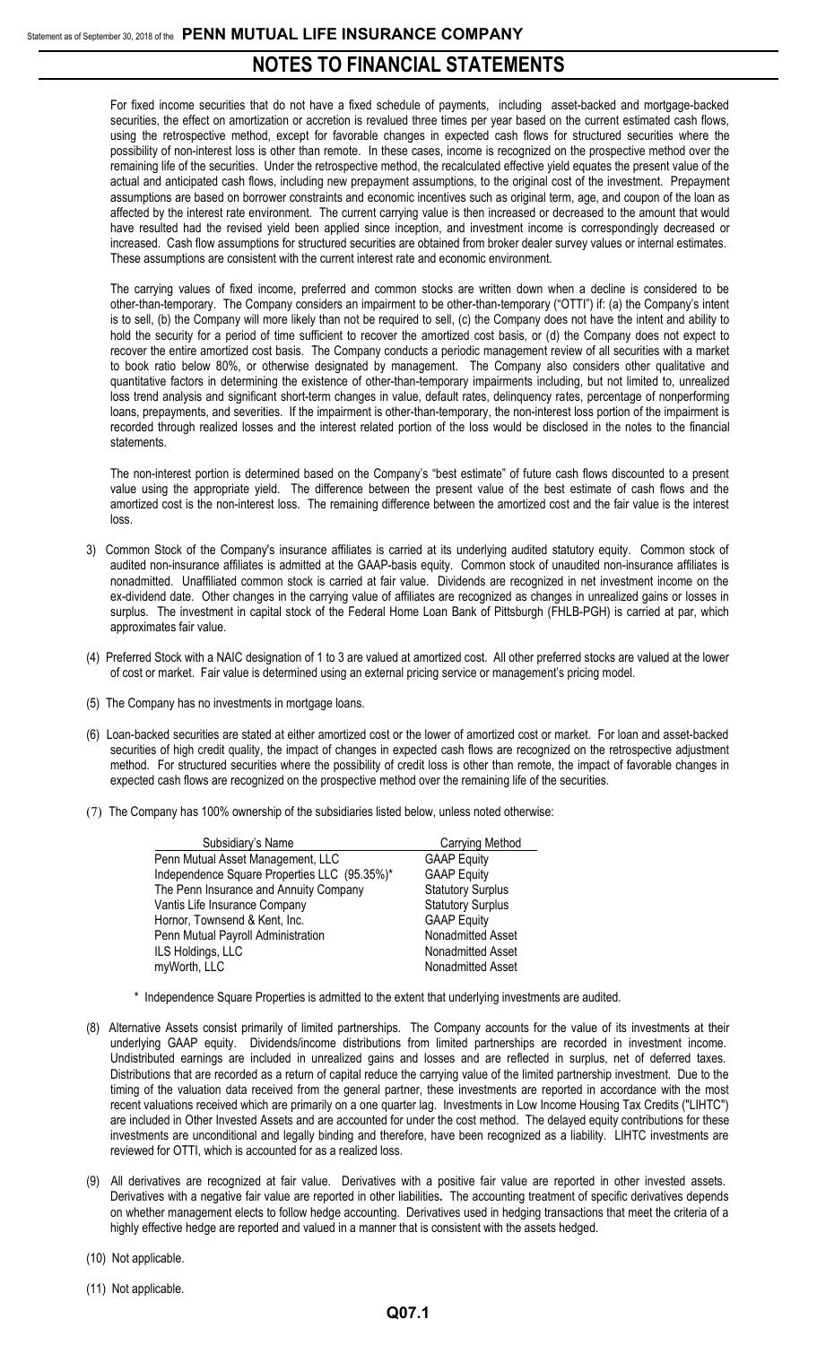# NOTES TO FINANCIAL STATEMENTS

For fixed income securities that do not have a fixed schedule of payments, including asset-backed and mortgage-backed securities, the effect on amortization or accretion is revalued three times per year based on the current estimated cash flows, using the retrospective method, except for favorable changes in expected cash flows for structured securities where the possibility of non-interest loss is other than remote. In these cases, income is recognized on the prospective method over the remaining life of the securities. Under the retrospective method, the recalculated effective yield equates the present value of the actual and anticipated cash flows, including new prepayment assumptions, to the original cost of the investment. Prepayment assumptions are based on borrower constraints and economic incentives such as original term, age, and coupon of the loan as affected by the interest rate environment. The current carrying value is then increased or decreased to the amount that would have resulted had the revised yield been applied since inception, and investment income is correspondingly decreased or increased. Cash flow assumptions for structured securities are obtained from broker dealer survey values or internal estimates. These assumptions are consistent with the current interest rate and economic environment.

The carrying values of fixed income, preferred and common stocks are written down when a decline is considered to be other-than-temporary. The Company considers an impairment to be other-than-temporary ("OTTI") if: (a) the Company's intent is to sell, (b) the Company will more likely than not be required to sell, (c) the Company does not have the intent and ability to hold the security for a period of time sufficient to recover the amortized cost basis, or (d) the Company does not expect to recover the entire amortized cost basis. The Company conducts a periodic management review of all securities with a market to book ratio below 80%, or otherwise designated by management. The Company also considers other qualitative and quantitative factors in determining the existence of other-than-temporary impairments including, but not limited to, unrealized loss trend analysis and significant short-term changes in value, default rates, delinquency rates, percentage of nonperforming loans, prepayments, and severities. If the impairment is other-than-temporary, the non-interest loss portion of the impairment is recorded through realized losses and the interest related portion of the loss would be disclosed in the notes to the financial statements.

The non-interest portion is determined based on the Company's "best estimate" of future cash flows discounted to a present value using the appropriate yield. The difference between the present value of the best estimate of cash flows and the amortized cost is the non-interest loss. The remaining difference between the amortized cost and the fair value is the interest loss.

3) Common Stock of the Company's insurance affiliates is carried at its underlying audited statutory equity. Common stock of audited non-insurance affiliates is admitted at the GAAP-basis equity. Common stock of unaudited non-insurance affiliates is nonadmitted. Unaffiliated common stock is carried at fair value. Dividends are recognized in net investment income on the ex-dividend date. Other changes in the carrying value of affiliates are recognized as changes in unrealized gains or losses in surplus. The investment in capital stock of the Federal Home Loan Bank of Pittsburgh (FHLB-PGH) is carried at par, which approximates fair value.

(4) Preferred Stock with a NAIC designation of 1 to 3 are valued at amortized cost. All other preferred stocks are valued at the lower of cost or market. Fair value is determined using an external pricing service or management's pricing model.

(5) The Company has no investments in mortgage loans.

(6) Loan-backed securities are stated at either amortized cost or the lower of amortized cost or market. For loan and asset-backed securities of high credit quality, the impact of changes in expected cash flows are recognized on the retrospective adjustment method. For structured securities where the possibility of credit loss is other than remote, the impact of favorable changes in expected cash flows are recognized on the prospective method over the remaining life of the securities.

(7) The Company has 100% ownership of the subsidiaries listed below, unless noted otherwise:

| Subsidiary's Name | Carrying Method |
|---|---|
| Penn Mutual Asset Management, LLC | GAAP Equity |
| Independence Square Properties LLC (95.35%)* | GAAP Equity |
| The Penn Insurance and Annuity Company | Statutory Surplus |
| Vantis Life Insurance Company | Statutory Surplus |
| Hornor, Townsend & Kent, Inc. | GAAP Equity |
| Penn Mutual Payroll Administration | Nonadmitted Asset |
| ILS Holdings, LLC | Nonadmitted Asset |
| myWorth, LLC | Nonadmitted Asset |

\* Independence Square Properties is admitted to the extent that underlying investments are audited.

(8) Alternative Assets consist primarily of limited partnerships. The Company accounts for the value of its investments at their underlying GAAP equity. Dividends/income distributions from limited partnerships are recorded in investment income. Undistributed earnings are included in unrealized gains and losses and are reflected in surplus, net of deferred taxes. Distributions that are recorded as a return of capital reduce the carrying value of the limited partnership investment. Due to the timing of the valuation data received from the general partner, these investments are reported in accordance with the most recent valuations received which are primarily on a one quarter lag. Investments in Low Income Housing Tax Credits ("LIHTC") are included in Other Invested Assets and are accounted for under the cost method. The delayed equity contributions for these investments are unconditional and legally binding and therefore, have been recognized as a liability. LIHTC investments are reviewed for OTTI, which is accounted for as a realized loss.

(9) All derivatives are recognized at fair value. Derivatives with a positive fair value are reported in other invested assets. Derivatives with a negative fair value are reported in other liabilities. The accounting treatment of specific derivatives depends on whether management elects to follow hedge accounting. Derivatives used in hedging transactions that meet the criteria of a highly effective hedge are reported and valued in a manner that is consistent with the assets hedged.

(10) Not applicable.

(11) Not applicable.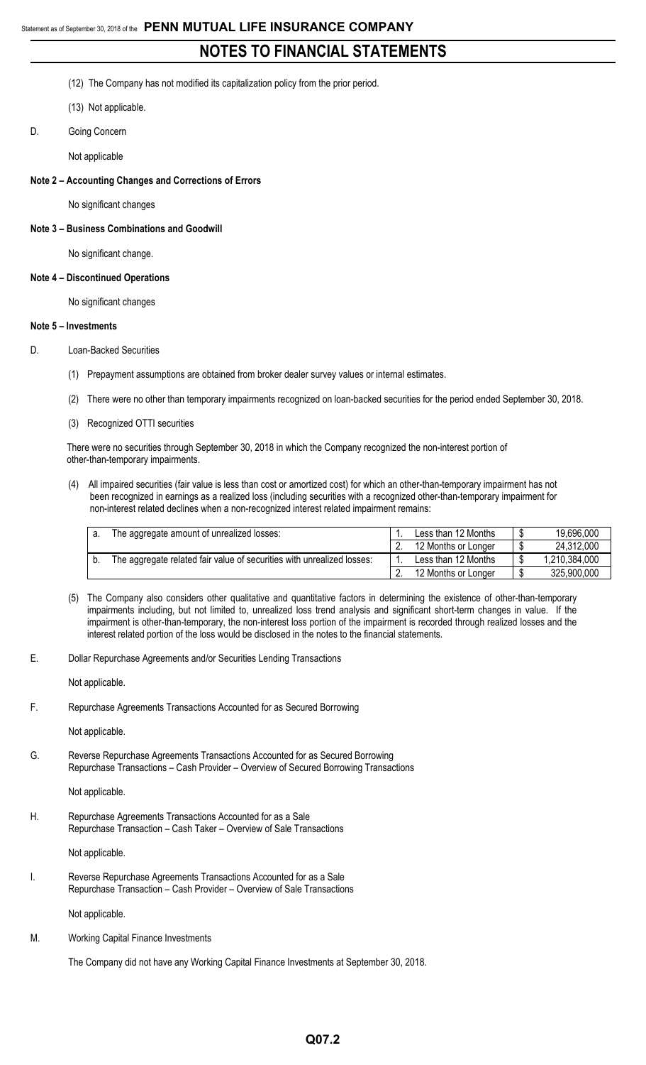# NOTES TO FINANCIAL STATEMENTS

(12) The Company has not modified its capitalization policy from the prior period.

(13) Not applicable.

D. Going Concern

Not applicable

**Note 2 – Accounting Changes and Corrections of Errors**

No significant changes

**Note 3 – Business Combinations and Goodwill**

No significant change.

**Note 4 – Discontinued Operations**

No significant changes

**Note 5 – Investments**

D. Loan-Backed Securities

(1) Prepayment assumptions are obtained from broker dealer survey values or internal estimates.

(2) There were no other than temporary impairments recognized on loan-backed securities for the period ended September 30, 2018.

(3) Recognized OTTI securities

There were no securities through September 30, 2018 in which the Company recognized the non-interest portion of other-than-temporary impairments.

(4) All impaired securities (fair value is less than cost or amortized cost) for which an other-than-temporary impairment has not been recognized in earnings as a realized loss (including securities with a recognized other-than-temporary impairment for non-interest related declines when a non-recognized interest related impairment remains:

| | | | | |
|---|---|---|---|---|
| a. | The aggregate amount of unrealized losses: | 1. Less than 12 Months | $ | 19,696,000 |
| | | 2. 12 Months or Longer | $ | 24,312,000 |
| b. | The aggregate related fair value of securities with unrealized losses: | 1. Less than 12 Months | $ | 1,210,384,000 |
| | | 2. 12 Months or Longer | $ | 325,900,000 |

(5) The Company also considers other qualitative and quantitative factors in determining the existence of other-than-temporary impairments including, but not limited to, unrealized loss trend analysis and significant short-term changes in value. If the impairment is other-than-temporary, the non-interest loss portion of the impairment is recorded through realized losses and the interest related portion of the loss would be disclosed in the notes to the financial statements.

E. Dollar Repurchase Agreements and/or Securities Lending Transactions

Not applicable.

F. Repurchase Agreements Transactions Accounted for as Secured Borrowing

Not applicable.

G. Reverse Repurchase Agreements Transactions Accounted for as Secured Borrowing
Repurchase Transactions – Cash Provider – Overview of Secured Borrowing Transactions

Not applicable.

H. Repurchase Agreements Transactions Accounted for as a Sale
Repurchase Transaction – Cash Taker – Overview of Sale Transactions

Not applicable.

I. Reverse Repurchase Agreements Transactions Accounted for as a Sale
Repurchase Transaction – Cash Provider – Overview of Sale Transactions

Not applicable.

M. Working Capital Finance Investments

The Company did not have any Working Capital Finance Investments at September 30, 2018.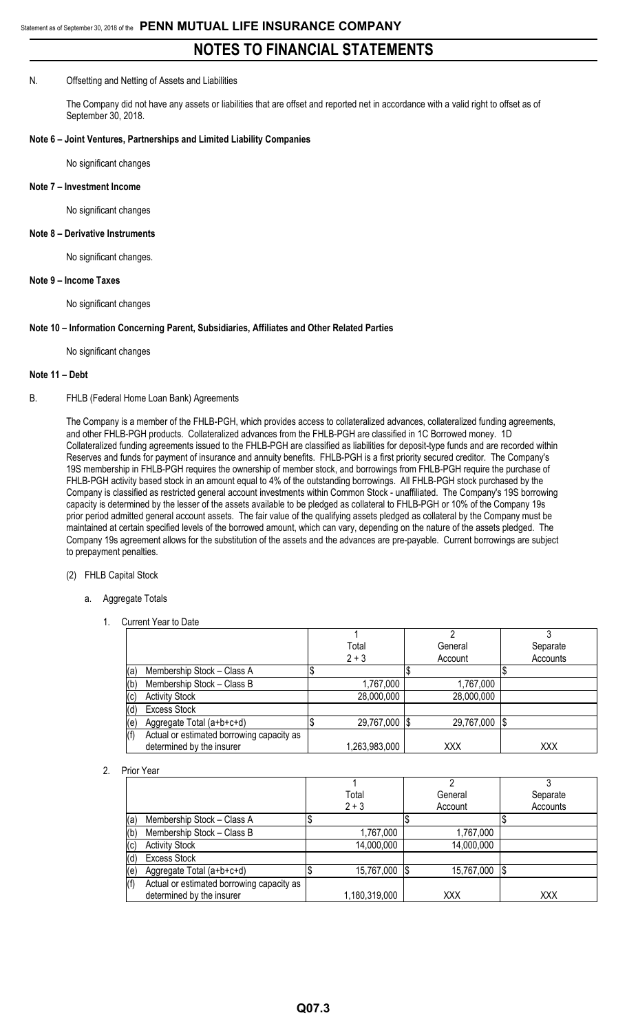# NOTES TO FINANCIAL STATEMENTS

N. Offsetting and Netting of Assets and Liabilities

The Company did not have any assets or liabilities that are offset and reported net in accordance with a valid right to offset as of September 30, 2018.

**Note 6 – Joint Ventures, Partnerships and Limited Liability Companies**

No significant changes

**Note 7 – Investment Income**

No significant changes

**Note 8 – Derivative Instruments**

No significant changes.

**Note 9 – Income Taxes**

No significant changes

**Note 10 – Information Concerning Parent, Subsidiaries, Affiliates and Other Related Parties**

No significant changes

**Note 11 – Debt**

B. FHLB (Federal Home Loan Bank) Agreements

The Company is a member of the FHLB-PGH, which provides access to collateralized advances, collateralized funding agreements, and other FHLB-PGH products. Collateralized advances from the FHLB-PGH are classified in 1C Borrowed money. 1D Collateralized funding agreements issued to the FHLB-PGH are classified as liabilities for deposit-type funds and are recorded within Reserves and funds for payment of insurance and annuity benefits. FHLB-PGH is a first priority secured creditor. The Company's 19S membership in FHLB-PGH requires the ownership of member stock, and borrowings from FHLB-PGH require the purchase of FHLB-PGH activity based stock in an amount equal to 4% of the outstanding borrowings. All FHLB-PGH stock purchased by the Company is classified as restricted general account investments within Common Stock - unaffiliated. The Company's 19S borrowing capacity is determined by the lesser of the assets available to be pledged as collateral to FHLB-PGH or 10% of the Company 19s prior period admitted general account assets. The fair value of the qualifying assets pledged as collateral by the Company must be maintained at certain specified levels of the borrowed amount, which can vary, depending on the nature of the assets pledged. The Company 19s agreement allows for the substitution of the assets and the advances are pre-payable. Current borrowings are subject to prepayment penalties.

(2) FHLB Capital Stock

a. Aggregate Totals

1. Current Year to Date

| | 1<br>Total<br>2 + 3 | 2<br>General<br>Account | 3<br>Separate<br>Accounts |
|---|---|---|---|
| (a) Membership Stock – Class A | $ | $ | $ |
| (b) Membership Stock – Class B | 1,767,000 | 1,767,000 | |
| (c) Activity Stock | 28,000,000 | 28,000,000 | |
| (d) Excess Stock | | | |
| (e) Aggregate Total (a+b+c+d) | $ 29,767,000 | $ 29,767,000 | $ |
| (f) Actual or estimated borrowing capacity as determined by the insurer | 1,263,983,000 | XXX | XXX |

2. Prior Year

| | 1<br>Total<br>2 + 3 | 2<br>General<br>Account | 3<br>Separate<br>Accounts |
|---|---|---|---|
| (a) Membership Stock – Class A | $ | $ | $ |
| (b) Membership Stock – Class B | 1,767,000 | 1,767,000 | |
| (c) Activity Stock | 14,000,000 | 14,000,000 | |
| (d) Excess Stock | | | |
| (e) Aggregate Total (a+b+c+d) | $ 15,767,000 | $ 15,767,000 | $ |
| (f) Actual or estimated borrowing capacity as determined by the insurer | 1,180,319,000 | XXX | XXX |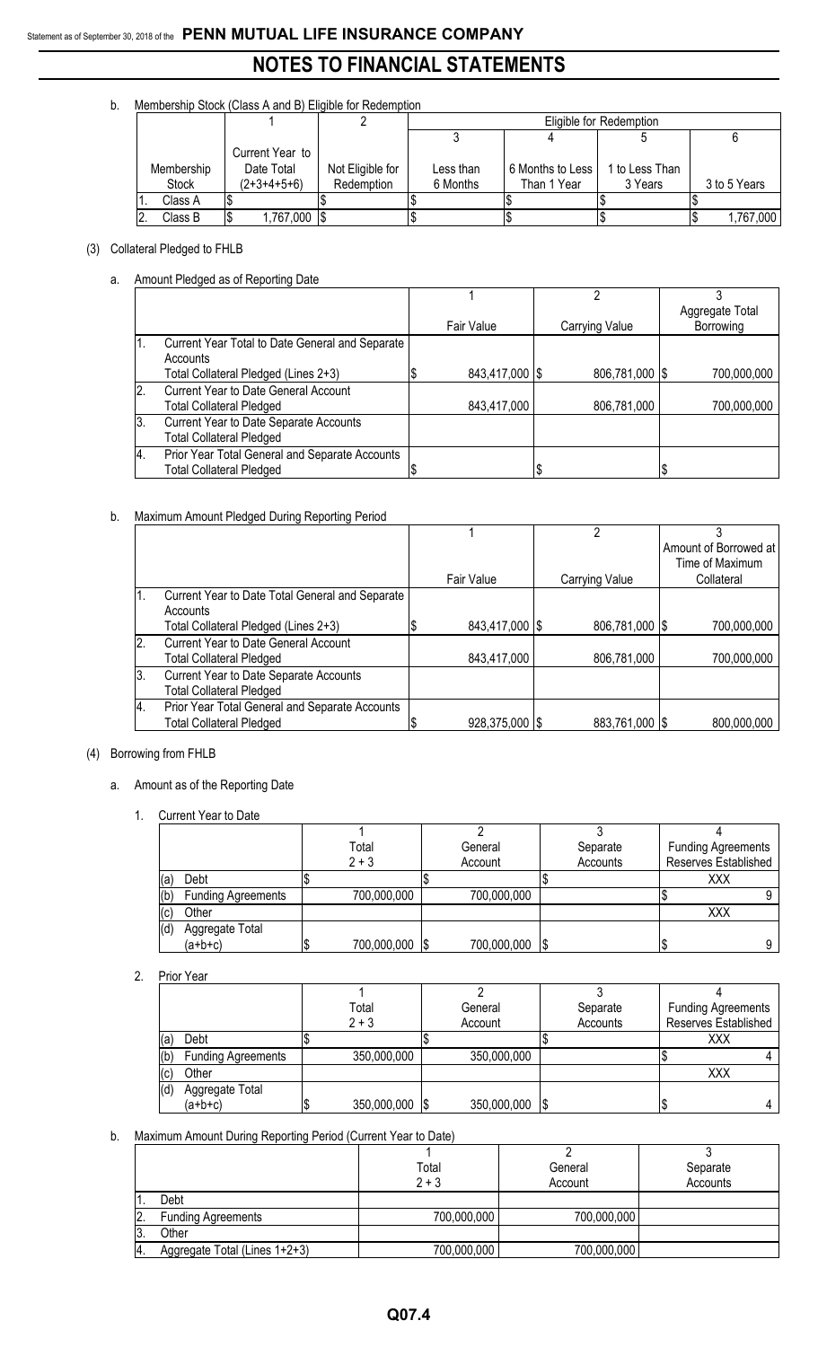# NOTES TO FINANCIAL STATEMENTS

b. Membership Stock (Class A and B) Eligible for Redemption

| | | 1 | 2 | Eligible for Redemption | | | |
|---|---|---|---|---|---|---|---|
| | | | | 3 | 4 | 5 | 6 |
| | Membership Stock | Current Year to Date Total (2+3+4+5+6) | Not Eligible for Redemption | Less than 6 Months | 6 Months to Less Than 1 Year | 1 to Less Than 3 Years | 3 to 5 Years |
| 1. | Class A | $ | $ | $ | $ | $ | $ |
| 2. | Class B | $ 1,767,000 | $ | $ | $ | $ | $ 1,767,000 |

(3) Collateral Pledged to FHLB

a. Amount Pledged as of Reporting Date

| | | 1 | 2 | 3 |
|---|---|---|---|---|
| | | Fair Value | Carrying Value | Aggregate Total Borrowing |
| 1. | Current Year Total to Date General and Separate Accounts Total Collateral Pledged (Lines 2+3) | $ 843,417,000 | $ 806,781,000 | $ 700,000,000 |
| 2. | Current Year to Date General Account Total Collateral Pledged | 843,417,000 | 806,781,000 | 700,000,000 |
| 3. | Current Year to Date Separate Accounts Total Collateral Pledged | | | |
| 4. | Prior Year Total General and Separate Accounts Total Collateral Pledged | $ | $ | $ |

b. Maximum Amount Pledged During Reporting Period

| | | 1 | 2 | 3 |
|---|---|---|---|---|
| | | Fair Value | Carrying Value | Amount of Borrowed at Time of Maximum Collateral |
| 1. | Current Year to Date Total General and Separate Accounts Total Collateral Pledged (Lines 2+3) | $ 843,417,000 | $ 806,781,000 | $ 700,000,000 |
| 2. | Current Year to Date General Account Total Collateral Pledged | 843,417,000 | 806,781,000 | 700,000,000 |
| 3. | Current Year to Date Separate Accounts Total Collateral Pledged | | | |
| 4. | Prior Year Total General and Separate Accounts Total Collateral Pledged | $ 928,375,000 | $ 883,761,000 | $ 800,000,000 |

(4) Borrowing from FHLB

a. Amount as of the Reporting Date

1. Current Year to Date

| | | 1 | 2 | 3 | 4 |
|---|---|---|---|---|---|
| | | Total 2 + 3 | General Account | Separate Accounts | Funding Agreements Reserves Established |
| (a) | Debt | $ | $ | $ | XXX |
| (b) | Funding Agreements | 700,000,000 | 700,000,000 | | $ 9 |
| (c) | Other | | | | XXX |
| (d) | Aggregate Total (a+b+c) | $ 700,000,000 | $ 700,000,000 | $ | $ 9 |

2. Prior Year

| | | 1 | 2 | 3 | 4 |
|---|---|---|---|---|---|
| | | Total 2 + 3 | General Account | Separate Accounts | Funding Agreements Reserves Established |
| (a) | Debt | $ | $ | $ | XXX |
| (b) | Funding Agreements | 350,000,000 | 350,000,000 | | $ 4 |
| (c) | Other | | | | XXX |
| (d) | Aggregate Total (a+b+c) | $ 350,000,000 | $ 350,000,000 | $ | $ 4 |

b. Maximum Amount During Reporting Period (Current Year to Date)

| | | 1 | 2 | 3 |
|---|---|---|---|---|
| | | Total 2 + 3 | General Account | Separate Accounts |
| 1. | Debt | | | |
| 2. | Funding Agreements | 700,000,000 | 700,000,000 | |
| 3. | Other | | | |
| 4. | Aggregate Total (Lines 1+2+3) | 700,000,000 | 700,000,000 | |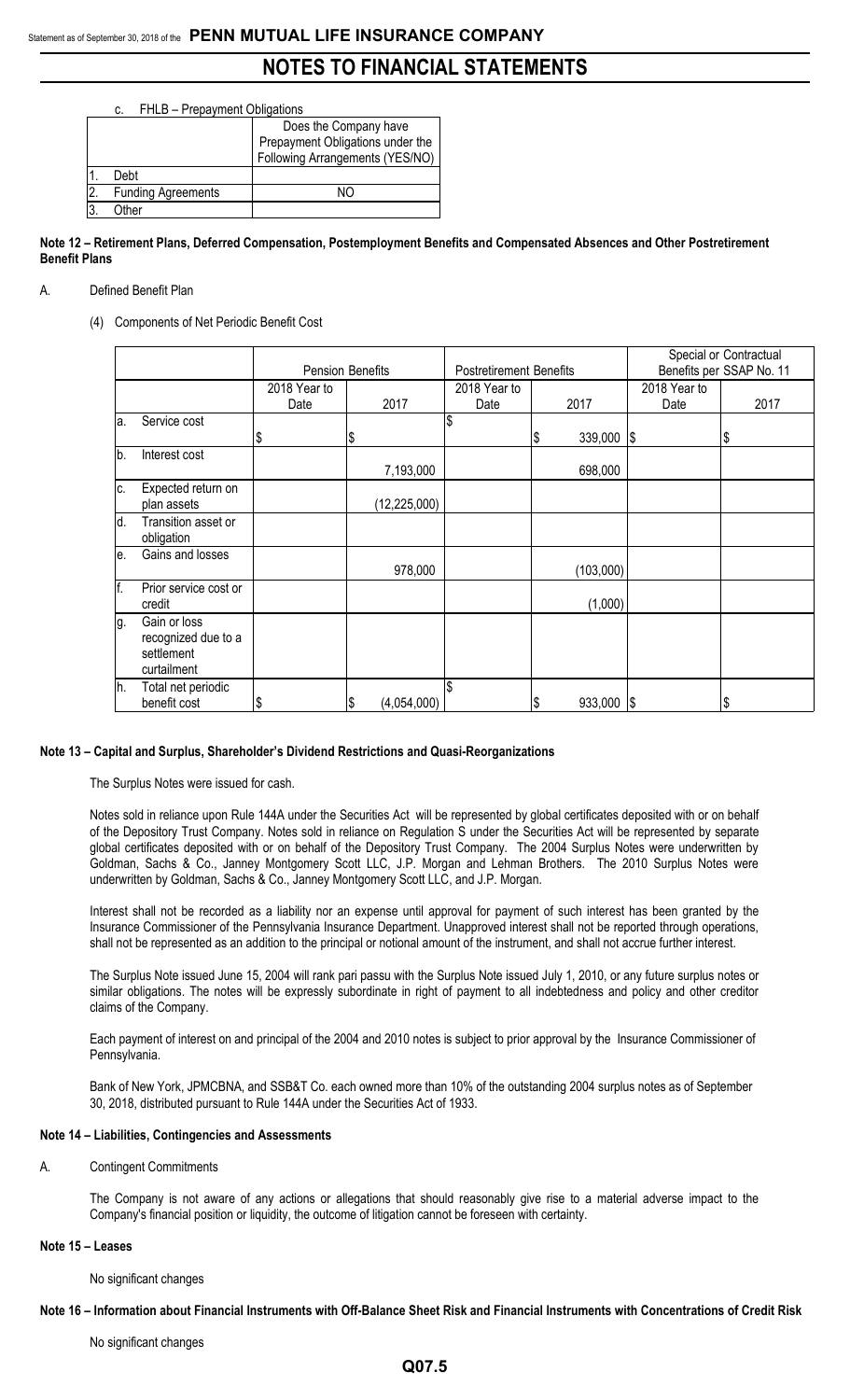c. FHLB – Prepayment Obligations

| | | Does the Company have Prepayment Obligations under the Following Arrangements (YES/NO) |
|---|---|---|
| 1. | Debt | |
| 2. | Funding Agreements | NO |
| 3. | Other | |

**Note 12 – Retirement Plans, Deferred Compensation, Postemployment Benefits and Compensated Absences and Other Postretirement Benefit Plans**

A. Defined Benefit Plan

(4) Components of Net Periodic Benefit Cost

| | | Pension Benefits | | Postretirement Benefits | | Special or Contractual Benefits per SSAP No. 11 | |
|---|---|---|---|---|---|---|---|
| | | 2018 Year to Date | 2017 | 2018 Year to Date | 2017 | 2018 Year to Date | 2017 |
| a. | Service cost | $ | $ | $ | $ 339,000 | $ | $ |
| b. | Interest cost | | 7,193,000 | | 698,000 | | |
| c. | Expected return on plan assets | | (12,225,000) | | | | |
| d. | Transition asset or obligation | | | | | | |
| e. | Gains and losses | | 978,000 | | (103,000) | | |
| f. | Prior service cost or credit | | | | (1,000) | | |
| g. | Gain or loss recognized due to a settlement curtailment | | | | | | |
| h. | Total net periodic benefit cost | $ | $ (4,054,000) | $ | $ 933,000 | $ | $ |

**Note 13 – Capital and Surplus, Shareholder's Dividend Restrictions and Quasi-Reorganizations**

The Surplus Notes were issued for cash.

Notes sold in reliance upon Rule 144A under the Securities Act will be represented by global certificates deposited with or on behalf of the Depository Trust Company. Notes sold in reliance on Regulation S under the Securities Act will be represented by separate global certificates deposited with or on behalf of the Depository Trust Company. The 2004 Surplus Notes were underwritten by Goldman, Sachs & Co., Janney Montgomery Scott LLC, J.P. Morgan and Lehman Brothers. The 2010 Surplus Notes were underwritten by Goldman, Sachs & Co., Janney Montgomery Scott LLC, and J.P. Morgan.

Interest shall not be recorded as a liability nor an expense until approval for payment of such interest has been granted by the Insurance Commissioner of the Pennsylvania Insurance Department. Unapproved interest shall not be reported through operations, shall not be represented as an addition to the principal or notional amount of the instrument, and shall not accrue further interest.

The Surplus Note issued June 15, 2004 will rank pari passu with the Surplus Note issued July 1, 2010, or any future surplus notes or similar obligations. The notes will be expressly subordinate in right of payment to all indebtedness and policy and other creditor claims of the Company.

Each payment of interest on and principal of the 2004 and 2010 notes is subject to prior approval by the Insurance Commissioner of Pennsylvania.

Bank of New York, JPMCBNA, and SSB&T Co. each owned more than 10% of the outstanding 2004 surplus notes as of September 30, 2018, distributed pursuant to Rule 144A under the Securities Act of 1933.

**Note 14 – Liabilities, Contingencies and Assessments**

A. Contingent Commitments

The Company is not aware of any actions or allegations that should reasonably give rise to a material adverse impact to the Company's financial position or liquidity, the outcome of litigation cannot be foreseen with certainty.

**Note 15 – Leases**

No significant changes

**Note 16 – Information about Financial Instruments with Off-Balance Sheet Risk and Financial Instruments with Concentrations of Credit Risk**

No significant changes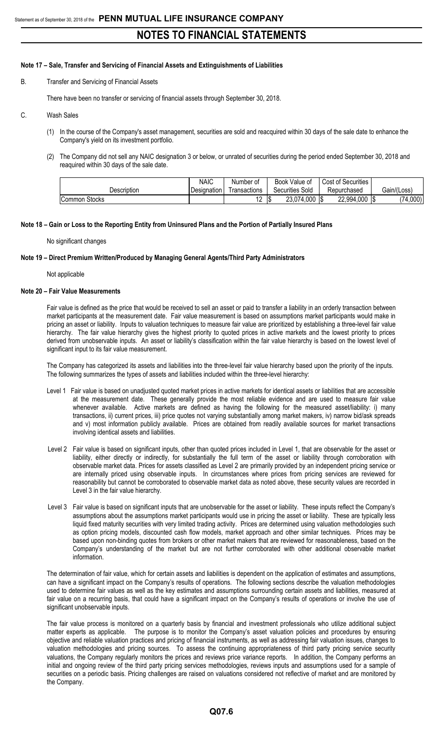# NOTES TO FINANCIAL STATEMENTS

### Note 17 – Sale, Transfer and Servicing of Financial Assets and Extinguishments of Liabilities

B. Transfer and Servicing of Financial Assets

There have been no transfer or servicing of financial assets through September 30, 2018.

C. Wash Sales

(1) In the course of the Company's asset management, securities are sold and reacquired within 30 days of the sale date to enhance the Company's yield on its investment portfolio.

(2) The Company did not sell any NAIC designation 3 or below, or unrated of securities during the period ended September 30, 2018 and reaquired within 30 days of the sale date.

| Description | NAIC Designation | Number of Transactions | Book Value of Securities Sold | Cost of Securities Repurchased | Gain/(Loss) |
|---|---|---|---|---|---|
| Common Stocks | | 12 | $ 23,074,000 | $ 22,994,000 | $ (74,000) |

### Note 18 – Gain or Loss to the Reporting Entity from Uninsured Plans and the Portion of Partially Insured Plans

No significant changes

### Note 19 – Direct Premium Written/Produced by Managing General Agents/Third Party Administrators

Not applicable

### Note 20 – Fair Value Measurements

Fair value is defined as the price that would be received to sell an asset or paid to transfer a liability in an orderly transaction between market participants at the measurement date. Fair value measurement is based on assumptions market participants would make in pricing an asset or liability. Inputs to valuation techniques to measure fair value are prioritized by establishing a three-level fair value hierarchy. The fair value hierarchy gives the highest priority to quoted prices in active markets and the lowest priority to prices derived from unobservable inputs. An asset or liability's classification within the fair value hierarchy is based on the lowest level of significant input to its fair value measurement.

The Company has categorized its assets and liabilities into the three-level fair value hierarchy based upon the priority of the inputs. The following summarizes the types of assets and liabilities included within the three-level hierarchy:

Level 1 Fair value is based on unadjusted quoted market prices in active markets for identical assets or liabilities that are accessible at the measurement date. These generally provide the most reliable evidence and are used to measure fair value whenever available. Active markets are defined as having the following for the measured asset/liability: i) many transactions, ii) current prices, iii) price quotes not varying substantially among market makers, iv) narrow bid/ask spreads and v) most information publicly available. Prices are obtained from readily available sources for market transactions involving identical assets and liabilities.

Level 2 Fair value is based on significant inputs, other than quoted prices included in Level 1, that are observable for the asset or liability, either directly or indirectly, for substantially the full term of the asset or liability through corroboration with observable market data. Prices for assets classified as Level 2 are primarily provided by an independent pricing service or are internally priced using observable inputs. In circumstances where prices from pricing services are reviewed for reasonability but cannot be corroborated to observable market data as noted above, these security values are recorded in Level 3 in the fair value hierarchy.

Level 3 Fair value is based on significant inputs that are unobservable for the asset or liability. These inputs reflect the Company's assumptions about the assumptions market participants would use in pricing the asset or liability. These are typically less liquid fixed maturity securities with very limited trading activity. Prices are determined using valuation methodologies such as option pricing models, discounted cash flow models, market approach and other similar techniques. Prices may be based upon non-binding quotes from brokers or other market makers that are reviewed for reasonableness, based on the Company's understanding of the market but are not further corroborated with other additional observable market information.

The determination of fair value, which for certain assets and liabilities is dependent on the application of estimates and assumptions, can have a significant impact on the Company's results of operations. The following sections describe the valuation methodologies used to determine fair values as well as the key estimates and assumptions surrounding certain assets and liabilities, measured at fair value on a recurring basis, that could have a significant impact on the Company's results of operations or involve the use of significant unobservable inputs.

The fair value process is monitored on a quarterly basis by financial and investment professionals who utilize additional subject matter experts as applicable. The purpose is to monitor the Company's asset valuation policies and procedures by ensuring objective and reliable valuation practices and pricing of financial instruments, as well as addressing fair valuation issues, changes to valuation methodologies and pricing sources. To assess the continuing appropriateness of third party pricing service security valuations, the Company regularly monitors the prices and reviews price variance reports. In addition, the Company performs an initial and ongoing review of the third party pricing services methodologies, reviews inputs and assumptions used for a sample of securities on a periodic basis. Pricing challenges are raised on valuations considered not reflective of market and are monitored by the Company.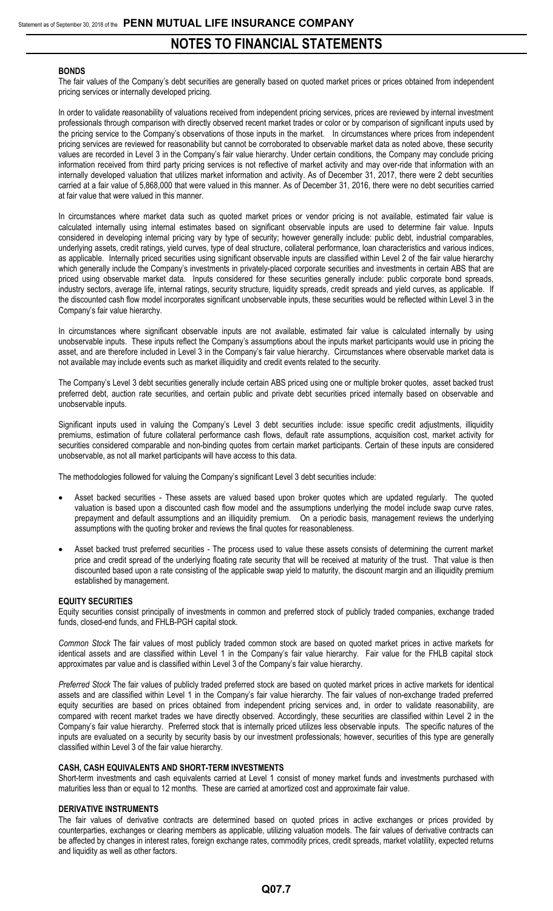## NOTES TO FINANCIAL STATEMENTS

**BONDS**

The fair values of the Company's debt securities are generally based on quoted market prices or prices obtained from independent pricing services or internally developed pricing.

In order to validate reasonability of valuations received from independent pricing services, prices are reviewed by internal investment professionals through comparison with directly observed recent market trades or color or by comparison of significant inputs used by the pricing service to the Company's observations of those inputs in the market. In circumstances where prices from independent pricing services are reviewed for reasonability but cannot be corroborated to observable market data as noted above, these security values are recorded in Level 3 in the Company's fair value hierarchy. Under certain conditions, the Company may conclude pricing information received from third party pricing services is not reflective of market activity and may over-ride that information with an internally developed valuation that utilizes market information and activity. As of December 31, 2017, there were 2 debt securities carried at a fair value of 5,868,000 that were valued in this manner. As of December 31, 2016, there were no debt securities carried at fair value that were valued in this manner.

In circumstances where market data such as quoted market prices or vendor pricing is not available, estimated fair value is calculated internally using internal estimates based on significant observable inputs are used to determine fair value. Inputs considered in developing internal pricing vary by type of security; however generally include: public debt, industrial comparables, underlying assets, credit ratings, yield curves, type of deal structure, collateral performance, loan characteristics and various indices, as applicable. Internally priced securities using significant observable inputs are classified within Level 2 of the fair value hierarchy which generally include the Company's investments in privately-placed corporate securities and investments in certain ABS that are priced using observable market data. Inputs considered for these securities generally include: public corporate bond spreads, industry sectors, average life, internal ratings, security structure, liquidity spreads, credit spreads and yield curves, as applicable. If the discounted cash flow model incorporates significant unobservable inputs, these securities would be reflected within Level 3 in the Company's fair value hierarchy.

In circumstances where significant observable inputs are not available, estimated fair value is calculated internally by using unobservable inputs. These inputs reflect the Company's assumptions about the inputs market participants would use in pricing the asset, and are therefore included in Level 3 in the Company's fair value hierarchy. Circumstances where observable market data is not available may include events such as market illiquidity and credit events related to the security.

The Company's Level 3 debt securities generally include certain ABS priced using one or multiple broker quotes, asset backed trust preferred debt, auction rate securities, and certain public and private debt securities priced internally based on observable and unobservable inputs.

Significant inputs used in valuing the Company's Level 3 debt securities include: issue specific credit adjustments, illiquidity premiums, estimation of future collateral performance cash flows, default rate assumptions, acquisition cost, market activity for securities considered comparable and non-binding quotes from certain market participants. Certain of these inputs are considered unobservable, as not all market participants will have access to this data.

The methodologies followed for valuing the Company's significant Level 3 debt securities include:

- Asset backed securities - These assets are valued based upon broker quotes which are updated regularly. The quoted valuation is based upon a discounted cash flow model and the assumptions underlying the model include swap curve rates, prepayment and default assumptions and an illiquidity premium. On a periodic basis, management reviews the underlying assumptions with the quoting broker and reviews the final quotes for reasonableness.
- Asset backed trust preferred securities - The process used to value these assets consists of determining the current market price and credit spread of the underlying floating rate security that will be received at maturity of the trust. That value is then discounted based upon a rate consisting of the applicable swap yield to maturity, the discount margin and an illiquidity premium established by management.

**EQUITY SECURITIES**

Equity securities consist principally of investments in common and preferred stock of publicly traded companies, exchange traded funds, closed-end funds, and FHLB-PGH capital stock.

*Common Stock* The fair values of most publicly traded common stock are based on quoted market prices in active markets for identical assets and are classified within Level 1 in the Company's fair value hierarchy. Fair value for the FHLB capital stock approximates par value and is classified within Level 3 of the Company's fair value hierarchy.

*Preferred Stock* The fair values of publicly traded preferred stock are based on quoted market prices in active markets for identical assets and are classified within Level 1 in the Company's fair value hierarchy. The fair values of non-exchange traded preferred equity securities are based on prices obtained from independent pricing services and, in order to validate reasonability, are compared with recent market trades we have directly observed. Accordingly, these securities are classified within Level 2 in the Company's fair value hierarchy. Preferred stock that is internally priced utilizes less observable inputs. The specific natures of the inputs are evaluated on a security by security basis by our investment professionals; however, securities of this type are generally classified within Level 3 of the fair value hierarchy.

**CASH, CASH EQUIVALENTS AND SHORT-TERM INVESTMENTS**

Short-term investments and cash equivalents carried at Level 1 consist of money market funds and investments purchased with maturities less than or equal to 12 months. These are carried at amortized cost and approximate fair value.

**DERIVATIVE INSTRUMENTS**

The fair values of derivative contracts are determined based on quoted prices in active exchanges or prices provided by counterparties, exchanges or clearing members as applicable, utilizing valuation models. The fair values of derivative contracts can be affected by changes in interest rates, foreign exchange rates, commodity prices, credit spreads, market volatility, expected returns and liquidity as well as other factors.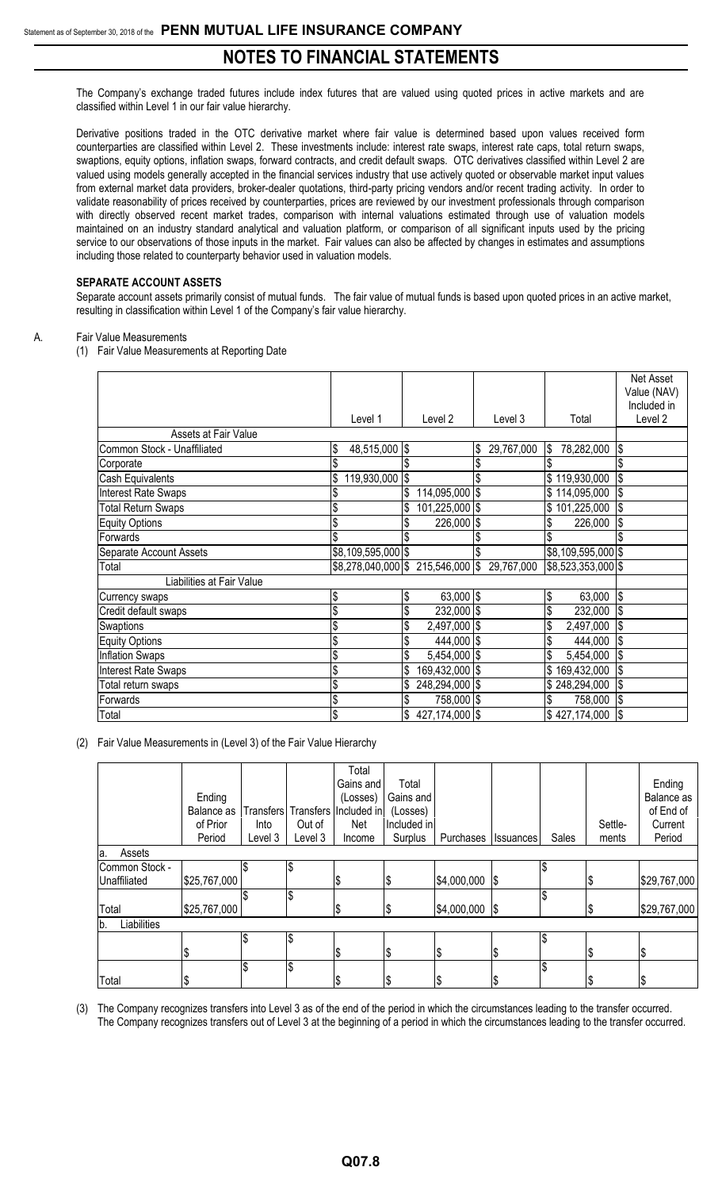The Company's exchange traded futures include index futures that are valued using quoted prices in active markets and are classified within Level 1 in our fair value hierarchy.

Derivative positions traded in the OTC derivative market where fair value is determined based upon values received form counterparties are classified within Level 2. These investments include: interest rate swaps, interest rate caps, total return swaps, swaptions, equity options, inflation swaps, forward contracts, and credit default swaps. OTC derivatives classified within Level 2 are valued using models generally accepted in the financial services industry that use actively quoted or observable market input values from external market data providers, broker-dealer quotations, third-party pricing vendors and/or recent trading activity. In order to validate reasonability of prices received by counterparties, prices are reviewed by our investment professionals through comparison with directly observed recent market trades, comparison with internal valuations estimated through use of valuation models maintained on an industry standard analytical and valuation platform, or comparison of all significant inputs used by the pricing service to our observations of those inputs in the market. Fair values can also be affected by changes in estimates and assumptions including those related to counterparty behavior used in valuation models.

**SEPARATE ACCOUNT ASSETS**

Separate account assets primarily consist of mutual funds. The fair value of mutual funds is based upon quoted prices in an active market, resulting in classification within Level 1 of the Company's fair value hierarchy.

A. Fair Value Measurements

(1) Fair Value Measurements at Reporting Date

| | Level 1 | Level 2 | Level 3 | Total | Net Asset Value (NAV) Included in Level 2 |
|---|---|---|---|---|---|
| Assets at Fair Value | | | | | |
| Common Stock - Unaffiliated | $ 48,515,000 | $ | $ 29,767,000 | $ 78,282,000 | $ |
| Corporate | $ | $ | $ | $ | $ |
| Cash Equivalents | $ 119,930,000 | $ | $ | $ 119,930,000 | $ |
| Interest Rate Swaps | $ | $ 114,095,000 | $ | $ 114,095,000 | $ |
| Total Return Swaps | $ | $ 101,225,000 | $ | $ 101,225,000 | $ |
| Equity Options | $ | $ 226,000 | $ | $ 226,000 | $ |
| Forwards | $ | $ | $ | $ | $ |
| Separate Account Assets | $8,109,595,000 | $ | $ | $8,109,595,000 | $ |
| Total | $8,278,040,000 | $ 215,546,000 | $ 29,767,000 | $8,523,353,000 | $ |
| Liabilities at Fair Value | | | | | |
| Currency swaps | $ | $ 63,000 | $ | $ 63,000 | $ |
| Credit default swaps | $ | $ 232,000 | $ | $ 232,000 | $ |
| Swaptions | $ | $ 2,497,000 | $ | $ 2,497,000 | $ |
| Equity Options | $ | $ 444,000 | $ | $ 444,000 | $ |
| Inflation Swaps | $ | $ 5,454,000 | $ | $ 5,454,000 | $ |
| Interest Rate Swaps | $ | $ 169,432,000 | $ | $ 169,432,000 | $ |
| Total return swaps | $ | $ 248,294,000 | $ | $ 248,294,000 | $ |
| Forwards | $ | $ 758,000 | $ | $ 758,000 | $ |
| Total | $ | $ 427,174,000 | $ | $ 427,174,000 | $ |

(2) Fair Value Measurements in (Level 3) of the Fair Value Hierarchy

| | Ending Balance as of Prior Period | Transfers Into Level 3 | Transfers Out of Level 3 | Total Gains and (Losses) Included in Net Income | Total Gains and (Losses) Included in Surplus | Purchases | Issuances | Sales | Settle-ments | Ending Balance as of End of Current Period |
|---|---|---|---|---|---|---|---|---|---|---|
| a. Assets | | | | | | | | | | |
| Common Stock - Unaffiliated | $25,767,000 | $ | $ | $ | $ | $4,000,000 | $ | $ | $ | $29,767,000 |
| Total | $25,767,000 | $ | $ | $ | $ | $4,000,000 | $ | $ | $ | $29,767,000 |
| b. Liabilities | | | | | | | | | | |
| | $ | $ | $ | $ | $ | $ | $ | $ | $ | $ |
| Total | $ | $ | $ | $ | $ | $ | $ | $ | $ | $ |

(3) The Company recognizes transfers into Level 3 as of the end of the period in which the circumstances leading to the transfer occurred. The Company recognizes transfers out of Level 3 at the beginning of a period in which the circumstances leading to the transfer occurred.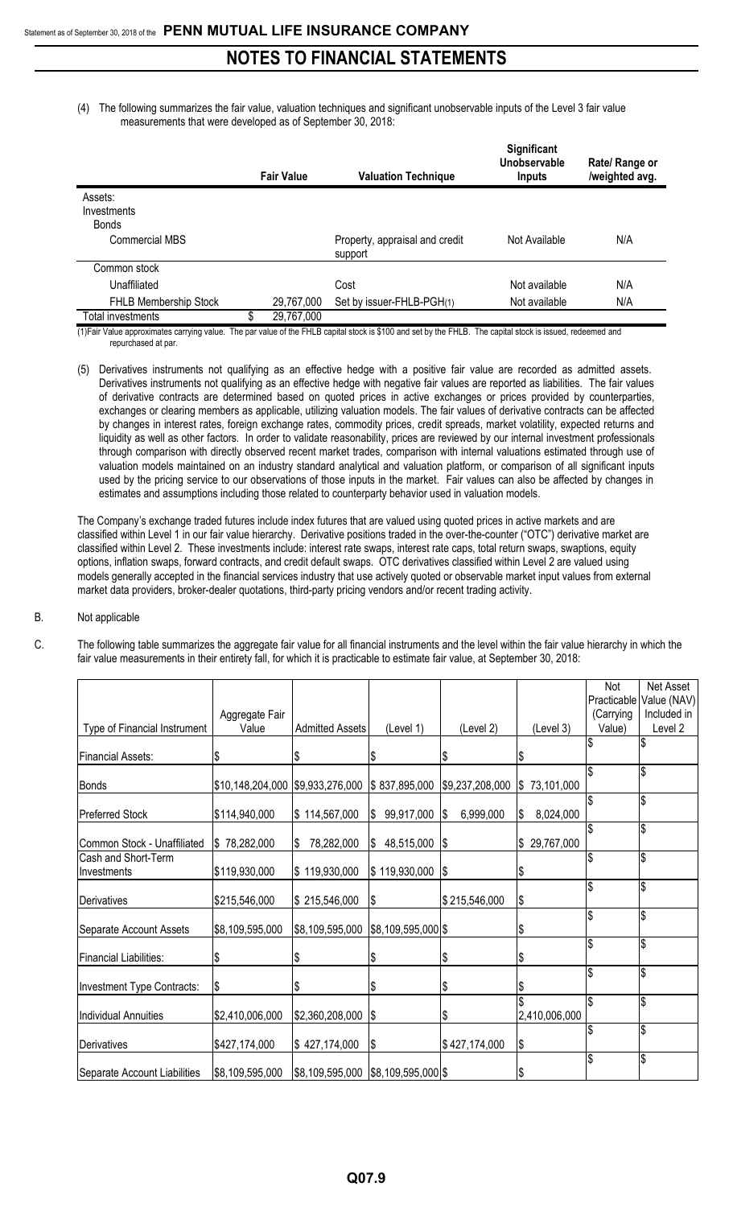(4) The following summarizes the fair value, valuation techniques and significant unobservable inputs of the Level 3 fair value measurements that were developed as of September 30, 2018:

| | Fair Value | Valuation Technique | Significant Unobservable Inputs | Rate/ Range or /weighted avg. |
|---|---|---|---|---|
| Assets: | | | | |
| Investments | | | | |
| Bonds | | | | |
| Commercial MBS | | Property, appraisal and credit support | Not Available | N/A |
| Common stock | | | | |
| Unaffiliated | | Cost | Not available | N/A |
| FHLB Membership Stock | 29,767,000 | Set by issuer-FHLB-PGH(1) | Not available | N/A |
| Total investments | $ 29,767,000 | | | |

(1)Fair Value approximates carrying value. The par value of the FHLB capital stock is $100 and set by the FHLB. The capital stock is issued, redeemed and repurchased at par.

(5) Derivatives instruments not qualifying as an effective hedge with a positive fair value are recorded as admitted assets. Derivatives instruments not qualifying as an effective hedge with negative fair values are reported as liabilities. The fair values of derivative contracts are determined based on quoted prices in active exchanges or prices provided by counterparties, exchanges or clearing members as applicable, utilizing valuation models. The fair values of derivative contracts can be affected by changes in interest rates, foreign exchange rates, commodity prices, credit spreads, market volatility, expected returns and liquidity as well as other factors. In order to validate reasonability, prices are reviewed by our internal investment professionals through comparison with directly observed recent market trades, comparison with internal valuations estimated through use of valuation models maintained on an industry standard analytical and valuation platform, or comparison of all significant inputs used by the pricing service to our observations of those inputs in the market. Fair values can also be affected by changes in estimates and assumptions including those related to counterparty behavior used in valuation models.

The Company's exchange traded futures include index futures that are valued using quoted prices in active markets and are classified within Level 1 in our fair value hierarchy. Derivative positions traded in the over-the-counter ("OTC") derivative market are classified within Level 2. These investments include: interest rate swaps, interest rate caps, total return swaps, swaptions, equity options, inflation swaps, forward contracts, and credit default swaps. OTC derivatives classified within Level 2 are valued using models generally accepted in the financial services industry that use actively quoted or observable market input values from external market data providers, broker-dealer quotations, third-party pricing vendors and/or recent trading activity.

B. Not applicable

C. The following table summarizes the aggregate fair value for all financial instruments and the level within the fair value hierarchy in which the fair value measurements in their entirety fall, for which it is practicable to estimate fair value, at September 30, 2018:

| Type of Financial Instrument | Aggregate Fair Value | Admitted Assets | (Level 1) | (Level 2) | (Level 3) | Not Practicable (Carrying Value) | Net Asset Value (NAV) Included in Level 2 |
|---|---|---|---|---|---|---|---|
| Financial Assets: | $ | $ | $ | $ | $ | $ | $ |
| Bonds | $10,148,204,000 | $9,933,276,000 | $ 837,895,000 | $9,237,208,000 | $ 73,101,000 | $ | $ |
| Preferred Stock | $114,940,000 | $ 114,567,000 | $ 99,917,000 | $ 6,999,000 | $ 8,024,000 | $ | $ |
| Common Stock - Unaffiliated | $ 78,282,000 | $ 78,282,000 | $ 48,515,000 | $ | $ 29,767,000 | $ | $ |
| Cash and Short-Term Investments | $119,930,000 | $ 119,930,000 | $ 119,930,000 | $ | $ | $ | $ |
| Derivatives | $215,546,000 | $ 215,546,000 | $ | $ 215,546,000 | $ | $ | $ |
| Separate Account Assets | $8,109,595,000 | $8,109,595,000 | $8,109,595,000 | $ | $ | $ | $ |
| Financial Liabilities: | $ | $ | $ | $ | $ | $ | $ |
| Investment Type Contracts: | $ | $ | $ | $ | $ | $ | $ |
| Individual Annuities | $2,410,006,000 | $2,360,208,000 | $ | $ | $ 2,410,006,000 | $ | $ |
| Derivatives | $427,174,000 | $ 427,174,000 | $ | $ 427,174,000 | $ | $ | $ |
| Separate Account Liabilities | $8,109,595,000 | $8,109,595,000 | $8,109,595,000 | $ | $ | $ | $ |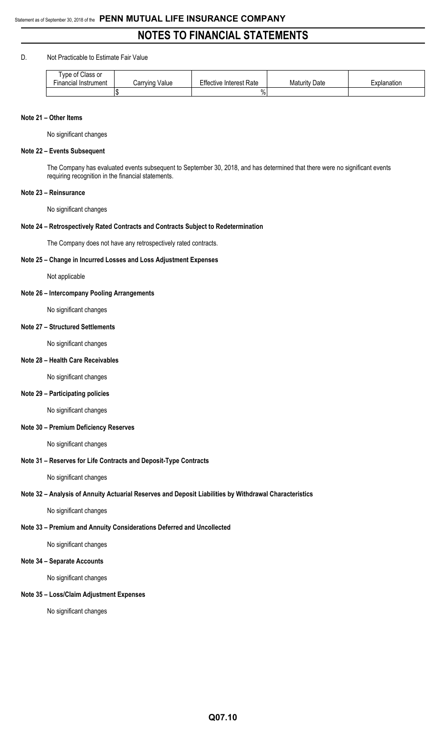D. Not Practicable to Estimate Fair Value

| Type of Class or Financial Instrument | Carrying Value | Effective Interest Rate | Maturity Date | Explanation |
|---|---|---|---|---|
| | $ | % | | |

**Note 21 – Other Items**

No significant changes

**Note 22 – Events Subsequent**

The Company has evaluated events subsequent to September 30, 2018, and has determined that there were no significant events requiring recognition in the financial statements.

**Note 23 – Reinsurance**

No significant changes

**Note 24 – Retrospectively Rated Contracts and Contracts Subject to Redetermination**

The Company does not have any retrospectively rated contracts.

**Note 25 – Change in Incurred Losses and Loss Adjustment Expenses**

Not applicable

**Note 26 – Intercompany Pooling Arrangements**

No significant changes

**Note 27 – Structured Settlements**

No significant changes

**Note 28 – Health Care Receivables**

No significant changes

**Note 29 – Participating policies**

No significant changes

**Note 30 – Premium Deficiency Reserves**

No significant changes

**Note 31 – Reserves for Life Contracts and Deposit-Type Contracts**

No significant changes

**Note 32 – Analysis of Annuity Actuarial Reserves and Deposit Liabilities by Withdrawal Characteristics**

No significant changes

**Note 33 – Premium and Annuity Considerations Deferred and Uncollected**

No significant changes

**Note 34 – Separate Accounts**

No significant changes

**Note 35 – Loss/Claim Adjustment Expenses**

No significant changes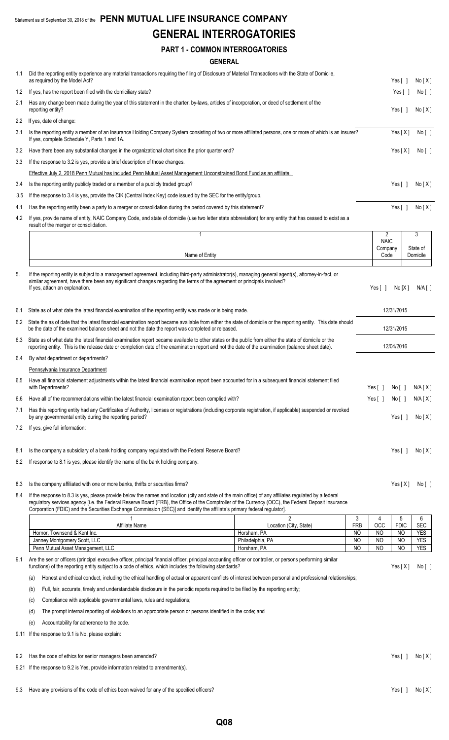Statement as of September 30, 2018 of the **PENN MUTUAL LIFE INSURANCE COMPANY**

# GENERAL INTERROGATORIES

## PART 1 - COMMON INTERROGATORIES

### GENERAL

1.1 Did the reporting entity experience any material transactions requiring the filing of Disclosure of Material Transactions with the State of Domicile, as required by the Model Act? Yes [ ] No [X]

1.2 If yes, has the report been filed with the domiciliary state? Yes [ ] No [ ]

2.1 Has any change been made during the year of this statement in the charter, by-laws, articles of incorporation, or deed of settlement of the reporting entity? Yes [ ] No [X]

2.2 If yes, date of change:

3.1 Is the reporting entity a member of an Insurance Holding Company System consisting of two or more affiliated persons, one or more of which is an insurer? If yes, complete Schedule Y, Parts 1 and 1A. Yes [X] No [ ]

3.2 Have there been any substantial changes in the organizational chart since the prior quarter end? Yes [X] No [ ]

3.3 If the response to 3.2 is yes, provide a brief description of those changes.

Effective July 2, 2018 Penn Mutual has included Penn Mutual Asset Management Unconstrained Bond Fund as an affiliate.

3.4 Is the reporting entity publicly traded or a member of a publicly traded group? Yes [ ] No [X]

3.5 If the response to 3.4 is yes, provide the CIK (Central Index Key) code issued by the SEC for the entity/group.

4.1 Has the reporting entity been a party to a merger or consolidation during the period covered by this statement? Yes [ ] No [X]

4.2 If yes, provide name of entity, NAIC Company Code, and state of domicile (use two letter state abbreviation) for any entity that has ceased to exist as a result of the merger or consolidation.

| 1<br>Name of Entity | 2<br>NAIC Company Code | 3<br>State of Domicile |
|---|---|---|
| | | |

5. If the reporting entity is subject to a management agreement, including third-party administrator(s), managing general agent(s), attorney-in-fact, or similar agreement, have there been any significant changes regarding the terms of the agreement or principals involved? If yes, attach an explanation. Yes [ ] No [X] N/A [ ]

6.1 State as of what date the latest financial examination of the reporting entity was made or is being made. 12/31/2015

6.2 State the as of date that the latest financial examination report became available from either the state of domicile or the reporting entity. This date should be the date of the examined balance sheet and not the date the report was completed or released. 12/31/2015

6.3 State as of what date the latest financial examination report became available to other states or the public from either the state of domicile or the reporting entity. This is the release date or completion date of the examination report and not the date of the examination (balance sheet date). 12/04/2016

6.4 By what department or departments?

Pennsylvania Insurance Department

6.5 Have all financial statement adjustments within the latest financial examination report been accounted for in a subsequent financial statement filed with Departments? Yes [ ] No [ ] N/A [X]

6.6 Have all of the recommendations within the latest financial examination report been complied with? Yes [ ] No [ ] N/A [X]

7.1 Has this reporting entity had any Certificates of Authority, licenses or registrations (including corporate registration, if applicable) suspended or revoked by any governmental entity during the reporting period? Yes [ ] No [X]

7.2 If yes, give full information:

8.1 Is the company a subsidiary of a bank holding company regulated with the Federal Reserve Board? Yes [ ] No [X]

8.2 If response to 8.1 is yes, please identify the name of the bank holding company.

8.3 Is the company affiliated with one or more banks, thrifts or securities firms? Yes [X] No [ ]

8.4 If the response to 8.3 is yes, please provide below the names and location (city and state of the main office) of any affiliates regulated by a federal regulatory services agency [i.e. the Federal Reserve Board (FRB), the Office of the Comptroller of the Currency (OCC), the Federal Deposit Insurance Corporation (FDIC) and the Securities Exchange Commission (SEC)] and identify the affiliate's primary federal regulator].

| 1<br>Affiliate Name | 2<br>Location (City, State) | 3<br>FRB | 4<br>OCC | 5<br>FDIC | 6<br>SEC |
|---|---|---|---|---|---|
| Hornor, Townsend & Kent Inc. | Horsham, PA | NO | NO | NO | YES |
| Janney Montgomery Scott, LLC | Philadelphia, PA | NO | NO | NO | YES |
| Penn Mutual Asset Management, LLC | Horsham, PA | NO | NO | NO | YES |

9.1 Are the senior officers (principal executive officer, principal financial officer, principal accounting officer or controller, or persons performing similar functions) of the reporting entity subject to a code of ethics, which includes the following standards? Yes [X] No [ ]

(a) Honest and ethical conduct, including the ethical handling of actual or apparent conflicts of interest between personal and professional relationships;

(b) Full, fair, accurate, timely and understandable disclosure in the periodic reports required to be filed by the reporting entity;

(c) Compliance with applicable governmental laws, rules and regulations;

(d) The prompt internal reporting of violations to an appropriate person or persons identified in the code; and

(e) Accountability for adherence to the code.

9.11 If the response to 9.1 is No, please explain:

9.2 Has the code of ethics for senior managers been amended? Yes [ ] No [X]

9.21 If the response to 9.2 is Yes, provide information related to amendment(s).

9.3 Have any provisions of the code of ethics been waived for any of the specified officers? Yes [ ] No [X]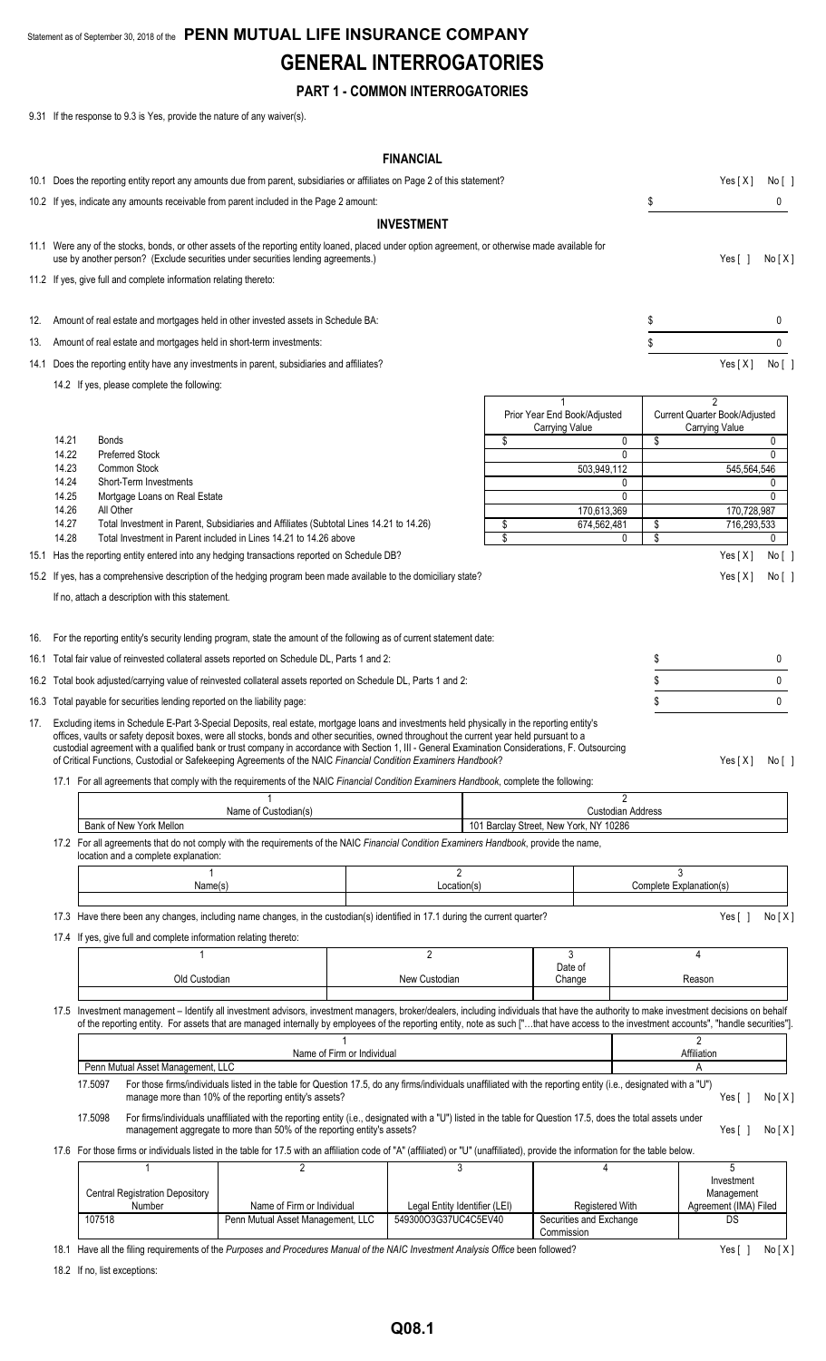Statement as of September 30, 2018 of the **PENN MUTUAL LIFE INSURANCE COMPANY**

# GENERAL INTERROGATORIES

## PART 1 - COMMON INTERROGATORIES

9.31 If the response to 9.3 is Yes, provide the nature of any waiver(s).

### FINANCIAL

10.1 Does the reporting entity report any amounts due from parent, subsidiaries or affiliates on Page 2 of this statement? Yes [ X ] No [ ]

10.2 If yes, indicate any amounts receivable from parent included in the Page 2 amount: $ 0

### INVESTMENT

11.1 Were any of the stocks, bonds, or other assets of the reporting entity loaned, placed under option agreement, or otherwise made available for use by another person? (Exclude securities under securities lending agreements.) Yes [ ] No [ X ]

11.2 If yes, give full and complete information relating thereto:

12. Amount of real estate and mortgages held in other invested assets in Schedule BA: $ 0

13. Amount of real estate and mortgages held in short-term investments: $ 0

14.1 Does the reporting entity have any investments in parent, subsidiaries and affiliates? Yes [ X ] No [ ]

14.2 If yes, please complete the following:

| | | 1<br>Prior Year End Book/Adjusted Carrying Value | 2<br>Current Quarter Book/Adjusted Carrying Value |
|---|---|---|---|
| 14.21 | Bonds | $ 0 | $ 0 |
| 14.22 | Preferred Stock | 0 | 0 |
| 14.23 | Common Stock | 503,949,112 | 545,564,546 |
| 14.24 | Short-Term Investments | 0 | 0 |
| 14.25 | Mortgage Loans on Real Estate | 0 | 0 |
| 14.26 | All Other | 170,613,369 | 170,728,987 |
| 14.27 | Total Investment in Parent, Subsidiaries and Affiliates (Subtotal Lines 14.21 to 14.26) | $ 674,562,481 | $ 716,293,533 |
| 14.28 | Total Investment in Parent included in Lines 14.21 to 14.26 above | $ 0 | $ 0 |

15.1 Has the reporting entity entered into any hedging transactions reported on Schedule DB? Yes [ X ] No [ ]

15.2 If yes, has a comprehensive description of the hedging program been made available to the domiciliary state? Yes [ X ] No [ ]

If no, attach a description with this statement.

16. For the reporting entity's security lending program, state the amount of the following as of current statement date:

16.1 Total fair value of reinvested collateral assets reported on Schedule DL, Parts 1 and 2: $ 0

16.2 Total book adjusted/carrying value of reinvested collateral assets reported on Schedule DL, Parts 1 and 2: $ 0

16.3 Total payable for securities lending reported on the liability page: $ 0

17. Excluding items in Schedule E-Part 3-Special Deposits, real estate, mortgage loans and investments held physically in the reporting entity's offices, vaults or safety deposit boxes, were all stocks, bonds and other securities, owned throughout the current year held pursuant to a custodial agreement with a qualified bank or trust company in accordance with Section 1, III - General Examination Considerations, F. Outsourcing of Critical Functions, Custodial or Safekeeping Agreements of the NAIC *Financial Condition Examiners Handbook*? Yes [ X ] No [ ]

17.1 For all agreements that comply with the requirements of the NAIC *Financial Condition Examiners Handbook*, complete the following:

| 1<br>Name of Custodian(s) | 2<br>Custodian Address |
|---|---|
| Bank of New York Mellon | 101 Barclay Street, New York, NY 10286 |

17.2 For all agreements that do not comply with the requirements of the NAIC *Financial Condition Examiners Handbook*, provide the name, location and a complete explanation:

| 1<br>Name(s) | 2<br>Location(s) | 3<br>Complete Explanation(s) |
|---|---|---|
| | | |

17.3 Have there been any changes, including name changes, in the custodian(s) identified in 17.1 during the current quarter? Yes [ ] No [ X ]

17.4 If yes, give full and complete information relating thereto:

| 1<br>Old Custodian | 2<br>New Custodian | 3<br>Date of Change | 4<br>Reason |
|---|---|---|---|
| | | | |

17.5 Investment management – Identify all investment advisors, investment managers, broker/dealers, including individuals that have the authority to make investment decisions on behalf of the reporting entity. For assets that are managed internally by employees of the reporting entity, note as such ["…that have access to the investment accounts", "handle securities"].

| 1<br>Name of Firm or Individual | 2<br>Affiliation |
|---|---|
| Penn Mutual Asset Management, LLC | A |

17.5097 For those firms/individuals listed in the table for Question 17.5, do any firms/individuals unaffiliated with the reporting entity (i.e., designated with a "U") manage more than 10% of the reporting entity's assets? Yes [ ] No [ X ]

17.5098 For firms/individuals unaffiliated with the reporting entity (i.e., designated with a "U") listed in the table for Question 17.5, does the total assets under management aggregate to more than 50% of the reporting entity's assets? Yes [ ] No [ X ]

17.6 For those firms or individuals listed in the table for 17.5 with an affiliation code of "A" (affiliated) or "U" (unaffiliated), provide the information for the table below.

| 1<br>Central Registration Depository Number | 2<br>Name of Firm or Individual | 3<br>Legal Entity Identifier (LEI) | 4<br>Registered With | 5<br>Investment Management Agreement (IMA) Filed |
|---|---|---|---|---|
| 107518 | Penn Mutual Asset Management, LLC | 549300O3G37UC4C5EV40 | Securities and Exchange Commission | DS |

18.1 Have all the filing requirements of the *Purposes and Procedures Manual of the NAIC Investment Analysis Office* been followed? Yes [ ] No [ X ]

18.2 If no, list exceptions: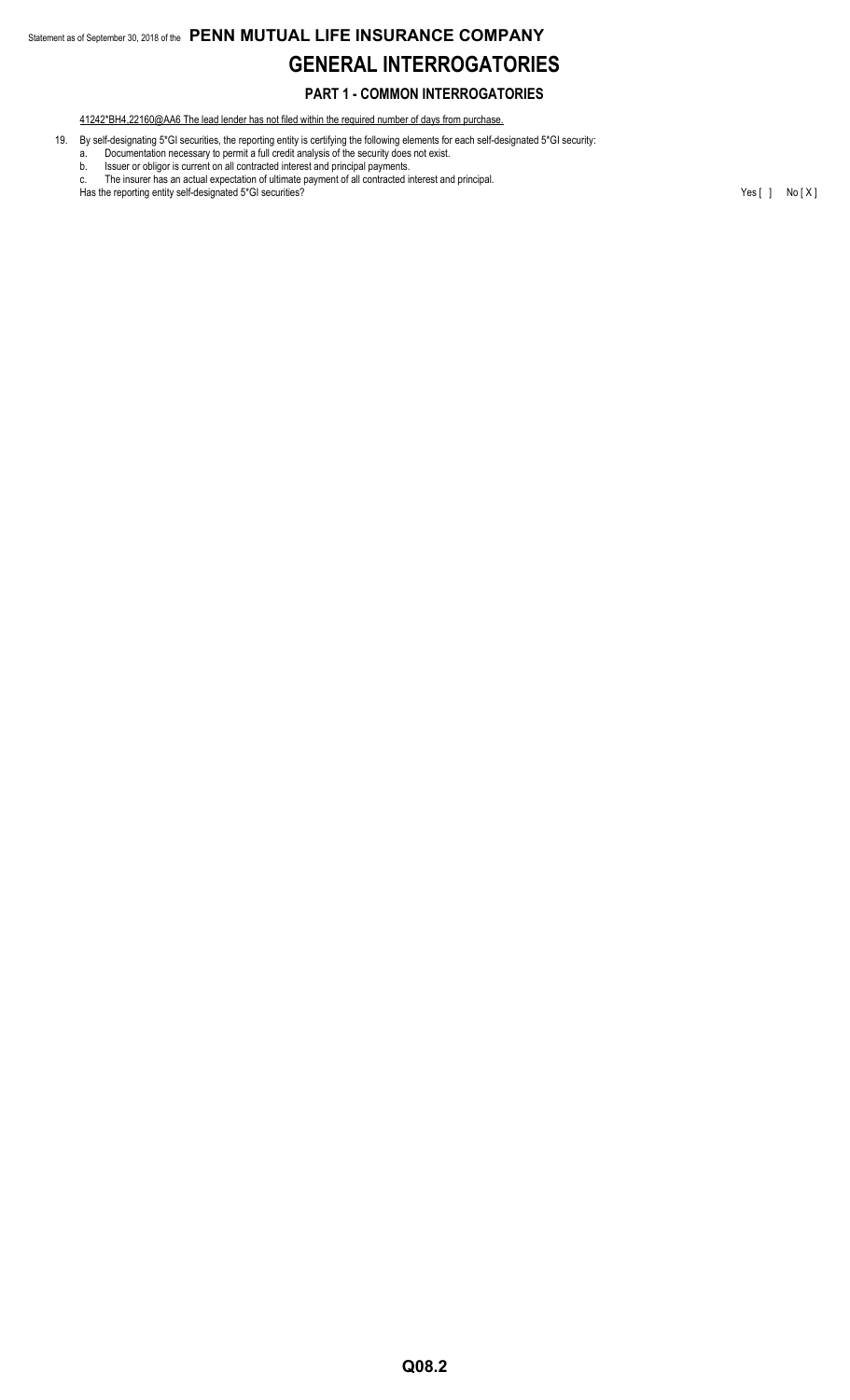# GENERAL INTERROGATORIES

## PART 1 - COMMON INTERROGATORIES

41242*BH4,22160@AA6 The lead lender has not filed within the required number of days from purchase.

19. By self-designating 5*GI securities, the reporting entity is certifying the following elements for each self-designated 5*GI security:
    a. Documentation necessary to permit a full credit analysis of the security does not exist.
    b. Issuer or obligor is current on all contracted interest and principal payments.
    c. The insurer has an actual expectation of ultimate payment of all contracted interest and principal.

    Has the reporting entity self-designated 5*GI securities? Yes [ ] No [ X ]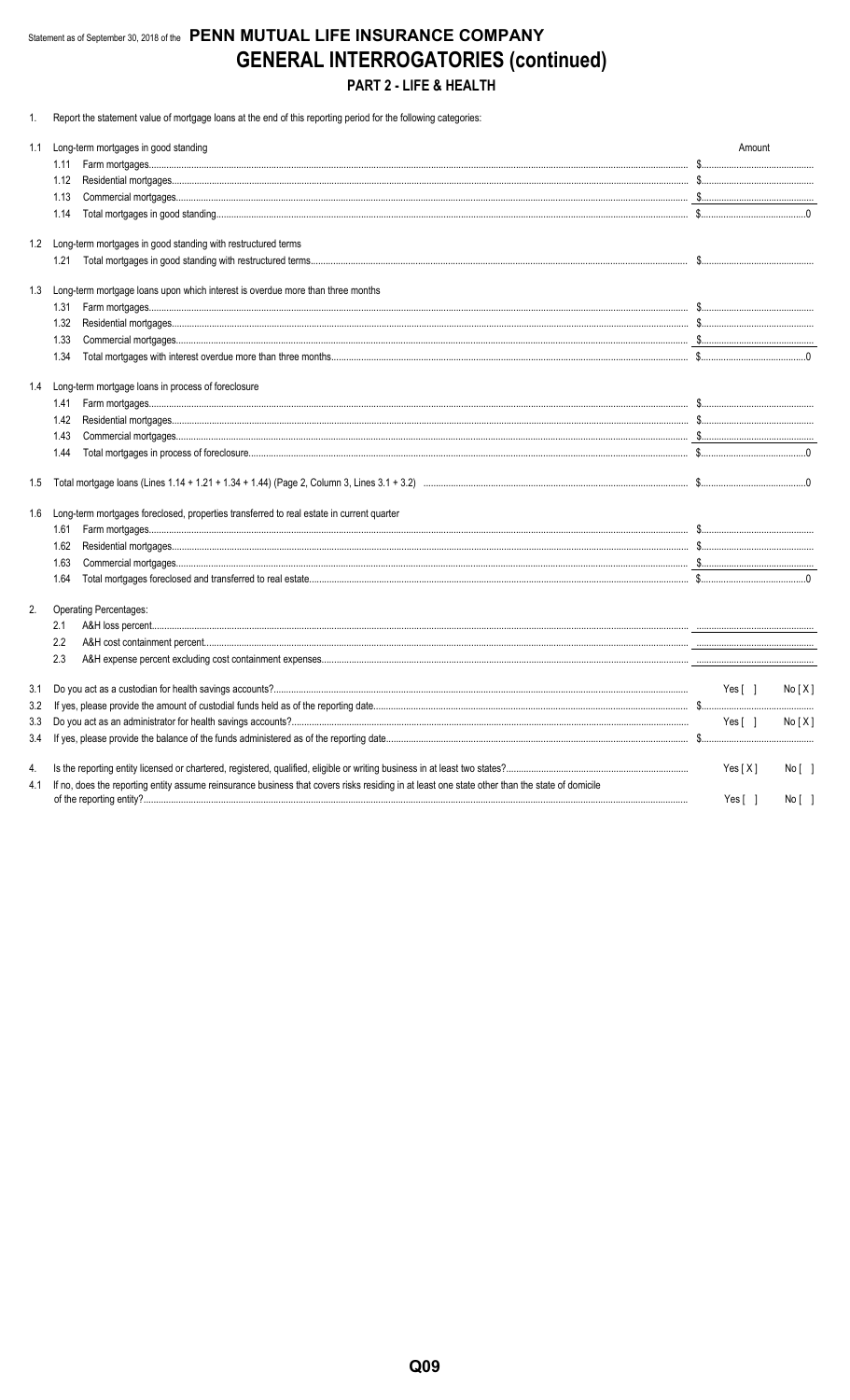Statement as of September 30, 2018 of the **PENN MUTUAL LIFE INSURANCE COMPANY**

# GENERAL INTERROGATORIES (continued)

## PART 2 - LIFE & HEALTH

1. Report the statement value of mortgage loans at the end of this reporting period for the following categories:

| | | Amount |
|---|---|---|
| 1.1 | Long-term mortgages in good standing | |
| | 1.11 Farm mortgages | $ |
| | 1.12 Residential mortgages | $ |
| | 1.13 Commercial mortgages | $ |
| | 1.14 Total mortgages in good standing | $ 0 |
| 1.2 | Long-term mortgages in good standing with restructured terms | |
| | 1.21 Total mortgages in good standing with restructured terms | $ |
| 1.3 | Long-term mortgage loans upon which interest is overdue more than three months | |
| | 1.31 Farm mortgages | $ |
| | 1.32 Residential mortgages | $ |
| | 1.33 Commercial mortgages | $ |
| | 1.34 Total mortgages with interest overdue more than three months | $ 0 |
| 1.4 | Long-term mortgage loans in process of foreclosure | |
| | 1.41 Farm mortgages | $ |
| | 1.42 Residential mortgages | $ |
| | 1.43 Commercial mortgages | $ |
| | 1.44 Total mortgages in process of foreclosure | $ 0 |
| 1.5 | Total mortgage loans (Lines 1.14 + 1.21 + 1.34 + 1.44) (Page 2, Column 3, Lines 3.1 + 3.2) | $ 0 |
| 1.6 | Long-term mortgages foreclosed, properties transferred to real estate in current quarter | |
| | 1.61 Farm mortgages | $ |
| | 1.62 Residential mortgages | $ |
| | 1.63 Commercial mortgages | $ |
| | 1.64 Total mortgages foreclosed and transferred to real estate | $ 0 |

2. Operating Percentages:

| | |
|---|---|
| 2.1 A&H loss percent | |
| 2.2 A&H cost containment percent | |
| 2.3 A&H expense percent excluding cost containment expenses | |

| | | |
|---|---|---|
| 3.1 | Do you act as a custodian for health savings accounts? | Yes [ ] No [ X ] |
| 3.2 | If yes, please provide the amount of custodial funds held as of the reporting date | $ |
| 3.3 | Do you act as an administrator for health savings accounts? | Yes [ ] No [ X ] |
| 3.4 | If yes, please provide the balance of the funds administered as of the reporting date | $ |

| | | |
|---|---|---|
| 4. | Is the reporting entity licensed or chartered, registered, qualified, eligible or writing business in at least two states? | Yes [ X ] No [ ] |
| 4.1 | If no, does the reporting entity assume reinsurance business that covers risks residing in at least one state other than the state of domicile of the reporting entity? | Yes [ ] No [ ] |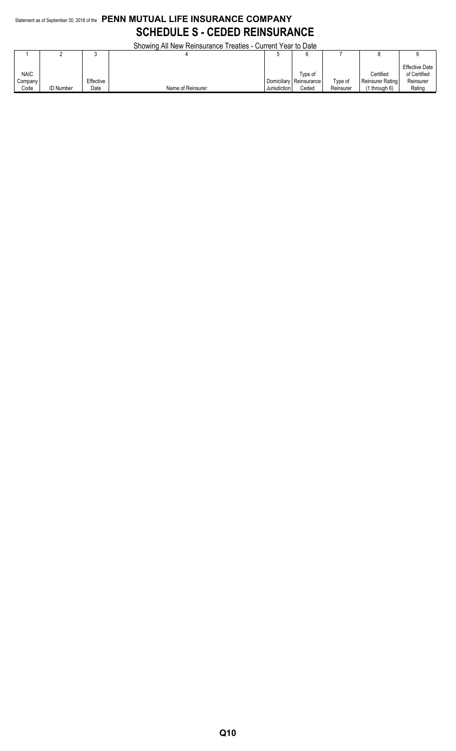Statement as of September 30, 2018 of the **PENN MUTUAL LIFE INSURANCE COMPANY**

# SCHEDULE S - CEDED REINSURANCE

Showing All New Reinsurance Treaties - Current Year to Date

| 1 | 2 | 3 | 4 | 5 | 6 | 7 | 8 | 9 |
|---|---|---|---|---|---|---|---|---|
| NAIC Company Code | ID Number | Effective Date | Name of Reinsurer | Domiciliary Jurisdiction | Type of Reinsurance Ceded | Type of Reinsurer | Certified Reinsurer Rating (1 through 6) | Effective Date of Certified Reinsurer Rating |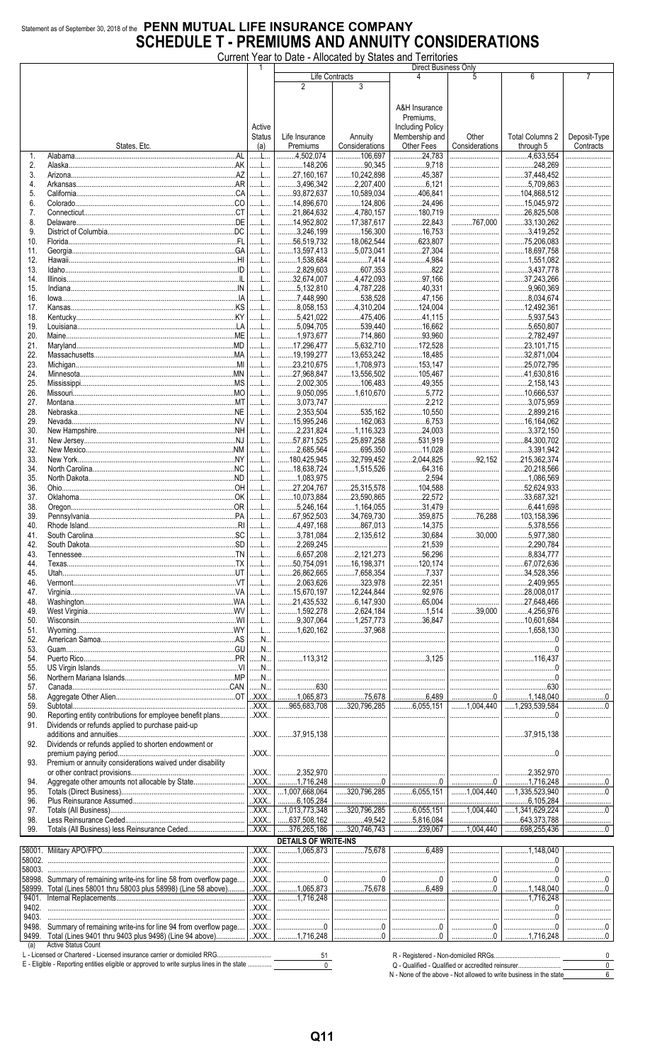Statement as of September 30, 2018 of the **PENN MUTUAL LIFE INSURANCE COMPANY**

# SCHEDULE T - PREMIUMS AND ANNUITY CONSIDERATIONS

Current Year to Date - Allocated by States and Territories

| | States, Etc. | 1 Active Status (a) | Direct Business Only: Life Contracts 2 Life Insurance Premiums | 3 Annuity Considerations | 4 A&H Insurance Premiums, Including Policy Membership and Other Fees | 5 Other Considerations | 6 Total Columns 2 through 5 | 7 Deposit-Type Contracts |
|---|---|---|---|---|---|---|---|---|
| 1. | Alabama AL | L | 4,502,074 | 106,697 | 24,783 | | 4,633,554 | |
| 2. | Alaska AK | L | 148,206 | 90,345 | 9,718 | | 248,269 | |
| 3. | Arizona AZ | L | 27,160,167 | 10,242,898 | 45,387 | | 37,448,452 | |
| 4. | Arkansas AR | L | 3,496,342 | 2,207,400 | 6,121 | | 5,709,863 | |
| 5. | California CA | L | 93,872,637 | 10,589,034 | 406,841 | | 104,868,512 | |
| 6. | Colorado CO | L | 14,896,670 | 124,806 | 24,496 | | 15,045,972 | |
| 7. | Connecticut CT | L | 21,864,632 | 4,780,157 | 180,719 | | 26,825,508 | |
| 8. | Delaware DE | L | 14,952,802 | 17,387,617 | 22,843 | 767,000 | 33,130,262 | |
| 9. | District of Columbia DC | L | 3,246,199 | 156,300 | 16,753 | | 3,419,252 | |
| 10. | Florida FL | L | 56,519,732 | 18,062,544 | 623,807 | | 75,206,083 | |
| 11. | Georgia GA | L | 13,597,413 | 5,073,041 | 27,304 | | 18,697,758 | |
| 12. | Hawaii HI | L | 1,538,684 | 7,414 | 4,984 | | 1,551,082 | |
| 13. | Idaho ID | L | 2,829,603 | 607,353 | 822 | | 3,437,778 | |
| 14. | Illinois IL | L | 32,674,007 | 4,472,093 | 97,166 | | 37,243,266 | |
| 15. | Indiana IN | L | 5,132,810 | 4,787,228 | 40,331 | | 9,960,369 | |
| 16. | Iowa IA | L | 7,448,990 | 538,528 | 47,156 | | 8,034,674 | |
| 17. | Kansas KS | L | 8,058,153 | 4,310,204 | 124,004 | | 12,492,361 | |
| 18. | Kentucky KY | L | 5,421,022 | 475,406 | 41,115 | | 5,937,543 | |
| 19. | Louisiana LA | L | 5,094,705 | 539,440 | 16,662 | | 5,650,807 | |
| 20. | Maine ME | L | 1,973,677 | 714,860 | 93,960 | | 2,782,497 | |
| 21. | Maryland MD | L | 17,296,477 | 5,632,710 | 172,528 | | 23,101,715 | |
| 22. | Massachusetts MA | L | 19,199,277 | 13,653,242 | 18,485 | | 32,871,004 | |
| 23. | Michigan MI | L | 23,210,675 | 1,708,973 | 153,147 | | 25,072,795 | |
| 24. | Minnesota MN | L | 27,968,847 | 13,556,502 | 105,467 | | 41,630,816 | |
| 25. | Mississippi MS | L | 2,002,305 | 106,483 | 49,355 | | 2,158,143 | |
| 26. | Missouri MO | L | 9,050,095 | 1,610,670 | 5,772 | | 10,666,537 | |
| 27. | Montana MT | L | 3,073,747 | | 2,212 | | 3,075,959 | |
| 28. | Nebraska NE | L | 2,353,504 | 535,162 | 10,550 | | 2,899,216 | |
| 29. | Nevada NV | L | 15,995,246 | 162,063 | 6,753 | | 16,164,062 | |
| 30. | New Hampshire NH | L | 2,231,824 | 1,116,323 | 24,003 | | 3,372,150 | |
| 31. | New Jersey NJ | L | 57,871,525 | 25,897,258 | 531,919 | | 84,300,702 | |
| 32. | New Mexico NM | L | 2,685,564 | 695,350 | 11,028 | | 3,391,942 | |
| 33. | New York NY | L | 180,425,945 | 32,799,452 | 2,044,825 | 92,152 | 215,362,374 | |
| 34. | North Carolina NC | L | 18,638,724 | 1,515,526 | 64,316 | | 20,218,566 | |
| 35. | North Dakota ND | L | 1,083,975 | | 2,594 | | 1,086,569 | |
| 36. | Ohio OH | L | 27,204,767 | 25,315,578 | 104,588 | | 52,624,933 | |
| 37. | Oklahoma OK | L | 10,073,884 | 23,590,865 | 22,572 | | 33,687,321 | |
| 38. | Oregon OR | L | 5,246,164 | 1,164,055 | 31,479 | | 6,441,698 | |
| 39. | Pennsylvania PA | L | 67,952,503 | 34,769,730 | 359,875 | 76,288 | 103,158,396 | |
| 40. | Rhode Island RI | L | 4,497,168 | 867,013 | 14,375 | | 5,378,556 | |
| 41. | South Carolina SC | L | 3,781,084 | 2,135,612 | 30,684 | 30,000 | 5,977,380 | |
| 42. | South Dakota SD | L | 2,269,245 | | 21,539 | | 2,290,784 | |
| 43. | Tennessee TN | L | 6,657,208 | 2,121,273 | 56,296 | | 8,834,777 | |
| 44. | Texas TX | L | 50,754,091 | 16,198,371 | 120,174 | | 67,072,636 | |
| 45. | Utah UT | L | 26,862,665 | 7,658,354 | 7,337 | | 34,528,356 | |
| 46. | Vermont VT | L | 2,063,626 | 323,978 | 22,351 | | 2,409,955 | |
| 47. | Virginia VA | L | 15,670,197 | 12,244,844 | 92,976 | | 28,008,017 | |
| 48. | Washington WA | L | 21,435,532 | 6,147,930 | 65,004 | | 27,648,466 | |
| 49. | West Virginia WV | L | 1,592,278 | 2,624,184 | 1,514 | 39,000 | 4,256,976 | |
| 50. | Wisconsin WI | L | 9,307,064 | 1,257,773 | 36,847 | | 10,601,684 | |
| 51. | Wyoming WY | L | 1,620,162 | 37,968 | | | 1,658,130 | |
| 52. | American Samoa AS | N | | | | | 0 | |
| 53. | Guam GU | N | | | | | 0 | |
| 54. | Puerto Rico PR | N | 113,312 | | 3,125 | | 116,437 | |
| 55. | US Virgin Islands VI | N | | | | | 0 | |
| 56. | Northern Mariana Islands MP | N | | | | | 0 | |
| 57. | Canada CAN | N | 630 | | | | 630 | |
| 58. | Aggregate Other Alien OT | XXX | 1,065,873 | 75,678 | 6,489 | 0 | 1,148,040 | 0 |
| 59. | Subtotal | XXX | 965,683,708 | 320,796,285 | 6,055,151 | 1,004,440 | 1,293,539,584 | 0 |
| 90. | Reporting entity contributions for employee benefit plans | XXX | | | | | 0 | |
| 91. | Dividends or refunds applied to purchase paid-up additions and annuities | XXX | 37,915,138 | | | | 37,915,138 | |
| 92. | Dividends or refunds applied to shorten endowment or premium paying period | XXX | | | | | 0 | |
| 93. | Premium or annuity considerations waived under disability or other contract provisions | XXX | 2,352,970 | | | | 2,352,970 | |
| 94. | Aggregate other amounts not allocable by State | XXX | 1,716,248 | 0 | 0 | 0 | 1,716,248 | 0 |
| 95. | Totals (Direct Business) | XXX | 1,007,668,064 | 320,796,285 | 6,055,151 | 1,004,440 | 1,335,523,940 | 0 |
| 96. | Plus Reinsurance Assumed | XXX | 6,105,284 | | | | 6,105,284 | |
| 97. | Totals (All Business) | XXX | 1,013,773,348 | 320,796,285 | 6,055,151 | 1,004,440 | 1,341,629,224 | 0 |
| 98. | Less Reinsurance Ceded | XXX | 637,508,162 | 49,542 | 5,816,084 | | 643,373,788 | |
| 99. | Totals (All Business) less Reinsurance Ceded | XXX | 376,265,186 | 320,746,743 | 239,067 | 1,004,440 | 698,255,436 | 0 |
| | **DETAILS OF WRITE-INS** | | | | | | | |
| 58001. | Military APO/FPO | XXX | 1,065,873 | 75,678 | 6,489 | | 1,148,040 | |
| 58002. | | XXX | | | | | 0 | |
| 58003. | | XXX | | | | | 0 | |
| 58998. | Summary of remaining write-ins for line 58 from overflow page | XXX | 0 | 0 | 0 | 0 | 0 | 0 |
| 58999. | Total (Lines 58001 thru 58003 plus 58998) (Line 58 above) | XXX | 1,065,873 | 75,678 | 6,489 | 0 | 1,148,040 | 0 |
| 9401. | Internal Replacements | XXX | 1,716,248 | | | | 1,716,248 | |
| 9402. | | XXX | | | | | 0 | |
| 9403. | | XXX | | | | | 0 | |
| 9498. | Summary of remaining write-ins for line 94 from overflow page | XXX | 0 | 0 | 0 | 0 | 0 | 0 |
| 9499. | Total (Lines 9401 thru 9403 plus 9498) (Line 94 above) | XXX | 1,716,248 | 0 | 0 | 0 | 1,716,248 | 0 |

(a) Active Status Count

| | |
|---|---|
| L - Licensed or Chartered - Licensed insurance carrier or domiciled RRG | 51 |
| E - Eligible - Reporting entities eligible or approved to write surplus lines in the state | 0 |
| R - Registered - Non-domiciled RRGs | 0 |
| Q - Qualified - Qualified or accredited reinsurer | 0 |
| N - None of the above - Not allowed to write business in the state | 6 |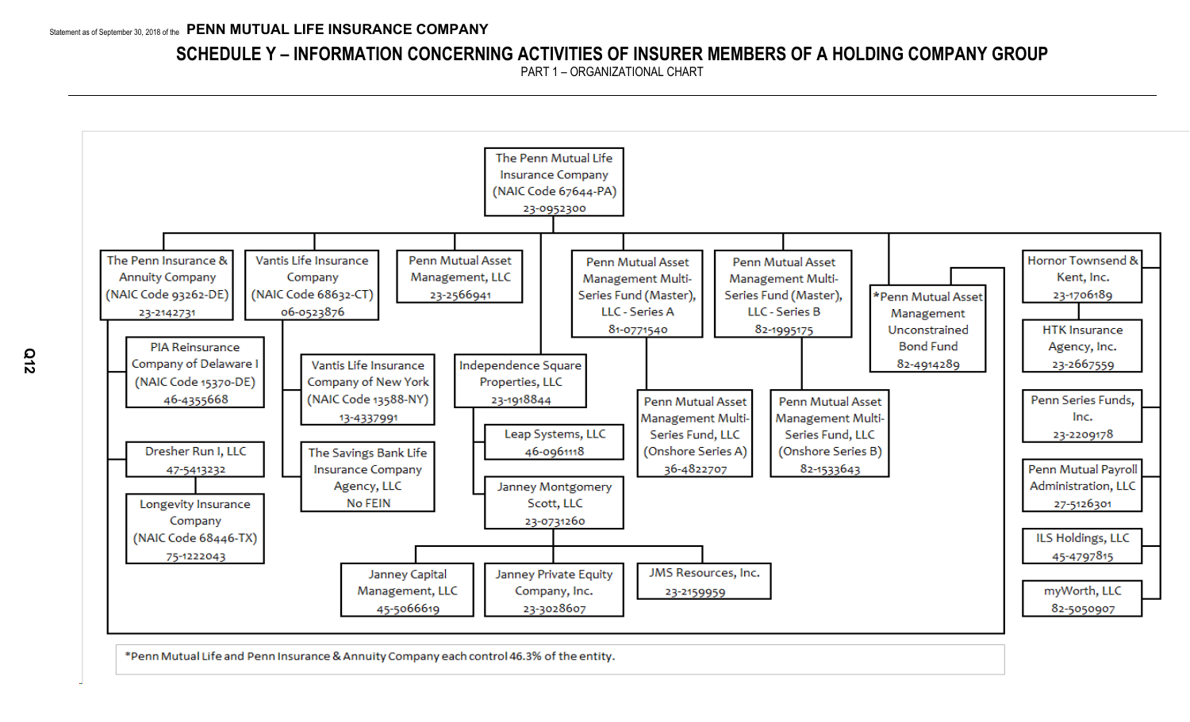# PENN MUTUAL LIFE INSURANCE COMPANY

Statement as of September 30, 2018 of the PENN MUTUAL LIFE INSURANCE COMPANY

## SCHEDULE Y – INFORMATION CONCERNING ACTIVITIES OF INSURER MEMBERS OF A HOLDING COMPANY GROUP

PART 1 – ORGANIZATIONAL CHART

- The Penn Mutual Life Insurance Company (NAIC Code 67644-PA) 23-0952300
  - The Penn Insurance & Annuity Company (NAIC Code 93262-DE) 23-2142731
    - PIA Reinsurance Company of Delaware I (NAIC Code 15370-DE) 46-4355668
    - Dresher Run I, LLC 47-5413232
      - Longevity Insurance Company (NAIC Code 68446-TX) 75-1222043
  - Vantis Life Insurance Company (NAIC Code 68632-CT) 06-0523876
    - Vantis Life Insurance Company of New York (NAIC Code 13588-NY) 13-4337991
    - The Savings Bank Life Insurance Company Agency, LLC No FEIN
  - Penn Mutual Asset Management, LLC 23-2566941
  - Independence Square Properties, LLC 23-1918844
    - Leap Systems, LLC 46-0961118
    - Janney Montgomery Scott, LLC 23-0731260
      - Janney Capital Management, LLC 45-5066619
      - Janney Private Equity Company, Inc. 23-3028607
      - JMS Resources, Inc. 23-2159959
  - Penn Mutual Asset Management Multi-Series Fund (Master), LLC - Series A 81-0771540
    - Penn Mutual Asset Management Multi-Series Fund, LLC (Onshore Series A) 36-4822707
  - Penn Mutual Asset Management Multi-Series Fund (Master), LLC - Series B 82-1995175
    - Penn Mutual Asset Management Multi-Series Fund, LLC (Onshore Series B) 82-1533643
  - *Penn Mutual Asset Management Unconstrained Bond Fund 82-4914289
  - Hornor Townsend & Kent, Inc. 23-1706189
    - HTK Insurance Agency, Inc. 23-2667559
  - Penn Series Funds, Inc. 23-2209178
  - Penn Mutual Payroll Administration, LLC 27-5126301
  - ILS Holdings, LLC 45-4797815
  - myWorth, LLC 82-5050907

*Penn Mutual Life and Penn Insurance & Annuity Company each control 46.3% of the entity.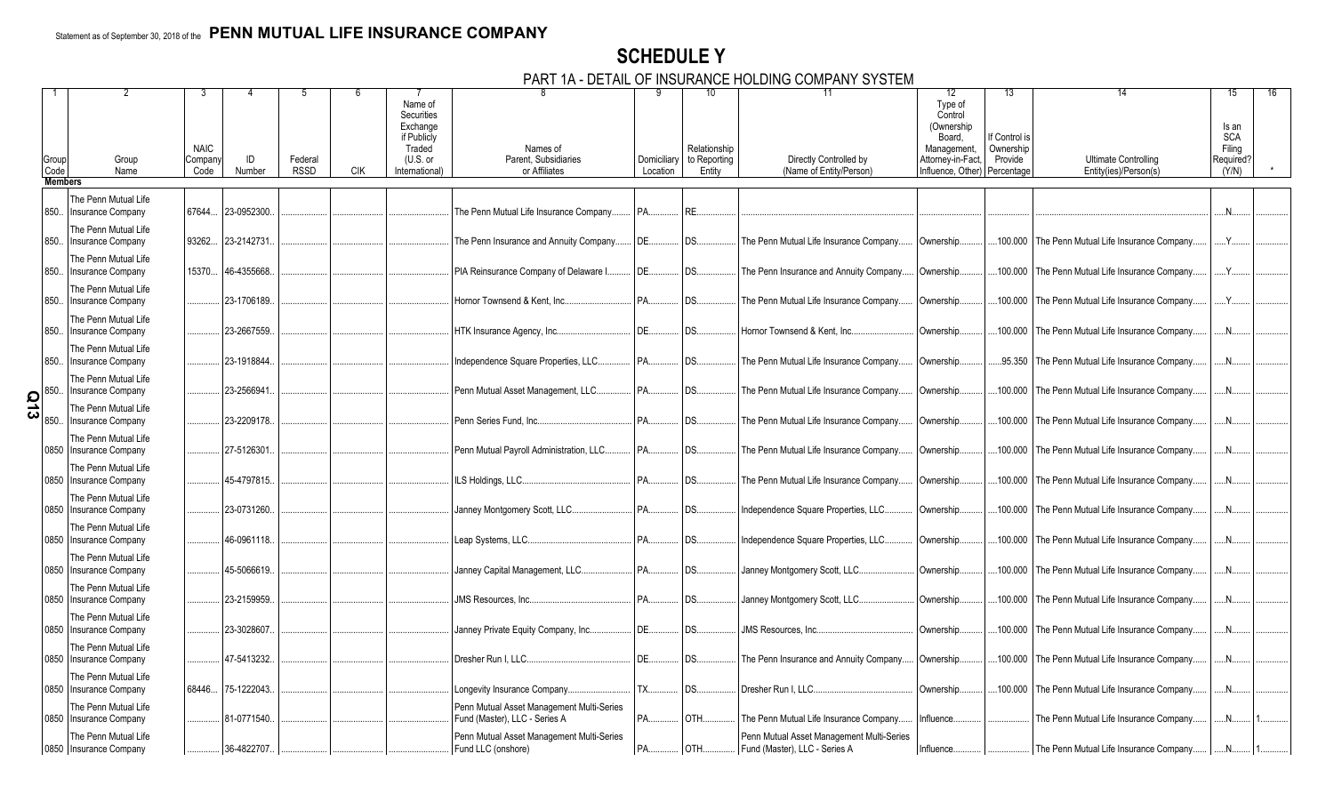# SCHEDULE Y

## PART 1A - DETAIL OF INSURANCE HOLDING COMPANY SYSTEM

| 1 | 2 | 3 | 4 | 5 | 6 | 7 | 8 | 9 | 10 | 11 | 12 | 13 | 14 | 15 | 16 |
|---|---|---|---|---|---|---|---|---|---|---|---|---|---|---|---|
| Group Code | Group Name | NAIC Company Code | ID Number | Federal RSSD | CIK | Name of Securities Exchange if Publicly Traded (U.S. or International) | Names of Parent, Subsidiaries or Affiliates | Domiciliary Location | Relationship to Reporting Entity | Directly Controlled by (Name of Entity/Person) | Type of Control (Ownership Board, Management, Attorney-in-Fact, Influence, Other) | If Control is Ownership Provide Percentage | Ultimate Controlling Entity(ies)/Person(s) | Is an SCA Filing Required? (Y/N) | * |
| **Members** | | | | | | | | | | | | | | | |
| 850 | The Penn Mutual Life Insurance Company | 67644 | 23-0952300 | | | | The Penn Mutual Life Insurance Company | PA | RE | | | | | N | |
| 850 | The Penn Mutual Life Insurance Company | 93262 | 23-2142731 | | | | The Penn Insurance and Annuity Company | DE | DS | The Penn Mutual Life Insurance Company | Ownership | 100.000 | The Penn Mutual Life Insurance Company | Y | |
| 850 | The Penn Mutual Life Insurance Company | 15370 | 46-4355668 | | | | PIA Reinsurance Company of Delaware I | DE | DS | The Penn Insurance and Annuity Company | Ownership | 100.000 | The Penn Mutual Life Insurance Company | Y | |
| 850 | The Penn Mutual Life Insurance Company | | 23-1706189 | | | | Hornor Townsend & Kent, Inc. | PA | DS | The Penn Mutual Life Insurance Company | Ownership | 100.000 | The Penn Mutual Life Insurance Company | Y | |
| 850 | The Penn Mutual Life Insurance Company | | 23-2667559 | | | | HTK Insurance Agency, Inc. | DE | DS | Hornor Townsend & Kent, Inc. | Ownership | 100.000 | The Penn Mutual Life Insurance Company | N | |
| 850 | The Penn Mutual Life Insurance Company | | 23-1918844 | | | | Independence Square Properties, LLC | PA | DS | The Penn Mutual Life Insurance Company | Ownership | 95.350 | The Penn Mutual Life Insurance Company | N | |
| 850 | The Penn Mutual Life Insurance Company | | 23-2566941 | | | | Penn Mutual Asset Management, LLC | PA | DS | The Penn Mutual Life Insurance Company | Ownership | 100.000 | The Penn Mutual Life Insurance Company | N | |
| 850 | The Penn Mutual Life Insurance Company | | 23-2209178 | | | | Penn Series Fund, Inc. | PA | DS | The Penn Mutual Life Insurance Company | Ownership | 100.000 | The Penn Mutual Life Insurance Company | N | |
| 0850 | The Penn Mutual Life Insurance Company | | 27-5126301 | | | | Penn Mutual Payroll Administration, LLC | PA | DS | The Penn Mutual Life Insurance Company | Ownership | 100.000 | The Penn Mutual Life Insurance Company | N | |
| 0850 | The Penn Mutual Life Insurance Company | | 45-4797815 | | | | ILS Holdings, LLC | PA | DS | The Penn Mutual Life Insurance Company | Ownership | 100.000 | The Penn Mutual Life Insurance Company | N | |
| 0850 | The Penn Mutual Life Insurance Company | | 23-0731260 | | | | Janney Montgomery Scott, LLC | PA | DS | Independence Square Properties, LLC | Ownership | 100.000 | The Penn Mutual Life Insurance Company | N | |
| 0850 | The Penn Mutual Life Insurance Company | | 46-0961118 | | | | Leap Systems, LLC | PA | DS | Independence Square Properties, LLC | Ownership | 100.000 | The Penn Mutual Life Insurance Company | N | |
| 0850 | The Penn Mutual Life Insurance Company | | 45-5066619 | | | | Janney Capital Management, LLC | PA | DS | Janney Montgomery Scott, LLC | Ownership | 100.000 | The Penn Mutual Life Insurance Company | N | |
| 0850 | The Penn Mutual Life Insurance Company | | 23-2159959 | | | | JMS Resources, Inc. | PA | DS | Janney Montgomery Scott, LLC | Ownership | 100.000 | The Penn Mutual Life Insurance Company | N | |
| 0850 | The Penn Mutual Life Insurance Company | | 23-3028607 | | | | Janney Private Equity Company, Inc. | DE | DS | JMS Resources, Inc. | Ownership | 100.000 | The Penn Mutual Life Insurance Company | N | |
| 0850 | The Penn Mutual Life Insurance Company | | 47-5413232 | | | | Dresher Run I, LLC | DE | DS | The Penn Insurance and Annuity Company | Ownership | 100.000 | The Penn Mutual Life Insurance Company | N | |
| 0850 | The Penn Mutual Life Insurance Company | 68446 | 75-1222043 | | | | Longevity Insurance Company | TX | DS | Dresher Run I, LLC | Ownership | 100.000 | The Penn Mutual Life Insurance Company | N | |
| 0850 | The Penn Mutual Life Insurance Company | | 81-0771540 | | | | Penn Mutual Asset Management Multi-Series Fund (Master), LLC - Series A | PA | OTH | The Penn Mutual Life Insurance Company | Influence | | The Penn Mutual Life Insurance Company | N | 1 |
| 0850 | The Penn Mutual Life Insurance Company | | 36-4822707 | | | | Penn Mutual Asset Management Multi-Series Fund LLC (onshore) | PA | OTH | Penn Mutual Asset Management Multi-Series Fund (Master), LLC - Series A | Influence | | The Penn Mutual Life Insurance Company | N | 1 |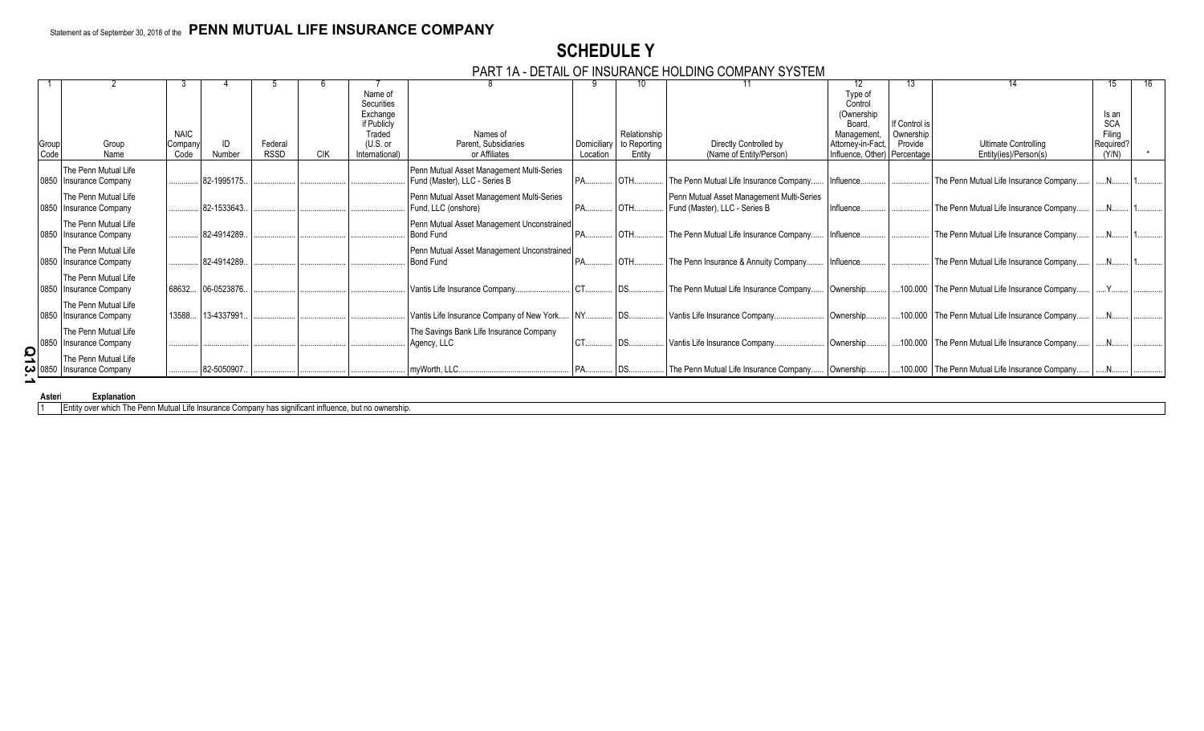Statement as of September 30, 2018 of the **PENN MUTUAL LIFE INSURANCE COMPANY**

# SCHEDULE Y

## PART 1A - DETAIL OF INSURANCE HOLDING COMPANY SYSTEM

| 1 | 2 | 3 | 4 | 5 | 6 | 7 | 8 | 9 | 10 | 11 | 12 | 13 | 14 | 15 | 16 |
|---|---|---|---|---|---|---|---|---|---|---|---|---|---|---|---|
| Group Code | Group Name | NAIC Company Code | ID Number | Federal RSSD | CIK | Name of Securities Exchange if Publicly Traded (U.S. or International) | Names of Parent, Subsidiaries or Affiliates | Domiciliary Location | Relationship to Reporting Entity | Directly Controlled by (Name of Entity/Person) | Type of Control (Ownership Board, Management, Attorney-in-Fact, Influence, Other) | If Control is Ownership Provide Percentage | Ultimate Controlling Entity(ies)/Person(s) | Is an SCA Filing Required? (Y/N) | * |
| 0850 | The Penn Mutual Life Insurance Company | | 82-1995175 | | | | Penn Mutual Asset Management Multi-Series Fund (Master), LLC - Series B | PA | OTH | The Penn Mutual Life Insurance Company | Influence | | The Penn Mutual Life Insurance Company | N | 1 |
| 0850 | The Penn Mutual Life Insurance Company | | 82-1533643 | | | | Penn Mutual Asset Management Multi-Series Fund, LLC (onshore) | PA | OTH | Penn Mutual Asset Management Multi-Series Fund (Master), LLC - Series B | Influence | | The Penn Mutual Life Insurance Company | N | 1 |
| 0850 | The Penn Mutual Life Insurance Company | | 82-4914289 | | | | Penn Mutual Asset Management Unconstrained Bond Fund | PA | OTH | The Penn Mutual Life Insurance Company | Influence | | The Penn Mutual Life Insurance Company | N | 1 |
| 0850 | The Penn Mutual Life Insurance Company | | 82-4914289 | | | | Penn Mutual Asset Management Unconstrained Bond Fund | PA | OTH | The Penn Insurance & Annuity Company | Influence | | The Penn Mutual Life Insurance Company | N | 1 |
| 0850 | The Penn Mutual Life Insurance Company | 68632 | 06-0523876 | | | | Vantis Life Insurance Company | CT | DS | The Penn Mutual Life Insurance Company | Ownership | 100.000 | The Penn Mutual Life Insurance Company | Y | |
| 0850 | The Penn Mutual Life Insurance Company | 13588 | 13-4337991 | | | | Vantis Life Insurance Company of New York | NY | DS | Vantis Life Insurance Company | Ownership | 100.000 | The Penn Mutual Life Insurance Company | N | |
| 0850 | The Penn Mutual Life Insurance Company | | | | | | The Savings Bank Life Insurance Company Agency, LLC | CT | DS | Vantis Life Insurance Company | Ownership | 100.000 | The Penn Mutual Life Insurance Company | N | |
| 0850 | The Penn Mutual Life Insurance Company | | 82-5050907 | | | | myWorth, LLC | PA | DS | The Penn Mutual Life Insurance Company | Ownership | 100.000 | The Penn Mutual Life Insurance Company | N | |

| Asterisk | Explanation |
|---|---|
| 1 | Entity over which The Penn Mutual Life Insurance Company has significant influence, but no ownership. |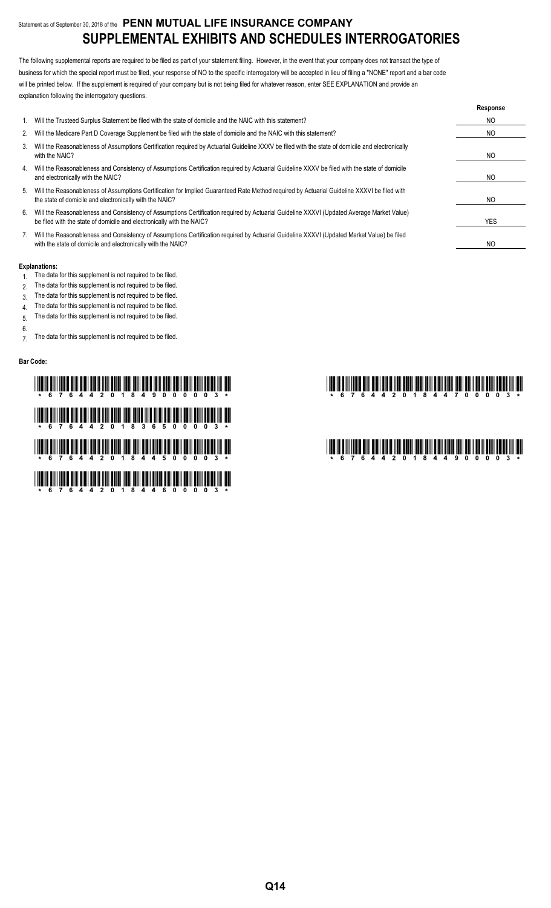Statement as of September 30, 2018 of the **PENN MUTUAL LIFE INSURANCE COMPANY**

# SUPPLEMENTAL EXHIBITS AND SCHEDULES INTERROGATORIES

The following supplemental reports are required to be filed as part of your statement filing. However, in the event that your company does not transact the type of business for which the special report must be filed, your response of NO to the specific interrogatory will be accepted in lieu of filing a "NONE" report and a bar code will be printed below. If the supplement is required of your company but is not being filed for whatever reason, enter SEE EXPLANATION and provide an explanation following the interrogatory questions.

| | | Response |
|---|---|---|
| 1. | Will the Trusteed Surplus Statement be filed with the state of domicile and the NAIC with this statement? | NO |
| 2. | Will the Medicare Part D Coverage Supplement be filed with the state of domicile and the NAIC with this statement? | NO |
| 3. | Will the Reasonableness of Assumptions Certification required by Actuarial Guideline XXXV be filed with the state of domicile and electronically with the NAIC? | NO |
| 4. | Will the Reasonableness and Consistency of Assumptions Certification required by Actuarial Guideline XXXV be filed with the state of domicile and electronically with the NAIC? | NO |
| 5. | Will the Reasonableness of Assumptions Certification for Implied Guaranteed Rate Method required by Actuarial Guideline XXXVI be filed with the state of domicile and electronically with the NAIC? | NO |
| 6. | Will the Reasonableness and Consistency of Assumptions Certification required by Actuarial Guideline XXXVI (Updated Average Market Value) be filed with the state of domicile and electronically with the NAIC? | YES |
| 7. | Will the Reasonableness and Consistency of Assumptions Certification required by Actuarial Guideline XXXVI (Updated Market Value) be filed with the state of domicile and electronically with the NAIC? | NO |

**Explanations:**

1. The data for this supplement is not required to be filed.
2. The data for this supplement is not required to be filed.
3. The data for this supplement is not required to be filed.
4. The data for this supplement is not required to be filed.
5. The data for this supplement is not required to be filed.
6. 
7. The data for this supplement is not required to be filed.

**Bar Code:**

\* 6 7 6 4 4 2 0 1 8 4 9 0 0 0 0 3 \*

\* 6 7 6 4 4 2 0 1 8 3 6 5 0 0 0 0 3 \*

\* 6 7 6 4 4 2 0 1 8 4 4 5 0 0 0 0 3 \*

\* 6 7 6 4 4 2 0 1 8 4 4 6 0 0 0 0 3 \*

\* 6 7 6 4 4 2 0 1 8 4 4 7 0 0 0 0 3 \*

\* 6 7 6 4 4 2 0 1 8 4 4 9 0 0 0 0 3 \*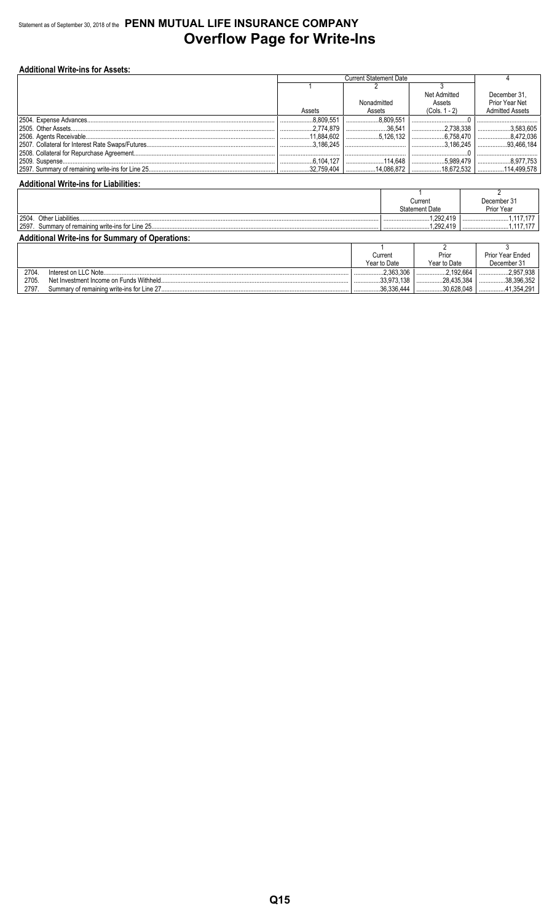Statement as of September 30, 2018 of the **PENN MUTUAL LIFE INSURANCE COMPANY**

# Overflow Page for Write-Ins

**Additional Write-ins for Assets:**

| | Current Statement Date | | | 4 |
|---|---|---|---|---|
| | 1 | 2 | 3 | |
| | Assets | Nonadmitted Assets | Net Admitted Assets (Cols. 1 - 2) | December 31, Prior Year Net Admitted Assets |
| 2504. Expense Advances | 8,809,551 | 8,809,551 | 0 | |
| 2505. Other Assets | 2,774,879 | 36,541 | 2,738,338 | 3,583,605 |
| 2506. Agents Receivable | 11,884,602 | 5,126,132 | 6,758,470 | 8,472,036 |
| 2507. Collateral for Interest Rate Swaps/Futures | 3,186,245 | | 3,186,245 | 93,466,184 |
| 2508. Collateral for Repurchase Agreement | | | 0 | |
| 2509. Suspense | 6,104,127 | 114,648 | 5,989,479 | 8,977,753 |
| 2597. Summary of remaining write-ins for Line 25 | 32,759,404 | 14,086,872 | 18,672,532 | 114,499,578 |

**Additional Write-ins for Liabilities:**

| | 1 | 2 |
|---|---|---|
| | Current Statement Date | December 31 Prior Year |
| 2504. Other Liabilities | 1,292,419 | 1,117,177 |
| 2597. Summary of remaining write-ins for Line 25 | 1,292,419 | 1,117,177 |

**Additional Write-ins for Summary of Operations:**

| | 1 | 2 | 3 |
|---|---|---|---|
| | Current Year to Date | Prior Year to Date | Prior Year Ended December 31 |
| 2704. Interest on LLC Note | 2,363,306 | 2,192,664 | 2,957,938 |
| 2705. Net Investment Income on Funds Withheld | 33,973,138 | 28,435,384 | 38,396,352 |
| 2797. Summary of remaining write-ins for Line 27 | 36,336,444 | 30,628,048 | 41,354,291 |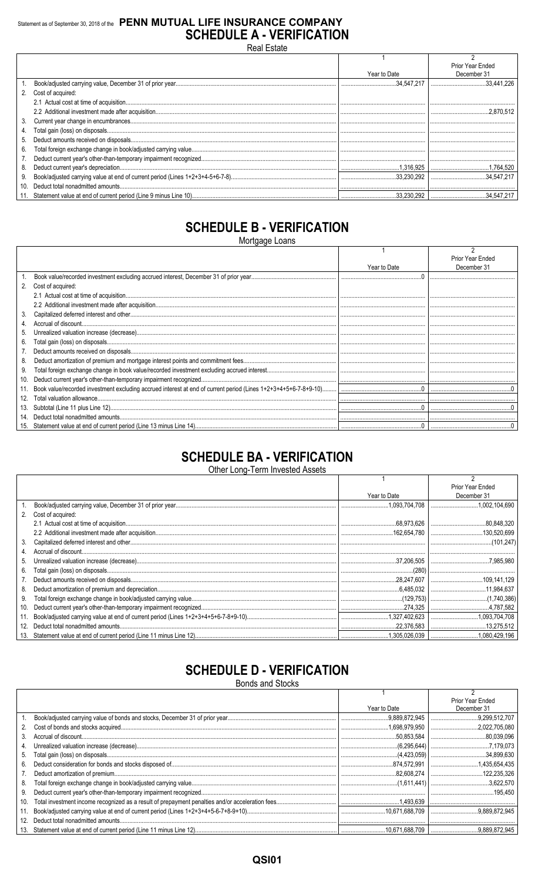Statement as of September 30, 2018 of the **PENN MUTUAL LIFE INSURANCE COMPANY**

# SCHEDULE A - VERIFICATION

Real Estate

| | | 1<br>Year to Date | 2<br>Prior Year Ended December 31 |
|---|---|---|---|
| 1. | Book/adjusted carrying value, December 31 of prior year | 34,547,217 | 33,441,226 |
| 2. | Cost of acquired: | | |
| | 2.1 Actual cost at time of acquisition | | |
| | 2.2 Additional investment made after acquisition | | 2,870,512 |
| 3. | Current year change in encumbrances | | |
| 4. | Total gain (loss) on disposals | | |
| 5. | Deduct amounts received on disposals | | |
| 6. | Total foreign exchange change in book/adjusted carrying value | | |
| 7. | Deduct current year's other-than-temporary impairment recognized | | |
| 8. | Deduct current year's depreciation | 1,316,925 | 1,764,520 |
| 9. | Book/adjusted carrying value at end of current period (Lines 1+2+3+4-5+6-7-8) | 33,230,292 | 34,547,217 |
| 10. | Deduct total nonadmitted amounts | | |
| 11. | Statement value at end of current period (Line 9 minus Line 10) | 33,230,292 | 34,547,217 |

# SCHEDULE B - VERIFICATION

Mortgage Loans

| | | 1<br>Year to Date | 2<br>Prior Year Ended December 31 |
|---|---|---|---|
| 1. | Book value/recorded investment excluding accrued interest, December 31 of prior year | 0 | |
| 2. | Cost of acquired: | | |
| | 2.1 Actual cost at time of acquisition | | |
| | 2.2 Additional investment made after acquisition | | |
| 3. | Capitalized deferred interest and other | | |
| 4. | Accrual of discount | | |
| 5. | Unrealized valuation increase (decrease) | | |
| 6. | Total gain (loss) on disposals | | |
| 7. | Deduct amounts received on disposals | | |
| 8. | Deduct amortization of premium and mortgage interest points and commitment fees | | |
| 9. | Total foreign exchange change in book value/recorded investment excluding accrued interest | | |
| 10. | Deduct current year's other-than-temporary impairment recognized | | |
| 11. | Book value/recorded investment excluding accrued interest at end of current period (Lines 1+2+3+4+5+6-7-8+9-10) | 0 | 0 |
| 12. | Total valuation allowance | | |
| 13. | Subtotal (Line 11 plus Line 12) | 0 | 0 |
| 14. | Deduct total nonadmitted amounts | | |
| 15. | Statement value at end of current period (Line 13 minus Line 14) | 0 | 0 |

# SCHEDULE BA - VERIFICATION

Other Long-Term Invested Assets

| | | 1<br>Year to Date | 2<br>Prior Year Ended December 31 |
|---|---|---|---|
| 1. | Book/adjusted carrying value, December 31 of prior year | 1,093,704,708 | 1,002,104,690 |
| 2. | Cost of acquired: | | |
| | 2.1 Actual cost at time of acquisition | 68,973,626 | 80,848,320 |
| | 2.2 Additional investment made after acquisition | 162,654,780 | 130,520,699 |
| 3. | Capitalized deferred interest and other | | (101,247) |
| 4. | Accrual of discount | | |
| 5. | Unrealized valuation increase (decrease) | 37,206,505 | 7,985,980 |
| 6. | Total gain (loss) on disposals | (280) | |
| 7. | Deduct amounts received on disposals | 28,247,607 | 109,141,129 |
| 8. | Deduct amortization of premium and depreciation | 6,485,032 | 11,984,637 |
| 9. | Total foreign exchange change in book/adjusted carrying value | (129,753) | (1,740,386) |
| 10. | Deduct current year's other-than-temporary impairment recognized | 274,325 | 4,787,582 |
| 11. | Book/adjusted carrying value at end of current period (Lines 1+2+3+4+5+6-7-8+9-10) | 1,327,402,623 | 1,093,704,708 |
| 12. | Deduct total nonadmitted amounts | 22,376,583 | 13,275,512 |
| 13. | Statement value at end of current period (Line 11 minus Line 12) | 1,305,026,039 | 1,080,429,196 |

# SCHEDULE D - VERIFICATION

Bonds and Stocks

| | | 1<br>Year to Date | 2<br>Prior Year Ended December 31 |
|---|---|---|---|
| 1. | Book/adjusted carrying value of bonds and stocks, December 31 of prior year | 9,889,872,945 | 9,299,512,707 |
| 2. | Cost of bonds and stocks acquired | 1,698,979,950 | 2,022,705,080 |
| 3. | Accrual of discount | 50,853,584 | 80,039,096 |
| 4. | Unrealized valuation increase (decrease) | (6,295,644) | 7,179,073 |
| 5. | Total gain (loss) on disposals | (4,423,059) | 34,899,630 |
| 6. | Deduct consideration for bonds and stocks disposed of | 874,572,991 | 1,435,654,435 |
| 7. | Deduct amortization of premium | 82,608,274 | 122,235,326 |
| 8. | Total foreign exchange change in book/adjusted carrying value | (1,611,441) | 3,622,570 |
| 9. | Deduct current year's other-than-temporary impairment recognized | | 195,450 |
| 10. | Total investment income recognized as a result of prepayment penalties and/or acceleration fees | 1,493,639 | |
| 11. | Book/adjusted carrying value at end of current period (Lines 1+2+3+4+5-6-7+8-9+10) | 10,671,688,709 | 9,889,872,945 |
| 12. | Deduct total nonadmitted amounts | | |
| 13. | Statement value at end of current period (Line 11 minus Line 12) | 10,671,688,709 | 9,889,872,945 |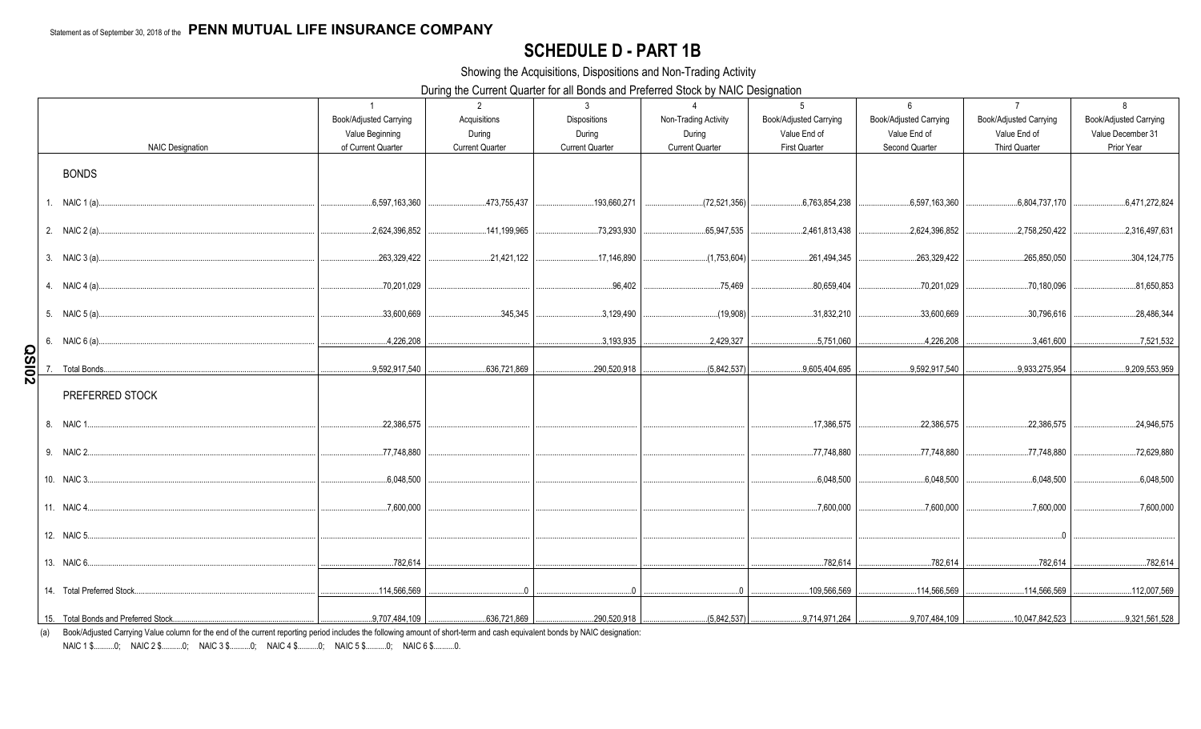Statement as of September 30, 2018 of the **PENN MUTUAL LIFE INSURANCE COMPANY**

# SCHEDULE D - PART 1B

Showing the Acquisitions, Dispositions and Non-Trading Activity

During the Current Quarter for all Bonds and Preferred Stock by NAIC Designation

| NAIC Designation | 1<br>Book/Adjusted Carrying Value Beginning of Current Quarter | 2<br>Acquisitions During Current Quarter | 3<br>Dispositions During Current Quarter | 4<br>Non-Trading Activity During Current Quarter | 5<br>Book/Adjusted Carrying Value End of First Quarter | 6<br>Book/Adjusted Carrying Value End of Second Quarter | 7<br>Book/Adjusted Carrying Value End of Third Quarter | 8<br>Book/Adjusted Carrying Value December 31 Prior Year |
|---|---|---|---|---|---|---|---|---|
| **BONDS** | | | | | | | | |
| 1. NAIC 1 (a) | 6,597,163,360 | 473,755,437 | 193,660,271 | (72,521,356) | 6,763,854,238 | 6,597,163,360 | 6,804,737,170 | 6,471,272,824 |
| 2. NAIC 2 (a) | 2,624,396,852 | 141,199,965 | 73,293,930 | 65,947,535 | 2,461,813,438 | 2,624,396,852 | 2,758,250,422 | 2,316,497,631 |
| 3. NAIC 3 (a) | 263,329,422 | 21,421,122 | 17,146,890 | (1,753,604) | 261,494,345 | 263,329,422 | 265,850,050 | 304,124,775 |
| 4. NAIC 4 (a) | 70,201,029 | | 96,402 | 75,469 | 80,659,404 | 70,201,029 | 70,180,096 | 81,650,853 |
| 5. NAIC 5 (a) | 33,600,669 | 345,345 | 3,129,490 | (19,908) | 31,832,210 | 33,600,669 | 30,796,616 | 28,486,344 |
| 6. NAIC 6 (a) | 4,226,208 | | 3,193,935 | 2,429,327 | 5,751,060 | 4,226,208 | 3,461,600 | 7,521,532 |
| 7. Total Bonds | 9,592,917,540 | 636,721,869 | 290,520,918 | (5,842,537) | 9,605,404,695 | 9,592,917,540 | 9,933,275,954 | 9,209,553,959 |
| **PREFERRED STOCK** | | | | | | | | |
| 8. NAIC 1 | 22,386,575 | | | | 17,386,575 | 22,386,575 | 22,386,575 | 24,946,575 |
| 9. NAIC 2 | 77,748,880 | | | | 77,748,880 | 77,748,880 | 77,748,880 | 72,629,880 |
| 10. NAIC 3 | 6,048,500 | | | | 6,048,500 | 6,048,500 | 6,048,500 | 6,048,500 |
| 11. NAIC 4 | 7,600,000 | | | | 7,600,000 | 7,600,000 | 7,600,000 | 7,600,000 |
| 12. NAIC 5 | | | | | | | 0 | |
| 13. NAIC 6 | 782,614 | | | | 782,614 | 782,614 | 782,614 | 782,614 |
| 14. Total Preferred Stock | 114,566,569 | 0 | 0 | 0 | 109,566,569 | 114,566,569 | 114,566,569 | 112,007,569 |
| 15. Total Bonds and Preferred Stock | 9,707,484,109 | 636,721,869 | 290,520,918 | (5,842,537) | 9,714,971,264 | 9,707,484,109 | 10,047,842,523 | 9,321,561,528 |

(a) Book/Adjusted Carrying Value column for the end of the current reporting period includes the following amount of short-term and cash equivalent bonds by NAIC designation:
NAIC 1 $..........0; NAIC 2 $..........0; NAIC 3 $..........0; NAIC 4 $..........0; NAIC 5 $..........0; NAIC 6 $..........0.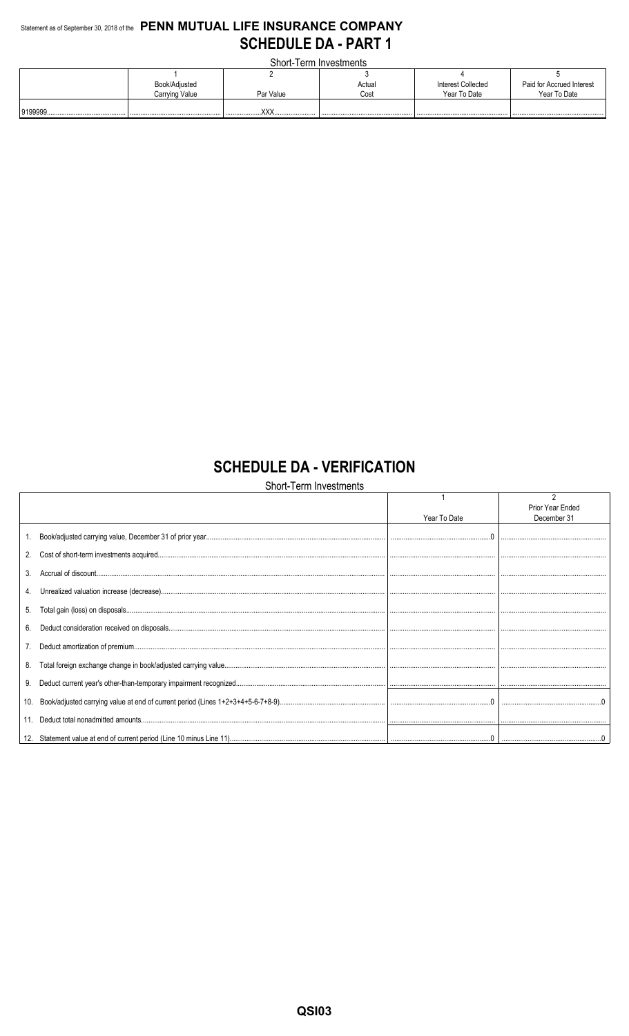Statement as of September 30, 2018 of the **PENN MUTUAL LIFE INSURANCE COMPANY**

# SCHEDULE DA - PART 1

Short-Term Investments

| | 1<br>Book/Adjusted Carrying Value | 2<br>Par Value | 3<br>Actual Cost | 4<br>Interest Collected Year To Date | 5<br>Paid for Accrued Interest Year To Date |
|---|---|---|---|---|---|
| 9199999 | | XXX | | | |

# SCHEDULE DA - VERIFICATION

Short-Term Investments

| | 1<br>Year To Date | 2<br>Prior Year Ended December 31 |
|---|---|---|
| 1. Book/adjusted carrying value, December 31 of prior year | 0 | |
| 2. Cost of short-term investments acquired | | |
| 3. Accrual of discount | | |
| 4. Unrealized valuation increase (decrease) | | |
| 5. Total gain (loss) on disposals | | |
| 6. Deduct consideration received on disposals | | |
| 7. Deduct amortization of premium | | |
| 8. Total foreign exchange change in book/adjusted carrying value | | |
| 9. Deduct current year's other-than-temporary impairment recognized | | |
| 10. Book/adjusted carrying value at end of current period (Lines 1+2+3+4+5-6-7+8-9) | 0 | 0 |
| 11. Deduct total nonadmitted amounts | | |
| 12. Statement value at end of current period (Line 10 minus Line 11) | 0 | 0 |

QSI03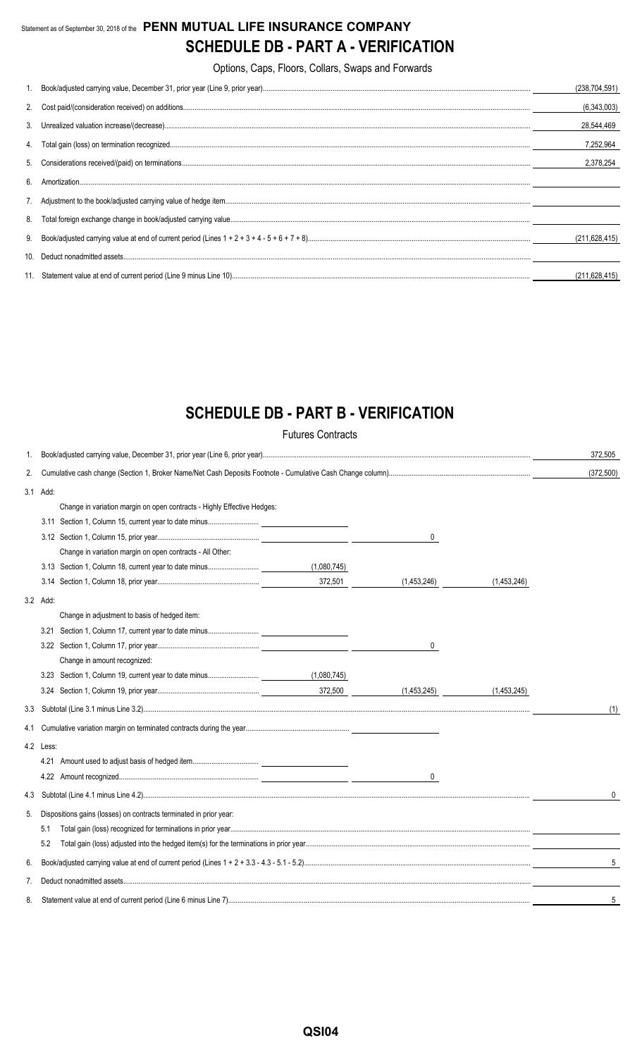Statement as of September 30, 2018 of the **PENN MUTUAL LIFE INSURANCE COMPANY**

# SCHEDULE DB - PART A - VERIFICATION

Options, Caps, Floors, Collars, Swaps and Forwards

| | | |
|---|---|---|
| 1. | Book/adjusted carrying value, December 31, prior year (Line 9, prior year) | (238,704,591) |
| 2. | Cost paid/(consideration received) on additions | (6,343,003) |
| 3. | Unrealized valuation increase/(decrease) | 28,544,469 |
| 4. | Total gain (loss) on termination recognized | 7,252,964 |
| 5. | Considerations received/(paid) on terminations | 2,378,254 |
| 6. | Amortization | |
| 7. | Adjustment to the book/adjusted carrying value of hedge item | |
| 8. | Total foreign exchange change in book/adjusted carrying value | |
| 9. | Book/adjusted carrying value at end of current period (Lines 1 + 2 + 3 + 4 - 5 + 6 + 7 + 8) | (211,628,415) |
| 10. | Deduct nonadmitted assets | |
| 11. | Statement value at end of current period (Line 9 minus Line 10) | (211,628,415) |

# SCHEDULE DB - PART B - VERIFICATION

Futures Contracts

| | | | | | |
|---|---|---|---|---|---|
| 1. | Book/adjusted carrying value, December 31, prior year (Line 6, prior year) | | | | 372,505 |
| 2. | Cumulative cash change (Section 1, Broker Name/Net Cash Deposits Footnote - Cumulative Cash Change column) | | | | (372,500) |
| 3.1 | Add: | | | | |
| | Change in variation margin on open contracts - Highly Effective Hedges: | | | | |
| | 3.11 Section 1, Column 15, current year to date minus | | | | |
| | 3.12 Section 1, Column 15, prior year | | 0 | | |
| | Change in variation margin on open contracts - All Other: | | | | |
| | 3.13 Section 1, Column 18, current year to date minus | (1,080,745) | | | |
| | 3.14 Section 1, Column 18, prior year | 372,501 | (1,453,246) | (1,453,246) | |
| 3.2 | Add: | | | | |
| | Change in adjustment to basis of hedged item: | | | | |
| | 3.21 Section 1, Column 17, current year to date minus | | | | |
| | 3.22 Section 1, Column 17, prior year | | 0 | | |
| | Change in amount recognized: | | | | |
| | 3.23 Section 1, Column 19, current year to date minus | (1,080,745) | | | |
| | 3.24 Section 1, Column 19, prior year | 372,500 | (1,453,245) | (1,453,245) | |
| 3.3 | Subtotal (Line 3.1 minus Line 3.2) | | | | (1) |
| 4.1 | Cumulative variation margin on terminated contracts during the year | | | | |
| 4.2 | Less: | | | | |
| | 4.21 Amount used to adjust basis of hedged item | | | | |
| | 4.22 Amount recognized | | 0 | | |
| 4.3 | Subtotal (Line 4.1 minus Line 4.2) | | | | 0 |
| 5. | Dispositions gains (losses) on contracts terminated in prior year: | | | | |
| | 5.1 Total gain (loss) recognized for terminations in prior year | | | | |
| | 5.2 Total gain (loss) adjusted into the hedged item(s) for the terminations in prior year | | | | |
| 6. | Book/adjusted carrying value at end of current period (Lines 1 + 2 + 3.3 - 4.3 - 5.1 - 5.2) | | | | 5 |
| 7. | Deduct nonadmitted assets | | | | |
| 8. | Statement value at end of current period (Line 6 minus Line 7) | | | | 5 |

QSI04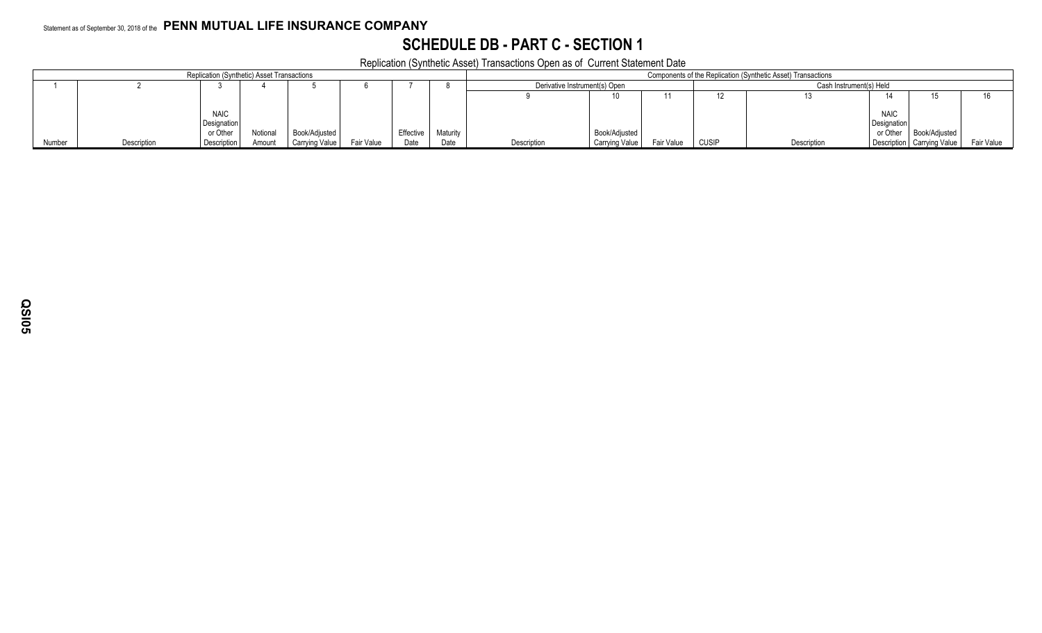Statement as of September 30, 2018 of the **PENN MUTUAL LIFE INSURANCE COMPANY**

# SCHEDULE DB - PART C - SECTION 1

Replication (Synthetic Asset) Transactions Open as of Current Statement Date

| Replication (Synthetic) Asset Transactions | | | | | | | | Components of the Replication (Synthetic Asset) Transactions | | | | | | | |
|---|---|---|---|---|---|---|---|---|---|---|---|---|---|---|---|
| | | | | | | | | Derivative Instrument(s) Open | | | Cash Instrument(s) Held | | | | |
| 1 | 2 | 3 | 4 | 5 | 6 | 7 | 8 | 9 | 10 | 11 | 12 | 13 | 14 | 15 | 16 |
| Number | Description | NAIC Designation or Other Description | Notional Amount | Book/Adjusted Carrying Value | Fair Value | Effective Date | Maturity Date | Description | Book/Adjusted Carrying Value | Fair Value | CUSIP | Description | NAIC Designation or Other Description | Book/Adjusted Carrying Value | Fair Value |

QSI05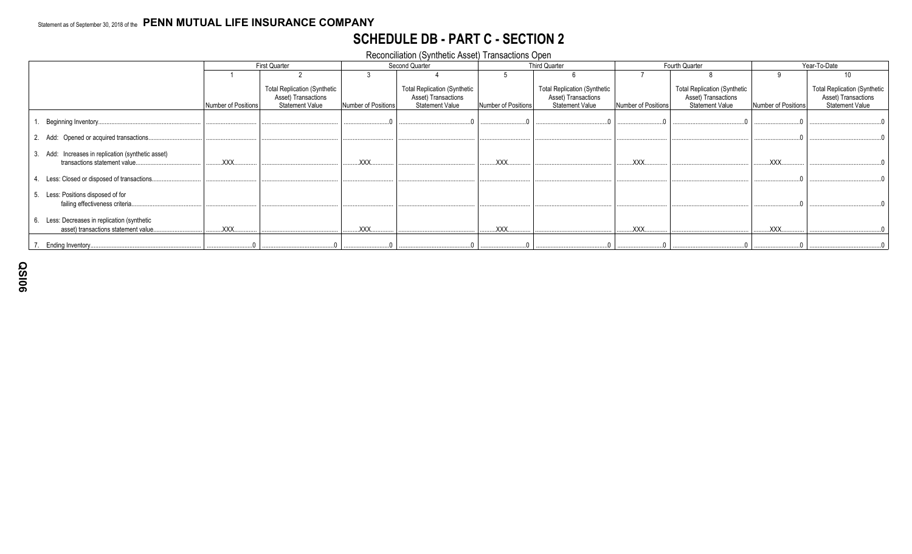Statement as of September 30, 2018 of the **PENN MUTUAL LIFE INSURANCE COMPANY**

# SCHEDULE DB - PART C - SECTION 2

Reconciliation (Synthetic Asset) Transactions Open

| | First Quarter | | Second Quarter | | Third Quarter | | Fourth Quarter | | Year-To-Date | |
|---|---|---|---|---|---|---|---|---|---|---|
| | 1 | 2 | 3 | 4 | 5 | 6 | 7 | 8 | 9 | 10 |
| | Number of Positions | Total Replication (Synthetic Asset) Transactions Statement Value | Number of Positions | Total Replication (Synthetic Asset) Transactions Statement Value | Number of Positions | Total Replication (Synthetic Asset) Transactions Statement Value | Number of Positions | Total Replication (Synthetic Asset) Transactions Statement Value | Number of Positions | Total Replication (Synthetic Asset) Transactions Statement Value |
| 1. Beginning Inventory | | | 0 | 0 | 0 | 0 | 0 | 0 | 0 | 0 |
| 2. Add: Opened or acquired transactions | | | | | | | | | 0 | 0 |
| 3. Add: Increases in replication (synthetic asset) transactions statement value | XXX | | XXX | | XXX | | XXX | | XXX | 0 |
| 4. Less: Closed or disposed of transactions | | | | | | | | | 0 | 0 |
| 5. Less: Positions disposed of for failing effectiveness criteria | | | | | | | | | 0 | 0 |
| 6. Less: Decreases in replication (synthetic asset) transactions statement value | XXX | | XXX | | XXX | | XXX | | XXX | 0 |
| 7. Ending Inventory | 0 | 0 | 0 | 0 | 0 | 0 | 0 | 0 | 0 | 0 |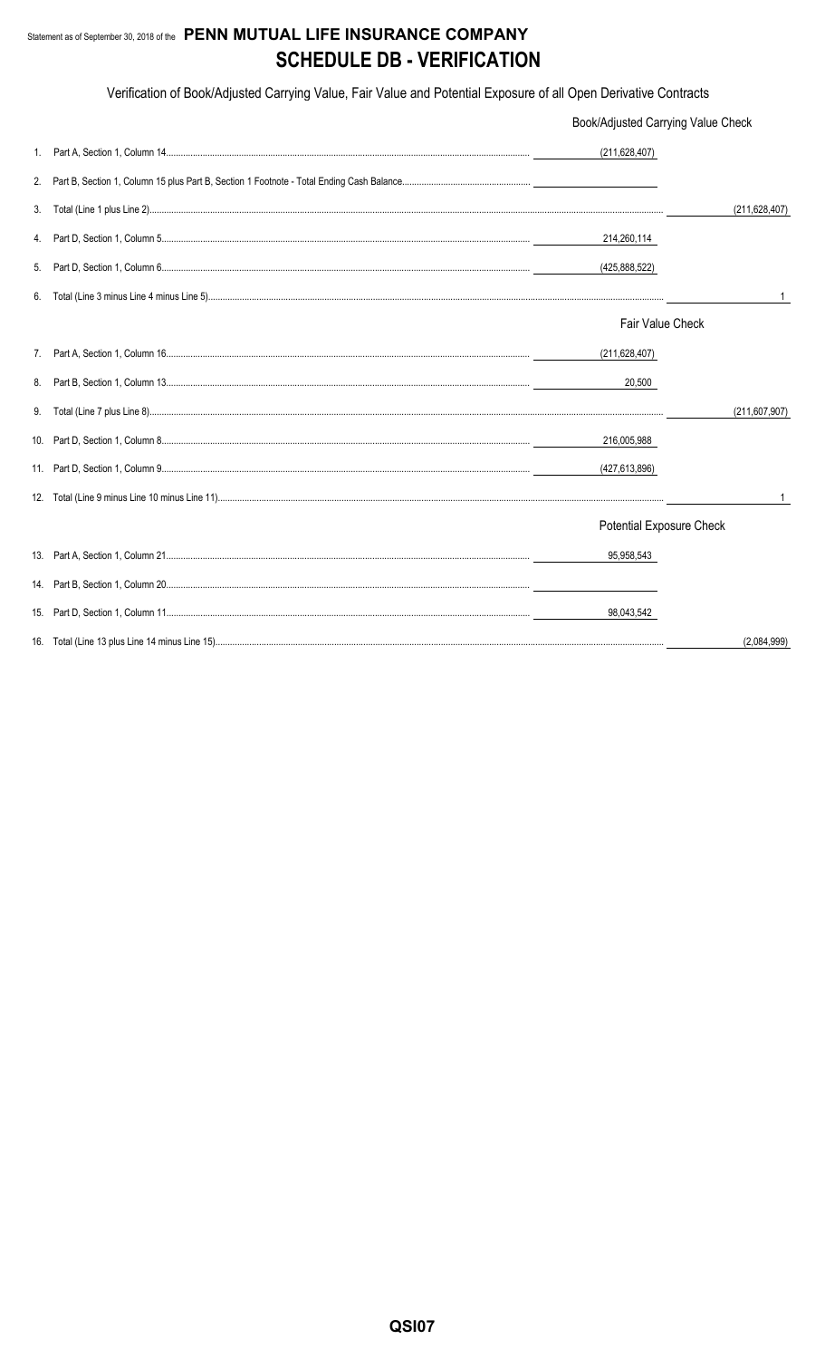Statement as of September 30, 2018 of the **PENN MUTUAL LIFE INSURANCE COMPANY**

# SCHEDULE DB - VERIFICATION

Verification of Book/Adjusted Carrying Value, Fair Value and Potential Exposure of all Open Derivative Contracts

| | | | |
|---|---|---|---|
| | | **Book/Adjusted Carrying Value Check** | |
| 1. | Part A, Section 1, Column 14 | (211,628,407) | |
| 2. | Part B, Section 1, Column 15 plus Part B, Section 1 Footnote - Total Ending Cash Balance | | |
| 3. | Total (Line 1 plus Line 2) | | (211,628,407) |
| 4. | Part D, Section 1, Column 5 | 214,260,114 | |
| 5. | Part D, Section 1, Column 6 | (425,888,522) | |
| 6. | Total (Line 3 minus Line 4 minus Line 5) | | 1 |
| | | **Fair Value Check** | |
| 7. | Part A, Section 1, Column 16 | (211,628,407) | |
| 8. | Part B, Section 1, Column 13 | 20,500 | |
| 9. | Total (Line 7 plus Line 8) | | (211,607,907) |
| 10. | Part D, Section 1, Column 8 | 216,005,988 | |
| 11. | Part D, Section 1, Column 9 | (427,613,896) | |
| 12. | Total (Line 9 minus Line 10 minus Line 11) | | 1 |
| | | **Potential Exposure Check** | |
| 13. | Part A, Section 1, Column 21 | 95,958,543 | |
| 14. | Part B, Section 1, Column 20 | | |
| 15. | Part D, Section 1, Column 11 | 98,043,542 | |
| 16. | Total (Line 13 plus Line 14 minus Line 15) | | (2,084,999) |

QSI07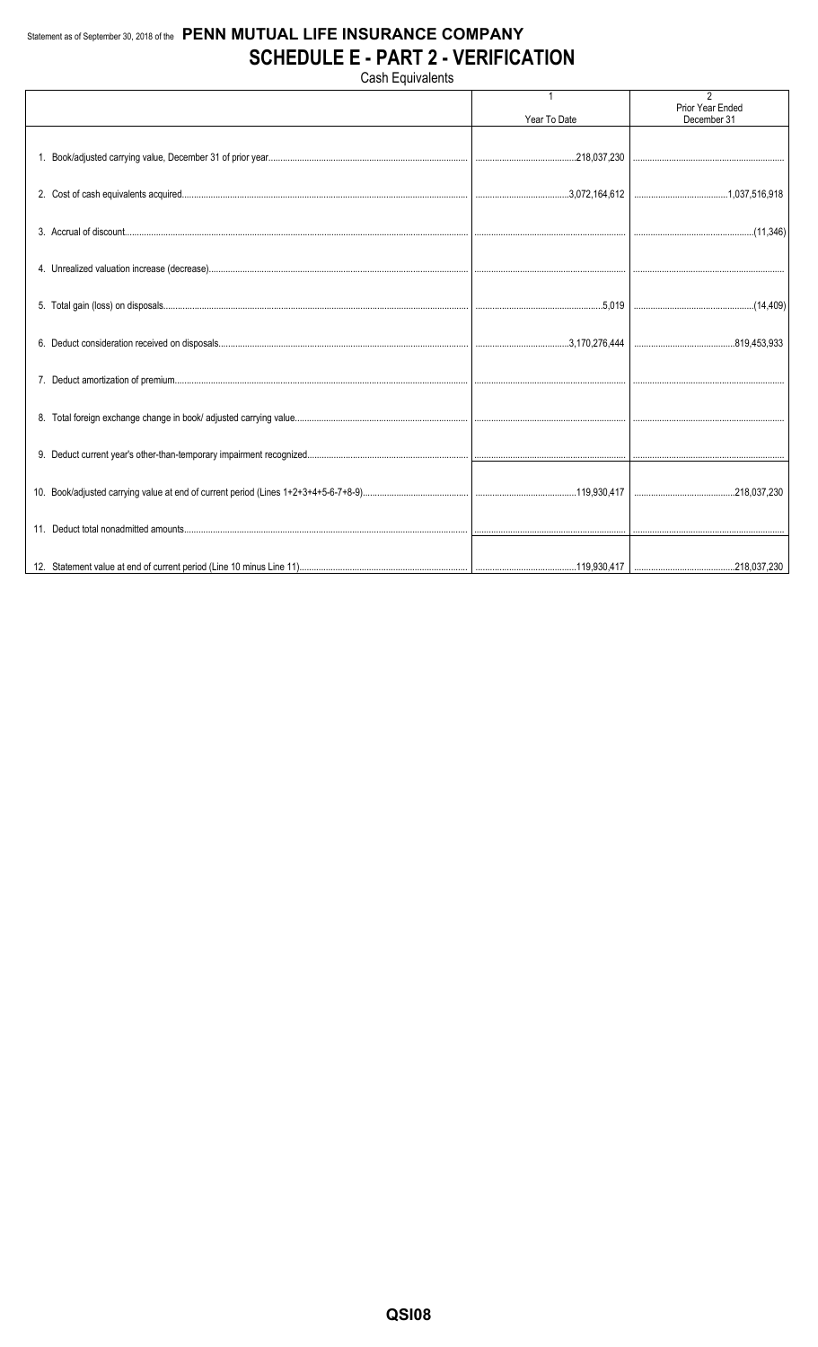Statement as of September 30, 2018 of the **PENN MUTUAL LIFE INSURANCE COMPANY**

# SCHEDULE E - PART 2 - VERIFICATION

Cash Equivalents

| | 1<br>Year To Date | 2<br>Prior Year Ended<br>December 31 |
|---|---|---|
| 1. Book/adjusted carrying value, December 31 of prior year | 218,037,230 | |
| 2. Cost of cash equivalents acquired | 3,072,164,612 | 1,037,516,918 |
| 3. Accrual of discount | | (11,346) |
| 4. Unrealized valuation increase (decrease) | | |
| 5. Total gain (loss) on disposals | 5,019 | (14,409) |
| 6. Deduct consideration received on disposals | 3,170,276,444 | 819,453,933 |
| 7. Deduct amortization of premium | | |
| 8. Total foreign exchange change in book/ adjusted carrying value | | |
| 9. Deduct current year's other-than-temporary impairment recognized | | |
| 10. Book/adjusted carrying value at end of current period (Lines 1+2+3+4+5-6-7+8-9) | 119,930,417 | 218,037,230 |
| 11. Deduct total nonadmitted amounts | | |
| 12. Statement value at end of current period (Line 10 minus Line 11) | 119,930,417 | 218,037,230 |

**QSI08**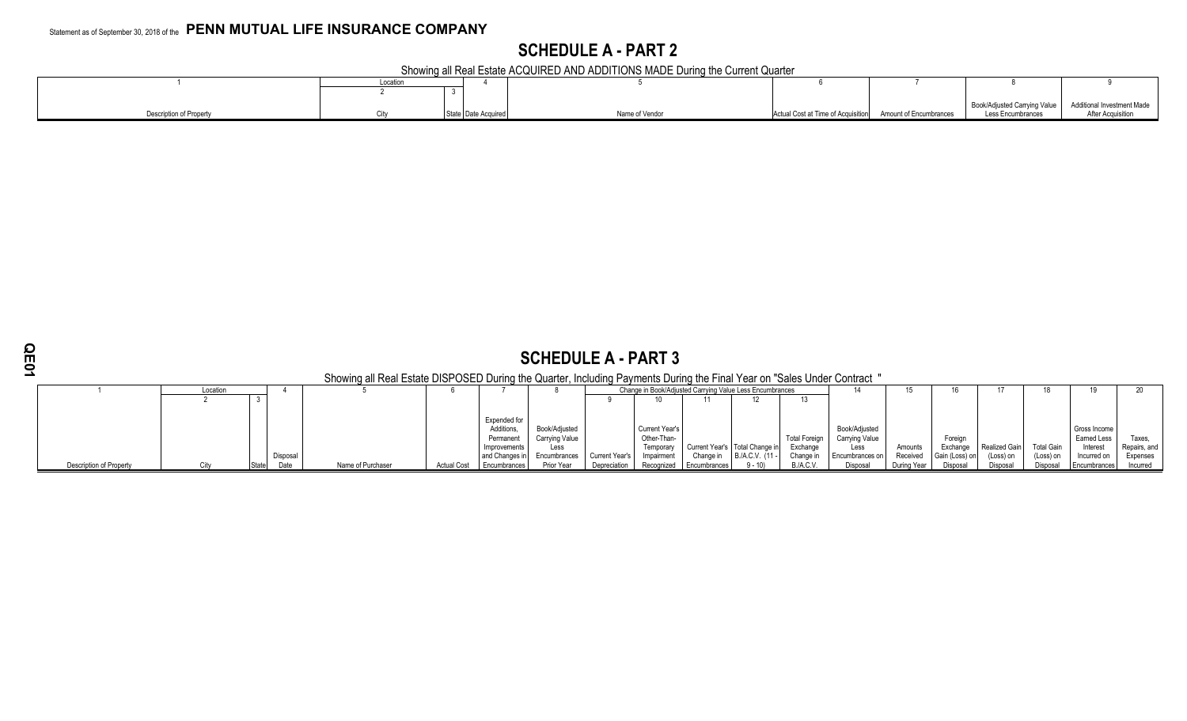Statement as of September 30, 2018 of the **PENN MUTUAL LIFE INSURANCE COMPANY**

# SCHEDULE A - PART 2

Showing all Real Estate ACQUIRED AND ADDITIONS MADE During the Current Quarter

| 1 | Location | | 4 | 5 | 6 | 7 | 8 | 9 |
|---|---|---|---|---|---|---|---|---|
| | 2 | 3 | | | | | | |
| Description of Property | City | State | Date Acquired | Name of Vendor | Actual Cost at Time of Acquisition | Amount of Encumbrances | Book/Adjusted Carrying Value Less Encumbrances | Additional Investment Made After Acquisition |

# SCHEDULE A - PART 3

Showing all Real Estate DISPOSED During the Quarter, Including Payments During the Final Year on "Sales Under Contract "

| 1 | Location | | 4 | 5 | 6 | 7 | 8 | Change in Book/Adjusted Carrying Value Less Encumbrances | | | | | 14 | 15 | 16 | 17 | 18 | 19 | 20 |
|---|---|---|---|---|---|---|---|---|---|---|---|---|---|---|---|---|---|---|---|
| | 2 | 3 | | | | | | 9 | 10 | 11 | 12 | 13 | | | | | | | |
| Description of Property | City | State | Disposal Date | Name of Purchaser | Actual Cost | Expended for Additions, Permanent Improvements and Changes in Encumbrances | Book/Adjusted Carrying Value Less Encumbrances Prior Year | Current Year's Depreciation | Current Year's Other-Than-Temporary Impairment Recognized | Current Year's Change in Encumbrances | Total Change in B./A.C.V. (11 - 9 - 10) | Total Foreign Exchange Change in B./A.C.V. | Book/Adjusted Carrying Value Less Encumbrances on Disposal | Amounts Received During Year | Foreign Exchange Gain (Loss) on Disposal | Realized Gain (Loss) on Disposal | Total Gain (Loss) on Disposal | Gross Income Earned Less Interest Incurred on Encumbrances | Taxes, Repairs, and Expenses Incurred |

QE01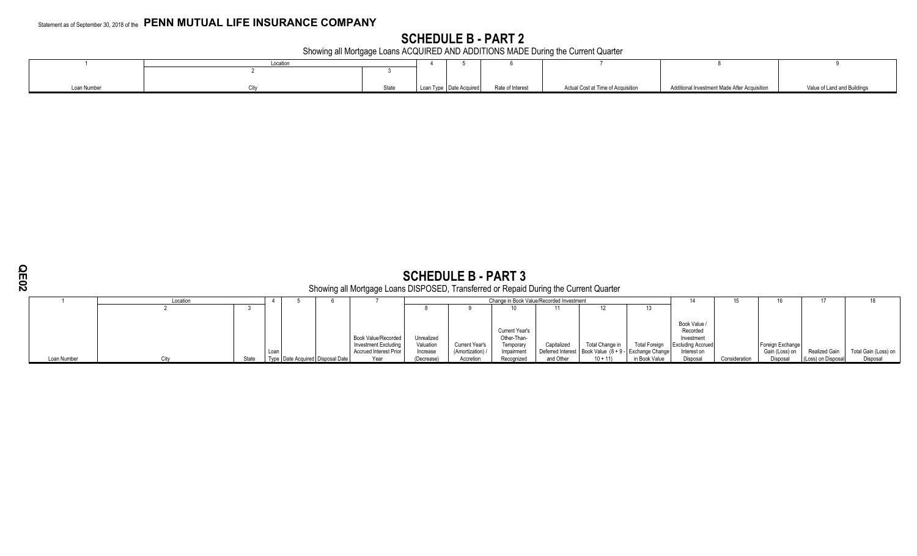Statement as of September 30, 2018 of the **PENN MUTUAL LIFE INSURANCE COMPANY**

# SCHEDULE B - PART 2

Showing all Mortgage Loans ACQUIRED AND ADDITIONS MADE During the Current Quarter

| 1 | Location | | 4 | 5 | 6 | 7 | 8 | 9 |
|---|---|---|---|---|---|---|---|---|
| | 2 | 3 | | | | | | |
| Loan Number | City | State | Loan Type | Date Acquired | Rate of Interest | Actual Cost at Time of Acquisition | Additional Investment Made After Acquisition | Value of Land and Buildings |

# SCHEDULE B - PART 3

Showing all Mortgage Loans DISPOSED, Transferred or Repaid During the Current Quarter

| 1 | Location | | 4 | 5 | 6 | 7 | Change in Book Value/Recorded Investment | | | | | | 14 | 15 | 16 | 17 | 18 |
|---|---|---|---|---|---|---|---|---|---|---|---|---|---|---|---|---|---|
| | 2 | 3 | | | | | 8 | 9 | 10 | 11 | 12 | 13 | | | | | |
| Loan Number | City | State | Loan Type | Date Acquired | Disposal Date | Book Value/Recorded Investment Excluding Accrued Interest Prior Year | Unrealized Valuation Increase (Decrease) | Current Year's (Amortization) / Accretion | Current Year's Other-Than-Temporary Impairment Recognized | Capitalized Deferred Interest and Other | Total Change in Book Value (8 + 9 - 10 + 11) | Total Foreign Exchange Change in Book Value | Book Value / Recorded Investment Excluding Accrued Interest on Disposal | Consideration | Foreign Exchange Gain (Loss) on Disposal | Realized Gain (Loss) on Disposal | Total Gain (Loss) on Disposal |

QE02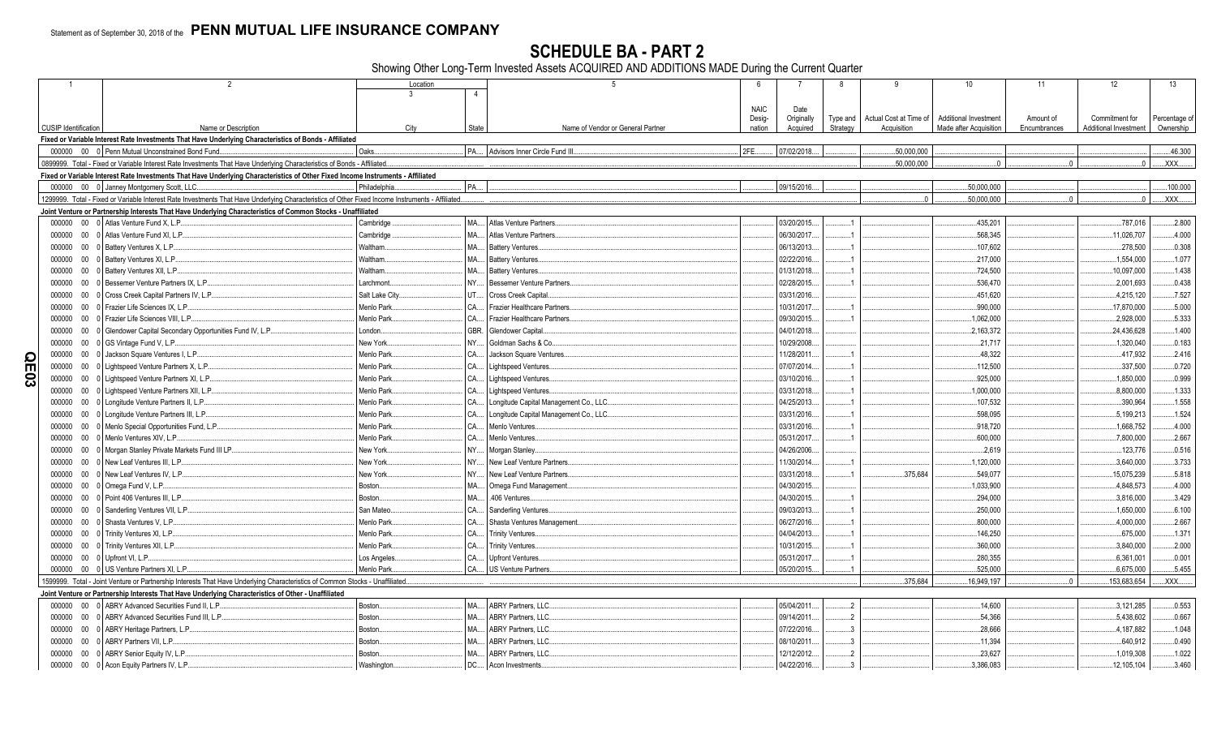Statement as of September 30, 2018 of the **PENN MUTUAL LIFE INSURANCE COMPANY**

# SCHEDULE BA - PART 2

Showing Other Long-Term Invested Assets ACQUIRED AND ADDITIONS MADE During the Current Quarter

| 1 | 2 | Location 3 | 4 | 5 | 6 | 7 | 8 | 9 | 10 | 11 | 12 | 13 |
|---|---|---|---|---|---|---|---|---|---|---|---|---|
| CUSIP Identification | Name or Description | City | State | Name of Vendor or General Partner | NAIC Desig-nation | Date Originally Acquired | Type and Strategy | Actual Cost at Time of Acquisition | Additional Investment Made after Acquisition | Amount of Encumbrances | Commitment for Additional Investment | Percentage of Ownership |
| **Fixed or Variable Interest Rate Investments That Have Underlying Characteristics of Bonds - Affiliated** | | | | | | | | | | | | |
| 000000 00 0 | Penn Mutual Unconstrained Bond Fund | Oaks | PA | Advisors Inner Circle Fund III | 2FE | 07/02/2018 | | 50,000,000 | | | | 46.300 |
| 0899999. Total - Fixed or Variable Interest Rate Investments That Have Underlying Characteristics of Bonds - Affiliated | | | | | | | | 50,000,000 | 0 | 0 | 0 | XXX |
| **Fixed or Variable Interest Rate Investments That Have Underlying Characteristics of Other Fixed Income Instruments - Affiliated** | | | | | | | | | | | | |
| 000000 00 0 | Janney Montgomery Scott, LLC | Philadelphia | PA | | | 09/15/2016 | | | 50,000,000 | | | 100.000 |
| 1299999. Total - Fixed or Variable Interest Rate Investments That Have Underlying Characteristics of Other Fixed Income Instruments - Affiliated | | | | | | | | 0 | 50,000,000 | 0 | 0 | XXX |
| **Joint Venture or Partnership Interests That Have Underlying Characteristics of Common Stocks - Unaffiliated** | | | | | | | | | | | | |
| 000000 00 0 | Atlas Venture Fund X, L.P. | Cambridge | MA | Atlas Venture Partners | | 03/20/2015 | 1 | | 435,201 | | 787,016 | 2.800 |
| 000000 00 0 | Atlas Venture Fund XI, L.P. | Cambridge | MA | Atlas Venture Partners | | 06/30/2017 | 1 | | 568,345 | | 11,026,707 | 4.000 |
| 000000 00 0 | Battery Ventures X, L.P. | Waltham | MA | Battery Ventures | | 06/13/2013 | 1 | | 107,602 | | 278,500 | 0.308 |
| 000000 00 0 | Battery Ventures XI, L.P. | Waltham | MA | Battery Ventures | | 02/22/2016 | 1 | | 217,000 | | 1,554,000 | 1.077 |
| 000000 00 0 | Battery Ventures XII, L.P. | Waltham | MA | Battery Ventures | | 01/31/2018 | 1 | | 724,500 | | 10,097,000 | 1.438 |
| 000000 00 0 | Bessemer Venture Partners IX, L.P. | Larchmont | NY | Bessemer Venture Partners | | 02/28/2015 | 1 | | 536,470 | | 2,001,693 | 0.438 |
| 000000 00 0 | Cross Creek Capital Partners IV, L.P. | Salt Lake City | UT | Cross Creek Capital | | 03/31/2016 | | | 451,620 | | 4,215,120 | 7.527 |
| 000000 00 0 | Frazier Life Sciences IX, L.P. | Menlo Park | CA | Frazier Healthcare Partners | | 10/31/2017 | 1 | | 990,000 | | 17,870,000 | 5.000 |
| 000000 00 0 | Frazier Life Sciences VIII, L.P. | Menlo Park | CA | Frazier Healthcare Partners | | 09/30/2015 | 1 | | 1,062,000 | | 2,928,000 | 5.333 |
| 000000 00 0 | Glendower Capital Secondary Opportunities Fund IV, L.P. | London | GBR | Glendower Capital | | 04/01/2018 | | | 2,163,372 | | 24,436,628 | 1.400 |
| 000000 00 0 | GS Vintage Fund V, L.P. | New York | NY | Goldman Sachs & Co. | | 10/29/2008 | | | 21,717 | | 1,320,040 | 0.183 |
| 000000 00 0 | Jackson Square Ventures I, L.P. | Menlo Park | CA | Jackson Square Ventures | | 11/28/2011 | 1 | | 48,322 | | 417,932 | 2.416 |
| 000000 00 0 | Lightspeed Venture Partners X, L.P. | Menlo Park | CA | Lightspeed Ventures | | 07/07/2014 | 1 | | 112,500 | | 337,500 | 0.720 |
| 000000 00 0 | Lightspeed Venture Partners XI, L.P. | Menlo Park | CA | Lightspeed Ventures | | 03/10/2016 | 1 | | 925,000 | | 1,850,000 | 0.999 |
| 000000 00 0 | Lightspeed Venture Partners XII, L.P. | Menlo Park | CA | Lightspeed Ventures | | 03/31/2018 | 1 | | 1,000,000 | | 8,800,000 | 1.333 |
| 000000 00 0 | Longitude Venture Partners II, L.P. | Menlo Park | CA | Longitude Capital Management Co., LLC | | 04/25/2013 | 1 | | 107,532 | | 390,964 | 1.558 |
| 000000 00 0 | Longitude Venture Partners III, L.P. | Menlo Park | CA | Longitude Capital Management Co., LLC | | 03/31/2016 | 1 | | 598,095 | | 5,199,213 | 1.524 |
| 000000 00 0 | Menlo Special Opportunities Fund, L.P. | Menlo Park | CA | Menlo Ventures | | 03/31/2016 | 1 | | 918,720 | | 1,668,752 | 4.000 |
| 000000 00 0 | Menlo Ventures XIV, L.P. | Menlo Park | CA | Menlo Ventures | | 05/31/2017 | 1 | | 600,000 | | 7,800,000 | 2.667 |
| 000000 00 0 | Morgan Stanley Private Markets Fund III LP | New York | NY | Morgan Stanley | | 04/26/2006 | | | 2,619 | | 123,776 | 0.516 |
| 000000 00 0 | New Leaf Ventures III, L.P. | New York | NY | New Leaf Venture Partners | | 11/30/2014 | 1 | | 1,120,000 | | 3,640,000 | 3.733 |
| 000000 00 0 | New Leaf Ventures IV, L.P. | New York | NY | New Leaf Venture Partners | | 03/31/2018 | 1 | 375,684 | 549,077 | | 15,075,239 | 5.818 |
| 000000 00 0 | Omega Fund V, L.P. | Boston | MA | Omega Fund Management | | 04/30/2015 | | | 1,033,900 | | 4,848,573 | 4.000 |
| 000000 00 0 | Point 406 Ventures III, L.P. | Boston | MA | .406 Ventures | | 04/30/2015 | 1 | | 294,000 | | 3,816,000 | 3.429 |
| 000000 00 0 | Sanderling Ventures VII, L.P. | San Mateo | CA | Sanderling Ventures | | 09/03/2013 | 1 | | 250,000 | | 1,650,000 | 6.100 |
| 000000 00 0 | Shasta Ventures V, L.P. | Menlo Park | CA | Shasta Ventures Management | | 06/27/2016 | 1 | | 800,000 | | 4,000,000 | 2.667 |
| 000000 00 0 | Trinity Ventures XI, L.P. | Menlo Park | CA | Trinity Ventures | | 04/04/2013 | 1 | | 146,250 | | 675,000 | 1.371 |
| 000000 00 0 | Trinity Ventures XII, L.P. | Menlo Park | CA | Trinity Ventures | | 10/31/2015 | 1 | | 360,000 | | 3,840,000 | 2.000 |
| 000000 00 0 | Upfront VI, L.P. | Los Angeles | CA | Upfront Ventures | | 05/31/2017 | 1 | | 280,355 | | 6,361,001 | 0.001 |
| 000000 00 0 | US Venture Partners XI, L.P. | Menlo Park | CA | US Venture Partners | | 05/20/2015 | 1 | | 525,000 | | 6,675,000 | 5.455 |
| 1599999. Total - Joint Venture or Partnership Interests That Have Underlying Characteristics of Common Stocks - Unaffiliated | | | | | | | | 375,684 | 16,949,197 | 0 | 153,683,654 | XXX |
| **Joint Venture or Partnership Interests That Have Underlying Characteristics of Other - Unaffiliated** | | | | | | | | | | | | |
| 000000 00 0 | ABRY Advanced Securities Fund II, L.P. | Boston | MA | ABRY Partners, LLC | | 05/04/2011 | 2 | | 14,600 | | 3,121,285 | 0.553 |
| 000000 00 0 | ABRY Advanced Securities Fund III, L.P. | Boston | MA | ABRY Partners, LLC | | 09/14/2011 | 2 | | 54,366 | | 5,438,602 | 0.667 |
| 000000 00 0 | ABRY Heritage Partners, L.P. | Boston | MA | ABRY Partners, LLC | | 07/22/2016 | 3 | | 28,666 | | 4,187,882 | 1.048 |
| 000000 00 0 | ABRY Partners VII, L.P. | Boston | MA | ABRY Partners, LLC | | 08/10/2011 | 3 | | 11,394 | | 640,912 | 0.490 |
| 000000 00 0 | ABRY Senior Equity IV, L.P. | Boston | MA | ABRY Partners, LLC | | 12/12/2012 | 2 | | 23,627 | | 1,019,308 | 1.022 |
| 000000 00 0 | Acon Equity Partners IV, L.P. | Washington | DC | Acon Investments | | 04/22/2016 | 3 | | 3,386,083 | | 12,105,104 | 3.460 |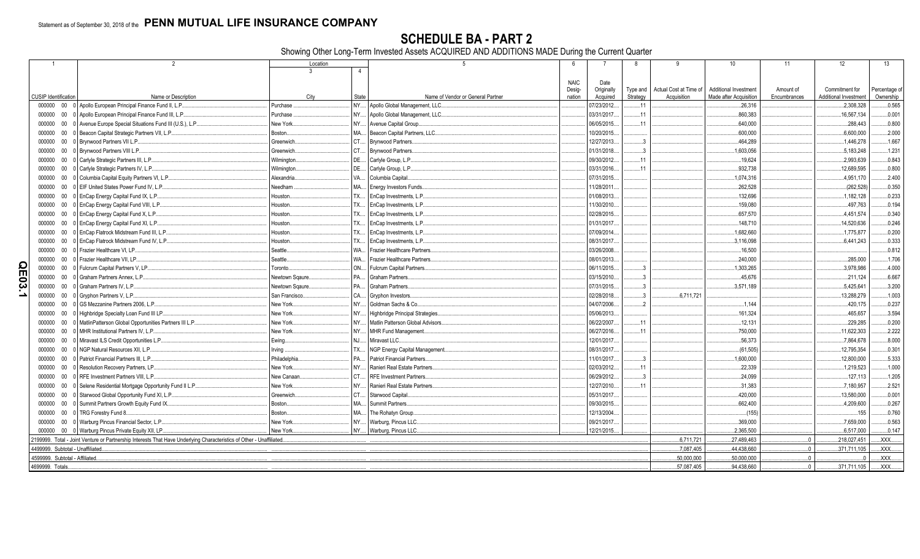Statement as of September 30, 2018 of the **PENN MUTUAL LIFE INSURANCE COMPANY**

# SCHEDULE BA - PART 2

Showing Other Long-Term Invested Assets ACQUIRED AND ADDITIONS MADE During the Current Quarter

| 1 | 2 | Location 3 | 4 | 5 | 6 | 7 | 8 | 9 | 10 | 11 | 12 | 13 |
|---|---|---|---|---|---|---|---|---|---|---|---|---|
| CUSIP Identification | Name or Description | City | State | Name of Vendor or General Partner | NAIC Designation | Date Originally Acquired | Type and Strategy | Actual Cost at Time of Acquisition | Additional Investment Made after Acquisition | Amount of Encumbrances | Commitment for Additional Investment | Percentage of Ownership |
| 000000 00 0 | Apollo European Principal Finance Fund II, L.P. | Purchase | NY | Apollo Global Management, LLC. | | 07/23/2012 | 11 | | 26,316 | | 2,308,328 | 0.565 |
| 000000 00 0 | Apollo European Principal Finance Fund III, L.P. | Purchase | NY | Apollo Global Management, LLC. | | 03/31/2017 | 11 | | 860,383 | | 16,567,134 | 0.001 |
| 000000 00 0 | Avenue Europe Special Situations Fund III (U.S.), L.P. | New York | NY | Avenue Capital Group | | 06/05/2015 | 11 | | 640,000 | | 288,443 | 0.800 |
| 000000 00 0 | Beacon Capital Strategic Partners VII, L.P. | Boston | MA | Beacon Capital Partners, LLC | | 10/20/2015 | | | 600,000 | | 6,600,000 | 2.000 |
| 000000 00 0 | Brynwood Partners VII L.P. | Greenwich | CT | Brynwood Partners | | 12/27/2013 | 3 | | 464,289 | | 1,446,278 | 1.667 |
| 000000 00 0 | Brynwood Partners VIII L.P. | Greenwich | CT | Brynwood Partners | | 01/31/2018 | 3 | | 1,603,056 | | 5,183,248 | 1.231 |
| 000000 00 0 | Carlyle Strategic Partners III, L.P. | Wilmington | DE | Carlyle Group, L.P. | | 09/30/2012 | 11 | | 19,624 | | 2,993,639 | 0.843 |
| 000000 00 0 | Carlyle Strategic Partners IV, L.P. | Wilmington | DE | Carlyle Group, L.P. | | 03/31/2016 | 11 | | 932,738 | | 12,689,595 | 0.800 |
| 000000 00 0 | Columbia Capital Equity Partners VI, L.P. | Alexandria | VA | Columbia Capital | | 07/31/2015 | | | 1,074,316 | | 4,951,170 | 2.400 |
| 000000 00 0 | EIF United States Power Fund IV, L.P. | Needham | MA | Energy Investors Funds | | 11/28/2011 | | | 262,528 | | (262,528) | 0.350 |
| 000000 00 0 | EnCap Energy Capital Fund IX, L.P. | Houston | TX | EnCap Investments, L.P. | | 01/08/2013 | | | 132,696 | | 1,182,128 | 0.233 |
| 000000 00 0 | EnCap Energy Capital Fund VIII, L.P. | Houston | TX | EnCap Investments, L.P. | | 11/30/2010 | | | 159,080 | | 497,763 | 0.194 |
| 000000 00 0 | EnCap Energy Capital Fund X, L.P. | Houston | TX | EnCap Investments, L.P. | | 02/28/2015 | | | 657,570 | | 4,451,574 | 0.340 |
| 000000 00 0 | EnCap Energy Capital Fund XI, L.P. | Houston | TX | EnCap Investments, L.P. | | 01/31/2017 | | | 148,710 | | 14,520,636 | 0.246 |
| 000000 00 0 | EnCap Flatrock Midstream Fund III, L.P. | Houston | TX | EnCap Investments, L.P. | | 07/09/2014 | | | 1,682,660 | | 1,775,877 | 0.200 |
| 000000 00 0 | EnCap Flatrock Midstream Fund IV, L.P. | Houston | TX | EnCap Investments, L.P. | | 08/31/2017 | | | 3,116,098 | | 6,441,243 | 0.333 |
| 000000 00 0 | Frazier Healthcare VI, LP | Seattle | WA | Frazier Healthcare Partners | | 03/26/2008 | | | 16,500 | | | 0.812 |
| 000000 00 0 | Frazier Healthcare VII, LP | Seattle | WA | Frazier Healthcare Partners | | 08/01/2013 | | | 240,000 | | 285,000 | 1.706 |
| 000000 00 0 | Fulcrum Capital Partners V, LP | Toronto | ON | Fulcrum Capital Partners | | 06/11/2015 | 3 | | 1,303,265 | | 3,978,986 | 4.000 |
| 000000 00 0 | Graham Partners Annex, L.P. | Newtown Sqaure | PA | Graham Partners | | 03/15/2010 | 3 | | 45,676 | | 211,124 | 6.667 |
| 000000 00 0 | Graham Partners IV, L.P. | Newtown Sqaure | PA | Graham Partners | | 07/31/2015 | 3 | | 3,571,189 | | 5,425,641 | 3.200 |
| 000000 00 0 | Gryphon Partners V, L.P. | San Francisco | CA | Gryphon Investors | | 02/28/2018 | 3 | 6,711,721 | | | 13,288,279 | 1.003 |
| 000000 00 0 | GS Mezzanine Partners 2006, L.P. | New York | NY | Goldman Sachs & Co. | | 04/07/2006 | 2 | | 1,144 | | 420,175 | 0.237 |
| 000000 00 0 | Highbridge Specialty Loan Fund III LP | New York | NY | Highbridge Principal Strategies | | 05/06/2013 | | | 161,324 | | 465,657 | 3.594 |
| 000000 00 0 | MatlinPatterson Global Opportunities Partners III L.P. | New York | NY | Matlin Patterson Global Advisors | | 06/22/2007 | 11 | | 12,131 | | 229,285 | 0.200 |
| 000000 00 0 | MHR Institutional Partners IV, L.P. | New York | NY | MHR Fund Management | | 06/27/2016 | 11 | | 750,000 | | 11,622,303 | 2.222 |
| 000000 00 0 | Miravast ILS Credit Opportunities L.P. | Ewing | NJ | Miravast LLC | | 12/01/2017 | | | 56,373 | | 7,864,678 | 8.000 |
| 000000 00 0 | NGP Natural Resources XII, L.P. | Irving | TX | NGP Energy Capital Management | | 08/31/2017 | | | (61,505) | | 12,795,354 | 0.301 |
| 000000 00 0 | Patriot Financial Partners III, L.P. | Philadelphia | PA | Patriot Financial Partners | | 11/01/2017 | 3 | | 1,600,000 | | 12,800,000 | 5.333 |
| 000000 00 0 | Resolution Recovery Partners, LP | New York | NY | Ranieri Real Estate Partners | | 02/03/2012 | 11 | | 22,339 | | 1,219,523 | 1.000 |
| 000000 00 0 | RFE Investment Partners VIII, L.P. | New Canaan | CT | RFE Investment Partners | | 06/29/2012 | 3 | | 24,099 | | 127,113 | 1.205 |
| 000000 00 0 | Selene Residential Mortgage Opportunity Fund II L.P. | New York | NY | Ranieri Real Estate Partners | | 12/27/2010 | 11 | | 31,383 | | 7,180,957 | 2.521 |
| 000000 00 0 | Starwood Global Opportunity Fund XI, L.P. | Greenwich | CT | Starwood Capital | | 05/31/2017 | | | 420,000 | | 13,580,000 | 0.001 |
| 000000 00 0 | Summit Partners Growth Equity Fund IX | Boston | MA | Summit Partners | | 09/30/2015 | | | 662,400 | | 4,209,600 | 0.267 |
| 000000 00 0 | TRG Forestry Fund 8 | Boston | MA | The Rohatyn Group | | 12/13/2004 | | | (155) | | 155 | 0.760 |
| 000000 00 0 | Warburg Pincus Financial Sector, L.P. | New York | NY | Warburg, Pincus LLC | | 09/21/2017 | | | 369,000 | | 7,659,000 | 0.563 |
| 000000 00 0 | Warburg Pincus Private Equity XII, LP | New York | NY | Warburg, Pincus LLC | | 12/21/2015 | | | 2,365,500 | | 6,517,000 | 0.147 |
| 2199999. Total - Joint Venture or Partnership Interests That Have Underlying Characteristics of Other - Unaffiliated | | | | | | | | 6,711,721 | 27,489,463 | 0 | 218,027,451 | XXX |
| 4499999. Subtotal - Unaffiliated | | | | | | | | 7,087,405 | 44,438,660 | 0 | 371,711,105 | XXX |
| 4599999. Subtotal - Affiliated | | | | | | | | 50,000,000 | 50,000,000 | 0 | 0 | XXX |
| 4699999. Totals | | | | | | | | 57,087,405 | 94,438,660 | 0 | 371,711,105 | XXX |

QE03.1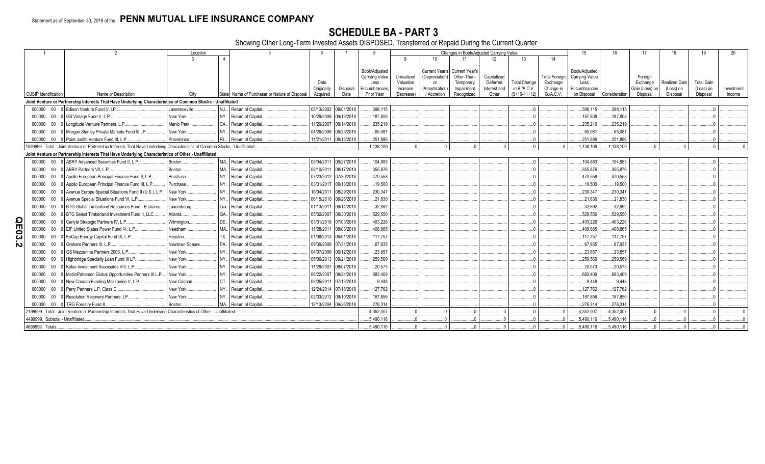Statement as of September 30, 2018 of the **PENN MUTUAL LIFE INSURANCE COMPANY**

# SCHEDULE BA - PART 3

Showing Other Long-Term Invested Assets DISPOSED, Transferred or Repaid During the Current Quarter

| 1 | 2 | Location | | 5 | 6 | 7 | 8 | Changes in Book/Adjusted Carrying Value | | | | | | 15 | 16 | 17 | 18 | 19 | 20 |
|---|---|---|---|---|---|---|---|---|---|---|---|---|---|---|---|---|---|---|---|
| | | 3 | 4 | | | | | 9 | 10 | 11 | 12 | 13 | 14 | | | | | | |
| CUSIP Identification | Name or Description | City | State | Name of Purchaser or Nature of Disposal | Date Originally Acquired | Disposal Date | Book/Adjusted Carrying Value Less Encumbrances, Prior Year | Unrealized Valuation Increase (Decrease) | Current Year's (Depreciation) or (Amortization) / Accretion | Current Year's Other-Than-Temporary Impairment Recognized | Capitalized Deferred Interest and Other | Total Change in B./A.C.V. (9+10-11+12) | Total Foreign Exchange Change in B./A.C.V. | Book/Adjusted Carrying Value Less Encumbrances on Disposal | Consideration | Foreign Exchange Gain (Loss) on Disposal | Realized Gain (Loss) on Disposal | Total Gain (Loss) on Disposal | Investment Income |
| **Joint Venture or Partnership Interests That Have Underlying Characteristics of Common Stocks - Unaffiliated** | | | | | | | | | | | | | | | | | | | |
| 000000 00 0 | Edison Venture Fund V, LP. | Lawrenceville | NJ | Return of Capital | 05/13/2002 | 08/01/2018 | 398,115 | | | | | 0 | | 398,115 | 398,115 | | | 0 | |
| 000000 00 0 | GS Vintage Fund V, L.P. | New York | NY | Return of Capital | 10/29/2008 | 09/13/2018 | 187,808 | | | | | 0 | | 187,808 | 187,808 | | | 0 | |
| 000000 00 0 | Longitude Venture Partners, L.P. | Menlo Park | CA | Return of Capital | 11/20/2007 | 08/14/2018 | 235,219 | | | | | 0 | | 235,219 | 235,219 | | | 0 | |
| 000000 00 0 | Morgan Stanley Private Markets Fund III LP | New York | NY | Return of Capital | 04/26/2006 | 09/25/2018 | 65,081 | | | | | 0 | | 65,081 | 65,081 | | | 0 | |
| 000000 00 0 | Point Judith Venture Fund III, L.P. | Providence | RI | Return of Capital | 11/21/2011 | 08/13/2018 | 251,886 | | | | | 0 | | 251,886 | 251,886 | | | 0 | |
| 1599999. Total - Joint Venture or Partnership Interests That Have Underlying Characteristics of Common Stocks - Unaffiliated | | | | | | | 1,138,109 | 0 | 0 | 0 | 0 | 0 | 0 | 1,138,109 | 1,138,109 | 0 | 0 | 0 | 0 |
| **Joint Venture or Partnership Interests That Have Underlying Characteristics of Other - Unaffiliated** | | | | | | | | | | | | | | | | | | | |
| 000000 00 0 | ABRY Advanced Securities Fund II, L.P. | Boston | MA | Return of Capital | 05/04/2011 | 09/27/2018 | 104,883 | | | | | 0 | | 104,883 | 104,883 | | | 0 | |
| 000000 00 0 | ABRY Partners VII, L.P. | Boston | MA | Return of Capital | 08/10/2011 | 08/17/2018 | 355,876 | | | | | 0 | | 355,876 | 355,876 | | | 0 | |
| 000000 00 0 | Apollo European Principal Finance Fund II, L.P. | Purchase | NY | Return of Capital | 07/23/2012 | 07/30/2018 | 470,558 | | | | | 0 | | 470,558 | 470,558 | | | 0 | |
| 000000 00 0 | Apollo European Principal Finance Fund III, L.P. | Purchase | NY | Return of Capital | 03/31/2017 | 09/13/2018 | 19,500 | | | | | 0 | | 19,500 | 19,500 | | | 0 | |
| 000000 00 0 | Avenue Europe Special Situations Fund II (U.S.), L.P. | New York | NY | Return of Capital | 10/04/2011 | 08/29/2018 | 230,347 | | | | | 0 | | 230,347 | 230,347 | | | 0 | |
| 000000 00 0 | Avenue Special Situations Fund VI, L.P. | New York | NY | Return of Capital | 06/15/2010 | 09/26/2018 | 21,830 | | | | | 0 | | 21,830 | 21,830 | | | 0 | |
| 000000 00 0 | BTG Global Timberland Resources Fund - B shares | Luxembourg | Lux | Return of Capital | 01/13/2011 | 09/14/2018 | 32,892 | | | | | 0 | | 32,892 | 32,892 | | | 0 | |
| 000000 00 0 | BTG Select Timberland Investment Fund II, LLC | Atlanta | GA | Return of Capital | 05/02/2007 | 08/30/2018 | 529,550 | | | | | 0 | | 529,550 | 529,550 | | | 0 | |
| 000000 00 0 | Carlyle Strategic Partners IV, L.P. | Wilmington | DE | Return of Capital | 03/31/2016 | 07/03/2018 | 403,226 | | | | | 0 | | 403,226 | 403,226 | | | 0 | |
| 000000 00 0 | EIF United States Power Fund IV, L.P. | Needham | MA | Return of Capital | 11/28/2011 | 08/03/2018 | 408,865 | | | | | 0 | | 408,865 | 408,865 | | | 0 | |
| 000000 00 0 | EnCap Energy Capital Fund IX, L.P. | Houston | TX | Return of Capital | 01/08/2013 | 06/01/2018 | 117,757 | | | | | 0 | | 117,757 | 117,757 | | | 0 | |
| 000000 00 0 | Graham Partners III, L.P. | Newtown Sqaure | PA | Return of Capital | 09/30/2008 | 07/31/2018 | 67,935 | | | | | 0 | | 67,935 | 67,935 | | | 0 | |
| 000000 00 0 | GS Mezzanine Partners 2006, L.P. | New York | NY | Return of Capital | 04/07/2006 | 09/12/2018 | 23,857 | | | | | 0 | | 23,857 | 23,857 | | | 0 | |
| 000000 00 0 | Highbridge Specialty Loan Fund III LP | New York | NY | Return of Capital | 05/06/2013 | 09/21/2018 | 259,569 | | | | | 0 | | 259,569 | 259,569 | | | 0 | |
| 000000 00 0 | Kelso Investment Associates VIII, L.P. | New York | NY | Return of Capital | 11/29/2007 | 08/07/2018 | 20,573 | | | | | 0 | | 20,573 | 20,573 | | | 0 | |
| 000000 00 0 | MatlinPatterson Global Opportunities Partners III L.P. | New York | NY | Return of Capital | 06/22/2007 | 08/24/2018 | 683,409 | | | | | 0 | | 683,409 | 683,409 | | | 0 | |
| 000000 00 0 | New Canaan Funding Mezzanine V, L.P. | New Canaan | CT | Return of Capital | 08/05/2011 | 07/13/2018 | 9,448 | | | | | 0 | | 9,448 | 9,448 | | | 0 | |
| 000000 00 0 | Perry Partners L.P. Class C. | New York | NY | Return of Capital | 12/24/2014 | 07/18/2018 | 127,762 | | | | | 0 | | 127,762 | 127,762 | | | 0 | |
| 000000 00 0 | Resolution Recovery Partners, LP | New York | NY | Return of Capital | 02/03/2012 | 09/10/2018 | 187,856 | | | | | 0 | | 187,856 | 187,856 | | | 0 | |
| 000000 00 0 | TRG Forestry Fund 8 | Boston | MA | Return of Capital | 12/13/2004 | 09/26/2018 | 276,314 | | | | | 0 | | 276,314 | 276,314 | | | 0 | |
| 2199999. Total - Joint Venture or Partnership Interests That Have Underlying Characteristics of Other - Unaffiliated | | | | | | | 4,352,007 | 0 | 0 | 0 | 0 | 0 | 0 | 4,352,007 | 4,352,007 | 0 | 0 | 0 | 0 |
| 4499999. Subtotal - Unaffiliated | | | | | | | 5,490,116 | 0 | 0 | 0 | 0 | 0 | 0 | 5,490,116 | 5,490,116 | 0 | 0 | 0 | 0 |
| 4699999. Totals | | | | | | | 5,490,116 | 0 | 0 | 0 | 0 | 0 | 0 | 5,490,116 | 5,490,116 | 0 | 0 | 0 | 0 |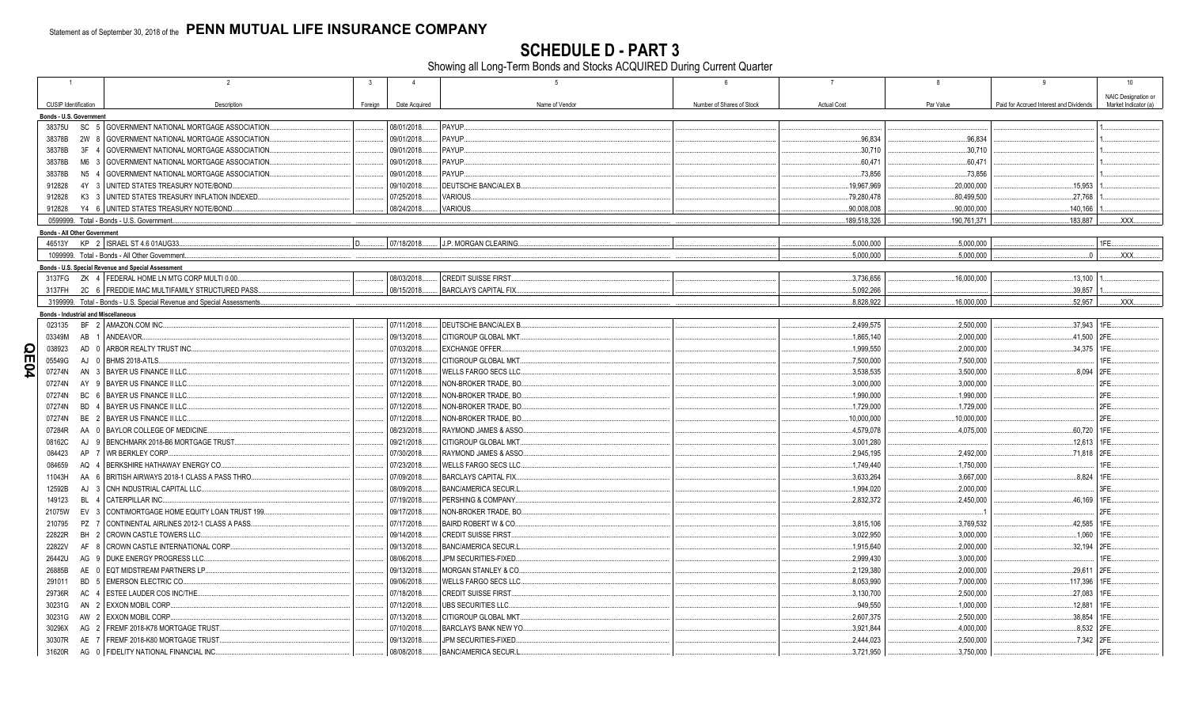Statement as of September 30, 2018 of the **PENN MUTUAL LIFE INSURANCE COMPANY**

# SCHEDULE D - PART 3

Showing all Long-Term Bonds and Stocks ACQUIRED During Current Quarter

| 1 CUSIP Identification | 2 Description | 3 Foreign | 4 Date Acquired | 5 Name of Vendor | 6 Number of Shares of Stock | 7 Actual Cost | 8 Par Value | 9 Paid for Accrued Interest and Dividends | 10 NAIC Designation or Market Indicator (a) |
|---|---|---|---|---|---|---|---|---|---|
| **Bonds - U.S. Government** | | | | | | | | | |
| 38375U SC 5 | GOVERNMENT NATIONAL MORTGAGE ASSOCIATION. | | 08/01/2018 | PAYUP. | | | | | 1 |
| 38378B 2W 8 | GOVERNMENT NATIONAL MORTGAGE ASSOCIATION. | | 09/01/2018 | PAYUP. | | 96,834 | 96,834 | | 1 |
| 38378B 3F 4 | GOVERNMENT NATIONAL MORTGAGE ASSOCIATION. | | 09/01/2018 | PAYUP. | | 30,710 | 30,710 | | 1 |
| 38378B M6 3 | GOVERNMENT NATIONAL MORTGAGE ASSOCIATION. | | 09/01/2018 | PAYUP. | | 60,471 | 60,471 | | 1 |
| 38378B N5 4 | GOVERNMENT NATIONAL MORTGAGE ASSOCIATION. | | 09/01/2018 | PAYUP. | | 73,856 | 73,856 | | 1 |
| 912828 4Y 3 | UNITED STATES TREASURY NOTE/BOND. | | 09/10/2018 | DEUTSCHE BANC/ALEX B. | | 19,967,969 | 20,000,000 | 15,953 | 1 |
| 912828 K3 3 | UNITED STATES TREASURY INFLATION INDEXED. | | 07/25/2018 | VARIOUS. | | 79,280,478 | 80,499,500 | 27,768 | 1 |
| 912828 Y4 6 | UNITED STATES TREASURY NOTE/BOND. | | 08/24/2018 | VARIOUS. | | 90,008,008 | 90,000,000 | 140,166 | 1 |
| 0599999. Total - Bonds - U.S. Government. | | | | | | 189,518,326 | 190,761,371 | 183,887 | XXX |
| **Bonds - All Other Government** | | | | | | | | | |
| 46513Y KP 2 | ISRAEL ST 4.6 01AUG33. | D | 07/18/2018 | J.P. MORGAN CLEARING. | | 5,000,000 | 5,000,000 | | 1FE |
| 1099999. Total - Bonds - All Other Government. | | | | | | 5,000,000 | 5,000,000 | 0 | XXX |
| **Bonds - U.S. Special Revenue and Special Assessment** | | | | | | | | | |
| 3137FG ZK 4 | FEDERAL HOME LN MTG CORP MULTI 0.00. | | 08/03/2018 | CREDIT SUISSE FIRST. | | 3,736,656 | 16,000,000 | 13,100 | 1 |
| 3137FH 2C 6 | FREDDIE MAC MULTIFAMILY STRUCTURED PASS. | | 08/15/2018 | BARCLAYS CAPITAL FIX. | | 5,092,266 | | 39,857 | 1 |
| 3199999. Total - Bonds - U.S. Special Revenue and Special Assessments. | | | | | | 8,828,922 | 16,000,000 | 52,957 | XXX |
| **Bonds - Industrial and Miscellaneous** | | | | | | | | | |
| 023135 BF 2 | AMAZON.COM INC. | | 07/11/2018 | DEUTSCHE BANC/ALEX B. | | 2,499,575 | 2,500,000 | 37,943 | 1FE |
| 03349M AB 1 | ANDEAVOR. | | 09/13/2018 | CITIGROUP GLOBAL MKT. | | 1,865,140 | 2,000,000 | 41,500 | 2FE |
| 038923 AD 0 | ARBOR REALTY TRUST INC. | | 07/03/2018 | EXCHANGE OFFER. | | 1,999,550 | 2,000,000 | 34,375 | 1FE |
| 05549G AJ 0 | BHMS 2018-ATLS. | | 07/13/2018 | CITIGROUP GLOBAL MKT. | | 7,500,000 | 7,500,000 | | 1FE |
| 07274N AN 3 | BAYER US FINANCE II LLC. | | 07/11/2018 | WELLS FARGO SECS LLC. | | 3,538,535 | 3,500,000 | 8,094 | 2FE |
| 07274N AY 9 | BAYER US FINANCE II LLC. | | 07/12/2018 | NON-BROKER TRADE, BO. | | 3,000,000 | 3,000,000 | | 2FE |
| 07274N BC 6 | BAYER US FINANCE II LLC. | | 07/12/2018 | NON-BROKER TRADE, BO. | | 1,990,000 | 1,990,000 | | 2FE |
| 07274N BD 4 | BAYER US FINANCE II LLC. | | 07/12/2018 | NON-BROKER TRADE, BO. | | 1,729,000 | 1,729,000 | | 2FE |
| 07274N BE 2 | BAYER US FINANCE II LLC. | | 07/12/2018 | NON-BROKER TRADE, BO. | | 10,000,000 | 10,000,000 | | 2FE |
| 07284R AA 0 | BAYLOR COLLEGE OF MEDICINE. | | 08/23/2018 | RAYMOND JAMES & ASSO. | | 4,579,078 | 4,075,000 | 60,720 | 1FE |
| 08162C AJ 9 | BENCHMARK 2018-B6 MORTGAGE TRUST. | | 09/21/2018 | CITIGROUP GLOBAL MKT. | | 3,001,280 | | 12,613 | 1FE |
| 084423 AP 7 | WR BERKLEY CORP. | | 07/30/2018 | RAYMOND JAMES & ASSO. | | 2,945,195 | 2,492,000 | 71,818 | 2FE |
| 084659 AQ 4 | BERKSHIRE HATHAWAY ENERGY CO. | | 07/23/2018 | WELLS FARGO SECS LLC. | | 1,749,440 | 1,750,000 | | 1FE |
| 11043H AA 6 | BRITISH AIRWAYS 2018-1 CLASS A PASS THRO. | | 07/09/2018 | BARCLAYS CAPITAL FIX. | | 3,633,264 | 3,667,000 | 8,824 | 1FE |
| 12592B AJ 3 | CNH INDUSTRIAL CAPITAL LLC. | | 08/09/2018 | BANC/AMERICA SECUR.L. | | 1,994,020 | 2,000,000 | | 3FE |
| 149123 BL 4 | CATERPILLAR INC. | | 07/19/2018 | PERSHING & COMPANY. | | 2,832,372 | 2,450,000 | 46,169 | 1FE |
| 21075W EV 3 | CONTIMORTGAGE HOME EQUITY LOAN TRUST 199. | | 09/17/2018 | NON-BROKER TRADE, BO. | | 1 | | | 2FE |
| 210795 PZ 7 | CONTINENTAL AIRLINES 2012-1 CLASS A PASS. | | 07/17/2018 | BAIRD ROBERT W & CO. | | 3,815,106 | 3,769,532 | 42,585 | 1FE |
| 22822R BH 2 | CROWN CASTLE TOWERS LLC. | | 09/14/2018 | CREDIT SUISSE FIRST. | | 3,022,950 | 3,000,000 | 1,060 | 1FE |
| 22822V AF 8 | CROWN CASTLE INTERNATIONAL CORP. | | 09/13/2018 | BANC/AMERICA SECUR.L. | | 1,915,640 | 2,000,000 | 32,194 | 2FE |
| 26442U AG 9 | DUKE ENERGY PROGRESS LLC. | | 08/06/2018 | JPM SECURITIES-FIXED. | | 2,999,430 | 3,000,000 | | 1FE |
| 26885B AE 0 | EQT MIDSTREAM PARTNERS LP. | | 09/13/2018 | MORGAN STANLEY & CO. | | 2,129,380 | 2,000,000 | 29,611 | 2FE |
| 291011 BD 5 | EMERSON ELECTRIC CO. | | 09/06/2018 | WELLS FARGO SECS LLC. | | 8,053,990 | 7,000,000 | 117,396 | 1FE |
| 29736R AC 4 | ESTEE LAUDER COS INC/THE. | | 07/18/2018 | CREDIT SUISSE FIRST. | | 3,130,700 | 2,500,000 | 27,083 | 1FE |
| 30231G AN 2 | EXXON MOBIL CORP. | | 07/12/2018 | UBS SECURITIES LLC. | | 949,550 | 1,000,000 | 12,881 | 1FE |
| 30231G AW 2 | EXXON MOBIL CORP. | | 07/13/2018 | CITIGROUP GLOBAL MKT. | | 2,607,375 | 2,500,000 | 38,854 | 1FE |
| 30296X AG 2 | FREMF 2018-K78 MORTGAGE TRUST. | | 07/10/2018 | BARCLAYS BANK NEW YO. | | 3,921,844 | 4,000,000 | 8,532 | 2FE |
| 30307R AE 7 | FREMF 2018-K80 MORTGAGE TRUST. | | 09/13/2018 | JPM SECURITIES-FIXED. | | 2,444,023 | 2,500,000 | 7,342 | 2FE |
| 31620R AG 0 | FIDELITY NATIONAL FINANCIAL INC. | | 08/08/2018 | BANC/AMERICA SECUR.L. | | 3,721,950 | 3,750,000 | | 2FE |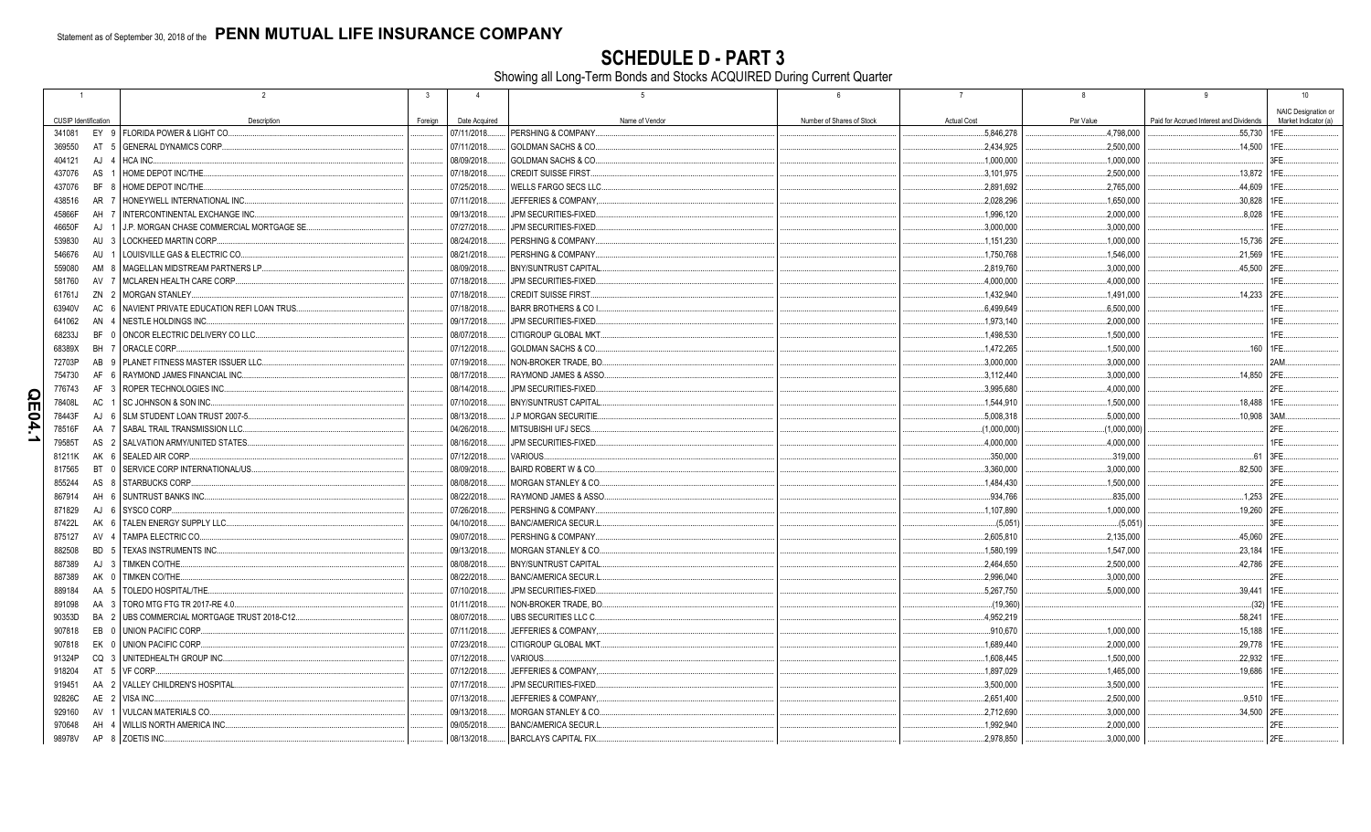Statement as of September 30, 2018 of the **PENN MUTUAL LIFE INSURANCE COMPANY**

# SCHEDULE D - PART 3

Showing all Long-Term Bonds and Stocks ACQUIRED During Current Quarter

| 1 | 2 | 3 | 4 | 5 | 6 | 7 | 8 | 9 | 10 |
|---|---|---|---|---|---|---|---|---|---|
| CUSIP Identification | Description | Foreign | Date Acquired | Name of Vendor | Number of Shares of Stock | Actual Cost | Par Value | Paid for Accrued Interest and Dividends | NAIC Designation or Market Indicator (a) |
| 341081 EY 9 | FLORIDA POWER & LIGHT CO. | | 07/11/2018. | PERSHING & COMPANY | | 5,846,278 | 4,798,000 | 55,730 | 1FE. |
| 369550 AT 5 | GENERAL DYNAMICS CORP. | | 07/11/2018. | GOLDMAN SACHS & CO. | | 2,434,925 | 2,500,000 | 14,500 | 1FE. |
| 404121 AJ 4 | HCA INC. | | 08/09/2018. | GOLDMAN SACHS & CO. | | 1,000,000 | 1,000,000 | | 3FE. |
| 437076 AS 1 | HOME DEPOT INC/THE. | | 07/18/2018. | CREDIT SUISSE FIRST | | 3,101,975 | 2,500,000 | 13,872 | 1FE. |
| 437076 BF 8 | HOME DEPOT INC/THE. | | 07/25/2018. | WELLS FARGO SECS LLC | | 2,891,692 | 2,765,000 | 44,609 | 1FE. |
| 438516 AR 7 | HONEYWELL INTERNATIONAL INC. | | 07/11/2018. | JEFFERIES & COMPANY, | | 2,028,296 | 1,650,000 | 30,828 | 1FE. |
| 45866F AH 7 | INTERCONTINENTAL EXCHANGE INC. | | 09/13/2018. | JPM SECURITIES-FIXED. | | 1,996,120 | 2,000,000 | 8,028 | 1FE. |
| 46650F AJ 1 | J.P. MORGAN CHASE COMMERCIAL MORTGAGE SE. | | 07/27/2018. | JPM SECURITIES-FIXED. | | 3,000,000 | 3,000,000 | | 1FE. |
| 539830 AU 3 | LOCKHEED MARTIN CORP. | | 08/24/2018. | PERSHING & COMPANY | | 1,151,230 | 1,000,000 | 15,736 | 2FE. |
| 546676 AU 1 | LOUISVILLE GAS & ELECTRIC CO. | | 08/21/2018. | PERSHING & COMPANY | | 1,750,768 | 1,546,000 | 21,569 | 1FE. |
| 559080 AM 8 | MAGELLAN MIDSTREAM PARTNERS LP. | | 08/09/2018. | BNY/SUNTRUST CAPITAL | | 2,819,760 | 3,000,000 | 45,500 | 2FE. |
| 581760 AV 7 | MCLAREN HEALTH CARE CORP. | | 07/18/2018. | JPM SECURITIES-FIXED. | | 4,000,000 | 4,000,000 | | 1FE. |
| 61761J ZN 2 | MORGAN STANLEY. | | 07/18/2018. | CREDIT SUISSE FIRST | | 1,432,940 | 1,491,000 | 14,233 | 2FE. |
| 63940V AC 6 | NAVIENT PRIVATE EDUCATION REFI LOAN TRUS. | | 07/18/2018. | BARR BROTHERS & CO I. | | 6,499,649 | 6,500,000 | | 1FE. |
| 641062 AN 4 | NESTLE HOLDINGS INC. | | 09/17/2018. | JPM SECURITIES-FIXED. | | 1,973,140 | 2,000,000 | | 1FE. |
| 68233J BF 0 | ONCOR ELECTRIC DELIVERY CO LLC. | | 08/07/2018. | CITIGROUP GLOBAL MKT. | | 1,498,530 | 1,500,000 | | 1FE. |
| 68389X BH 7 | ORACLE CORP. | | 07/12/2018. | GOLDMAN SACHS & CO. | | 1,472,265 | 1,500,000 | 160 | 1FE. |
| 72703P AB 9 | PLANET FITNESS MASTER ISSUER LLC. | | 07/19/2018. | NON-BROKER TRADE, BO. | | 3,000,000 | 3,000,000 | | 2AM. |
| 754730 AF 6 | RAYMOND JAMES FINANCIAL INC. | | 08/17/2018. | RAYMOND JAMES & ASSO. | | 3,112,440 | 3,000,000 | 14,850 | 2FE. |
| 776743 AF 3 | ROPER TECHNOLOGIES INC. | | 08/14/2018. | JPM SECURITIES-FIXED. | | 3,995,680 | 4,000,000 | | 2FE. |
| 78408L AC 1 | SC JOHNSON & SON INC. | | 07/10/2018. | BNY/SUNTRUST CAPITAL | | 1,544,910 | 1,500,000 | 18,488 | 1FE. |
| 78443F AJ 6 | SLM STUDENT LOAN TRUST 2007-5. | | 08/13/2018. | J.P MORGAN SECURITIE. | | 5,008,318 | 5,000,000 | 10,908 | 3AM. |
| 78516F AA 7 | SABAL TRAIL TRANSMISSION LLC. | | 04/26/2018. | MITSUBISHI UFJ SECS. | | (1,000,000) | (1,000,000) | | 2FE. |
| 79585T AS 2 | SALVATION ARMY/UNITED STATES. | | 08/16/2018. | JPM SECURITIES-FIXED. | | 4,000,000 | 4,000,000 | | 1FE. |
| 81211K AK 6 | SEALED AIR CORP. | | 07/12/2018. | VARIOUS. | | 350,000 | 319,000 | 61 | 3FE. |
| 817565 BT 0 | SERVICE CORP INTERNATIONAL/US. | | 08/09/2018. | BAIRD ROBERT W & CO. | | 3,360,000 | 3,000,000 | 82,500 | 3FE. |
| 855244 AS 8 | STARBUCKS CORP. | | 08/08/2018. | MORGAN STANLEY & CO. | | 1,484,430 | 1,500,000 | | 2FE. |
| 867914 AH 6 | SUNTRUST BANKS INC. | | 08/22/2018. | RAYMOND JAMES & ASSO. | | 934,766 | 835,000 | 1,253 | 2FE. |
| 871829 AJ 6 | SYSCO CORP. | | 07/26/2018. | PERSHING & COMPANY | | 1,107,890 | 1,000,000 | 19,260 | 2FE. |
| 87422L AK 6 | TALEN ENERGY SUPPLY LLC. | | 04/10/2018. | BANC/AMERICA SECUR.L. | | (5,051) | (5,051) | | 3FE. |
| 875127 AV 4 | TAMPA ELECTRIC CO. | | 09/07/2018. | PERSHING & COMPANY | | 2,605,810 | 2,135,000 | 45,060 | 2FE. |
| 882508 BD 5 | TEXAS INSTRUMENTS INC. | | 09/13/2018. | MORGAN STANLEY & CO. | | 1,580,199 | 1,547,000 | 23,184 | 1FE. |
| 887389 AJ 3 | TIMKEN CO/THE. | | 08/08/2018. | BNY/SUNTRUST CAPITAL | | 2,464,650 | 2,500,000 | 42,786 | 2FE. |
| 887389 AK 0 | TIMKEN CO/THE. | | 08/22/2018. | BANC/AMERICA SECUR.L. | | 2,996,040 | 3,000,000 | | 2FE. |
| 889184 AA 5 | TOLEDO HOSPITAL/THE. | | 07/10/2018. | JPM SECURITIES-FIXED. | | 5,267,750 | 5,000,000 | 39,441 | 1FE. |
| 891098 AA 3 | TORO MTG FTG TR 2017-RE 4.0. | | 01/01/2018. | NON-BROKER TRADE, BO. | | (19,360) | | (32) | 1FE. |
| 90353D BA 2 | UBS COMMERCIAL MORTGAGE TRUST 2018-C12. | | 08/07/2018. | UBS SECURITIES LLC C. | | 4,952,219 | | 58,241 | 1FE. |
| 907818 EB 0 | UNION PACIFIC CORP. | | 07/11/2018. | JEFFERIES & COMPANY, | | 910,670 | 1,000,000 | 15,188 | 1FE. |
| 907818 EK 0 | UNION PACIFIC CORP. | | 07/23/2018. | CITIGROUP GLOBAL MKT. | | 1,689,440 | 2,000,000 | 29,778 | 1FE. |
| 91324P CQ 3 | UNITEDHEALTH GROUP INC. | | 07/12/2018. | VARIOUS. | | 1,608,445 | 1,500,000 | 22,932 | 1FE. |
| 918204 AT 5 | VF CORP. | | 07/12/2018. | JEFFERIES & COMPANY, | | 1,897,029 | 1,465,000 | 19,686 | 1FE. |
| 919451 AA 2 | VALLEY CHILDREN'S HOSPITAL. | | 07/17/2018. | JPM SECURITIES-FIXED. | | 3,500,000 | 3,500,000 | | 1FE. |
| 92826C AE 2 | VISA INC. | | 07/13/2018. | JEFFERIES & COMPANY, | | 2,651,400 | 2,500,000 | 9,510 | 1FE. |
| 929160 AV 1 | VULCAN MATERIALS CO. | | 09/13/2018. | MORGAN STANLEY & CO. | | 2,712,690 | 3,000,000 | 34,500 | 2FE. |
| 970648 AH 4 | WILLIS NORTH AMERICA INC. | | 09/05/2018. | BANC/AMERICA SECUR.L. | | 1,992,940 | 2,000,000 | | 2FE. |
| 98978V AP 8 | ZOETIS INC. | | 08/13/2018. | BARCLAYS CAPITAL FIX. | | 2,978,850 | 3,000,000 | | 2FE. |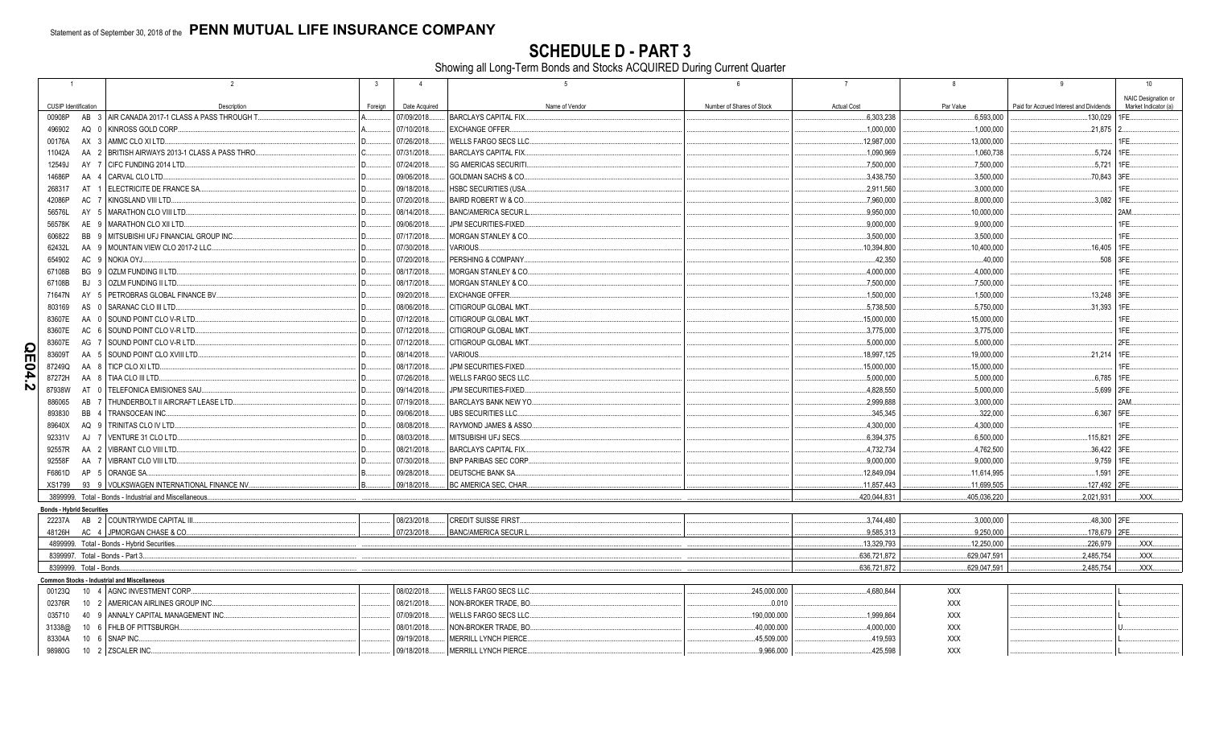Statement as of September 30, 2018 of the **PENN MUTUAL LIFE INSURANCE COMPANY**

# SCHEDULE D - PART 3

Showing all Long-Term Bonds and Stocks ACQUIRED During Current Quarter

| 1 CUSIP Identification | 2 Description | 3 Foreign | 4 Date Acquired | 5 Name of Vendor | 6 Number of Shares of Stock | 7 Actual Cost | 8 Par Value | 9 Paid for Accrued Interest and Dividends | 10 NAIC Designation or Market Indicator (a) |
|---|---|---|---|---|---|---|---|---|---|
| 00908P AB 3 | AIR CANADA 2017-1 CLASS A PASS THROUGH T. | A. | 07/09/2018 | BARCLAYS CAPITAL FIX. | | 6,303,238 | 6,593,000 | 130,029 | 1FE |
| 496902 AQ 0 | KINROSS GOLD CORP. | A. | 07/10/2018 | EXCHANGE OFFER. | | 1,000,000 | 1,000,000 | 21,875 | 2 |
| 00176A AX 3 | AMMC CLO XI LTD. | D. | 07/26/2018 | WELLS FARGO SECS LLC. | | 12,987,000 | 13,000,000 | | 1FE |
| 11042A AA 2 | BRITISH AIRWAYS 2013-1 CLASS A PASS THRO. | C. | 07/31/2018 | BARCLAYS CAPITAL FIX. | | 1,090,969 | 1,060,738 | 5,724 | 1FE |
| 12549J AY 7 | CIFC FUNDING 2014 LTD. | D. | 07/24/2018 | SG AMERICAS SECURITI. | | 7,500,000 | 7,500,000 | 5,721 | 1FE |
| 14686P AA 4 | CARVAL CLO LTD. | D. | 09/06/2018 | GOLDMAN SACHS & CO. | | 3,438,750 | 3,500,000 | 70,843 | 3FE |
| 268317 AT 1 | ELECTRICITE DE FRANCE SA. | D. | 09/18/2018 | HSBC SECURITIES (USA. | | 2,911,560 | 3,000,000 | | 1FE |
| 42086P AC 7 | KINGSLAND VIII LTD. | D. | 07/20/2018 | BAIRD ROBERT W & CO. | | 7,960,000 | 8,000,000 | 3,082 | 1FE |
| 56576L AY 5 | MARATHON CLO VIII LTD. | D. | 08/14/2018 | BANC/AMERICA SECUR.L. | | 9,950,000 | 10,000,000 | | 2AM |
| 56578K AE 9 | MARATHON CLO XII LTD. | D. | 09/06/2018 | JPM SECURITIES-FIXED. | | 9,000,000 | 9,000,000 | | 1FE |
| 606822 BB 9 | MITSUBISHI UFJ FINANCIAL GROUP INC. | D. | 07/17/2018 | MORGAN STANLEY & CO. | | 3,500,000 | 3,500,000 | | 1FE |
| 62432L AA 9 | MOUNTAIN VIEW CLO 2017-2 LLC. | D. | 07/30/2018 | VARIOUS. | | 10,394,800 | 10,400,000 | 16,405 | 1FE |
| 654902 AC 9 | NOKIA OYJ. | D. | 07/20/2018 | PERSHING & COMPANY. | | 42,350 | 40,000 | 508 | 3FE |
| 67108B BG 9 | OZLM FUNDING II LTD. | D. | 08/17/2018 | MORGAN STANLEY & CO. | | 4,000,000 | 4,000,000 | | 1FE |
| 67108B BJ 3 | OZLM FUNDING II LTD. | D. | 08/17/2018 | MORGAN STANLEY & CO. | | 7,500,000 | 7,500,000 | | 1FE |
| 71647N AY 5 | PETROBRAS GLOBAL FINANCE BV. | D. | 09/20/2018 | EXCHANGE OFFER. | | 1,500,000 | 1,500,000 | 13,248 | 3FE |
| 803169 AS 0 | SARANAC CLO III LTD. | D. | 08/06/2018 | CITIGROUP GLOBAL MKT. | | 5,738,500 | 5,750,000 | 31,393 | 1FE |
| 83607E AA 0 | SOUND POINT CLO V-R LTD. | D. | 07/12/2018 | CITIGROUP GLOBAL MKT. | | 15,000,000 | 15,000,000 | | 1FE |
| 83607E AC 6 | SOUND POINT CLO V-R LTD. | D. | 07/12/2018 | CITIGROUP GLOBAL MKT. | | 3,775,000 | 3,775,000 | | 1FE |
| 83607E AG 7 | SOUND POINT CLO V-R LTD. | D. | 07/12/2018 | CITIGROUP GLOBAL MKT. | | 5,000,000 | 5,000,000 | | 2FE |
| 83609T AA 5 | SOUND POINT CLO XVIII LTD. | D. | 08/14/2018 | VARIOUS. | | 18,997,125 | 19,000,000 | 21,214 | 1FE |
| 87249Q AA 8 | TICP CLO XI LTD. | D. | 08/17/2018 | JPM SECURITIES-FIXED. | | 15,000,000 | 15,000,000 | | 1FE |
| 87272H AA 8 | TIAA CLO III LTD. | D. | 07/26/2018 | WELLS FARGO SECS LLC. | | 5,000,000 | 5,000,000 | 6,785 | 1FE |
| 87938W AT 0 | TELEFONICA EMISIONES SAU. | D. | 09/14/2018 | JPM SECURITIES-FIXED. | | 4,828,550 | 5,000,000 | 5,699 | 2FE |
| 886065 AB 7 | THUNDERBOLT II AIRCRAFT LEASE LTD. | D. | 07/19/2018 | BARCLAYS BANK NEW YO. | | 2,999,888 | 3,000,000 | | 2AM |
| 893830 BB 4 | TRANSOCEAN INC. | D. | 09/06/2018 | UBS SECURITIES LLC. | | 345,345 | 322,000 | 6,367 | 5FE |
| 89640X AQ 9 | TRINITAS CLO IV LTD. | D. | 08/08/2018 | RAYMOND JAMES & ASSO. | | 4,300,000 | 4,300,000 | | 1FE |
| 92331V AJ 7 | VENTURE 31 CLO LTD. | D. | 08/03/2018 | MITSUBISHI UFJ SECS. | | 6,394,375 | 6,500,000 | 115,821 | 2FE |
| 92557R AA 2 | VIBRANT CLO VIII LTD. | D. | 08/21/2018 | BARCLAYS CAPITAL FIX. | | 4,732,734 | 4,762,500 | 36,422 | 3FE |
| 92558F AA 7 | VIBRANT CLO VIII LTD. | D. | 07/30/2018 | BNP PARIBAS SEC CORP. | | 9,000,000 | 9,000,000 | 9,759 | 1FE |
| F6861D AP 5 | ORANGE SA. | B. | 09/28/2018 | DEUTSCHE BANK SA. | | 12,849,094 | 11,614,995 | 1,591 | 2FE |
| XS1799 93 9 | VOLKSWAGEN INTERNATIONAL FINANCE NV. | B. | 09/18/2018 | BC AMERICA SEC, CHAR. | | 11,857,443 | 11,699,505 | 127,492 | 2FE |
| 3899999. Total - Bonds - Industrial and Miscellaneous | | | | | | 420,044,831 | 405,036,220 | 2,021,931 | XXX |
| **Bonds - Hybrid Securities** | | | | | | | | | |
| 22237A AB 2 | COUNTRYWIDE CAPITAL III. | | 08/23/2018 | CREDIT SUISSE FIRST. | | 3,744,480 | 3,000,000 | 48,300 | 2FE |
| 48126H AC 4 | JPMORGAN CHASE & CO. | | 07/23/2018 | BANC/AMERICA SECUR.L. | | 9,585,313 | 9,250,000 | 178,679 | 2FE |
| 4899999. Total - Bonds - Hybrid Securities | | | | | | 13,329,793 | 12,250,000 | 226,979 | XXX |
| 8399997. Total - Bonds - Part 3 | | | | | | 636,721,872 | 629,047,591 | 2,485,754 | XXX |
| 8399999. Total - Bonds | | | | | | 636,721,872 | 629,047,591 | 2,485,754 | XXX |
| **Common Stocks - Industrial and Miscellaneous** | | | | | | | | | |
| 00123Q 10 4 | AGNC INVESTMENT CORP. | | 08/02/2018 | WELLS FARGO SECS LLC. | 245,000.000 | 4,680,844 | XXX | | L |
| 02376R 10 2 | AMERICAN AIRLINES GROUP INC. | | 08/21/2018 | NON-BROKER TRADE, BO. | 0.010 | | XXX | | L |
| 035710 40 9 | ANNALY CAPITAL MANAGEMENT INC. | | 07/09/2018 | WELLS FARGO SECS LLC. | 190,000.000 | 1,999,864 | XXX | | L |
| 31338@ 10 6 | FHLB OF PITTSBURGH. | | 08/01/2018 | NON-BROKER TRADE, BO. | 40,000.000 | 4,000,000 | XXX | | U |
| 83304A 10 6 | SNAP INC. | | 09/19/2018 | MERRILL LYNCH PIERCE. | 45,509.000 | 419,593 | XXX | | L |
| 98980G 10 2 | ZSCALER INC. | | 09/18/2018 | MERRILL LYNCH PIERCE. | 9,966.000 | 425,598 | XXX | | L |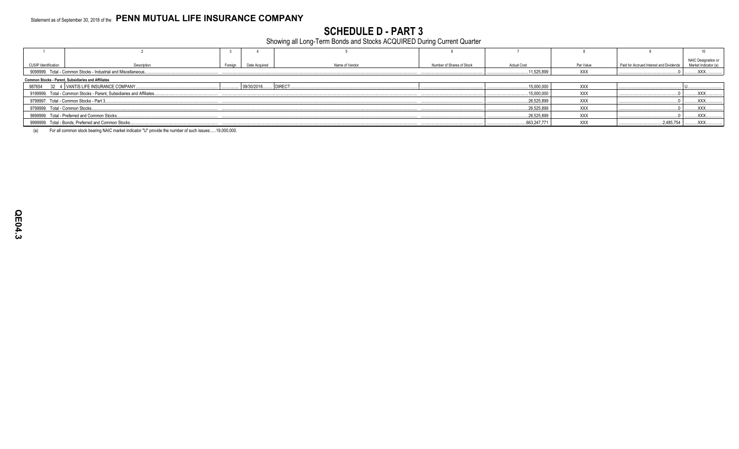Statement as of September 30, 2018 of the **PENN MUTUAL LIFE INSURANCE COMPANY**

# SCHEDULE D - PART 3

Showing all Long-Term Bonds and Stocks ACQUIRED During Current Quarter

| 1 | 2 | 3 | 4 | 5 | 6 | 7 | 8 | 9 | 10 |
|---|---|---|---|---|---|---|---|---|---|
| CUSIP Identification | Description | Foreign | Date Acquired | Name of Vendor | Number of Shares of Stock | Actual Cost | Par Value | Paid for Accrued Interest and Dividends | NAIC Designation or Market Indicator (a) |
| 9099999. Total - Common Stocks - Industrial and Miscellaneous | | | | | | 11,525,899 | XXX | 0 | XXX |
| **Common Stocks - Parent, Subsidiaries and Affiliates** | | | | | | | | | |
| 987654 32 4 | VANTIS LIFE INSURANCE COMPANY | | 09/30/2018 | DIRECT | | 15,000,000 | XXX | | U |
| 9199999. Total - Common Stocks - Parent, Subsidiaries and Affiliates | | | | | | 15,000,000 | XXX | 0 | XXX |
| 9799997. Total - Common Stocks - Part 3 | | | | | | 26,525,899 | XXX | 0 | XXX |
| 9799999. Total - Common Stocks | | | | | | 26,525,899 | XXX | 0 | XXX |
| 9899999. Total - Preferred and Common Stocks | | | | | | 26,525,899 | XXX | 0 | XXX |
| 9999999. Total - Bonds, Preferred and Common Stocks | | | | | | 663,247,771 | XXX | 2,485,754 | XXX |

(a) For all common stock bearing NAIC market indicator "U" provide the number of such issues: 19,000,000.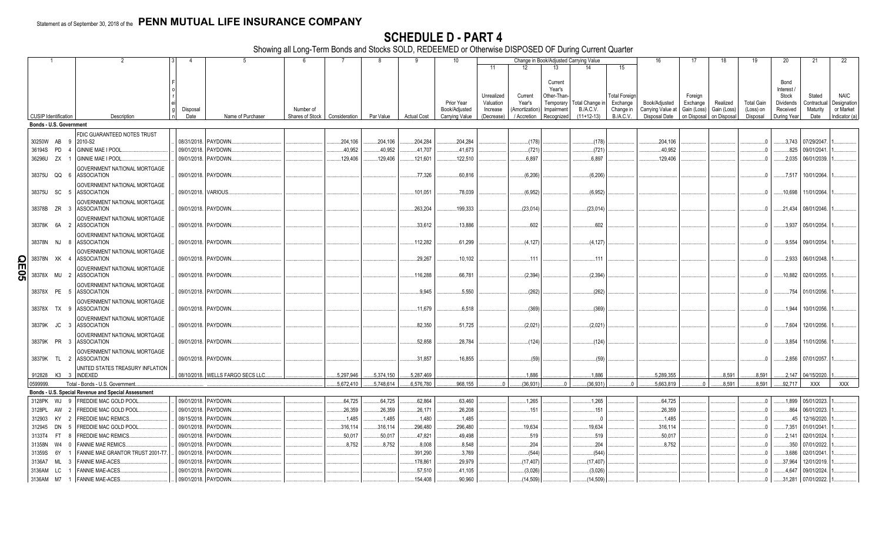Statement as of September 30, 2018 of the **PENN MUTUAL LIFE INSURANCE COMPANY**

# SCHEDULE D - PART 4

Showing all Long-Term Bonds and Stocks SOLD, REDEEMED or Otherwise DISPOSED OF During Current Quarter

| 1 | 2 | 3 | 4 | 5 | 6 | 7 | 8 | 9 | 10 | 11 | 12 | 13 | 14 | 15 | 16 | 17 | 18 | 19 | 20 | 21 | 22 |
|---|---|---|---|---|---|---|---|---|---|---|---|---|---|---|---|---|---|---|---|---|---|
| | | | | | | | | | | Change in Book/Adjusted Carrying Value | | | | | | | | | | | |
| CUSIP Identification | Description | Foreign | Disposal Date | Name of Purchaser | Number of Shares of Stock | Consideration | Par Value | Actual Cost | Prior Year Book/Adjusted Carrying Value | Unrealized Valuation Increase (Decrease) | Current Year's (Amortization) / Accretion | Current Year's Other-Than-Temporary Impairment Recognized | Total Change in B./A.C.V. (11+12-13) | Total Foreign Exchange Change in B./A.C.V. | Book/Adjusted Carrying Value at Disposal Date | Foreign Exchange Gain (Loss) on Disposal | Realized Gain (Loss) on Disposal | Total Gain (Loss) on Disposal | Bond Interest / Stock Dividends Received During Year | Stated Contractual Maturity Date | NAIC Designation or Market Indicator (a) |
| **Bonds - U.S. Government** | | | | | | | | | | | | | | | | | | | | | |
| 30250W AB 9 | FDIC GUARANTEED NOTES TRUST 2010-S2 | | 08/31/2018 | PAYDOWN | | 204,106 | 204,106 | 204,284 | 204,284 | | (178) | | (178) | | 204,106 | | | 0 | 3,743 | 07/29/2047 | 1 |
| 36194S PD 4 | GINNIE MAE I POOL | | 09/01/2018 | PAYDOWN | | 40,952 | 40,952 | 41,707 | 41,673 | | (721) | | (721) | | 40,952 | | | 0 | 825 | 09/01/2041 | 1 |
| 36296U ZX 1 | GINNIE MAE I POOL | | 09/01/2018 | PAYDOWN | | 129,406 | 129,406 | 121,601 | 122,510 | | 6,897 | | 6,897 | | 129,406 | | | 0 | 2,035 | 06/01/2039 | 1 |
| 38375U QQ 6 | GOVERNMENT NATIONAL MORTGAGE ASSOCIATION | | 09/01/2018 | PAYDOWN | | | | 77,326 | 60,816 | | (6,206) | | (6,206) | | | | | 0 | 7,517 | 10/01/2064 | 1 |
| 38375U SC 5 | GOVERNMENT NATIONAL MORTGAGE ASSOCIATION | | 09/01/2018 | VARIOUS | | | | 101,051 | 78,039 | | (6,952) | | (6,952) | | | | | 0 | 10,698 | 11/01/2064 | 1 |
| 38378B ZR 3 | GOVERNMENT NATIONAL MORTGAGE ASSOCIATION | | 09/01/2018 | PAYDOWN | | | | 263,204 | 199,333 | | (23,014) | | (23,014) | | | | | 0 | 21,434 | 08/01/2046 | 1 |
| 38378K 6A 2 | GOVERNMENT NATIONAL MORTGAGE ASSOCIATION | | 09/01/2018 | PAYDOWN | | | | 33,612 | 13,886 | | 602 | | 602 | | | | | 0 | 3,937 | 05/01/2054 | 1 |
| 38378N NJ 8 | GOVERNMENT NATIONAL MORTGAGE ASSOCIATION | | 09/01/2018 | PAYDOWN | | | | 112,282 | 61,299 | | (4,127) | | (4,127) | | | | | 0 | 9,554 | 09/01/2054 | 1 |
| 38378N XK 4 | GOVERNMENT NATIONAL MORTGAGE ASSOCIATION | | 09/01/2018 | PAYDOWN | | | | 29,267 | 10,102 | | 111 | | 111 | | | | | 0 | 2,933 | 06/01/2048 | 1 |
| 38378X MU 2 | GOVERNMENT NATIONAL MORTGAGE ASSOCIATION | | 09/01/2018 | PAYDOWN | | | | 116,288 | 66,781 | | (2,394) | | (2,394) | | | | | 0 | 10,882 | 02/01/2055 | 1 |
| 38378X PE 5 | GOVERNMENT NATIONAL MORTGAGE ASSOCIATION | | 09/01/2018 | PAYDOWN | | | | 9,945 | 5,550 | | (262) | | (262) | | | | | 0 | 754 | 01/01/2056 | 1 |
| 38378X TX 9 | GOVERNMENT NATIONAL MORTGAGE ASSOCIATION | | 09/01/2018 | PAYDOWN | | | | 11,679 | 6,518 | | (369) | | (369) | | | | | 0 | 1,944 | 10/01/2056 | 1 |
| 38379K JC 3 | GOVERNMENT NATIONAL MORTGAGE ASSOCIATION | | 09/01/2018 | PAYDOWN | | | | 82,350 | 51,725 | | (2,021) | | (2,021) | | | | | 0 | 7,604 | 12/01/2056 | 1 |
| 38379K PR 3 | GOVERNMENT NATIONAL MORTGAGE ASSOCIATION | | 09/01/2018 | PAYDOWN | | | | 52,858 | 28,784 | | (124) | | (124) | | | | | 0 | 3,854 | 11/01/2056 | 1 |
| 38379K TL 2 | GOVERNMENT NATIONAL MORTGAGE ASSOCIATION | | 09/01/2018 | PAYDOWN | | | | 31,857 | 16,855 | | (59) | | (59) | | | | | 0 | 2,856 | 07/01/2057 | 1 |
| 912828 K3 3 | UNITED STATES TREASURY INFLATION INDEXED | | 08/10/2018 | WELLS FARGO SECS LLC | | 5,297,946 | 5,374,150 | 5,287,469 | | | 1,886 | | 1,886 | | 5,289,355 | | 8,591 | 8,591 | 2,147 | 04/15/2020 | 1 |
| 0599999. | Total - Bonds - U.S. Government | | | | | 5,672,410 | 5,748,614 | 6,576,780 | 968,155 | 0 | (36,931) | 0 | (36,931) | 0 | 5,663,819 | 0 | 8,591 | 8,591 | 92,717 | XXX | XXX |
| **Bonds - U.S. Special Revenue and Special Assessment** | | | | | | | | | | | | | | | | | | | | | |
| 3128PK WJ 9 | FREDDIE MAC GOLD POOL | | 09/01/2018 | PAYDOWN | | 64,725 | 64,725 | 62,864 | 63,460 | | 1,265 | | 1,265 | | 64,725 | | | 0 | 1,899 | 05/01/2023 | 1 |
| 3128PL AW 2 | FREDDIE MAC GOLD POOL | | 09/01/2018 | PAYDOWN | | 26,359 | 26,359 | 26,171 | 26,208 | | 151 | | 151 | | 26,359 | | | 0 | 864 | 06/01/2023 | 1 |
| 312903 KY 2 | FREDDIE MAC REMICS | | 08/15/2018 | PAYDOWN | | 1,485 | 1,485 | 1,480 | 1,485 | | | | 0 | | 1,485 | | | 0 | 45 | 12/16/2020 | 1 |
| 312945 DN 5 | FREDDIE MAC GOLD POOL | | 09/01/2018 | PAYDOWN | | 316,114 | 316,114 | 296,480 | 296,480 | | 19,634 | | 19,634 | | 316,114 | | | 0 | 7,351 | 01/01/2041 | 1 |
| 3133T4 FT 8 | FREDDIE MAC REMICS | | 09/01/2018 | PAYDOWN | | 50,017 | 50,017 | 47,821 | 49,498 | | 519 | | 519 | | 50,017 | | | 0 | 2,141 | 02/01/2024 | 1 |
| 31358N W4 0 | FANNIE MAE REMICS | | 09/01/2018 | PAYDOWN | | 8,752 | 8,752 | 8,008 | 8,548 | | 204 | | 204 | | 8,752 | | | 0 | 350 | 07/01/2022 | 1 |
| 31359S 6Y 1 | FANNIE MAE GRANTOR TRUST 2001-T7 | | 09/01/2018 | PAYDOWN | | | | 391,290 | 3,769 | | (544) | | (544) | | | | | 0 | 3,686 | 02/01/2041 | 1 |
| 3136A7 ML 3 | FANNIE MAE-ACES | | 09/01/2018 | PAYDOWN | | | | 178,861 | 29,979 | | (17,407) | | (17,407) | | | | | 0 | 37,964 | 12/01/2019 | 1 |
| 3136AM LC 1 | FANNIE MAE-ACES | | 09/01/2018 | PAYDOWN | | | | 57,510 | 41,105 | | (3,026) | | (3,026) | | | | | 0 | 4,647 | 09/01/2024 | 1 |
| 3136AM M7 1 | FANNIE MAE-ACES | | 09/01/2018 | PAYDOWN | | | | 154,408 | 90,960 | | (14,509) | | (14,509) | | | | | 0 | 31,281 | 07/01/2022 | 1 |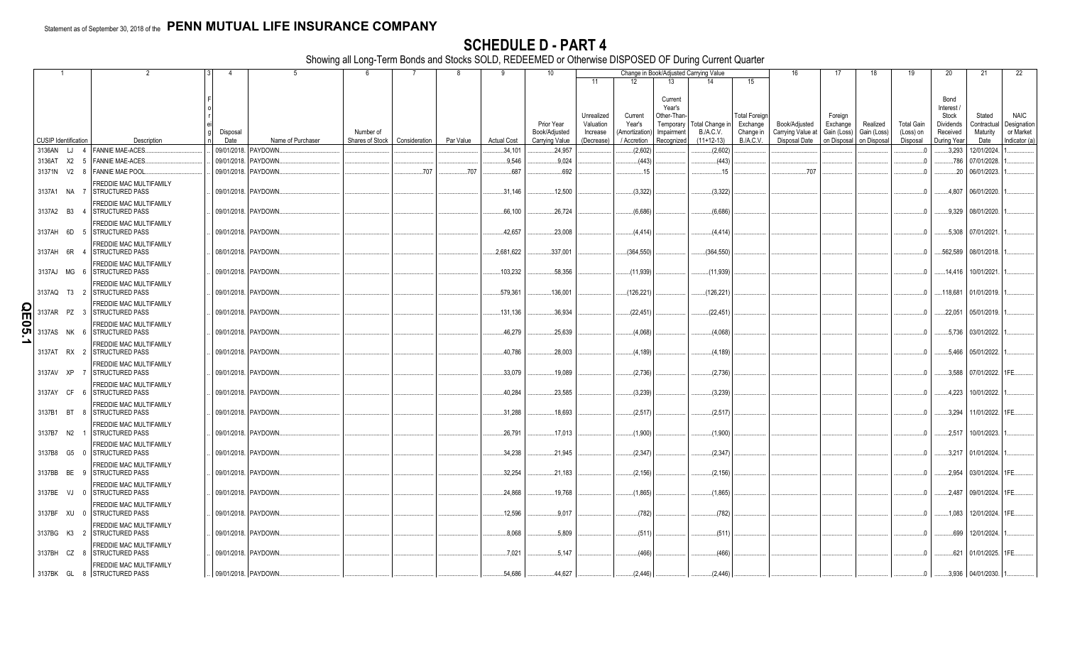Statement as of September 30, 2018 of the **PENN MUTUAL LIFE INSURANCE COMPANY**

# SCHEDULE D - PART 4

Showing all Long-Term Bonds and Stocks SOLD, REDEEMED or Otherwise DISPOSED OF During Current Quarter

| 1 | 2 | 3 | 4 | 5 | 6 | 7 | 8 | 9 | 10 | Change in Book/Adjusted Carrying Value | | | | | 16 | 17 | 18 | 19 | 20 | 21 | 22 |
|---|---|---|---|---|---|---|---|---|---|---|---|---|---|---|---|---|---|---|---|---|---|
| | | | | | | | | | | 11 | 12 | 13 | 14 | 15 | | | | | | | |
| CUSIP Identification | Description | Foreign | Disposal Date | Name of Purchaser | Number of Shares of Stock | Consideration | Par Value | Actual Cost | Prior Year Book/Adjusted Carrying Value | Unrealized Valuation Increase (Decrease) | Current Year's (Amortization) / Accretion | Current Year's Other-Than-Temporary Impairment Recognized | Total Change in B./A.C.V. (11+12-13) | Total Foreign Exchange Change in B./A.C.V. | Book/Adjusted Carrying Value at Disposal Date | Foreign Exchange Gain (Loss) on Disposal | Realized Gain (Loss) on Disposal | Total Gain (Loss) on Disposal | Bond Interest / Stock Dividends Received During Year | Stated Contractual Maturity Date | NAIC Designation or Market Indicator (a) |
| 3136AN LJ 4 | FANNIE MAE-ACES | | 09/01/2018 | PAYDOWN | | | | 34,101 | 24,957 | | (2,602) | | (2,602) | | | | | 0 | 3,293 | 12/01/2024 | 1 |
| 3136AT X2 5 | FANNIE MAE-ACES | | 09/01/2018 | PAYDOWN | | | | 9,546 | 9,024 | | (443) | | (443) | | | | | 0 | 786 | 07/01/2028 | 1 |
| 31371N V2 8 | FANNIE MAE POOL | | 09/01/2018 | PAYDOWN | | 707 | 707 | 687 | 692 | | 15 | | 15 | | 707 | | | 0 | 20 | 06/01/2023 | 1 |
| 3137A1 NA 7 | FREDDIE MAC MULTIFAMILY STRUCTURED PASS | | 09/01/2018 | PAYDOWN | | | | 31,146 | 12,500 | | (3,322) | | (3,322) | | | | | 0 | 4,807 | 06/01/2020 | 1 |
| 3137A2 B3 4 | FREDDIE MAC MULTIFAMILY STRUCTURED PASS | | 09/01/2018 | PAYDOWN | | | | 66,100 | 26,724 | | (6,686) | | (6,686) | | | | | 0 | 9,329 | 08/01/2020 | 1 |
| 3137AH 6D 5 | FREDDIE MAC MULTIFAMILY STRUCTURED PASS | | 09/01/2018 | PAYDOWN | | | | 42,657 | 23,008 | | (4,414) | | (4,414) | | | | | 0 | 5,308 | 07/01/2021 | 1 |
| 3137AH 6R 4 | FREDDIE MAC MULTIFAMILY STRUCTURED PASS | | 08/01/2018 | PAYDOWN | | | | 2,681,622 | 337,001 | | (364,550) | | (364,550) | | | | | 0 | 562,589 | 08/01/2018 | 1 |
| 3137AJ MG 6 | FREDDIE MAC MULTIFAMILY STRUCTURED PASS | | 09/01/2018 | PAYDOWN | | | | 103,232 | 58,356 | | (11,939) | | (11,939) | | | | | 0 | 14,416 | 10/01/2021 | 1 |
| 3137AQ T3 2 | FREDDIE MAC MULTIFAMILY STRUCTURED PASS | | 09/01/2018 | PAYDOWN | | | | 579,361 | 136,001 | | (126,221) | | (126,221) | | | | | 0 | 118,681 | 01/01/2019 | 1 |
| 3137AR PZ 3 | FREDDIE MAC MULTIFAMILY STRUCTURED PASS | | 09/01/2018 | PAYDOWN | | | | 131,136 | 36,934 | | (22,451) | | (22,451) | | | | | 0 | 22,051 | 05/01/2019 | 1 |
| 3137AS NK 6 | FREDDIE MAC MULTIFAMILY STRUCTURED PASS | | 09/01/2018 | PAYDOWN | | | | 46,279 | 25,639 | | (4,068) | | (4,068) | | | | | 0 | 5,736 | 03/01/2022 | 1 |
| 3137AT RX 2 | FREDDIE MAC MULTIFAMILY STRUCTURED PASS | | 09/01/2018 | PAYDOWN | | | | 40,786 | 28,003 | | (4,189) | | (4,189) | | | | | 0 | 5,466 | 05/01/2022 | 1 |
| 3137AV XP 7 | FREDDIE MAC MULTIFAMILY STRUCTURED PASS | | 09/01/2018 | PAYDOWN | | | | 33,079 | 19,089 | | (2,736) | | (2,736) | | | | | 0 | 3,588 | 07/01/2022 | 1FE |
| 3137AY CF 6 | FREDDIE MAC MULTIFAMILY STRUCTURED PASS | | 09/01/2018 | PAYDOWN | | | | 40,284 | 23,585 | | (3,239) | | (3,239) | | | | | 0 | 4,223 | 10/01/2022 | 1 |
| 3137B1 BT 8 | FREDDIE MAC MULTIFAMILY STRUCTURED PASS | | 09/01/2018 | PAYDOWN | | | | 31,288 | 18,693 | | (2,517) | | (2,517) | | | | | 0 | 3,294 | 11/01/2022 | 1FE |
| 3137B7 N2 1 | FREDDIE MAC MULTIFAMILY STRUCTURED PASS | | 09/01/2018 | PAYDOWN | | | | 26,791 | 17,013 | | (1,900) | | (1,900) | | | | | 0 | 2,517 | 10/01/2023 | 1 |
| 3137B8 G5 0 | FREDDIE MAC MULTIFAMILY STRUCTURED PASS | | 09/01/2018 | PAYDOWN | | | | 34,238 | 21,945 | | (2,347) | | (2,347) | | | | | 0 | 3,217 | 01/01/2024 | 1 |
| 3137BB BE 9 | FREDDIE MAC MULTIFAMILY STRUCTURED PASS | | 09/01/2018 | PAYDOWN | | | | 32,254 | 21,183 | | (2,156) | | (2,156) | | | | | 0 | 2,954 | 03/01/2024 | 1FE |
| 3137BE VJ 0 | FREDDIE MAC MULTIFAMILY STRUCTURED PASS | | 09/01/2018 | PAYDOWN | | | | 24,868 | 19,768 | | (1,865) | | (1,865) | | | | | 0 | 2,487 | 09/01/2024 | 1FE |
| 3137BF XU 0 | FREDDIE MAC MULTIFAMILY STRUCTURED PASS | | 09/01/2018 | PAYDOWN | | | | 12,596 | 9,017 | | (782) | | (782) | | | | | 0 | 1,083 | 12/01/2024 | 1FE |
| 3137BG K3 2 | FREDDIE MAC MULTIFAMILY STRUCTURED PASS | | 09/01/2018 | PAYDOWN | | | | 8,068 | 5,809 | | (511) | | (511) | | | | | 0 | 699 | 12/01/2024 | 1 |
| 3137BH CZ 8 | FREDDIE MAC MULTIFAMILY STRUCTURED PASS | | 09/01/2018 | PAYDOWN | | | | 7,021 | 5,147 | | (466) | | (466) | | | | | 0 | 621 | 01/01/2025 | 1FE |
| 3137BK GL 8 | FREDDIE MAC MULTIFAMILY STRUCTURED PASS | | 09/01/2018 | PAYDOWN | | | | 54,686 | 44,627 | | (2,446) | | (2,446) | | | | | 0 | 3,936 | 04/01/2030 | 1 |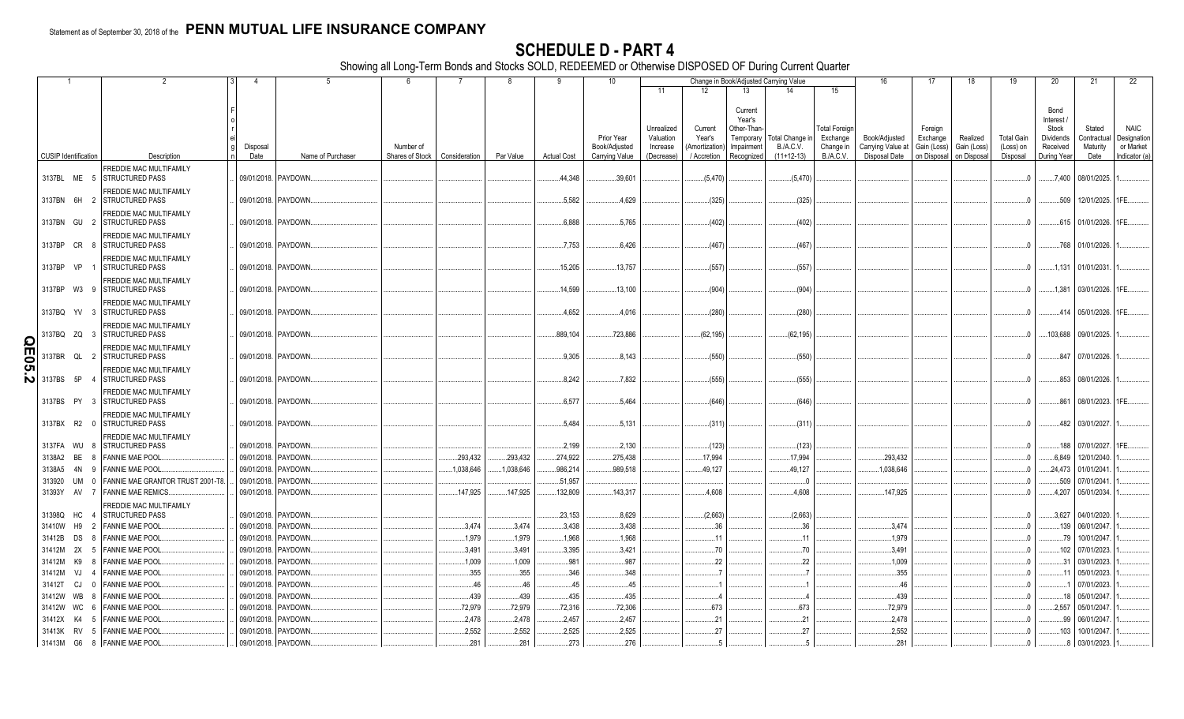Statement as of September 30, 2018 of the **PENN MUTUAL LIFE INSURANCE COMPANY**

# SCHEDULE D - PART 4

Showing all Long-Term Bonds and Stocks SOLD, REDEEMED or Otherwise DISPOSED OF During Current Quarter

| 1 | 2 | 3 | 4 | 5 | 6 | 7 | 8 | 9 | 10 | Change in Book/Adjusted Carrying Value | | | | | 16 | 17 | 18 | 19 | 20 | 21 | 22 |
|---|---|---|---|---|---|---|---|---|---|---|---|---|---|---|---|---|---|---|---|---|---|
| | | | | | | | | | | 11 | 12 | 13 | 14 | 15 | | | | | | | |
| CUSIP Identification | Description | Foreign | Disposal Date | Name of Purchaser | Number of Shares of Stock | Consideration | Par Value | Actual Cost | Prior Year Book/Adjusted Carrying Value | Unrealized Valuation Increase (Decrease) | Current Year's (Amortization) / Accretion | Current Year's Other-Than-Temporary Impairment Recognized | Total Change in B./A.C.V. (11+12-13) | Total Foreign Exchange Change in B./A.C.V. | Book/Adjusted Carrying Value at Disposal Date | Foreign Exchange Gain (Loss) on Disposal | Realized Gain (Loss) on Disposal | Total Gain (Loss) on Disposal | Bond Interest / Stock Dividends Received During Year | Stated Contractual Maturity Date | NAIC Designation or Market Indicator (a) |
| 3137BL ME 5 | FREDDIE MAC MULTIFAMILY STRUCTURED PASS | | 09/01/2018. | PAYDOWN. | | | | 44,348 | 39,601 | | (5,470) | | (5,470) | | | | | 0 | 7,400 | 08/01/2025. | 1. |
| 3137BN 6H 2 | FREDDIE MAC MULTIFAMILY STRUCTURED PASS | | 09/01/2018. | PAYDOWN. | | | | 5,582 | 4,629 | | (325) | | (325) | | | | | 0 | 509 | 12/01/2025. | 1FE. |
| 3137BN GU 2 | FREDDIE MAC MULTIFAMILY STRUCTURED PASS | | 09/01/2018. | PAYDOWN. | | | | 6,888 | 5,765 | | (402) | | (402) | | | | | 0 | 615 | 01/01/2026. | 1FE. |
| 3137BP CR 8 | FREDDIE MAC MULTIFAMILY STRUCTURED PASS | | 09/01/2018. | PAYDOWN. | | | | 7,753 | 6,426 | | (467) | | (467) | | | | | 0 | 768 | 01/01/2026. | 1. |
| 3137BP VP 1 | FREDDIE MAC MULTIFAMILY STRUCTURED PASS | | 09/01/2018. | PAYDOWN. | | | | 15,205 | 13,757 | | (557) | | (557) | | | | | 0 | 1,131 | 01/01/2031. | 1. |
| 3137BP W3 9 | FREDDIE MAC MULTIFAMILY STRUCTURED PASS | | 09/01/2018. | PAYDOWN. | | | | 14,599 | 13,100 | | (904) | | (904) | | | | | 0 | 1,381 | 03/01/2026. | 1FE. |
| 3137BQ YV 3 | FREDDIE MAC MULTIFAMILY STRUCTURED PASS | | 09/01/2018. | PAYDOWN. | | | | 4,652 | 4,016 | | (280) | | (280) | | | | | 0 | 414 | 05/01/2026. | 1FE. |
| 3137BQ ZQ 3 | FREDDIE MAC MULTIFAMILY STRUCTURED PASS | | 09/01/2018. | PAYDOWN. | | | | 889,104 | 723,886 | | (62,195) | | (62,195) | | | | | 0 | 103,688 | 09/01/2025. | 1. |
| 3137BR QL 2 | FREDDIE MAC MULTIFAMILY STRUCTURED PASS | | 09/01/2018. | PAYDOWN. | | | | 9,305 | 8,143 | | (550) | | (550) | | | | | 0 | 847 | 07/01/2026. | 1. |
| 3137BS 5P 4 | FREDDIE MAC MULTIFAMILY STRUCTURED PASS | | 09/01/2018. | PAYDOWN. | | | | 8,242 | 7,832 | | (555) | | (555) | | | | | 0 | 853 | 08/01/2026. | 1. |
| 3137BS PY 3 | FREDDIE MAC MULTIFAMILY STRUCTURED PASS | | 09/01/2018. | PAYDOWN. | | | | 6,577 | 5,464 | | (646) | | (646) | | | | | 0 | 861 | 08/01/2023. | 1FE. |
| 3137BX R2 0 | FREDDIE MAC MULTIFAMILY STRUCTURED PASS | | 09/01/2018. | PAYDOWN. | | | | 5,484 | 5,131 | | (311) | | (311) | | | | | 0 | 482 | 03/01/2027. | 1. |
| 3137FA WU 8 | FREDDIE MAC MULTIFAMILY STRUCTURED PASS | | 09/01/2018. | PAYDOWN. | | | | 2,199 | 2,130 | | (123) | | (123) | | | | | 0 | 188 | 07/01/2027. | 1FE. |
| 3138A2 BE 8 | FANNIE MAE POOL. | | 09/01/2018. | PAYDOWN. | | 293,432 | 293,432 | 274,922 | 275,438 | | 17,994 | | 17,994 | | 293,432 | | | 0 | 6,849 | 12/01/2040. | 1. |
| 3138A5 4N 9 | FANNIE MAE POOL. | | 09/01/2018. | PAYDOWN. | | 1,038,646 | 1,038,646 | 986,214 | 989,518 | | 49,127 | | 49,127 | | 1,038,646 | | | 0 | 24,473 | 01/01/2041. | 1. |
| 313920 UM 0 | FANNIE MAE GRANTOR TRUST 2001-T8. | | 09/01/2018. | PAYDOWN. | | | | 51,957 | | | | | 0 | | | | | 0 | 509 | 07/01/2041. | 1. |
| 31393Y AV 7 | FANNIE MAE REMICS. | | 09/01/2018. | PAYDOWN. | | 147,925 | 147,925 | 132,809 | 143,317 | | 4,608 | | 4,608 | | 147,925 | | | 0 | 4,207 | 05/01/2034. | 1. |
| 31398Q HC 4 | FREDDIE MAC MULTIFAMILY STRUCTURED PASS | | 09/01/2018. | PAYDOWN. | | | | 23,153 | 8,629 | | (2,663) | | (2,663) | | | | | 0 | 3,627 | 04/01/2020. | 1. |
| 31410W H9 2 | FANNIE MAE POOL. | | 09/01/2018. | PAYDOWN. | | 3,474 | 3,474 | 3,438 | 3,438 | | 36 | | 36 | | 3,474 | | | 0 | 139 | 06/01/2047. | 1. |
| 31412B DS 8 | FANNIE MAE POOL. | | 09/01/2018. | PAYDOWN. | | 1,979 | 1,979 | 1,968 | 1,968 | | 11 | | 11 | | 1,979 | | | 0 | 79 | 10/01/2047. | 1. |
| 31412M 2X 5 | FANNIE MAE POOL. | | 09/01/2018. | PAYDOWN. | | 3,491 | 3,491 | 3,395 | 3,421 | | 70 | | 70 | | 3,491 | | | 0 | 102 | 07/01/2023. | 1. |
| 31412M K9 8 | FANNIE MAE POOL. | | 09/01/2018. | PAYDOWN. | | 1,009 | 1,009 | 981 | 987 | | 22 | | 22 | | 1,009 | | | 0 | 31 | 03/01/2023. | 1. |
| 31412M VJ 4 | FANNIE MAE POOL. | | 09/01/2018. | PAYDOWN. | | 355 | 355 | 346 | 348 | | 7 | | 7 | | 355 | | | 0 | 11 | 05/01/2023. | 1. |
| 31412T CJ 0 | FANNIE MAE POOL. | | 09/01/2018. | PAYDOWN. | | 46 | 46 | 45 | 45 | | 1 | | 1 | | 46 | | | 0 | 1 | 07/01/2023. | 1. |
| 31412W WB 8 | FANNIE MAE POOL. | | 09/01/2018. | PAYDOWN. | | 439 | 439 | 435 | 435 | | 4 | | 4 | | 439 | | | 0 | 18 | 05/01/2047. | 1. |
| 31412W WC 6 | FANNIE MAE POOL. | | 09/01/2018. | PAYDOWN. | | 72,979 | 72,979 | 72,316 | 72,306 | | 673 | | 673 | | 72,979 | | | 0 | 2,557 | 05/01/2047. | 1. |
| 31412X K4 5 | FANNIE MAE POOL. | | 09/01/2018. | PAYDOWN. | | 2,478 | 2,478 | 2,457 | 2,457 | | 21 | | 21 | | 2,478 | | | 0 | 99 | 06/01/2047. | 1. |
| 31413K RV 5 | FANNIE MAE POOL. | | 09/01/2018. | PAYDOWN. | | 2,552 | 2,552 | 2,525 | 2,525 | | 27 | | 27 | | 2,552 | | | 0 | 103 | 10/01/2047. | 1. |
| 31413M G6 8 | FANNIE MAE POOL. | | 09/01/2018. | PAYDOWN. | | 281 | 281 | 273 | 276 | | 5 | | 5 | | 281 | | | 0 | 8 | 03/01/2023. | 1. |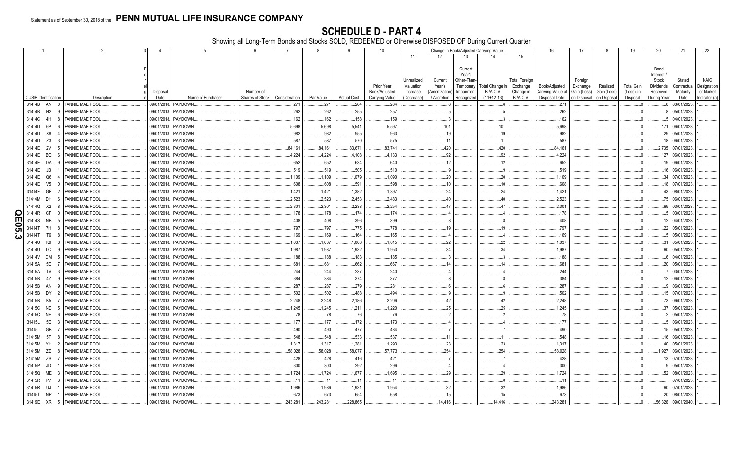Statement as of September 30, 2018 of the **PENN MUTUAL LIFE INSURANCE COMPANY**

# SCHEDULE D - PART 4

Showing all Long-Term Bonds and Stocks SOLD, REDEEMED or Otherwise DISPOSED OF During Current Quarter

| 1 | 2 | 3 | 4 | 5 | 6 | 7 | 8 | 9 | 10 | 11 | 12 | 13 | 14 | 15 | 16 | 17 | 18 | 19 | 20 | 21 | 22 |
|---|---|---|---|---|---|---|---|---|---|---|---|---|---|---|---|---|---|---|---|---|---|
| | | | | | | | | | | Change in Book/Adjusted Carrying Value | | | | | | | | | | | |
| CUSIP Identification | Description | Foreign | Disposal Date | Name of Purchaser | Number of Shares of Stock | Consideration | Par Value | Actual Cost | Prior Year Book/Adjusted Carrying Value | Unrealized Valuation Increase (Decrease) | Current Year's (Amortization) / Accretion | Current Year's Other-Than-Temporary Impairment Recognized | Total Change in B./A.C.V. (11+12-13) | Total Foreign Exchange Change in B./A.C.V. | Book/Adjusted Carrying Value at Disposal Date | Foreign Exchange Gain (Loss) on Disposal | Realized Gain (Loss) on Disposal | Total Gain (Loss) on Disposal | Bond Interest / Stock Dividends Received During Year | Stated Contractual Maturity Date | NAIC Designation or Market Indicator (a) |
| 31414B AN 0 | FANNIE MAE POOL | | 09/01/2018 | PAYDOWN | | 271 | 271 | 264 | 264 | | 6 | | 6 | | 271 | | | 0 | 8 | 03/01/2023 | 1 |
| 31414B H2 9 | FANNIE MAE POOL | | 09/01/2018 | PAYDOWN | | 262 | 262 | 255 | 257 | | 5 | | 5 | | 262 | | | 0 | 8 | 05/01/2023 | 1 |
| 31414C 4H 8 | FANNIE MAE POOL | | 09/01/2018 | PAYDOWN | | 162 | 162 | 158 | 159 | | 3 | | 3 | | 162 | | | 0 | 5 | 04/01/2023 | 1 |
| 31414D 6P 6 | FANNIE MAE POOL | | 09/01/2018 | PAYDOWN | | 5,698 | 5,698 | 5,541 | 5,597 | | 101 | | 101 | | 5,698 | | | 0 | 171 | 06/01/2023 | 1 |
| 31414D X8 4 | FANNIE MAE POOL | | 09/01/2018 | PAYDOWN | | 982 | 982 | 955 | 963 | | 19 | | 19 | | 982 | | | 0 | 29 | 05/01/2023 | 1 |
| 31414D Z3 3 | FANNIE MAE POOL | | 09/01/2018 | PAYDOWN | | 587 | 587 | 570 | 575 | | 11 | | 11 | | 587 | | | 0 | 18 | 06/01/2023 | 1 |
| 31414E 2V 5 | FANNIE MAE POOL | | 09/01/2018 | PAYDOWN | | 84,161 | 84,161 | 83,671 | 83,741 | | 420 | | 420 | | 84,161 | | | 0 | 2,735 | 07/01/2023 | 1 |
| 31414E BQ 6 | FANNIE MAE POOL | | 09/01/2018 | PAYDOWN | | 4,224 | 4,224 | 4,108 | 4,133 | | 92 | | 92 | | 4,224 | | | 0 | 127 | 06/01/2023 | 1 |
| 31414E DA 9 | FANNIE MAE POOL | | 09/01/2018 | PAYDOWN | | 652 | 652 | 634 | 640 | | 12 | | 12 | | 652 | | | 0 | 19 | 06/01/2023 | 1 |
| 31414E JB 1 | FANNIE MAE POOL | | 09/01/2018 | PAYDOWN | | 519 | 519 | 505 | 510 | | 9 | | 9 | | 519 | | | 0 | 16 | 06/01/2023 | 1 |
| 31414E Q6 4 | FANNIE MAE POOL | | 09/01/2018 | PAYDOWN | | 1,109 | 1,109 | 1,079 | 1,090 | | 20 | | 20 | | 1,109 | | | 0 | 34 | 07/01/2023 | 1 |
| 31414E V5 0 | FANNIE MAE POOL | | 09/01/2018 | PAYDOWN | | 608 | 608 | 591 | 598 | | 10 | | 10 | | 608 | | | 0 | 18 | 07/01/2023 | 1 |
| 31414F GF 2 | FANNIE MAE POOL | | 09/01/2018 | PAYDOWN | | 1,421 | 1,421 | 1,382 | 1,397 | | 24 | | 24 | | 1,421 | | | 0 | 43 | 08/01/2023 | 1 |
| 31414M DH 6 | FANNIE MAE POOL | | 09/01/2018 | PAYDOWN | | 2,523 | 2,523 | 2,453 | 2,483 | | 40 | | 40 | | 2,523 | | | 0 | 75 | 06/01/2023 | 1 |
| 31414Q X2 8 | FANNIE MAE POOL | | 09/01/2018 | PAYDOWN | | 2,301 | 2,301 | 2,238 | 2,254 | | 47 | | 47 | | 2,301 | | | 0 | 69 | 03/01/2023 | 1 |
| 31414R CF 0 | FANNIE MAE POOL | | 09/01/2018 | PAYDOWN | | 178 | 178 | 174 | 174 | | 4 | | 4 | | 178 | | | 0 | 5 | 03/01/2023 | 1 |
| 31414S NB 5 | FANNIE MAE POOL | | 09/01/2018 | PAYDOWN | | 408 | 408 | 396 | 399 | | 8 | | 8 | | 408 | | | 0 | 12 | 04/01/2023 | 1 |
| 31414T 7H 8 | FANNIE MAE POOL | | 09/01/2018 | PAYDOWN | | 797 | 797 | 775 | 778 | | 19 | | 19 | | 797 | | | 0 | 22 | 05/01/2023 | 1 |
| 31414T T6 8 | FANNIE MAE POOL | | 09/01/2018 | PAYDOWN | | 169 | 169 | 164 | 165 | | 4 | | 4 | | 169 | | | 0 | 5 | 05/01/2023 | 1 |
| 31414U K9 8 | FANNIE MAE POOL | | 09/01/2018 | PAYDOWN | | 1,037 | 1,037 | 1,008 | 1,015 | | 22 | | 22 | | 1,037 | | | 0 | 31 | 05/01/2023 | 1 |
| 31414U LQ 9 | FANNIE MAE POOL | | 09/01/2018 | PAYDOWN | | 1,987 | 1,987 | 1,932 | 1,953 | | 34 | | 34 | | 1,987 | | | 0 | 60 | 05/01/2023 | 1 |
| 31414V DM 5 | FANNIE MAE POOL | | 09/01/2018 | PAYDOWN | | 188 | 188 | 183 | 185 | | 3 | | 3 | | 188 | | | 0 | 6 | 04/01/2023 | 1 |
| 31415A 5E 7 | FANNIE MAE POOL | | 09/01/2018 | PAYDOWN | | 681 | 681 | 662 | 667 | | 14 | | 14 | | 681 | | | 0 | 20 | 05/01/2023 | 1 |
| 31415A TV 3 | FANNIE MAE POOL | | 09/01/2018 | PAYDOWN | | 244 | 244 | 237 | 240 | | 4 | | 4 | | 244 | | | 0 | 7 | 03/01/2023 | 1 |
| 31415B 4Z 9 | FANNIE MAE POOL | | 09/01/2018 | PAYDOWN | | 384 | 384 | 374 | 377 | | 8 | | 8 | | 384 | | | 0 | 12 | 06/01/2023 | 1 |
| 31415B AN 9 | FANNIE MAE POOL | | 09/01/2018 | PAYDOWN | | 287 | 287 | 279 | 281 | | 6 | | 6 | | 287 | | | 0 | 9 | 06/01/2023 | 1 |
| 31415B DY 2 | FANNIE MAE POOL | | 09/01/2018 | PAYDOWN | | 502 | 502 | 488 | 494 | | 9 | | 9 | | 502 | | | 0 | 15 | 07/01/2023 | 1 |
| 31415B K5 7 | FANNIE MAE POOL | | 09/01/2018 | PAYDOWN | | 2,248 | 2,248 | 2,186 | 2,206 | | 42 | | 42 | | 2,248 | | | 0 | 73 | 06/01/2023 | 1 |
| 31415C ND 5 | FANNIE MAE POOL | | 09/01/2018 | PAYDOWN | | 1,245 | 1,245 | 1,211 | 1,220 | | 25 | | 25 | | 1,245 | | | 0 | 37 | 05/01/2023 | 1 |
| 31415C NH 6 | FANNIE MAE POOL | | 09/01/2018 | PAYDOWN | | 78 | 78 | 76 | 76 | | 2 | | 2 | | 78 | | | 0 | 2 | 05/01/2023 | 1 |
| 31415L 5E 3 | FANNIE MAE POOL | | 09/01/2018 | PAYDOWN | | 177 | 177 | 172 | 173 | | 4 | | 4 | | 177 | | | 0 | 5 | 06/01/2023 | 1 |
| 31415L GB 7 | FANNIE MAE POOL | | 09/01/2018 | PAYDOWN | | 490 | 490 | 477 | 484 | | 7 | | 7 | | 490 | | | 0 | 15 | 05/01/2023 | 1 |
| 31415M 5T 8 | FANNIE MAE POOL | | 09/01/2018 | PAYDOWN | | 548 | 548 | 533 | 537 | | 11 | | 11 | | 548 | | | 0 | 16 | 06/01/2023 | 1 |
| 31415M YH 2 | FANNIE MAE POOL | | 09/01/2018 | PAYDOWN | | 1,317 | 1,317 | 1,281 | 1,293 | | 23 | | 23 | | 1,317 | | | 0 | 40 | 05/01/2023 | 1 |
| 31415M ZE 8 | FANNIE MAE POOL | | 09/01/2018 | PAYDOWN | | 58,028 | 58,028 | 58,077 | 57,773 | | 254 | | 254 | | 58,028 | | | 0 | 1,927 | 06/01/2023 | 1 |
| 31415M ZS 7 | FANNIE MAE POOL | | 09/01/2018 | PAYDOWN | | 428 | 428 | 416 | 421 | | 7 | | 7 | | 428 | | | 0 | 13 | 07/01/2023 | 1 |
| 31415P JD 1 | FANNIE MAE POOL | | 09/01/2018 | PAYDOWN | | 300 | 300 | 292 | 296 | | 4 | | 4 | | 300 | | | 0 | 9 | 05/01/2023 | 1 |
| 31415Q ME 3 | FANNIE MAE POOL | | 09/01/2018 | PAYDOWN | | 1,724 | 1,724 | 1,677 | 1,695 | | 29 | | 29 | | 1,724 | | | 0 | 52 | 08/01/2023 | 1 |
| 31415R P7 3 | FANNIE MAE POOL | | 07/01/2018 | PAYDOWN | | 11 | 11 | 11 | 11 | | | | 0 | | 11 | | | 0 | | 07/01/2023 | 1 |
| 31415R UJ 1 | FANNIE MAE POOL | | 09/01/2018 | PAYDOWN | | 1,986 | 1,986 | 1,931 | 1,954 | | 32 | | 32 | | 1,986 | | | 0 | 60 | 07/01/2023 | 1 |
| 31415T NP 1 | FANNIE MAE POOL | | 09/01/2018 | PAYDOWN | | 673 | 673 | 654 | 658 | | 15 | | 15 | | 673 | | | 0 | 20 | 08/01/2023 | 1 |
| 31419E XR 5 | FANNIE MAE POOL | | 09/01/2018 | PAYDOWN | | 243,281 | 243,281 | 228,865 | | | 14,416 | | 14,416 | | 243,281 | | | 0 | 56,326 | 09/01/2040 | 1 |

QE05.3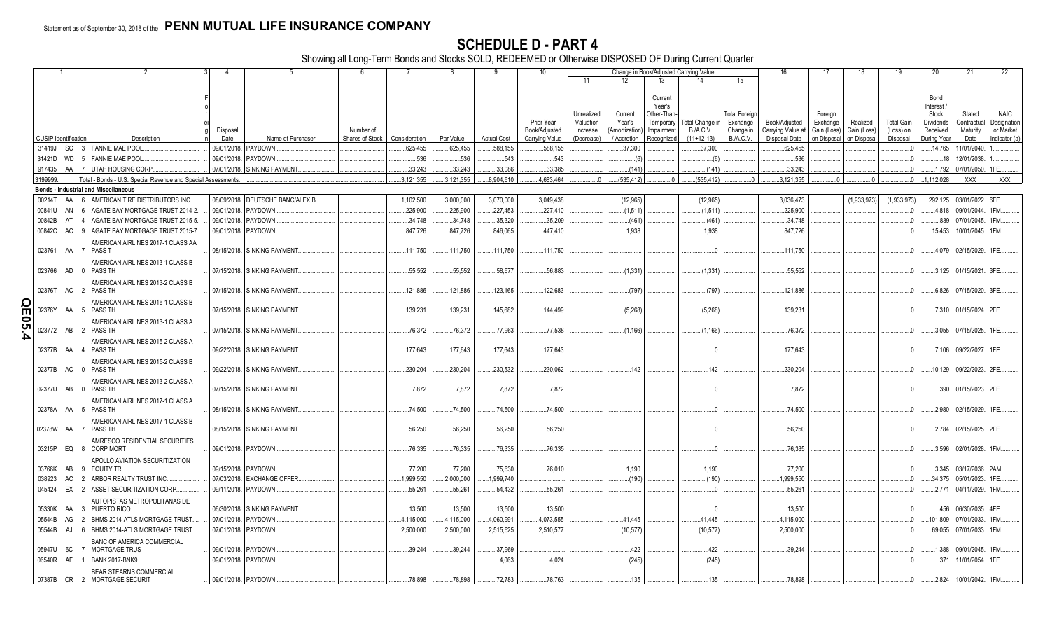Statement as of September 30, 2018 of the **PENN MUTUAL LIFE INSURANCE COMPANY**

# SCHEDULE D - PART 4

Showing all Long-Term Bonds and Stocks SOLD, REDEEMED or Otherwise DISPOSED OF During Current Quarter

| 1 CUSIP Identification | 2 Description | 3 Foreign | 4 Disposal Date | 5 Name of Purchaser | 6 Number of Shares of Stock | 7 Consideration | 8 Par Value | 9 Actual Cost | 10 Prior Year Book/Adjusted Carrying Value | 11 Unrealized Valuation Increase (Decrease) | 12 Current Year's (Amortization) / Accretion | 13 Current Year's Other-Than-Temporary Impairment Recognized | 14 Total Change in B./A.C.V. (11+12-13) | 15 Total Foreign Exchange Change in B./A.C.V. | 16 Book/Adjusted Carrying Value at Disposal Date | 17 Foreign Exchange Gain (Loss) on Disposal | 18 Realized Gain (Loss) on Disposal | 19 Total Gain (Loss) on Disposal | 20 Bond Interest / Stock Dividends Received During Year | 21 Stated Contractual Maturity Date | 22 NAIC Designation or Market Indicator (a) |
|---|---|---|---|---|---|---|---|---|---|---|---|---|---|---|---|---|---|---|---|---|---|
| 31419J SC 3 | FANNIE MAE POOL | | 09/01/2018 | PAYDOWN | | 625,455 | 625,455 | 588,155 | 588,155 | | 37,300 | | 37,300 | | 625,455 | | | 0 | 14,765 | 11/01/2040 | 1 |
| 31421D WD 5 | FANNIE MAE POOL | | 09/01/2018 | PAYDOWN | | 536 | 536 | 543 | 543 | | (6) | | (6) | | 536 | | | 0 | 18 | 12/01/2038 | 1 |
| 917435 AA 7 | UTAH HOUSING CORP | | 07/01/2018 | SINKING PAYMENT | | 33,243 | 33,243 | 33,086 | 33,385 | | (141) | | (141) | | 33,243 | | | 0 | 1,792 | 07/01/2050 | 1FE |
| 3199999. | Total - Bonds - U.S. Special Revenue and Special Assessments | | | | | 3,121,355 | 3,121,355 | 8,904,610 | 4,683,464 | 0 | (535,412) | 0 | (535,412) | 0 | 3,121,355 | 0 | 0 | 0 | 1,112,028 | XXX | XXX |
| **Bonds - Industrial and Miscellaneous** | | | | | | | | | | | | | | | | | | | | | |
| 00214T AA 6 | AMERICAN TIRE DISTRIBUTORS INC | | 08/09/2018 | DEUTSCHE BANC/ALEX B | | 1,102,500 | 3,000,000 | 3,070,000 | 3,049,438 | | (12,965) | | (12,965) | | 3,036,473 | | (1,933,973) | (1,933,973) | 292,125 | 03/01/2022 | 6FE |
| 00841U AN 6 | AGATE BAY MORTGAGE TRUST 2014-2 | | 09/01/2018 | PAYDOWN | | 225,900 | 225,900 | 227,453 | 227,410 | | (1,511) | | (1,511) | | 225,900 | | | 0 | 4,818 | 09/01/2044 | 1FM |
| 00842B AT 4 | AGATE BAY MORTGAGE TRUST 2015-5 | | 09/01/2018 | PAYDOWN | | 34,748 | 34,748 | 35,320 | 35,209 | | (461) | | (461) | | 34,748 | | | 0 | 839 | 07/01/2045 | 1FM |
| 00842C AC 9 | AGATE BAY MORTGAGE TRUST 2015-7 | | 09/01/2018 | PAYDOWN | | 847,726 | 847,726 | 846,065 | 447,410 | | 1,938 | | 1,938 | | 847,726 | | | 0 | 15,453 | 10/01/2045 | 1FM |
| 023761 AA 7 | AMERICAN AIRLINES 2017-1 CLASS AA PASS T | | 08/15/2018 | SINKING PAYMENT | | 111,750 | 111,750 | 111,750 | 111,750 | | | | 0 | | 111,750 | | | 0 | 4,079 | 02/15/2029 | 1FE |
| 023766 AD 0 | AMERICAN AIRLINES 2013-1 CLASS B PASS TH | | 07/15/2018 | SINKING PAYMENT | | 55,552 | 55,552 | 58,677 | 56,883 | | (1,331) | | (1,331) | | 55,552 | | | 0 | 3,125 | 01/15/2021 | 3FE |
| 02376T AC 2 | AMERICAN AIRLINES 2013-2 CLASS B PASS TH | | 07/15/2018 | SINKING PAYMENT | | 121,886 | 121,886 | 123,165 | 122,683 | | (797) | | (797) | | 121,886 | | | 0 | 6,826 | 07/15/2020 | 3FE |
| 02376Y AA 5 | AMERICAN AIRLINES 2016-1 CLASS B PASS TH | | 07/15/2018 | SINKING PAYMENT | | 139,231 | 139,231 | 145,682 | 144,499 | | (5,268) | | (5,268) | | 139,231 | | | 0 | 7,310 | 01/15/2024 | 2FE |
| 023772 AB 2 | AMERICAN AIRLINES 2013-1 CLASS A PASS TH | | 07/15/2018 | SINKING PAYMENT | | 76,372 | 76,372 | 77,963 | 77,538 | | (1,166) | | (1,166) | | 76,372 | | | 0 | 3,055 | 07/15/2025 | 1FE |
| 02377B AA 4 | AMERICAN AIRLINES 2015-2 CLASS A PASS TH | | 09/22/2018 | SINKING PAYMENT | | 177,643 | 177,643 | 177,643 | 177,643 | | | | 0 | | 177,643 | | | 0 | 7,106 | 09/22/2027 | 1FE |
| 02377B AC 0 | AMERICAN AIRLINES 2015-2 CLASS B PASS TH | | 09/22/2018 | SINKING PAYMENT | | 230,204 | 230,204 | 230,532 | 230,062 | | 142 | | 142 | | 230,204 | | | 0 | 10,129 | 09/22/2023 | 2FE |
| 02377U AB 0 | AMERICAN AIRLINES 2013-2 CLASS A PASS TH | | 07/15/2018 | SINKING PAYMENT | | 7,872 | 7,872 | 7,872 | 7,872 | | | | 0 | | 7,872 | | | 0 | 390 | 01/15/2023 | 2FE |
| 02378A AA 5 | AMERICAN AIRLINES 2017-1 CLASS A PASS TH | | 08/15/2018 | SINKING PAYMENT | | 74,500 | 74,500 | 74,500 | 74,500 | | | | 0 | | 74,500 | | | 0 | 2,980 | 02/15/2029 | 1FE |
| 02378W AA 7 | AMERICAN AIRLINES 2017-1 CLASS B PASS TH | | 08/15/2018 | SINKING PAYMENT | | 56,250 | 56,250 | 56,250 | 56,250 | | | | 0 | | 56,250 | | | 0 | 2,784 | 02/15/2025 | 2FE |
| 03215P EQ 8 | AMRESCO RESIDENTIAL SECURITIES CORP MORT | | 09/01/2018 | PAYDOWN | | 76,335 | 76,335 | 76,335 | 76,335 | | | | 0 | | 76,335 | | | 0 | 3,596 | 02/01/2028 | 1FM |
| 03766K AB 9 | APOLLO AVIATION SECURITIZATION EQUITY TR | | 09/15/2018 | PAYDOWN | | 77,200 | 77,200 | 75,630 | 76,010 | | 1,190 | | 1,190 | | 77,200 | | | 0 | 3,345 | 03/17/2036 | 2AM |
| 038923 AC 2 | ARBOR REALTY TRUST INC | | 07/03/2018 | EXCHANGE OFFER | | 1,999,550 | 2,000,000 | 1,999,740 | | | (190) | | (190) | | 1,999,550 | | | 0 | 34,375 | 05/01/2023 | 1FE |
| 045424 EX 2 | ASSET SECURITIZATION CORP | | 09/11/2018 | PAYDOWN | | 55,261 | 55,261 | 54,432 | 55,261 | | | | 0 | | 55,261 | | | 0 | 2,771 | 04/11/2029 | 1FM |
| 05330K AA 3 | AUTOPISTAS METROPOLITANAS DE PUERTO RICO | | 06/30/2018 | SINKING PAYMENT | | 13,500 | 13,500 | 13,500 | 13,500 | | | | 0 | | 13,500 | | | 0 | 456 | 06/30/2035 | 4FE |
| 05544B AG 2 | BHMS 2014-ATLS MORTGAGE TRUST | | 07/01/2018 | PAYDOWN | | 4,115,000 | 4,115,000 | 4,060,991 | 4,073,555 | | 41,445 | | 41,445 | | 4,115,000 | | | 0 | 101,809 | 07/01/2033 | 1FM |
| 05544B AJ 6 | BHMS 2014-ATLS MORTGAGE TRUST | | 07/01/2018 | PAYDOWN | | 2,500,000 | 2,500,000 | 2,515,625 | 2,510,577 | | (10,577) | | (10,577) | | 2,500,000 | | | 0 | 69,055 | 07/01/2033 | 1FM |
| 05947U 6C 7 | BANC OF AMERICA COMMERCIAL MORTGAGE TRUS | | 09/01/2018 | PAYDOWN | | 39,244 | 39,244 | 37,969 | | | 422 | | 422 | | 39,244 | | | 0 | 1,388 | 09/01/2045 | 1FM |
| 06540R AF 1 | BANK 2017-BNK9 | | 09/01/2018 | PAYDOWN | | | | 4,063 | 4,024 | | (245) | | (245) | | | | | 0 | 371 | 11/01/2054 | 1FE |
| 07387B CR 2 | BEAR STEARNS COMMERCIAL MORTGAGE SECURIT | | 09/01/2018 | PAYDOWN | | 78,898 | 78,898 | 72,783 | 78,763 | | 135 | | 135 | | 78,898 | | | 0 | 2,824 | 10/01/2042 | 1FM |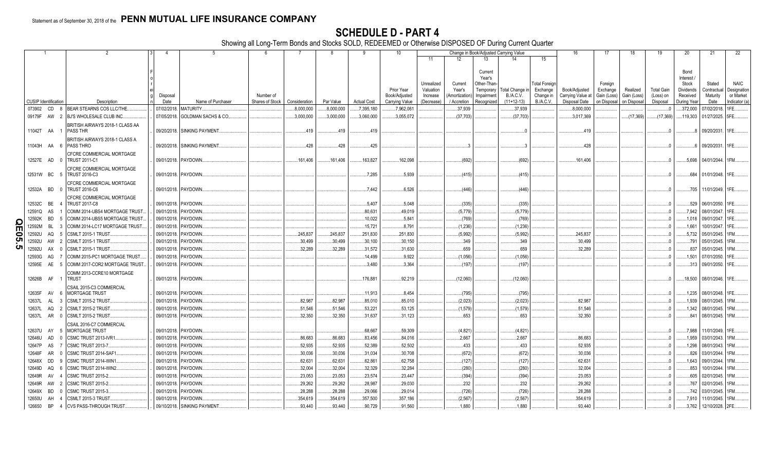Statement as of September 30, 2018 of the **PENN MUTUAL LIFE INSURANCE COMPANY**

# SCHEDULE D - PART 4

Showing all Long-Term Bonds and Stocks SOLD, REDEEMED or Otherwise DISPOSED OF During Current Quarter

| 1 CUSIP Identification | 2 Description | 3 Foreign | 4 Disposal Date | 5 Name of Purchaser | 6 Number of Shares of Stock | 7 Consideration | 8 Par Value | 9 Actual Cost | 10 Prior Year Book/Adjusted Carrying Value | 11 Unrealized Valuation Increase (Decrease) | 12 Current Year's (Amortization) / Accretion | 13 Current Year's Other-Than-Temporary Impairment Recognized | 14 Total Change in B./A.C.V. (11+12-13) | 15 Total Foreign Exchange Change in B./A.C.V. | 16 Book/Adjusted Carrying Value at Disposal Date | 17 Foreign Exchange Gain (Loss) on Disposal | 18 Realized Gain (Loss) on Disposal | 19 Total Gain (Loss) on Disposal | 20 Bond Interest / Stock Dividends Received During Year | 21 Stated Contractual Maturity Date | 22 NAIC Designation or Market Indicator (a) |
|---|---|---|---|---|---|---|---|---|---|---|---|---|---|---|---|---|---|---|---|---|---|
| 073902 CD 8 | BEAR STEARNS COS LLC/THE | | 07/02/2018 | MATURITY | | 8,000,000 | 8,000,000 | 7,395,180 | 7,962,061 | | 37,939 | | 37,939 | | 8,000,000 | | | 0 | 372,000 | 07/02/2018 | 1FE |
| 09179F AW 2 | BJ'S WHOLESALE CLUB INC | | 07/05/2018 | GOLDMAN SACHS & CO | | 3,000,000 | 3,000,000 | 3,060,000 | 3,055,072 | | (37,703) | | (37,703) | | 3,017,369 | | (17,369) | (17,369) | 119,303 | 01/27/2025 | 5FE |
| 11042T AA 1 | BRITISH AIRWAYS 2018-1 CLASS AA PASS THR | | 09/20/2018 | SINKING PAYMENT | | 419 | 419 | 419 | | | | | 0 | | 419 | | | 0 | 8 | 09/20/2031 | 1FE |
| 11043H AA 6 | BRITISH AIRWAYS 2018-1 CLASS A PASS THRO | | 09/20/2018 | SINKING PAYMENT | | 428 | 428 | 425 | | | 3 | | 3 | | 428 | | | 0 | 6 | 09/20/2031 | 1FE |
| 12527E AD 0 | CFCRE COMMERCIAL MORTGAGE TRUST 2011-C1 | | 09/01/2018 | PAYDOWN | | 161,406 | 161,406 | 163,827 | 162,098 | | (692) | | (692) | | 161,406 | | | 0 | 5,698 | 04/01/2044 | 1FM |
| 12531W BC 5 | CFCRE COMMERCIAL MORTGAGE TRUST 2016-C3 | | 09/01/2018 | PAYDOWN | | | | 7,285 | 5,939 | | (415) | | (415) | | | | | 0 | 684 | 01/01/2048 | 1FE |
| 12532A BD 0 | CFCRE COMMERCIAL MORTGAGE TRUST 2016-C6 | | 09/01/2018 | PAYDOWN | | | | 7,442 | 6,526 | | (446) | | (446) | | | | | 0 | 705 | 11/01/2049 | 1FE |
| 12532C BE 4 | CFCRE COMMERCIAL MORTGAGE TRUST 2017-C8 | | 09/01/2018 | PAYDOWN | | | | 5,407 | 5,048 | | (335) | | (335) | | | | | 0 | 529 | 06/01/2050 | 1FE |
| 12591Q AS 1 | COMM 2014-UBS4 MORTGAGE TRUST | | 09/01/2018 | PAYDOWN | | | | 80,631 | 49,019 | | (5,779) | | (5,779) | | | | | 0 | 7,942 | 08/01/2047 | 1FE |
| 12592K BD 5 | COMM 2014-UBS5 MORTGAGE TRUST | | 09/01/2018 | PAYDOWN | | | | 10,022 | 5,841 | | (769) | | (769) | | | | | 0 | 1,018 | 09/01/2047 | 1FE |
| 12592M BL 3 | COMM 2014-LC17 MORTGAGE TRUST | | 09/01/2018 | PAYDOWN | | | | 15,721 | 8,791 | | (1,236) | | (1,236) | | | | | 0 | 1,661 | 10/01/2047 | 1FE |
| 12592U AQ 5 | CSMLT 2015-1 TRUST | | 09/01/2018 | PAYDOWN | | 245,837 | 245,837 | 251,830 | 251,830 | | (5,992) | | (5,992) | | 245,837 | | | 0 | 5,732 | 05/01/2045 | 1FM |
| 12592U AW 2 | CSMLT 2015-1 TRUST | | 09/01/2018 | PAYDOWN | | 30,499 | 30,499 | 30,100 | 30,150 | | 349 | | 349 | | 30,499 | | | 0 | 791 | 05/01/2045 | 1FE |
| 12592U AX 0 | CSMLT 2015-1 TRUST | | 09/01/2018 | PAYDOWN | | 32,289 | 32,289 | 31,572 | 31,630 | | 659 | | 659 | | 32,289 | | | 0 | 837 | 05/01/2045 | 1FM |
| 12593G AG 7 | COMM 2015-PC1 MORTGAGE TRUST | | 09/01/2018 | PAYDOWN | | | | 14,499 | 9,922 | | (1,056) | | (1,056) | | | | | 0 | 1,501 | 07/01/2050 | 1FE |
| 12595E AE 5 | COMM 2017-COR2 MORTGAGE TRUST | | 09/01/2018 | PAYDOWN | | | | 3,480 | 3,364 | | (197) | | (197) | | | | | 0 | 313 | 09/01/2050 | 1FE |
| 12626B AF 1 | COMM 2013-CCRE10 MORTGAGE TRUST | | 09/01/2018 | PAYDOWN | | | | 176,881 | 92,219 | | (12,060) | | (12,060) | | | | | 0 | 18,500 | 08/01/2046 | 1FE |
| 12635F AV 6 | CSAIL 2015-C3 COMMERCIAL MORTGAGE TRUST | | 09/01/2018 | PAYDOWN | | | | 11,913 | 8,454 | | (795) | | (795) | | | | | 0 | 1,235 | 08/01/2048 | 1FE |
| 12637L AL 3 | CSMLT 2015-2 TRUST | | 09/01/2018 | PAYDOWN | | 82,987 | 82,987 | 85,010 | 85,010 | | (2,023) | | (2,023) | | 82,987 | | | 0 | 1,939 | 08/01/2045 | 1FM |
| 12637L AQ 2 | CSMLT 2015-2 TRUST | | 09/01/2018 | PAYDOWN | | 51,546 | 51,546 | 53,221 | 53,125 | | (1,579) | | (1,579) | | 51,546 | | | 0 | 1,342 | 08/01/2045 | 1FM |
| 12637L AR 0 | CSMLT 2015-2 TRUST | | 09/01/2018 | PAYDOWN | | 32,350 | 32,350 | 31,637 | 31,123 | | 653 | | 653 | | 32,350 | | | 0 | 841 | 08/01/2045 | 1FM |
| 12637U AY 5 | CSAIL 2016-C7 COMMERCIAL MORTGAGE TRUST | | 09/01/2018 | PAYDOWN | | | | 68,667 | 59,309 | | (4,821) | | (4,821) | | | | | 0 | 7,988 | 11/01/2049 | 1FE |
| 12646U AD 0 | CSMC TRUST 2013-IVR1 | | 09/01/2018 | PAYDOWN | | 86,683 | 86,683 | 83,456 | 84,016 | | 2,667 | | 2,667 | | 86,683 | | | 0 | 1,959 | 03/01/2043 | 1FM |
| 12647P AS 7 | CSMC TRUST 2013-7 | | 09/01/2018 | PAYDOWN | | 52,935 | 52,935 | 52,389 | 52,502 | | 433 | | 433 | | 52,935 | | | 0 | 1,298 | 08/01/2043 | 1FM |
| 12648F AR 0 | CSMC TRUST 2014-SAF1 | | 09/01/2018 | PAYDOWN | | 30,036 | 30,036 | 31,034 | 30,708 | | (672) | | (672) | | 30,036 | | | 0 | 826 | 03/01/2044 | 1FM |
| 12648X DD 9 | CSMC TRUST 2014-WIN1 | | 09/01/2018 | PAYDOWN | | 62,631 | 62,631 | 62,861 | 62,758 | | (127) | | (127) | | 62,631 | | | 0 | 1,643 | 09/01/2044 | 1FM |
| 12649D AQ 6 | CSMC TRUST 2014-WIN2 | | 09/01/2018 | PAYDOWN | | 32,004 | 32,004 | 32,329 | 32,284 | | (280) | | (280) | | 32,004 | | | 0 | 853 | 10/01/2044 | 1FM |
| 12649R AV 4 | CSMC TRUST 2015-2 | | 09/01/2018 | PAYDOWN | | 23,053 | 23,053 | 23,574 | 23,447 | | (394) | | (394) | | 23,053 | | | 0 | 605 | 02/01/2045 | 1FM |
| 12649R AW 2 | CSMC TRUST 2015-2 | | 09/01/2018 | PAYDOWN | | 29,262 | 29,262 | 28,987 | 29,030 | | 232 | | 232 | | 29,262 | | | 0 | 767 | 02/01/2045 | 1FM |
| 12649X BD 0 | CSMC TRUST 2015-3 | | 09/01/2018 | PAYDOWN | | 28,288 | 28,288 | 29,066 | 29,014 | | (726) | | (726) | | 28,288 | | | 0 | 742 | 03/01/2045 | 1FM |
| 12650U AH 4 | CSMLT 2015-3 TRUST | | 09/01/2018 | PAYDOWN | | 354,619 | 354,619 | 357,500 | 357,186 | | (2,567) | | (2,567) | | 354,619 | | | 0 | 7,910 | 11/01/2045 | 1FM |
| 126650 BP 4 | CVS PASS-THROUGH TRUST | | 09/10/2018 | SINKING PAYMENT | | 93,440 | 93,440 | 90,729 | 91,560 | | 1,880 | | 1,880 | | 93,440 | | | 0 | 3,762 | 12/10/2028 | 2FE |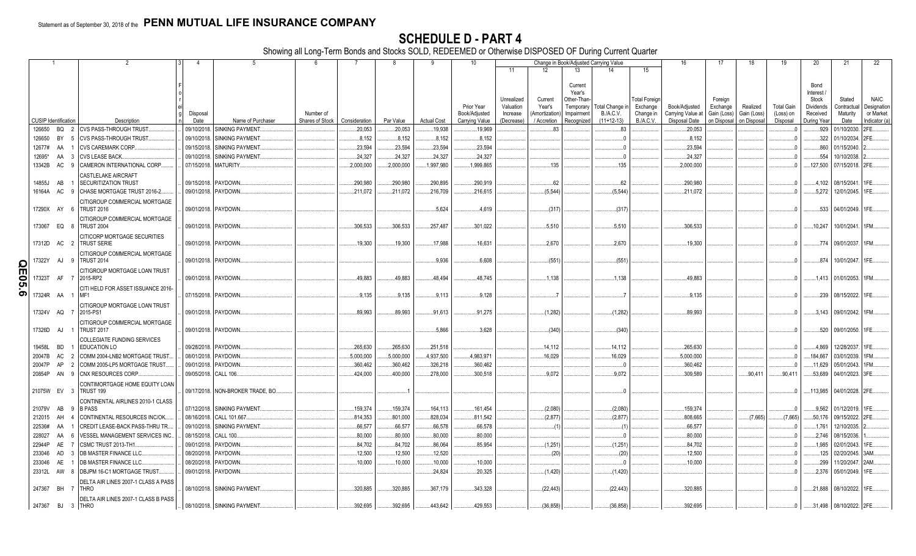Statement as of September 30, 2018 of the **PENN MUTUAL LIFE INSURANCE COMPANY**

# SCHEDULE D - PART 4

Showing all Long-Term Bonds and Stocks SOLD, REDEEMED or Otherwise DISPOSED OF During Current Quarter

| 1 CUSIP Identification | 2 Description | 3 Foreign | 4 Disposal Date | 5 Name of Purchaser | 6 Number of Shares of Stock | 7 Consideration | 8 Par Value | 9 Actual Cost | 10 Prior Year Book/Adjusted Carrying Value | 11 Unrealized Valuation Increase (Decrease) | 12 Current Year's (Amortization) / Accretion | 13 Current Year's Other-Than-Temporary Impairment Recognized | 14 Total Change in B./A.C.V. (11+12-13) | 15 Total Foreign Exchange Change in B./A.C.V. | 16 Book/Adjusted Carrying Value at Disposal Date | 17 Foreign Exchange Gain (Loss) on Disposal | 18 Realized Gain (Loss) on Disposal | 19 Total Gain (Loss) on Disposal | 20 Bond Interest / Stock Dividends Received During Year | 21 Stated Contractual Maturity Date | 22 NAIC Designation or Market Indicator (a) |
|---|---|---|---|---|---|---|---|---|---|---|---|---|---|---|---|---|---|---|---|---|---|
| 126650 BQ 2 | CVS PASS-THROUGH TRUST | | 09/10/2018 | SINKING PAYMENT | | 20,053 | 20,053 | 19,938 | 19,969 | | 83 | | 83 | | 20,053 | | | 0 | 929 | 01/10/2030 | 2FE |
| 126650 BY 5 | CVS PASS-THROUGH TRUST | | 09/10/2018 | SINKING PAYMENT | | 8,152 | 8,152 | 8,152 | 8,152 | | | | 0 | | 8,152 | | | 0 | 322 | 01/10/2034 | 2FE |
| 12677# AA 1 | CVS CAREMARK CORP | | 09/15/2018 | SINKING PAYMENT | | 23,594 | 23,594 | 23,594 | 23,594 | | | | 0 | | 23,594 | | | 0 | 860 | 01/15/2040 | 2 |
| 12695* AA 3 | CVS LEASE BACK | | 09/10/2018 | SINKING PAYMENT | | 24,327 | 24,327 | 24,327 | 24,327 | | | | 0 | | 24,327 | | | 0 | 554 | 10/10/2038 | 2 |
| 13342B AC 9 | CAMERON INTERNATIONAL CORP | | 07/15/2018 | MATURITY | | 2,000,000 | 2,000,000 | 1,997,980 | 1,999,865 | | 135 | | 135 | | 2,000,000 | | | 0 | 127,500 | 07/15/2018 | 2FE |
| 14855J AB 1 | CASTLELAKE AIRCRAFT SECURITIZATION TRUST | | 09/15/2018 | PAYDOWN | | 290,980 | 290,980 | 290,895 | 290,919 | | 62 | | 62 | | 290,980 | | | 0 | 4,102 | 08/15/2041 | 1FE |
| 16164A AC 9 | CHASE MORTGAGE TRUST 2016-2 | | 09/01/2018 | PAYDOWN | | 211,072 | 211,072 | 216,709 | 216,615 | | (5,544) | | (5,544) | | 211,072 | | | 0 | 5,272 | 12/01/2045 | 1FE |
| 17290X AY 6 | CITIGROUP COMMERCIAL MORTGAGE TRUST 2016 | | 09/01/2018 | PAYDOWN | | | | 5,624 | 4,619 | | (317) | | (317) | | | | | 0 | 533 | 04/01/2049 | 1FE |
| 173067 EQ 8 | CITIGROUP COMMERCIAL MORTGAGE TRUST 2004 | | 09/01/2018 | PAYDOWN | | 306,533 | 306,533 | 257,487 | 301,022 | | 5,510 | | 5,510 | | 306,533 | | | 0 | 10,247 | 10/01/2041 | 1FM |
| 17312D AC 2 | CITICORP MORTGAGE SECURITIES TRUST SERIE | | 09/01/2018 | PAYDOWN | | 19,300 | 19,300 | 17,988 | 16,631 | | 2,670 | | 2,670 | | 19,300 | | | 0 | 774 | 09/01/2037 | 1FM |
| 17322Y AJ 9 | CITIGROUP COMMERCIAL MORTGAGE TRUST 2014 | | 09/01/2018 | PAYDOWN | | | | 9,936 | 6,608 | | (551) | | (551) | | | | | 0 | 874 | 10/01/2047 | 1FE |
| 17323T AF 7 | CITIGROUP MORTGAGE LOAN TRUST 2015-RP2 | | 09/01/2018 | PAYDOWN | | 49,883 | 49,883 | 48,494 | 48,745 | | 1,138 | | 1,138 | | 49,883 | | | 0 | 1,413 | 01/01/2053 | 1FM |
| 17324R AA 1 | CITI HELD FOR ASSET ISSUANCE 2016-MF1 | | 07/15/2018 | PAYDOWN | | 9,135 | 9,135 | 9,113 | 9,128 | | 7 | | 7 | | 9,135 | | | 0 | 239 | 08/15/2022 | 1FE |
| 17324V AQ 7 | CITIGROUP MORTGAGE LOAN TRUST 2015-PS1 | | 09/01/2018 | PAYDOWN | | 89,993 | 89,993 | 91,613 | 91,275 | | (1,282) | | (1,282) | | 89,993 | | | 0 | 3,143 | 09/01/2042 | 1FM |
| 17326D AJ 1 | CITIGROUP COMMERCIAL MORTGAGE TRUST 2017 | | 09/01/2018 | PAYDOWN | | | | 5,866 | 3,628 | | (340) | | (340) | | | | | 0 | 520 | 09/01/2050 | 1FE |
| 19458L BD 1 | COLLEGIATE FUNDING SERVICES EDUCATION LO | | 09/28/2018 | PAYDOWN | | 265,630 | 265,630 | 251,518 | | | 14,112 | | 14,112 | | 265,630 | | | 0 | 4,869 | 12/28/2037 | 1FE |
| 20047B AC 2 | COMM 2004-LNB2 MORTGAGE TRUST | | 08/01/2018 | PAYDOWN | | 5,000,000 | 5,000,000 | 4,937,500 | 4,983,971 | | 16,029 | | 16,029 | | 5,000,000 | | | 0 | 184,667 | 03/01/2039 | 1FM |
| 20047P AP 2 | COMM 2005-LP5 MORTGAGE TRUST | | 09/01/2018 | PAYDOWN | | 360,462 | 360,462 | 326,218 | 360,462 | | | | 0 | | 360,462 | | | 0 | 11,629 | 05/01/2043 | 1FM |
| 20854P AN 9 | CNX RESOURCES CORP | | 09/05/2018 | CALL 106 | | 424,000 | 400,000 | 278,000 | 300,518 | | 9,072 | | 9,072 | | 309,589 | | 90,411 | 90,411 | 53,689 | 04/01/2023 | 3FE |
| 21075W EV 3 | CONTIMORTGAGE HOME EQUITY LOAN TRUST 199 | | 09/17/2018 | NON-BROKER TRADE, BO | | | 1 | | | | | | 0 | | | | | 0 | 113,985 | 04/01/2028 | 2FE |
| 21079V AB 9 | CONTINENTAL AIRLINES 2010-1 CLASS B PASS | | 07/12/2018 | SINKING PAYMENT | | 159,374 | 159,374 | 164,113 | 161,454 | | (2,080) | | (2,080) | | 159,374 | | | 0 | 9,562 | 01/12/2019 | 1FE |
| 212015 AH 4 | CONTINENTAL RESOURCES INC/OK | | 08/16/2018 | CALL 101.667 | | 814,353 | 801,000 | 828,034 | 811,542 | | (2,877) | | (2,877) | | 808,665 | | (7,665) | (7,665) | 50,176 | 09/15/2022 | 2FE |
| 22536# AA 1 | CREDIT LEASE-BACK PASS-THRU TR | | 09/10/2018 | SINKING PAYMENT | | 66,577 | 66,577 | 66,578 | 66,578 | | (1) | | (1) | | 66,577 | | | 0 | 1,761 | 12/10/2035 | 2 |
| 228027 AA 6 | VESSEL MANAGEMENT SERVICES INC | | 08/15/2018 | CALL 100 | | 80,000 | 80,000 | 80,000 | 80,000 | | | | 0 | | 80,000 | | | 0 | 2,746 | 08/15/2036 | 1 |
| 22944P AE 7 | CSMC TRUST 2013-TH1 | | 09/01/2018 | PAYDOWN | | 84,702 | 84,702 | 86,064 | 85,954 | | (1,251) | | (1,251) | | 84,702 | | | 0 | 1,985 | 02/01/2043 | 1FE |
| 233046 AD 3 | DB MASTER FINANCE LLC | | 08/20/2018 | PAYDOWN | | 12,500 | 12,500 | 12,520 | | | (20) | | (20) | | 12,500 | | | 0 | 125 | 02/20/2045 | 3AM |
| 233046 AE 1 | DB MASTER FINANCE LLC | | 08/20/2018 | PAYDOWN | | 10,000 | 10,000 | 10,000 | 10,000 | | | | 0 | | 10,000 | | | 0 | 299 | 11/20/2047 | 2AM |
| 23312L AW 8 | DBJPM 16-C1 MORTGAGE TRUST | | 09/01/2018 | PAYDOWN | | | | 24,824 | 20,325 | | (1,420) | | (1,420) | | | | | 0 | 2,376 | 05/01/2049 | 1FE |
| 247367 BH 7 | DELTA AIR LINES 2007-1 CLASS A PASS THRO | | 08/10/2018 | SINKING PAYMENT | | 320,885 | 320,885 | 367,179 | 343,328 | | (22,443) | | (22,443) | | 320,885 | | | 0 | 21,888 | 08/10/2022 | 1FE |
| 247367 BJ 3 | DELTA AIR LINES 2007-1 CLASS B PASS THRO | | 08/10/2018 | SINKING PAYMENT | | 392,695 | 392,695 | 443,642 | 429,553 | | (36,858) | | (36,858) | | 392,695 | | | 0 | 31,498 | 08/10/2022 | 2FE |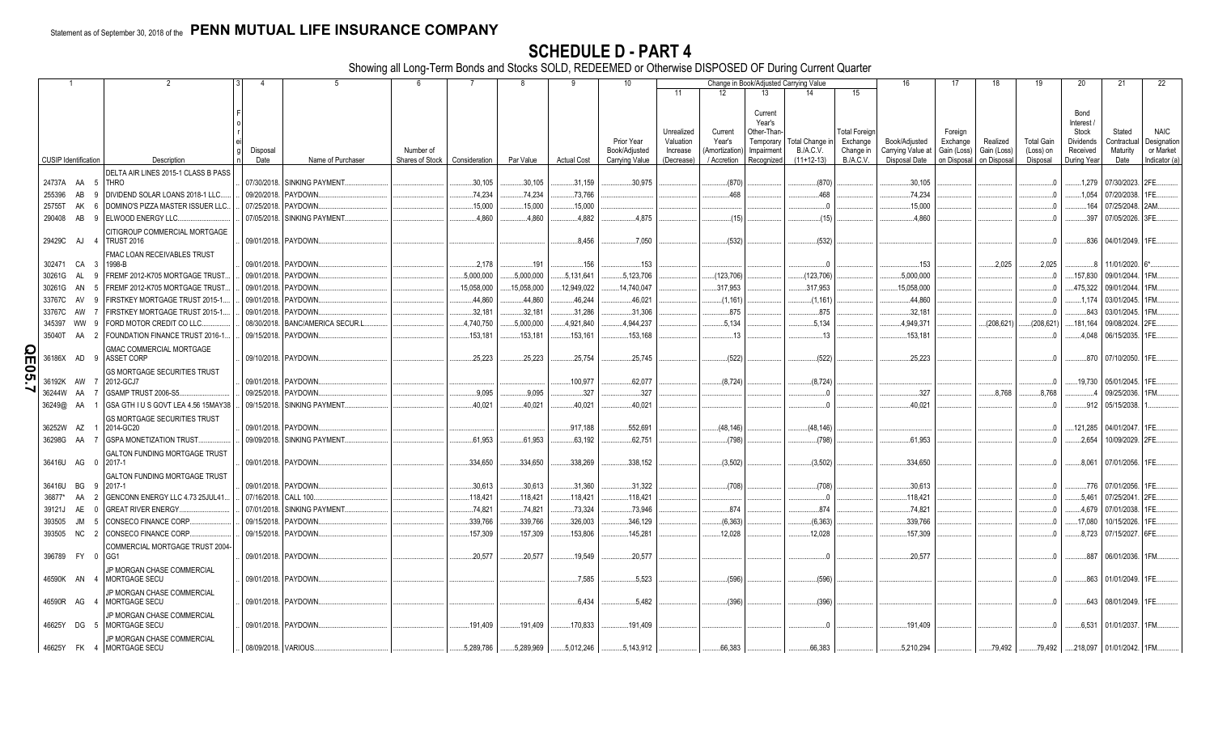Statement as of September 30, 2018 of the **PENN MUTUAL LIFE INSURANCE COMPANY**

# SCHEDULE D - PART 4

Showing all Long-Term Bonds and Stocks SOLD, REDEEMED or Otherwise DISPOSED OF During Current Quarter

| 1 CUSIP Identification | 2 Description | 3 Foreign | 4 Disposal Date | 5 Name of Purchaser | 6 Number of Shares of Stock | 7 Consideration | 8 Par Value | 9 Actual Cost | 10 Prior Year Book/Adjusted Carrying Value | 11 Unrealized Valuation Increase (Decrease) | 12 Current Year's (Amortization) / Accretion | 13 Current Year's Other-Than-Temporary Impairment Recognized | 14 Total Change in B./A.C.V. (11+12-13) | 15 Total Foreign Exchange Change in B./A.C.V. | 16 Book/Adjusted Carrying Value at Disposal Date | 17 Foreign Exchange Gain (Loss) on Disposal | 18 Realized Gain (Loss) on Disposal | 19 Total Gain (Loss) on Disposal | 20 Bond Interest / Stock Dividends Received During Year | 21 Stated Contractual Maturity Date | 22 NAIC Designation or Market Indicator (a) |
|---|---|---|---|---|---|---|---|---|---|---|---|---|---|---|---|---|---|---|---|---|---|
| 24737A AA 5 | DELTA AIR LINES 2015-1 CLASS B PASS THRO | | 07/30/2018 | SINKING PAYMENT | | 30,105 | 30,105 | 31,159 | 30,975 | | (870) | | (870) | | 30,105 | | | 0 | 1,279 | 07/30/2023 | 2FE |
| 255396 AB 9 | DIVIDEND SOLAR LOANS 2018-1 LLC | | 09/20/2018 | PAYDOWN | | 74,234 | 74,234 | 73,766 | | | 468 | | 468 | | 74,234 | | | 0 | 1,054 | 07/20/2038 | 1FE |
| 25755T AK 6 | DOMINO'S PIZZA MASTER ISSUER LLC | | 07/25/2018 | PAYDOWN | | 15,000 | 15,000 | 15,000 | | | | | 0 | | 15,000 | | | 0 | 164 | 07/25/2048 | 2AM |
| 290408 AB 9 | ELWOOD ENERGY LLC | | 07/05/2018 | SINKING PAYMENT | | 4,860 | 4,860 | 4,882 | 4,875 | | (15) | | (15) | | 4,860 | | | 0 | 397 | 07/05/2026 | 3FE |
| 29429C AJ 4 | CITIGROUP COMMERCIAL MORTGAGE TRUST 2016 | | 09/01/2018 | PAYDOWN | | | | 8,456 | 7,050 | | (532) | | (532) | | | | | 0 | 836 | 04/01/2049 | 1FE |
| 302471 CA 3 | FMAC LOAN RECEIVABLES TRUST 1998-B | | 09/01/2018 | PAYDOWN | | 2,178 | 191 | 156 | 153 | | | | 0 | | 153 | | 2,025 | 2,025 | 8 | 11/01/2020 | 6* |
| 30261G AL 9 | FREMF 2012-K705 MORTGAGE TRUST | | 09/01/2018 | PAYDOWN | | 5,000,000 | 5,000,000 | 5,131,641 | 5,123,706 | | (123,706) | | (123,706) | | 5,000,000 | | | 0 | 157,830 | 09/01/2044 | 1FM |
| 30261G AN 5 | FREMF 2012-K705 MORTGAGE TRUST | | 09/01/2018 | PAYDOWN | | 15,058,000 | 15,058,000 | 12,949,022 | 14,740,047 | | 317,953 | | 317,953 | | 15,058,000 | | | 0 | 475,322 | 09/01/2044 | 1FM |
| 33767C AV 9 | FIRSTKEY MORTGAGE TRUST 2015-1 | | 09/01/2018 | PAYDOWN | | 44,860 | 44,860 | 46,244 | 46,021 | | (1,161) | | (1,161) | | 44,860 | | | 0 | 1,174 | 03/01/2045 | 1FM |
| 33767C AW 7 | FIRSTKEY MORTGAGE TRUST 2015-1 | | 09/01/2018 | PAYDOWN | | 32,181 | 32,181 | 31,286 | 31,306 | | 875 | | 875 | | 32,181 | | | 0 | 843 | 03/01/2045 | 1FM |
| 345397 WW 9 | FORD MOTOR CREDIT CO LLC | | 08/30/2018 | BANC/AMERICA SECUR.L | | 4,740,750 | 5,000,000 | 4,921,840 | 4,944,237 | | 5,134 | | 5,134 | | 4,949,371 | | (208,621) | (208,621) | 181,164 | 09/08/2024 | 2FE |
| 35040T AA 2 | FOUNDATION FINANCE TRUST 2016-1 | | 09/15/2018 | PAYDOWN | | 153,181 | 153,181 | 153,161 | 153,168 | | 13 | | 13 | | 153,181 | | | 0 | 4,048 | 06/15/2035 | 1FE |
| 36186X AD 9 | GMAC COMMERCIAL MORTGAGE ASSET CORP | | 09/10/2018 | PAYDOWN | | 25,223 | 25,223 | 25,754 | 25,745 | | (522) | | (522) | | 25,223 | | | 0 | 870 | 07/10/2050 | 1FE |
| 36192K AW 7 | GS MORTGAGE SECURITIES TRUST 2012-GCJ7 | | 09/01/2018 | PAYDOWN | | | | 100,977 | 62,077 | | (8,724) | | (8,724) | | | | | 0 | 19,730 | 05/01/2045 | 1FE |
| 36244W AA 7 | GSAMP TRUST 2006-S5 | | 09/25/2018 | PAYDOWN | | 9,095 | 9,095 | 327 | 327 | | | | 0 | | 327 | | 8,768 | 8,768 | 4 | 09/25/2036 | 1FM |
| 36249@ AA 1 | GSA GTH I U S GOVT LEA 4.56 15MAY38 | | 09/15/2018 | SINKING PAYMENT | | 40,021 | 40,021 | 40,021 | 40,021 | | | | | | 40,021 | | | 0 | 912 | 05/15/2038 | 1 |
| 36252W AZ 1 | GS MORTGAGE SECURITIES TRUST 2014-GC20 | | 09/01/2018 | PAYDOWN | | | | 917,188 | 552,691 | | (48,146) | | (48,146) | | | | | 0 | 121,285 | 04/01/2047 | 1FE |
| 36298G AA 7 | GSPA MONETIZATION TRUST | | 09/09/2018 | SINKING PAYMENT | | 61,953 | 61,953 | 63,192 | 62,751 | | (798) | | (798) | | 61,953 | | | 0 | 2,654 | 10/09/2029 | 2FE |
| 36416U AG 0 | GALTON FUNDING MORTGAGE TRUST 2017-1 | | 09/01/2018 | PAYDOWN | | 334,650 | 334,650 | 338,269 | 338,152 | | (3,502) | | (3,502) | | 334,650 | | | 0 | 8,061 | 07/01/2056 | 1FE |
| 36416U BG 9 | GALTON FUNDING MORTGAGE TRUST 2017-1 | | 09/01/2018 | PAYDOWN | | 30,613 | 30,613 | 31,360 | 31,322 | | (708) | | (708) | | 30,613 | | | 0 | 776 | 07/01/2056 | 1FE |
| 36877* AA 2 | GENCONN ENERGY LLC 4.73 25JUL41 | | 07/16/2018 | CALL 100 | | 118,421 | 118,421 | 118,421 | 118,421 | | | | 0 | | 118,421 | | | 0 | 5,461 | 07/25/2041 | 2FE |
| 39121J AE 0 | GREAT RIVER ENERGY | | 07/01/2018 | SINKING PAYMENT | | 74,821 | 74,821 | 73,324 | 73,946 | | 874 | | 874 | | 74,821 | | | 0 | 4,679 | 07/01/2038 | 1FE |
| 393505 JM 5 | CONSECO FINANCE CORP | | 09/15/2018 | PAYDOWN | | 339,766 | 339,766 | 326,003 | 346,129 | | (6,363) | | (6,363) | | 339,766 | | | 0 | 17,080 | 10/15/2026 | 1FE |
| 393505 NC 2 | CONSECO FINANCE CORP | | 09/15/2018 | PAYDOWN | | 157,309 | 157,309 | 153,806 | 145,281 | | 12,028 | | 12,028 | | 157,309 | | | 0 | 8,723 | 07/15/2027 | 6FE |
| 396789 FY 0 | COMMERCIAL MORTGAGE TRUST 2004-GG1 | | 09/01/2018 | PAYDOWN | | 20,577 | 20,577 | 19,549 | 20,577 | | | | 0 | | 20,577 | | | 0 | 887 | 06/01/2036 | 1FM |
| 46590K AN 4 | JP MORGAN CHASE COMMERCIAL MORTGAGE SECU | | 09/01/2018 | PAYDOWN | | | | 7,585 | 5,523 | | (596) | | (596) | | | | | 0 | 863 | 01/01/2049 | 1FE |
| 46590R AG 4 | JP MORGAN CHASE COMMERCIAL MORTGAGE SECU | | 09/01/2018 | PAYDOWN | | | | 6,434 | 5,482 | | (396) | | (396) | | | | | 0 | 643 | 08/01/2049 | 1FE |
| 46625Y DG 5 | JP MORGAN CHASE COMMERCIAL MORTGAGE SECU | | 09/01/2018 | PAYDOWN | | 191,409 | 191,409 | 170,833 | 191,409 | | | | 0 | | 191,409 | | | 0 | 6,531 | 01/01/2037 | 1FM |
| 46625Y FK 4 | JP MORGAN CHASE COMMERCIAL MORTGAGE SECU | | 08/09/2018 | VARIOUS | | 5,289,786 | 5,289,969 | 5,012,246 | 5,143,912 | | 66,383 | | 66,383 | | 5,210,294 | | 79,492 | 79,492 | 218,097 | 01/01/2042 | 1FM |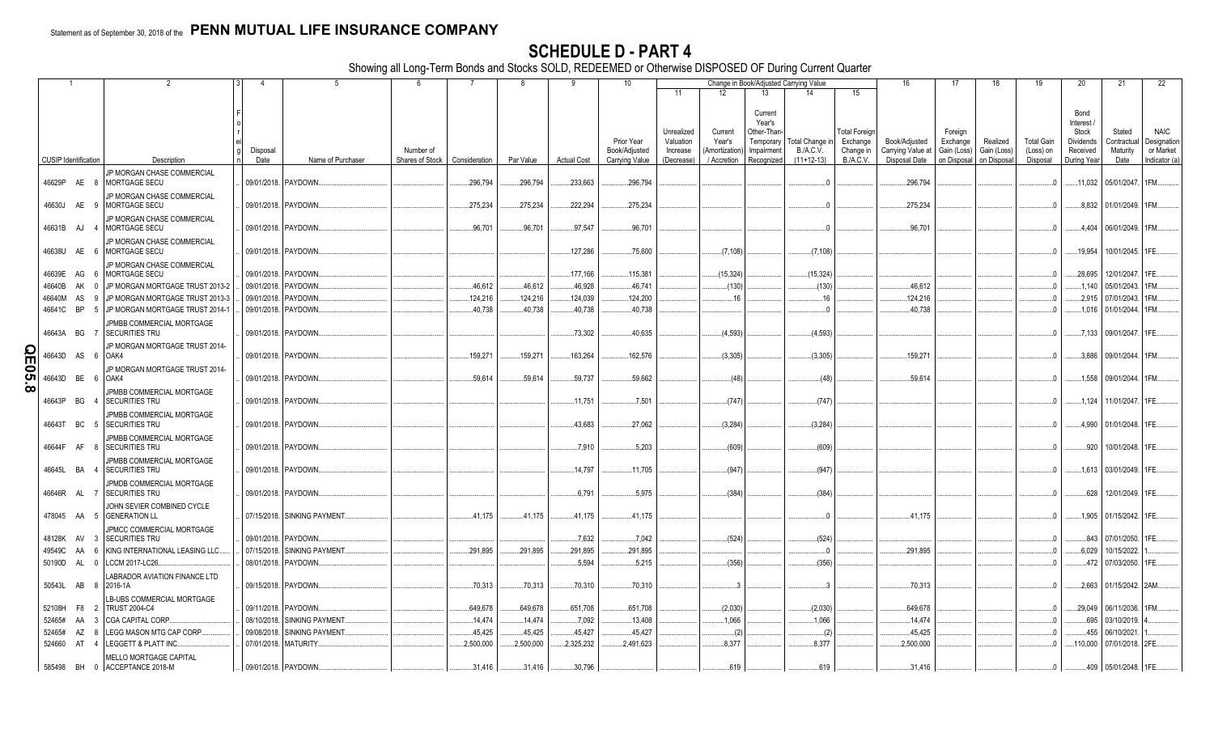Statement as of September 30, 2018 of the **PENN MUTUAL LIFE INSURANCE COMPANY**

# SCHEDULE D - PART 4

Showing all Long-Term Bonds and Stocks SOLD, REDEEMED or Otherwise DISPOSED OF During Current Quarter

| 1 CUSIP Identification | 2 Description | 3 Foreign | 4 Disposal Date | 5 Name of Purchaser | 6 Number of Shares of Stock | 7 Consideration | 8 Par Value | 9 Actual Cost | 10 Prior Year Book/Adjusted Carrying Value | 11 Unrealized Valuation Increase (Decrease) | 12 Current Year's (Amortization) / Accretion | 13 Current Year's Other-Than-Temporary Impairment Recognized | 14 Total Change in B./A.C.V. (11+12-13) | 15 Total Foreign Exchange Change in B./A.C.V. | 16 Book/Adjusted Carrying Value at Disposal Date | 17 Foreign Exchange Gain (Loss) on Disposal | 18 Realized Gain (Loss) on Disposal | 19 Total Gain (Loss) on Disposal | 20 Bond Interest / Stock Dividends Received During Year | 21 Stated Contractual Maturity Date | 22 NAIC Designation or Market Indicator (a) |
|---|---|---|---|---|---|---|---|---|---|---|---|---|---|---|---|---|---|---|---|---|---|
| 46629P AE 8 | JP MORGAN CHASE COMMERCIAL MORTGAGE SECU | | 09/01/2018 | PAYDOWN | | 296,794 | 296,794 | 233,663 | 296,794 | | | | 0 | | 296,794 | | | 0 | 11,032 | 05/01/2047 | 1FM |
| 46630J AE 9 | JP MORGAN CHASE COMMERCIAL MORTGAGE SECU | | 09/01/2018 | PAYDOWN | | 275,234 | 275,234 | 222,294 | 275,234 | | | | 0 | | 275,234 | | | 0 | 8,832 | 01/01/2049 | 1FM |
| 46631B AJ 4 | JP MORGAN CHASE COMMERCIAL MORTGAGE SECU | | 09/01/2018 | PAYDOWN | | 96,701 | 96,701 | 97,547 | 96,701 | | | | 0 | | 96,701 | | | 0 | 4,404 | 06/01/2049 | 1FM |
| 46638U AE 6 | JP MORGAN CHASE COMMERCIAL MORTGAGE SECU | | 09/01/2018 | PAYDOWN | | | | 127,286 | 75,600 | | (7,108) | | (7,108) | | | | | 0 | 19,954 | 10/01/2045 | 1FE |
| 46639E AG 6 | JP MORGAN CHASE COMMERCIAL MORTGAGE SECU | | 09/01/2018 | PAYDOWN | | | | 177,166 | 115,381 | | (15,324) | | (15,324) | | | | | 0 | 28,695 | 12/01/2047 | 1FE |
| 46640B AK 0 | JP MORGAN MORTGAGE TRUST 2013-2 | | 09/01/2018 | PAYDOWN | | 46,612 | 46,612 | 46,928 | 46,741 | | (130) | | (130) | | 46,612 | | | 0 | 1,140 | 05/01/2043 | 1FM |
| 46640M AS 9 | JP MORGAN MORTGAGE TRUST 2013-3 | | 09/01/2018 | PAYDOWN | | 124,216 | 124,216 | 124,039 | 124,200 | | 16 | | 16 | | 124,216 | | | 0 | 2,915 | 07/01/2043 | 1FM |
| 46641C BP 5 | JP MORGAN MORTGAGE TRUST 2014-1 | | 09/01/2018 | PAYDOWN | | 40,738 | 40,738 | 40,738 | 40,738 | | | | 0 | | 40,738 | | | 0 | 1,016 | 01/01/2044 | 1FM |
| 46643A BG 7 | JPMBB COMMERCIAL MORTGAGE SECURITIES TRU | | 09/01/2018 | PAYDOWN | | | | 73,302 | 40,635 | | (4,593) | | (4,593) | | | | | 0 | 7,133 | 09/01/2047 | 1FE |
| 46643D AS 6 | JP MORGAN MORTGAGE TRUST 2014-OAK4 | | 09/01/2018 | PAYDOWN | | 159,271 | 159,271 | 163,264 | 162,576 | | (3,305) | | (3,305) | | 159,271 | | | 0 | 3,886 | 09/01/2044 | 1FM |
| 46643D BE 6 | JP MORGAN MORTGAGE TRUST 2014-OAK4 | | 09/01/2018 | PAYDOWN | | 59,614 | 59,614 | 59,737 | 59,662 | | (48) | | (48) | | 59,614 | | | 0 | 1,558 | 09/01/2044 | 1FM |
| 46643P BG 4 | JPMBB COMMERCIAL MORTGAGE SECURITIES TRU | | 09/01/2018 | PAYDOWN | | | | 11,751 | 7,501 | | (747) | | (747) | | | | | 0 | 1,124 | 11/01/2047 | 1FE |
| 46643T BC 5 | JPMBB COMMERCIAL MORTGAGE SECURITIES TRU | | 09/01/2018 | PAYDOWN | | | | 43,683 | 27,062 | | (3,284) | | (3,284) | | | | | 0 | 4,990 | 01/01/2048 | 1FE |
| 46644F AF 8 | JPMBB COMMERCIAL MORTGAGE SECURITIES TRU | | 09/01/2018 | PAYDOWN | | | | 7,910 | 5,203 | | (609) | | (609) | | | | | 0 | 920 | 10/01/2048 | 1FE |
| 46645L BA 4 | JPMBB COMMERCIAL MORTGAGE SECURITIES TRU | | 09/01/2018 | PAYDOWN | | | | 14,797 | 11,705 | | (947) | | (947) | | | | | 0 | 1,613 | 03/01/2049 | 1FE |
| 46646R AL 7 | JPMDB COMMERCIAL MORTGAGE SECURITIES TRU | | 09/01/2018 | PAYDOWN | | | | 6,791 | 5,975 | | (384) | | (384) | | | | | 0 | 628 | 12/01/2049 | 1FE |
| 478045 AA 5 | JOHN SEVIER COMBINED CYCLE GENERATION LL | | 07/15/2018 | SINKING PAYMENT | | 41,175 | 41,175 | 41,175 | 41,175 | | | | 0 | | 41,175 | | | 0 | 1,905 | 01/15/2042 | 1FE |
| 48128K AV 3 | JPMCC COMMERCIAL MORTGAGE SECURITIES TRU | | 09/01/2018 | PAYDOWN | | | | 7,632 | 7,042 | | (524) | | (524) | | | | | 0 | 843 | 07/01/2050 | 1FE |
| 49549C AA 6 | KING INTERNATIONAL LEASING LLC | | 07/15/2018 | SINKING PAYMENT | | 291,895 | 291,895 | 291,895 | 291,895 | | | | 0 | | 291,895 | | | 0 | 6,029 | 10/15/2022 | 1 |
| 50190D AL 0 | LCCM 2017-LC26 | | 08/01/2018 | PAYDOWN | | | | 5,594 | 5,215 | | (356) | | (356) | | | | | 0 | 472 | 07/03/2050 | 1FE |
| 50543L AB 8 | LABRADOR AVIATION FINANCE LTD 2016-1A | | 09/15/2018 | PAYDOWN | | 70,313 | 70,313 | 70,310 | 70,310 | | 3 | | 3 | | 70,313 | | | 0 | 2,663 | 01/15/2042 | 2AM |
| 52108H F8 2 | LB-UBS COMMERCIAL MORTGAGE TRUST 2004-C4 | | 09/11/2018 | PAYDOWN | | 649,678 | 649,678 | 651,708 | 651,708 | | (2,030) | | (2,030) | | 649,678 | | | 0 | 29,049 | 06/11/2036 | 1FM |
| 52465# AA 3 | CGA CAPITAL CORP | | 08/10/2018 | SINKING PAYMENT | | 14,474 | 14,474 | 7,092 | 13,408 | | 1,066 | | 1,066 | | 14,474 | | | 0 | 695 | 03/10/2019 | 4 |
| 52465# AZ 8 | LEGG MASON MTG CAP CORP | | 09/08/2018 | SINKING PAYMENT | | 45,425 | 45,425 | 45,427 | 45,427 | | (2) | | (2) | | 45,425 | | | 0 | 455 | 06/10/2021 | 1 |
| 524660 AT 4 | LEGGETT & PLATT INC | | 07/01/2018 | MATURITY | | 2,500,000 | 2,500,000 | 2,325,232 | 2,491,623 | | 8,377 | | 8,377 | | 2,500,000 | | | 0 | 110,000 | 07/01/2018 | 2FE |
| 585498 BH 0 | MELLO MORTGAGE CAPITAL ACCEPTANCE 2018-M | | 09/01/2018 | PAYDOWN | | 31,416 | 31,416 | 30,796 | | | 619 | | 619 | | 31,416 | | | 0 | 409 | 05/01/2048 | 1FE |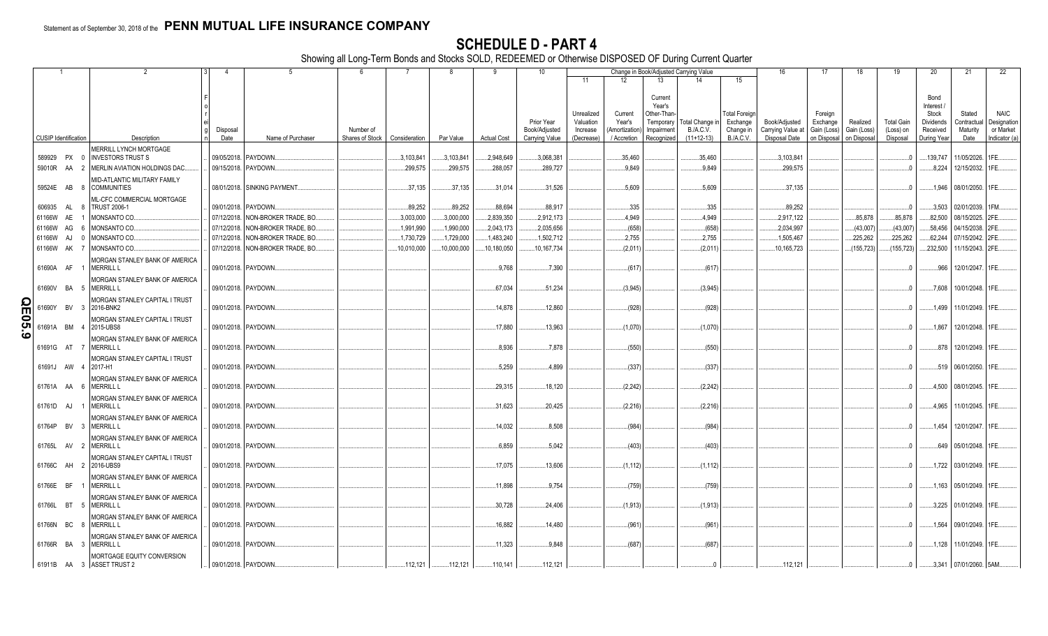Statement as of September 30, 2018 of the **PENN MUTUAL LIFE INSURANCE COMPANY**

# SCHEDULE D - PART 4

Showing all Long-Term Bonds and Stocks SOLD, REDEEMED or Otherwise DISPOSED OF During Current Quarter

| 1 CUSIP Identification | 2 Description | 3 Foreign | 4 Disposal Date | 5 Name of Purchaser | 6 Number of Shares of Stock | 7 Consideration | 8 Par Value | 9 Actual Cost | 10 Prior Year Book/Adjusted Carrying Value | 11 Unrealized Valuation Increase (Decrease) | 12 Current Year's (Amortization) / Accretion | 13 Current Year's Other-Than-Temporary Impairment Recognized | 14 Total Change in B./A.C.V. (11+12-13) | 15 Total Foreign Exchange Change in B./A.C.V. | 16 Book/Adjusted Carrying Value at Disposal Date | 17 Foreign Exchange Gain (Loss) on Disposal | 18 Realized Gain (Loss) on Disposal | 19 Total Gain (Loss) on Disposal | 20 Bond Interest / Stock Dividends Received During Year | 21 Stated Contractual Maturity Date | 22 NAIC Designation or Market Indicator (a) |
|---|---|---|---|---|---|---|---|---|---|---|---|---|---|---|---|---|---|---|---|---|---|
| 589929 PX 0 | MERRILL LYNCH MORTGAGE INVESTORS TRUST S | | 09/05/2018 | PAYDOWN | | 3,103,841 | 3,103,841 | 2,948,649 | 3,068,381 | | 35,460 | | 35,460 | | 3,103,841 | | | 0 | 139,747 | 11/05/2026 | 1FE |
| 59010R AA 2 | MERLIN AVIATION HOLDINGS DAC | | 09/15/2018 | PAYDOWN | | 299,575 | 299,575 | 288,057 | 289,727 | | 9,849 | | 9,849 | | 299,575 | | | 0 | 8,224 | 12/15/2032 | 1FE |
| 59524E AB 8 | MID-ATLANTIC MILITARY FAMILY COMMUNITIES | | 08/01/2018 | SINKING PAYMENT | | 37,135 | 37,135 | 31,014 | 31,526 | | 5,609 | | 5,609 | | 37,135 | | | 0 | 1,946 | 08/01/2050 | 1FE |
| 606935 AL 8 | ML-CFC COMMERCIAL MORTGAGE TRUST 2006-1 | | 09/01/2018 | PAYDOWN | | 89,252 | 89,252 | 88,694 | 88,917 | | 335 | | 335 | | 89,252 | | | 0 | 3,503 | 02/01/2039 | 1FM |
| 61166W AE 1 | MONSANTO CO | | 07/12/2018 | NON-BROKER TRADE, BO | | 3,003,000 | 3,000,000 | 2,839,350 | 2,912,173 | | 4,949 | | 4,949 | | 2,917,122 | | 85,878 | 85,878 | 82,500 | 08/15/2025 | 2FE |
| 61166W AG 6 | MONSANTO CO | | 07/12/2018 | NON-BROKER TRADE, BO | | 1,991,990 | 1,990,000 | 2,043,173 | 2,035,656 | | (658) | | (658) | | 2,034,997 | | (43,007) | (43,007) | 58,456 | 04/15/2038 | 2FE |
| 61166W AJ 0 | MONSANTO CO | | 07/12/2018 | NON-BROKER TRADE, BO | | 1,730,729 | 1,729,000 | 1,483,240 | 1,502,712 | | 2,755 | | 2,755 | | 1,505,467 | | 225,262 | 225,262 | 62,244 | 07/15/2042 | 2FE |
| 61166W AK 7 | MONSANTO CO | | 07/12/2018 | NON-BROKER TRADE, BO | | 10,010,000 | 10,000,000 | 10,180,050 | 10,167,734 | | (2,011) | | (2,011) | | 10,165,723 | | (155,723) | (155,723) | 232,500 | 11/15/2043 | 2FE |
| 61690A AF 1 | MORGAN STANLEY BANK OF AMERICA MERRILL L | | 09/01/2018 | PAYDOWN | | | | 9,768 | 7,390 | | (617) | | (617) | | | | | 0 | 966 | 12/01/2047 | 1FE |
| 61690V BA 5 | MORGAN STANLEY BANK OF AMERICA MERRILL L | | 09/01/2018 | PAYDOWN | | | | 67,034 | 51,234 | | (3,945) | | (3,945) | | | | | 0 | 7,608 | 10/01/2048 | 1FE |
| 61690Y BV 3 | MORGAN STANLEY CAPITAL I TRUST 2016-BNK2 | | 09/01/2018 | PAYDOWN | | | | 14,878 | 12,860 | | (928) | | (928) | | | | | 0 | 1,499 | 11/01/2049 | 1FE |
| 61691A BM 4 | MORGAN STANLEY CAPITAL I TRUST 2015-UBS8 | | 09/01/2018 | PAYDOWN | | | | 17,880 | 13,963 | | (1,070) | | (1,070) | | | | | 0 | 1,867 | 12/01/2048 | 1FE |
| 61691G AT 7 | MORGAN STANLEY BANK OF AMERICA MERRILL L | | 09/01/2018 | PAYDOWN | | | | 8,936 | 7,878 | | (550) | | (550) | | | | | 0 | 878 | 12/01/2049 | 1FE |
| 61691J AW 4 | MORGAN STANLEY CAPITAL I TRUST 2017-H1 | | 09/01/2018 | PAYDOWN | | | | 5,259 | 4,899 | | (337) | | (337) | | | | | 0 | 519 | 06/01/2050 | 1FE |
| 61761A AA 6 | MORGAN STANLEY BANK OF AMERICA MERRILL L | | 09/01/2018 | PAYDOWN | | | | 29,315 | 18,120 | | (2,242) | | (2,242) | | | | | 0 | 4,500 | 08/01/2045 | 1FE |
| 61761D AJ 1 | MORGAN STANLEY BANK OF AMERICA MERRILL L | | 09/01/2018 | PAYDOWN | | | | 31,623 | 20,425 | | (2,216) | | (2,216) | | | | | 0 | 4,965 | 11/01/2045 | 1FE |
| 61764P BV 3 | MORGAN STANLEY BANK OF AMERICA MERRILL L | | 09/01/2018 | PAYDOWN | | | | 14,032 | 8,508 | | (984) | | (984) | | | | | 0 | 1,454 | 12/01/2047 | 1FE |
| 61765L AV 2 | MORGAN STANLEY BANK OF AMERICA MERRILL L | | 09/01/2018 | PAYDOWN | | | | 6,859 | 5,042 | | (403) | | (403) | | | | | 0 | 649 | 05/01/2048 | 1FE |
| 61766C AH 2 | MORGAN STANLEY CAPITAL I TRUST 2016-UBS9 | | 09/01/2018 | PAYDOWN | | | | 17,075 | 13,606 | | (1,112) | | (1,112) | | | | | 0 | 1,722 | 03/01/2049 | 1FE |
| 61766E BF 1 | MORGAN STANLEY BANK OF AMERICA MERRILL L | | 09/01/2018 | PAYDOWN | | | | 11,898 | 9,754 | | (759) | | (759) | | | | | 0 | 1,163 | 05/01/2049 | 1FE |
| 61766L BT 5 | MORGAN STANLEY BANK OF AMERICA MERRILL L | | 09/01/2018 | PAYDOWN | | | | 30,728 | 24,406 | | (1,913) | | (1,913) | | | | | 0 | 3,225 | 01/01/2049 | 1FE |
| 61766N BC 8 | MORGAN STANLEY BANK OF AMERICA MERRILL L | | 09/01/2018 | PAYDOWN | | | | 16,882 | 14,480 | | (961) | | (961) | | | | | 0 | 1,564 | 09/01/2049 | 1FE |
| 61766R BA 3 | MORGAN STANLEY BANK OF AMERICA MERRILL L | | 09/01/2018 | PAYDOWN | | | | 11,323 | 9,848 | | (687) | | (687) | | | | | 0 | 1,128 | 11/01/2049 | 1FE |
| 61911B AA 3 | MORTGAGE EQUITY CONVERSION ASSET TRUST 2 | | 09/01/2018 | PAYDOWN | | 112,121 | 112,121 | 110,141 | 112,121 | | | | 0 | | 112,121 | | | 0 | 3,341 | 07/01/2060 | 5AM |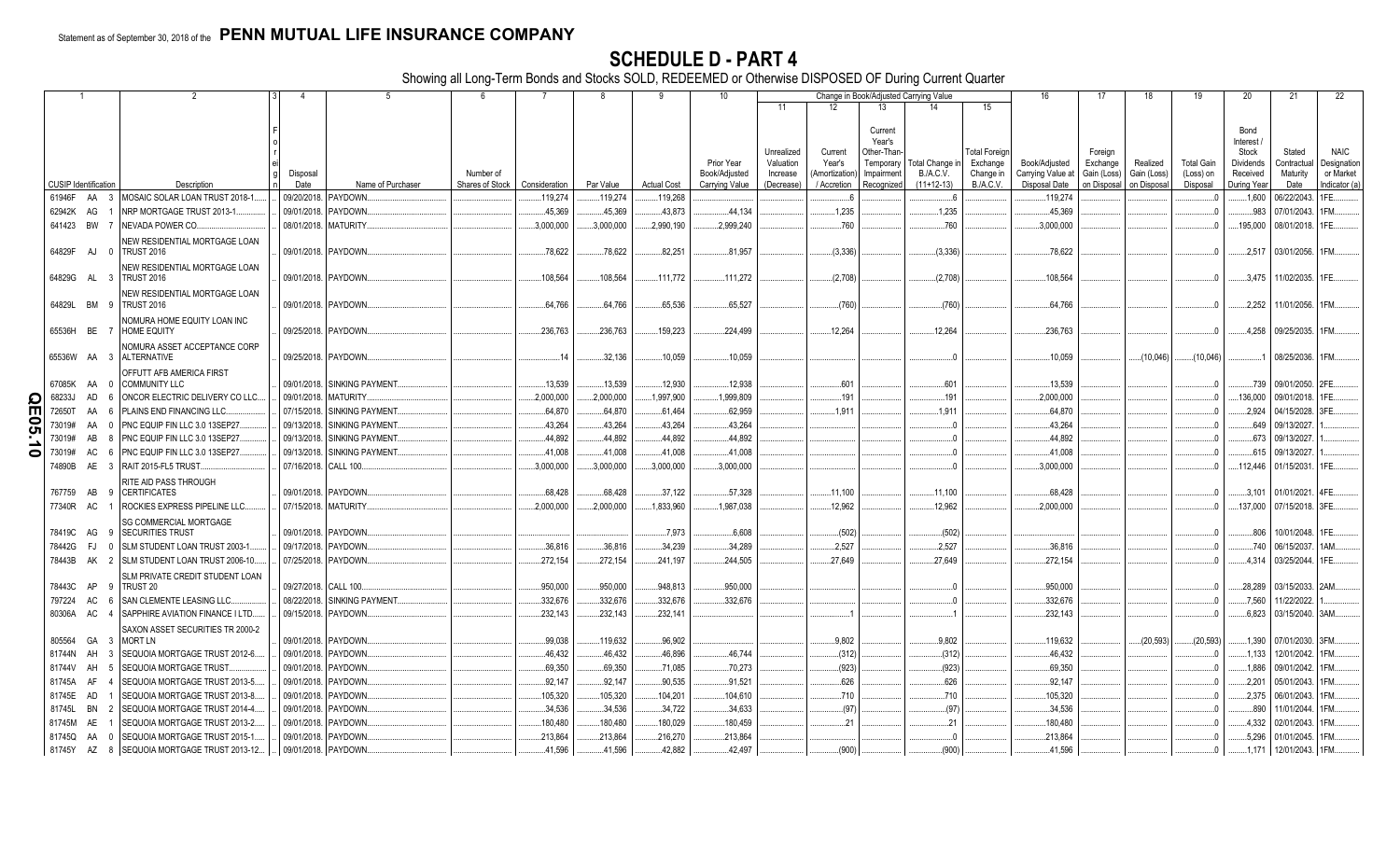Statement as of September 30, 2018 of the **PENN MUTUAL LIFE INSURANCE COMPANY**

# SCHEDULE D - PART 4

Showing all Long-Term Bonds and Stocks SOLD, REDEEMED or Otherwise DISPOSED OF During Current Quarter

| 1 CUSIP Identification | 2 Description | 3 Foreign | 4 Disposal Date | 5 Name of Purchaser | 6 Number of Shares of Stock | 7 Consideration | 8 Par Value | 9 Actual Cost | 10 Prior Year Book/Adjusted Carrying Value | 11 Unrealized Valuation Increase (Decrease) | 12 Current Year's (Amortization) / Accretion | 13 Current Year's Other-Than-Temporary Impairment Recognized | 14 Total Change in B./A.C.V. (11+12-13) | 15 Total Foreign Exchange Change in B./A.C.V. | 16 Book/Adjusted Carrying Value at Disposal Date | 17 Foreign Exchange Gain (Loss) on Disposal | 18 Realized Gain (Loss) on Disposal | 19 Total Gain (Loss) on Disposal | 20 Bond Interest / Stock Dividends Received During Year | 21 Stated Contractual Maturity Date | 22 NAIC Designation or Market Indicator (a) |
|---|---|---|---|---|---|---|---|---|---|---|---|---|---|---|---|---|---|---|---|---|---|
| 61946F AA 3 | MOSAIC SOLAR LOAN TRUST 2018-1 | | 09/20/2018 | PAYDOWN | | 119,274 | 119,274 | 119,268 | | | 6 | | 6 | | 119,274 | | | 0 | 1,600 | 06/22/2043 | 1FE |
| 62942K AG 1 | NRP MORTGAGE TRUST 2013-1 | | 09/01/2018 | PAYDOWN | | 45,369 | 45,369 | 43,873 | 44,134 | | 1,235 | | 1,235 | | 45,369 | | | 0 | 983 | 07/01/2043 | 1FM |
| 641423 BW 7 | NEVADA POWER CO | | 08/01/2018 | MATURITY | | 3,000,000 | 3,000,000 | 2,990,190 | 2,999,240 | | 760 | | 760 | | 3,000,000 | | | 0 | 195,000 | 08/01/2018 | 1FE |
| 64829F AJ 0 | NEW RESIDENTIAL MORTGAGE LOAN TRUST 2016 | | 09/01/2018 | PAYDOWN | | 78,622 | 78,622 | 82,251 | 81,957 | | (3,336) | | (3,336) | | 78,622 | | | 0 | 2,517 | 03/01/2056 | 1FM |
| 64829G AL 3 | NEW RESIDENTIAL MORTGAGE LOAN TRUST 2016 | | 09/01/2018 | PAYDOWN | | 108,564 | 108,564 | 111,772 | 111,272 | | (2,708) | | (2,708) | | 108,564 | | | 0 | 3,475 | 11/02/2035 | 1FE |
| 64829L BM 9 | NEW RESIDENTIAL MORTGAGE LOAN TRUST 2016 | | 09/01/2018 | PAYDOWN | | 64,766 | 64,766 | 65,536 | 65,527 | | (760) | | (760) | | 64,766 | | | 0 | 2,252 | 11/01/2056 | 1FM |
| 65536H BE 7 | NOMURA HOME EQUITY LOAN INC HOME EQUITY | | 09/25/2018 | PAYDOWN | | 236,763 | 236,763 | 159,223 | 224,499 | | 12,264 | | 12,264 | | 236,763 | | | 0 | 4,258 | 09/25/2035 | 1FM |
| 65536W AA 3 | NOMURA ASSET ACCEPTANCE CORP ALTERNATIVE | | 09/25/2018 | PAYDOWN | | 14 | 32,136 | 10,059 | 10,059 | | | | 0 | | 10,059 | | (10,046) | (10,046) | 1 | 08/25/2036 | 1FM |
| 67085K AA 0 | OFFUTT AFB AMERICA FIRST COMMUNITY LLC | | 09/01/2018 | SINKING PAYMENT | | 13,539 | 13,539 | 12,930 | 12,938 | | 601 | | 601 | | 13,539 | | | 0 | 739 | 09/01/2050 | 2FE |
| 68233J AD 6 | ONCOR ELECTRIC DELIVERY CO LLC | | 09/01/2018 | MATURITY | | 2,000,000 | 2,000,000 | 1,997,900 | 1,999,809 | | 191 | | 191 | | 2,000,000 | | | 0 | 136,000 | 09/01/2018 | 1FE |
| 72650T AA 6 | PLAINS END FINANCING LLC | | 07/15/2018 | SINKING PAYMENT | | 64,870 | 64,870 | 61,464 | 62,959 | | 1,911 | | 1,911 | | 64,870 | | | 0 | 2,924 | 04/15/2028 | 3FE |
| 73019# AA 0 | PNC EQUIP FIN LLC 3.0 13SEP27 | | 09/13/2018 | SINKING PAYMENT | | 43,264 | 43,264 | 43,264 | 43,264 | | | | 0 | | 43,264 | | | 0 | 649 | 09/13/2027 | 1 |
| 73019# AB 8 | PNC EQUIP FIN LLC 3.0 13SEP27 | | 09/13/2018 | SINKING PAYMENT | | 44,892 | 44,892 | 44,892 | 44,892 | | | | 0 | | 44,892 | | | 0 | 673 | 09/13/2027 | 1 |
| 73019# AC 6 | PNC EQUIP FIN LLC 3.0 13SEP27 | | 09/13/2018 | SINKING PAYMENT | | 41,008 | 41,008 | 41,008 | 41,008 | | | | 0 | | 41,008 | | | 0 | 615 | 09/13/2027 | 1 |
| 74890B AE 3 | RAIT 2015-FL5 TRUST | | 07/16/2018 | CALL 100 | | 3,000,000 | 3,000,000 | 3,000,000 | 3,000,000 | | | | 0 | | 3,000,000 | | | 0 | 112,446 | 01/15/2031 | 1FE |
| 767759 AB 9 | RITE AID PASS THROUGH CERTIFICATES | | 09/01/2018 | PAYDOWN | | 68,428 | 68,428 | 37,122 | 57,328 | | 11,100 | | 11,100 | | 68,428 | | | 0 | 3,101 | 01/01/2021 | 4FE |
| 77340R AC 1 | ROCKIES EXPRESS PIPELINE LLC | | 07/15/2018 | MATURITY | | 2,000,000 | 2,000,000 | 1,833,960 | 1,987,038 | | 12,962 | | 12,962 | | 2,000,000 | | | 0 | 137,000 | 07/15/2018 | 3FE |
| 78419C AG 9 | SG COMMERCIAL MORTGAGE SECURITIES TRUST | | 09/01/2018 | PAYDOWN | | | | 7,973 | 6,608 | | (502) | | (502) | | | | | 0 | 806 | 10/01/2048 | 1FE |
| 78442G FJ 0 | SLM STUDENT LOAN TRUST 2003-1 | | 09/17/2018 | PAYDOWN | | 36,816 | 36,816 | 34,239 | 34,289 | | 2,527 | | 2,527 | | 36,816 | | | 0 | 740 | 06/15/2037 | 1AM |
| 78443B AK 2 | SLM STUDENT LOAN TRUST 2006-10 | | 07/25/2018 | PAYDOWN | | 272,154 | 272,154 | 241,197 | 244,505 | | 27,649 | | 27,649 | | 272,154 | | | 0 | 4,314 | 03/25/2044 | 1FE |
| 78443C AP 9 | SLM PRIVATE CREDIT STUDENT LOAN TRUST 20 | | 09/27/2018 | CALL 100 | | 950,000 | 950,000 | 948,813 | 950,000 | | | | 0 | | 950,000 | | | 0 | 28,289 | 03/15/2033 | 2AM |
| 797224 AC 6 | SAN CLEMENTE LEASING LLC | | 08/22/2018 | SINKING PAYMENT | | 332,676 | 332,676 | 332,676 | 332,676 | | | | 0 | | 332,676 | | | 0 | 7,560 | 11/22/2022 | 1 |
| 80306A AC 4 | SAPPHIRE AVIATION FINANCE I LTD | | 09/15/2018 | PAYDOWN | | 232,143 | 232,143 | 232,141 | | | 1 | | 1 | | 232,143 | | | 0 | 6,823 | 03/15/2040 | 3AM |
| 805564 GA 3 | SAXON ASSET SECURITIES TR 2000-2 MORT LN | | 09/01/2018 | PAYDOWN | | 99,038 | 119,632 | 96,902 | | | 9,802 | | 9,802 | | 119,632 | | (20,593) | (20,593) | 1,390 | 07/01/2030 | 3FM |
| 81744N AH 3 | SEQUOIA MORTGAGE TRUST 2012-6 | | 09/01/2018 | PAYDOWN | | 46,432 | 46,432 | 46,896 | 46,744 | | (312) | | (312) | | 46,432 | | | 0 | 1,133 | 12/01/2042 | 1FM |
| 81744V AH 5 | SEQUOIA MORTGAGE TRUST | | 09/01/2018 | PAYDOWN | | 69,350 | 69,350 | 71,085 | 70,273 | | (923) | | (923) | | 69,350 | | | 0 | 1,886 | 09/01/2042 | 1FM |
| 81745A AF 4 | SEQUOIA MORTGAGE TRUST 2013-5 | | 09/01/2018 | PAYDOWN | | 92,147 | 92,147 | 90,535 | 91,521 | | 626 | | 626 | | 92,147 | | | 0 | 2,201 | 05/01/2043 | 1FM |
| 81745E AD 1 | SEQUOIA MORTGAGE TRUST 2013-8 | | 09/01/2018 | PAYDOWN | | 105,320 | 105,320 | 104,201 | 104,610 | | 710 | | 710 | | 105,320 | | | 0 | 2,375 | 06/01/2043 | 1FM |
| 81745L BN 2 | SEQUOIA MORTGAGE TRUST 2014-4 | | 09/01/2018 | PAYDOWN | | 34,536 | 34,536 | 34,722 | 34,633 | | (97) | | (97) | | 34,536 | | | 0 | 890 | 11/01/2044 | 1FM |
| 81745M AE 1 | SEQUOIA MORTGAGE TRUST 2013-2 | | 09/01/2018 | PAYDOWN | | 180,480 | 180,480 | 180,029 | 180,459 | | 21 | | 21 | | 180,480 | | | 0 | 4,332 | 02/01/2043 | 1FM |
| 81745Q AA 0 | SEQUOIA MORTGAGE TRUST 2015-1 | | 09/01/2018 | PAYDOWN | | 213,864 | 213,864 | 216,270 | 213,864 | | | | 0 | | 213,864 | | | 0 | 5,296 | 01/01/2045 | 1FM |
| 81745Y AZ 8 | SEQUOIA MORTGAGE TRUST 2013-12 | | 09/01/2018 | PAYDOWN | | 41,596 | 41,596 | 42,882 | 42,497 | | (900) | | (900) | | 41,596 | | | 0 | 1,171 | 12/01/2043 | 1FM |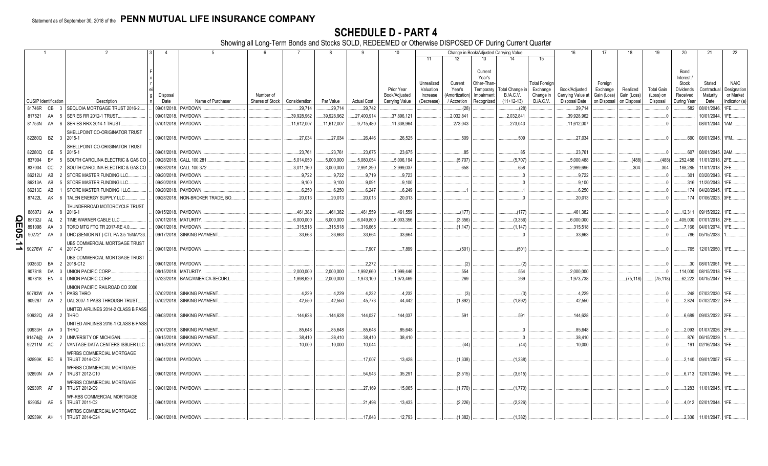Statement as of September 30, 2018 of the **PENN MUTUAL LIFE INSURANCE COMPANY**

# SCHEDULE D - PART 4

Showing all Long-Term Bonds and Stocks SOLD, REDEEMED or Otherwise DISPOSED OF During Current Quarter

| 1 | 2 | 3 | 4 | 5 | 6 | 7 | 8 | 9 | 10 | Change in Book/Adjusted Carrying Value | | | | | 16 | 17 | 18 | 19 | 20 | 21 | 22 |
|---|---|---|---|---|---|---|---|---|---|---|---|---|---|---|---|---|---|---|---|---|---|
| | | | | | | | | | | 11 | 12 | 13 | 14 | 15 | | | | | | | |
| CUSIP Identification | Description | Foreign | Disposal Date | Name of Purchaser | Number of Shares of Stock | Consideration | Par Value | Actual Cost | Prior Year Book/Adjusted Carrying Value | Unrealized Valuation Increase (Decrease) | Current Year's (Amortization) / Accretion | Current Year's Other-Than-Temporary Impairment Recognized | Total Change in B./A.C.V. (11+12-13) | Total Foreign Exchange Change in B./A.C.V. | Book/Adjusted Carrying Value at Disposal Date | Foreign Exchange Gain (Loss) on Disposal | Realized Gain (Loss) on Disposal | Total Gain (Loss) on Disposal | Bond Interest / Stock Dividends Received During Year | Stated Contractual Maturity Date | NAIC Designation or Market Indicator (a) |
| 81746R CB 3 | SEQUOIA MORTGAGE TRUST 2016-2 | | 09/01/2018. | PAYDOWN | | 29,714 | 29,714 | 29,742 | | | (28) | | (28) | | 29,714 | | | 0 | 582 | 08/01/2046. | 1FE |
| 817521 AA 5 | SERIES RR 2012-1 TRUST | | 09/01/2018. | PAYDOWN | | 39,928,962 | 39,928,962 | 27,400,914 | 37,896,121 | | 2,032,841 | | 2,032,841 | | 39,928,962 | | | 0 | | 10/01/2044. | 1FE |
| 81753N AA 6 | SERIES RRX 2014-1 TRUST | | 07/01/2018. | PAYDOWN | | 11,612,007 | 11,612,007 | 9,715,480 | 11,338,964 | | 273,043 | | 273,043 | | 11,612,007 | | | 0 | | 08/01/2044. | 1AM |
| 82280Q BZ 3 | SHELLPOINT CO-ORIGINATOR TRUST 2015-1 | | 09/01/2018. | PAYDOWN | | 27,034 | 27,034 | 26,446 | 26,525 | | 509 | | 509 | | 27,034 | | | 0 | 690 | 08/01/2045. | 1FM |
| 82280Q CB 5 | SHELLPOINT CO-ORIGINATOR TRUST 2015-1 | | 09/01/2018. | PAYDOWN | | 23,761 | 23,761 | 23,675 | 23,675 | | 85 | | 85 | | 23,761 | | | 0 | 607 | 08/01/2045. | 2AM |
| 837004 BY 5 | SOUTH CAROLINA ELECTRIC & GAS CO | | 09/28/2018. | CALL 100.281 | | 5,014,050 | 5,000,000 | 5,080,054 | 5,006,194 | | (5,707) | | (5,707) | | 5,000,488 | | (488) | (488) | 252,488 | 11/01/2018. | 2FE |
| 837004 CC 2 | SOUTH CAROLINA ELECTRIC & GAS CO | | 09/28/2018. | CALL 100.372 | | 3,011,160 | 3,000,000 | 2,991,390 | 2,999,037 | | 658 | | 658 | | 2,999,696 | | 304 | 304 | 188,285 | 11/01/2018. | 2FE |
| 86212U AB 2 | STORE MASTER FUNDING LLC | | 09/20/2018. | PAYDOWN | | 9,722 | 9,722 | 9,719 | 9,723 | | | | 0 | | 9,722 | | | 0 | 301 | 03/20/2043. | 1FE |
| 86213A AB 5 | STORE MASTER FUNDING LLC | | 09/20/2018. | PAYDOWN | | 9,100 | 9,100 | 9,091 | 9,100 | | | | 0 | | 9,100 | | | 0 | 316 | 11/20/2043. | 1FE |
| 86213C AB 1 | STORE MASTER FUNDING I LLC | | 09/20/2018. | PAYDOWN | | 6,250 | 6,250 | 6,247 | 6,249 | | 1 | | 1 | | 6,250 | | | 0 | 174 | 04/20/2045. | 1FE |
| 87422L AK 6 | TALEN ENERGY SUPPLY LLC | | 09/28/2018. | NON-BROKER TRADE, BO | | 20,013 | 20,013 | 20,013 | 20,013 | | | | 0 | | 20,013 | | | 0 | 174 | 07/06/2023. | 3FE |
| 88607J AA 8 | THUNDERROAD MOTORCYCLE TRUST 2016-1 | | 09/15/2018. | PAYDOWN | | 461,382 | 461,382 | 461,559 | 461,559 | | (177) | | (177) | | 461,382 | | | 0 | 12,311 | 09/15/2022. | 1FE |
| 88732J AL 2 | TIME WARNER CABLE LLC | | 07/01/2018. | MATURITY | | 6,000,000 | 6,000,000 | 6,049,800 | 6,003,356 | | (3,356) | | (3,356) | | 6,000,000 | | | 0 | 405,000 | 07/01/2018. | 2FE |
| 891098 AA 3 | TORO MTG FTG TR 2017-RE 4.0 | | 09/01/2018. | PAYDOWN | | 315,518 | 315,518 | 316,665 | | | (1,147) | | (1,147) | | 315,518 | | | 0 | 7,166 | 04/01/2074. | 1FE |
| 90272* AA 0 | UHC (SENIOR NT ) CTL PA 3.5 15MAY33 | | 09/17/2018. | SINKING PAYMENT | | 33,663 | 33,663 | 33,664 | 33,664 | | | | 0 | | 33,663 | | | 0 | 786 | 05/15/2033. | 1 |
| 90276W AT 4 | UBS COMMERCIAL MORTGAGE TRUST 2017-C7 | | 09/01/2018. | PAYDOWN | | | | 7,907 | 7,899 | | (501) | | (501) | | | | | 0 | 765 | 12/01/2050. | 1FE |
| 90353D BA 2 | UBS COMMERCIAL MORTGAGE TRUST 2018-C12 | | 09/01/2018. | PAYDOWN | | | | 2,272 | | | (2) | | (2) | | | | | 0 | 30 | 08/01/2051. | 1FE |
| 907818 DA 3 | UNION PACIFIC CORP | | 08/15/2018. | MATURITY | | 2,000,000 | 2,000,000 | 1,992,660 | 1,999,446 | | 554 | | 554 | | 2,000,000 | | | 0 | 114,000 | 08/15/2018. | 1FE |
| 907818 EN 4 | UNION PACIFIC CORP | | 07/23/2018. | BANC/AMERICA SECUR.L | | 1,898,620 | 2,000,000 | 1,973,100 | 1,973,469 | | 269 | | 269 | | 1,973,738 | | (75,118) | (75,118) | 62,222 | 04/15/2047. | 1FE |
| 90783W AA 1 | UNION PACIFIC RAILROAD CO 2006 PASS THRO | | 07/02/2018. | SINKING PAYMENT | | 4,229 | 4,229 | 4,232 | 4,232 | | (3) | | (3) | | 4,229 | | | 0 | 248 | 07/02/2030. | 1FE |
| 909287 AA 2 | UAL 2007-1 PASS THROUGH TRUST | | 07/02/2018. | SINKING PAYMENT | | 42,550 | 42,550 | 45,773 | 44,442 | | (1,892) | | (1,892) | | 42,550 | | | 0 | 2,824 | 07/02/2022. | 2FE |
| 90932Q AB 2 | UNITED AIRLINES 2014-2 CLASS B PASS THRO | | 09/03/2018. | SINKING PAYMENT | | 144,628 | 144,628 | 144,037 | 144,037 | | 591 | | 591 | | 144,628 | | | 0 | 6,689 | 09/03/2022. | 2FE |
| 90933H AA 3 | UNITED AIRLINES 2016-1 CLASS B PASS THRO | | 07/07/2018. | SINKING PAYMENT | | 85,648 | 85,648 | 85,648 | 85,648 | | | | 0 | | 85,648 | | | 0 | 2,093 | 01/07/2026. | 2FE |
| 91474@ AA 2 | UNIVERSITY OF MICHIGAN | | 09/15/2018. | SINKING PAYMENT | | 38,410 | 38,410 | 38,410 | 38,410 | | | | 0 | | 38,410 | | | 0 | 876 | 06/15/2039. | 1 |
| 92211M AC 7 | VANTAGE DATA CENTERS ISSUER LLC | | 09/15/2018. | PAYDOWN | | 10,000 | 10,000 | 10,044 | | | (44) | | (44) | | 10,000 | | | 0 | 191 | 02/16/2043. | 1FE |
| 92890K BD 6 | WFRBS COMMERCIAL MORTGAGE TRUST 2014-C22 | | 09/01/2018. | PAYDOWN | | | | 17,007 | 13,428 | | (1,338) | | (1,338) | | | | | 0 | 2,140 | 09/01/2057. | 1FE |
| 92890N AA 7 | WFRBS COMMERCIAL MORTGAGE TRUST 2012-C10 | | 09/01/2018. | PAYDOWN | | | | 54,943 | 35,291 | | (3,515) | | (3,515) | | | | | 0 | 6,713 | 12/01/2045. | 1FE |
| 92930R AF 9 | WFRBS COMMERCIAL MORTGAGE TRUST 2012-C9 | | 09/01/2018. | PAYDOWN | | | | 27,169 | 15,065 | | (1,770) | | (1,770) | | | | | 0 | 3,283 | 11/01/2045. | 1FE |
| 92935J AE 5 | WF-RBS COMMERCIAL MORTGAGE TRUST 2011-C2 | | 09/01/2018. | PAYDOWN | | | | 21,498 | 13,433 | | (2,226) | | (2,226) | | | | | 0 | 4,012 | 02/01/2044. | 1FE |
| 92939K AH 1 | WFRBS COMMERCIAL MORTGAGE TRUST 2014-C24 | | 09/01/2018. | PAYDOWN | | | | 17,843 | 12,793 | | (1,382) | | (1,382) | | | | | 0 | 2,306 | 11/01/2047. | 1FE |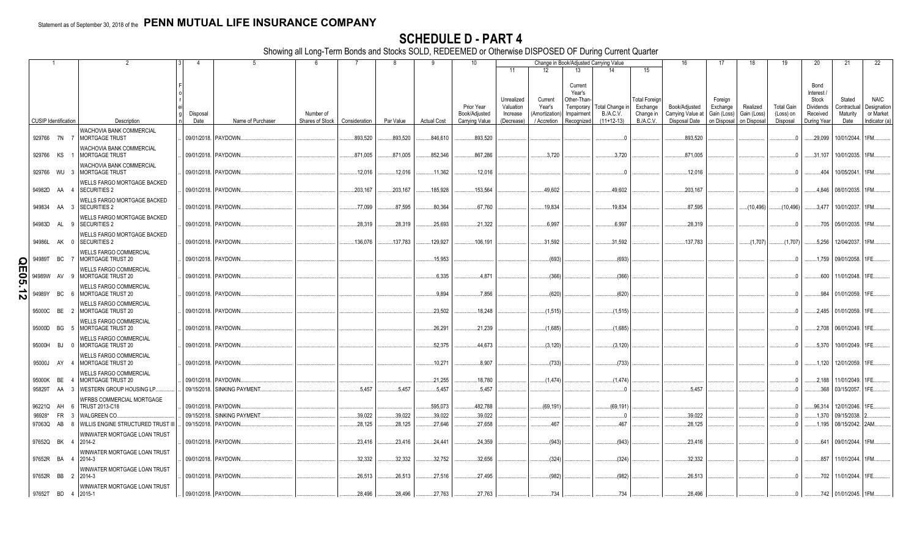Statement as of September 30, 2018 of the **PENN MUTUAL LIFE INSURANCE COMPANY**

# SCHEDULE D - PART 4

Showing all Long-Term Bonds and Stocks SOLD, REDEEMED or Otherwise DISPOSED OF During Current Quarter

| 1 CUSIP Identification | 2 Description | 3 Foreign | 4 Disposal Date | 5 Name of Purchaser | 6 Number of Shares of Stock | 7 Consideration | 8 Par Value | 9 Actual Cost | 10 Prior Year Book/Adjusted Carrying Value | 11 Unrealized Valuation Increase (Decrease) | 12 Current Year's (Amortization) / Accretion | 13 Current Year's Other-Than-Temporary Impairment Recognized | 14 Total Change in B./A.C.V. (11+12-13) | 15 Total Foreign Exchange Change in B./A.C.V. | 16 Book/Adjusted Carrying Value at Disposal Date | 17 Foreign Exchange Gain (Loss) on Disposal | 18 Realized Gain (Loss) on Disposal | 19 Total Gain (Loss) on Disposal | 20 Bond Interest / Stock Dividends Received During Year | 21 Stated Contractual Maturity Date | 22 NAIC Designation or Market Indicator (a) |
|---|---|---|---|---|---|---|---|---|---|---|---|---|---|---|---|---|---|---|---|---|---|
| 929766 7N 7 | WACHOVIA BANK COMMERCIAL MORTGAGE TRUST | | 09/01/2018. | PAYDOWN. | | 893,520 | 893,520 | 846,610 | 893,520 | | | | 0 | | 893,520 | | | 0 | 29,099 | 10/01/2044. | 1FM. |
| 929766 KS 1 | WACHOVIA BANK COMMERCIAL MORTGAGE TRUST | | 09/01/2018. | PAYDOWN. | | 871,005 | 871,005 | 852,346 | 867,286 | | 3,720 | | 3,720 | | 871,005 | | | 0 | 31,107 | 10/01/2035. | 1FM. |
| 929766 WU 3 | WACHOVIA BANK COMMERCIAL MORTGAGE TRUST | | 09/01/2018. | PAYDOWN. | | 12,016 | 12,016 | 11,362 | 12,016 | | | | 0 | | 12,016 | | | 0 | 404 | 10/05/2041. | 1FM. |
| 94982D AA 4 | WELLS FARGO MORTGAGE BACKED SECURITIES 2 | | 09/01/2018. | PAYDOWN. | | 203,167 | 203,167 | 185,928 | 153,564 | | 49,602 | | 49,602 | | 203,167 | | | 0 | 4,846 | 08/01/2035. | 1FM. |
| 949834 AA 3 | WELLS FARGO MORTGAGE BACKED SECURITIES 2 | | 09/01/2018. | PAYDOWN. | | 77,099 | 87,595 | 80,364 | 67,760 | | 19,834 | | 19,834 | | 87,595 | | (10,496) | (10,496) | 3,477 | 10/01/2037. | 1FM. |
| 94983D AL 9 | WELLS FARGO MORTGAGE BACKED SECURITIES 2 | | 09/01/2018. | PAYDOWN. | | 28,319 | 28,319 | 25,693 | 21,322 | | 6,997 | | 6,997 | | 28,319 | | | 0 | 705 | 05/01/2035. | 1FM. |
| 94986L AK 0 | WELLS FARGO MORTGAGE BACKED SECURITIES 2 | | 09/01/2018. | PAYDOWN. | | 136,076 | 137,783 | 129,927 | 106,191 | | 31,592 | | 31,592 | | 137,783 | | (1,707) | (1,707) | 5,256 | 12/04/2037. | 1FM. |
| 94989T BC 7 | WELLS FARGO COMMERCIAL MORTGAGE TRUST 20 | | 09/01/2018. | PAYDOWN. | | | | 15,953 | | | (693) | | (693) | | | | | 0 | 1,759 | 09/01/2058. | 1FE. |
| 94989W AV 9 | WELLS FARGO COMMERCIAL MORTGAGE TRUST 20 | | 09/01/2018. | PAYDOWN. | | | | 6,335 | 4,871 | | (366) | | (366) | | | | | 0 | 600 | 11/01/2048. | 1FE. |
| 94989Y BC 6 | WELLS FARGO COMMERCIAL MORTGAGE TRUST 20 | | 09/01/2018. | PAYDOWN. | | | | 9,894 | 7,856 | | (620) | | (620) | | | | | 0 | 984 | 01/01/2059. | 1FE. |
| 95000C BE 2 | WELLS FARGO COMMERCIAL MORTGAGE TRUST 20 | | 09/01/2018. | PAYDOWN. | | | | 23,502 | 18,248 | | (1,515) | | (1,515) | | | | | 0 | 2,485 | 01/01/2059. | 1FE. |
| 95000D BG 5 | WELLS FARGO COMMERCIAL MORTGAGE TRUST 20 | | 09/01/2018. | PAYDOWN. | | | | 26,291 | 21,239 | | (1,685) | | (1,685) | | | | | 0 | 2,708 | 06/01/2049. | 1FE. |
| 95000H BJ 0 | WELLS FARGO COMMERCIAL MORTGAGE TRUST 20 | | 09/01/2018. | PAYDOWN. | | | | 52,375 | 44,673 | | (3,120) | | (3,120) | | | | | 0 | 5,370 | 10/01/2049. | 1FE. |
| 95000J AY 4 | WELLS FARGO COMMERCIAL MORTGAGE TRUST 20 | | 09/01/2018. | PAYDOWN. | | | | 10,271 | 8,907 | | (733) | | (733) | | | | | 0 | 1,120 | 12/01/2059. | 1FE. |
| 95000K BE 4 | WELLS FARGO COMMERCIAL MORTGAGE TRUST 20 | | 09/01/2018. | PAYDOWN. | | | | 21,255 | 18,780 | | (1,474) | | (1,474) | | | | | 0 | 2,188 | 11/01/2049. | 1FE. |
| 95829T AA 3 | WESTERN GROUP HOUSING LP. | | 09/15/2018. | SINKING PAYMENT. | | 5,457 | 5,457 | 5,457 | 5,457 | | | | 0 | | 5,457 | | | 0 | 368 | 03/15/2057. | 1FE. |
| 96221Q AH 6 | WFRBS COMMERCIAL MORTGAGE TRUST 2013-C18 | | 09/01/2018. | PAYDOWN. | | | | 595,073 | 482,788 | | (69,191) | | (69,191) | | | | | 0 | 96,314 | 12/01/2046. | 1FE. |
| 96928* FR 3 | WALGREEN CO. | | 09/15/2018. | SINKING PAYMENT. | | 39,022 | 39,022 | 39,022 | 39,022 | | | | 0 | | 39,022 | | | 0 | 1,370 | 09/15/2038. | 2. |
| 97063Q AB 8 | WILLIS ENGINE STRUCTURED TRUST III | | 09/15/2018. | PAYDOWN. | | 28,125 | 28,125 | 27,646 | 27,658 | | 467 | | 467 | | 28,125 | | | 0 | 1,195 | 08/15/2042. | 2AM. |
| 97652Q BK 4 | WINWATER MORTGAGE LOAN TRUST 2014-2 | | 09/01/2018. | PAYDOWN. | | 23,416 | 23,416 | 24,441 | 24,359 | | (943) | | (943) | | 23,416 | | | 0 | 641 | 09/01/2044. | 1FM. |
| 97652R BA 4 | WINWATER MORTGAGE LOAN TRUST 2014-3 | | 09/01/2018. | PAYDOWN. | | 32,332 | 32,332 | 32,752 | 32,656 | | (324) | | (324) | | 32,332 | | | 0 | 857 | 11/01/2044. | 1FM. |
| 97652R BB 2 | WINWATER MORTGAGE LOAN TRUST 2014-3 | | 09/01/2018. | PAYDOWN. | | 26,513 | 26,513 | 27,516 | 27,495 | | (982) | | (982) | | 26,513 | | | 0 | 702 | 11/01/2044. | 1FE. |
| 97652T BD 4 | WINWATER MORTGAGE LOAN TRUST 2015-1 | | 09/01/2018. | PAYDOWN. | | 28,496 | 28,496 | 27,763 | 27,763 | | 734 | | 734 | | 28,496 | | | 0 | 742 | 01/01/2045. | 1FM. |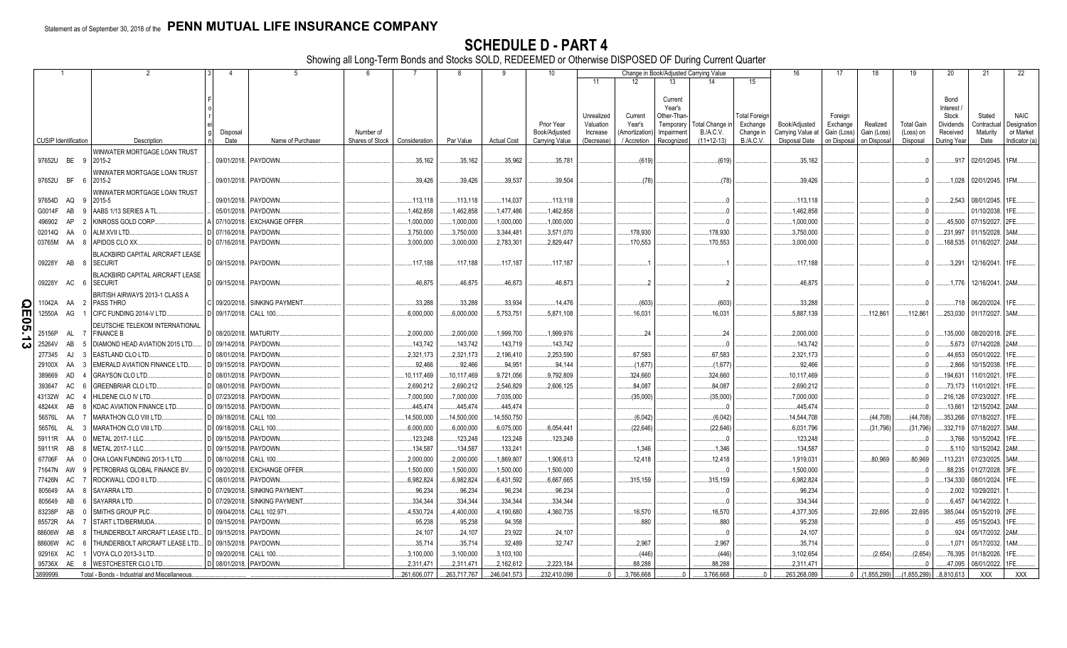Statement as of September 30, 2018 of the **PENN MUTUAL LIFE INSURANCE COMPANY**

# SCHEDULE D - PART 4

Showing all Long-Term Bonds and Stocks SOLD, REDEEMED or Otherwise DISPOSED OF During Current Quarter

| 1 CUSIP Identification | 2 Description | 3 Foreign | 4 Disposal Date | 5 Name of Purchaser | 6 Number of Shares of Stock | 7 Consideration | 8 Par Value | 9 Actual Cost | 10 Prior Year Book/Adjusted Carrying Value | 11 Unrealized Valuation Increase (Decrease) | 12 Current Year's (Amortization) / Accretion | 13 Current Year's Other-Than-Temporary Impairment Recognized | 14 Total Change in B./A.C.V. (11+12-13) | 15 Total Foreign Exchange Change in B./A.C.V. | 16 Book/Adjusted Carrying Value at Disposal Date | 17 Foreign Exchange Gain (Loss) on Disposal | 18 Realized Gain (Loss) on Disposal | 19 Total Gain (Loss) on Disposal | 20 Bond Interest / Stock Dividends Received During Year | 21 Stated Contractual Maturity Date | 22 NAIC Designation or Market Indicator (a) |
|---|---|---|---|---|---|---|---|---|---|---|---|---|---|---|---|---|---|---|---|---|---|
| 97652U BE 9 | WINWATER MORTGAGE LOAN TRUST 2015-2 | | 09/01/2018. | PAYDOWN. | | 35,162 | 35,162 | 35,962 | 35,781 | | (619) | | (619) | | 35,162 | | | 0 | 917 | 02/01/2045. | 1FM. |
| 97652U BF 6 | WINWATER MORTGAGE LOAN TRUST 2015-2 | | 09/01/2018. | PAYDOWN. | | 39,426 | 39,426 | 39,537 | 39,504 | | (78) | | (78) | | 39,426 | | | 0 | 1,028 | 02/01/2045. | 1FM. |
| 97654D AQ 9 | WINWATER MORTGAGE LOAN TRUST 2015-5 | | 09/01/2018. | PAYDOWN. | | 113,118 | 113,118 | 114,037 | 113,118 | | | | 0 | | 113,118 | | | 0 | 2,543 | 08/01/2045. | 1FE. |
| G0014F AB 9 | AABS 1/13 SERIES A TL. | | 05/01/2018. | PAYDOWN. | | 1,462,858 | 1,462,858 | 1,477,486 | 1,462,858 | | | | 0 | | 1,462,858 | | | 0 | | 01/10/2038. | 1FE. |
| 496902 AP 2 | KINROSS GOLD CORP. | A | 07/10/2018. | EXCHANGE OFFER. | | 1,000,000 | 1,000,000 | 1,000,000 | 1,000,000 | | | | 0 | | 1,000,000 | | | 0 | 45,500 | 07/15/2027. | 2FE. |
| 02014Q AA 0 | ALM XVII LTD. | D | 07/16/2018. | PAYDOWN. | | 3,750,000 | 3,750,000 | 3,344,481 | 3,571,070 | | 178,930 | | 178,930 | | 3,750,000 | | | 0 | 231,997 | 01/15/2028. | 3AM. |
| 03765M AA 8 | APIDOS CLO XX. | D | 07/16/2018. | PAYDOWN. | | 3,000,000 | 3,000,000 | 2,783,301 | 2,829,447 | | 170,553 | | 170,553 | | 3,000,000 | | | 0 | 168,535 | 01/16/2027. | 2AM. |
| 09228Y AB 8 | BLACKBIRD CAPITAL AIRCRAFT LEASE SECURIT | D | 09/15/2018. | PAYDOWN. | | 117,188 | 117,188 | 117,187 | 117,187 | | 1 | | 1 | | 117,188 | | | 0 | 3,291 | 12/16/2041. | 1FE. |
| 09228Y AC 6 | BLACKBIRD CAPITAL AIRCRAFT LEASE SECURIT | D | 09/15/2018. | PAYDOWN. | | 46,875 | 46,875 | 46,873 | 46,873 | | 2 | | 2 | | 46,875 | | | 0 | 1,776 | 12/16/2041. | 2AM. |
| 11042A AA 2 | BRITISH AIRWAYS 2013-1 CLASS A PASS THRO | C | 09/20/2018. | SINKING PAYMENT. | | 33,288 | 33,288 | 33,934 | 14,476 | | (603) | | (603) | | 33,288 | | | 0 | 718 | 06/20/2024. | 1FE. |
| 12550A AG 1 | CIFC FUNDING 2014-V LTD. | D | 09/17/2018. | CALL 100. | | 6,000,000 | 6,000,000 | 5,753,751 | 5,871,108 | | 16,031 | | 16,031 | | 5,887,139 | | 112,861 | 112,861 | 253,030 | 01/17/2027. | 3AM. |
| 25156P AL 7 | DEUTSCHE TELEKOM INTERNATIONAL FINANCE B | D | 08/20/2018. | MATURITY. | | 2,000,000 | 2,000,000 | 1,999,700 | 1,999,976 | | 24 | | 24 | | 2,000,000 | | | 0 | 135,000 | 08/20/2018. | 2FE. |
| 25264V AB 5 | DIAMOND HEAD AVIATION 2015 LTD. | D | 09/14/2018. | PAYDOWN. | | 143,742 | 143,742 | 143,719 | 143,742 | | | | 0 | | 143,742 | | | 0 | 5,673 | 07/14/2028. | 2AM. |
| 277345 AJ 3 | EASTLAND CLO LTD. | D | 08/01/2018. | PAYDOWN. | | 2,321,173 | 2,321,173 | 2,196,410 | 2,253,590 | | 67,583 | | 67,583 | | 2,321,173 | | | 0 | 44,653 | 05/01/2022. | 1FE. |
| 29100X AA 3 | EMERALD AVIATION FINANCE LTD. | D | 09/15/2018. | PAYDOWN. | | 92,466 | 92,466 | 94,951 | 94,144 | | (1,677) | | (1,677) | | 92,466 | | | 0 | 2,866 | 10/15/2038. | 1FE. |
| 389669 AD 4 | GRAYSON CLO LTD. | D | 08/01/2018. | PAYDOWN. | | 10,117,469 | 10,117,469 | 9,721,056 | 9,792,809 | | 324,660 | | 324,660 | | 10,117,469 | | | 0 | 194,631 | 11/01/2021. | 1FE. |
| 393647 AC 6 | GREENBRIAR CLO LTD. | D | 08/01/2018. | PAYDOWN. | | 2,690,212 | 2,690,212 | 2,546,829 | 2,606,125 | | 84,087 | | 84,087 | | 2,690,212 | | | 0 | 73,173 | 11/01/2021. | 1FE. |
| 43132W AC 4 | HILDENE CLO IV LTD. | D | 07/23/2018. | PAYDOWN. | | 7,000,000 | 7,000,000 | 7,035,000 | | | (35,000) | | (35,000) | | 7,000,000 | | | 0 | 216,126 | 07/23/2027. | 1FE. |
| 48244X AB 8 | KDAC AVIATION FINANCE LTD. | D | 09/15/2018. | PAYDOWN. | | 445,474 | 445,474 | 445,474 | | | | | 0 | | 445,474 | | | 0 | 13,661 | 12/15/2042. | 2AM. |
| 56576L AA 7 | MARATHON CLO VIII LTD. | D | 09/18/2018. | CALL 100. | | 14,500,000 | 14,500,000 | 14,550,750 | | | (6,042) | | (6,042) | | 14,544,708 | | (44,708) | (44,708) | 353,266 | 07/18/2027. | 1FE. |
| 56576L AL 3 | MARATHON CLO VIII LTD. | D | 09/18/2018. | CALL 100. | | 6,000,000 | 6,000,000 | 6,075,000 | 6,054,441 | | (22,646) | | (22,646) | | 6,031,796 | | (31,796) | (31,796) | 332,719 | 07/18/2027. | 3AM. |
| 59111R AA 0 | METAL 2017-1 LLC. | D | 09/15/2018. | PAYDOWN. | | 123,248 | 123,248 | 123,248 | 123,248 | | | | 0 | | 123,248 | | | 0 | 3,766 | 10/15/2042. | 1FE. |
| 59111R AB 8 | METAL 2017-1 LLC. | D | 09/15/2018. | PAYDOWN. | | 134,587 | 134,587 | 133,241 | | | 1,346 | | 1,346 | | 134,587 | | | 0 | 5,110 | 10/15/2042. | 2AM. |
| 67706F AA 0 | OHA LOAN FUNDING 2013-1 LTD. | D | 08/10/2018. | CALL 100. | | 2,000,000 | 2,000,000 | 1,869,807 | 1,906,613 | | 12,418 | | 12,418 | | 1,919,031 | | 80,969 | 80,969 | 113,231 | 07/23/2025. | 3AM. |
| 71647N AW 9 | PETROBRAS GLOBAL FINANCE BV. | D | 09/20/2018. | EXCHANGE OFFER. | | 1,500,000 | 1,500,000 | 1,500,000 | 1,500,000 | | | | 0 | | 1,500,000 | | | 0 | 88,235 | 01/27/2028. | 3FE. |
| 77428N AC 7 | ROCKWALL CDO II LTD. | C | 08/01/2018. | PAYDOWN. | | 6,982,824 | 6,982,824 | 6,431,592 | 6,667,665 | | 315,159 | | 315,159 | | 6,982,824 | | | 0 | 134,330 | 08/01/2024. | 1FE. |
| 805649 AA 8 | SAYARRA LTD. | D | 07/29/2018. | SINKING PAYMENT. | | 96,234 | 96,234 | 96,234 | 96,234 | | | | 0 | | 96,234 | | | 0 | 2,002 | 10/29/2021. | 1. |
| 805649 AB 6 | SAYARRA LTD. | D | 07/29/2018. | SINKING PAYMENT. | | 334,344 | 334,344 | 334,344 | 334,344 | | | | 0 | | 334,344 | | | 0 | 6,457 | 04/14/2022. | 1. |
| 83238P AB 0 | SMITHS GROUP PLC. | D | 09/04/2018. | CALL 102.971. | | 4,530,724 | 4,400,000 | 4,190,680 | 4,360,735 | | 16,570 | | 16,570 | | 4,377,305 | | 22,695 | 22,695 | 385,044 | 05/15/2019. | 2FE. |
| 85572R AA 7 | START LTD/BERMUDA. | D | 09/15/2018. | PAYDOWN. | | 95,238 | 95,238 | 94,358 | | | 880 | | 880 | | 95,238 | | | 0 | 455 | 05/15/2043. | 1FE. |
| 88606W AB 8 | THUNDERBOLT AIRCRAFT LEASE LTD. | D | 09/15/2018. | PAYDOWN. | | 24,107 | 24,107 | 23,922 | 24,107 | | | | 0 | | 24,107 | | | 0 | 924 | 05/17/2032. | 2AM. |
| 88606W AC 6 | THUNDERBOLT AIRCRAFT LEASE LTD. | D | 09/15/2018. | PAYDOWN. | | 35,714 | 35,714 | 32,489 | 32,747 | | 2,967 | | 2,967 | | 35,714 | | | 0 | 1,071 | 05/17/2032. | 1AM. |
| 92916X AC 1 | VOYA CLO 2013-3 LTD. | D | 09/20/2018. | CALL 100. | | 3,100,000 | 3,100,000 | 3,103,100 | | | (446) | | (446) | | 3,102,654 | | (2,654) | (2,654) | 76,395 | 01/18/2026. | 1FE. |
| 95736X AE 8 | WESTCHESTER CLO LTD. | D | 08/01/2018. | PAYDOWN. | | 2,311,471 | 2,311,471 | 2,162,612 | 2,223,184 | | 88,288 | | 88,288 | | 2,311,471 | | | 0 | 47,095 | 08/01/2022. | 1FE. |
| 3899999. | Total - Bonds - Industrial and Miscellaneous | | | | | 261,606,077 | 263,717,767 | 246,041,573 | 232,410,098 | 0 | 3,766,668 | 0 | 3,766,668 | 0 | 263,268,089 | 0 | (1,855,299) | (1,855,299) | 8,810,613 | XXX | XXX |

QE05.13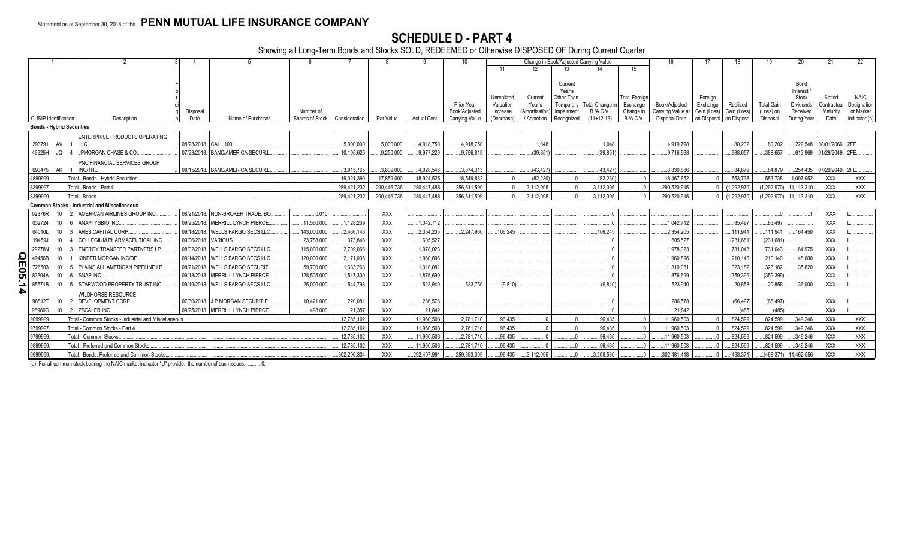Statement as of September 30, 2018 of the **PENN MUTUAL LIFE INSURANCE COMPANY**

# SCHEDULE D - PART 4

Showing all Long-Term Bonds and Stocks SOLD, REDEEMED or Otherwise DISPOSED OF During Current Quarter

| 1 | 2 | 3 | 4 | 5 | 6 | 7 | 8 | 9 | 10 | 11 | 12 | 13 | 14 | 15 | 16 | 17 | 18 | 19 | 20 | 21 | 22 |
|---|---|---|---|---|---|---|---|---|---|---|---|---|---|---|---|---|---|---|---|---|---|
| | | | | | | | | | | Change in Book/Adjusted Carrying Value | | | | | | | | | | | |
| CUSIP Identification | Description | Foreign | Disposal Date | Name of Purchaser | Number of Shares of Stock | Consideration | Par Value | Actual Cost | Prior Year Book/Adjusted Carrying Value | Unrealized Valuation Increase (Decrease) | Current Year's (Amortization) / Accretion | Current Year's Other-Than-Temporary Impairment Recognized | Total Change in B./A.C.V. (11+12-13) | Total Foreign Exchange Change in B./A.C.V. | Book/Adjusted Carrying Value at Disposal Date | Foreign Exchange Gain (Loss) on Disposal | Realized Gain (Loss) on Disposal | Total Gain (Loss) on Disposal | Bond Interest / Stock Dividends Received During Year | Stated Contractual Maturity Date | NAIC Designation or Market Indicator (a) |
| **Bonds - Hybrid Securities** | | | | | | | | | | | | | | | | | | | | | |
| 293791 AV 1 | ENTERPRISE PRODUCTS OPERATING LLC | | 08/23/2018. | CALL 100. | | 5,000,000 | 5,000,000 | 4,918,750 | 4,918,750 | | 1,048 | | 1,048 | | 4,919,798 | | 80,202 | 80,202 | 229,548 | 08/01/2066. | 2FE |
| 46625H JQ 4 | JPMORGAN CHASE & CO. | | 07/23/2018. | BANC/AMERICA SECUR.L. | | 10,105,625 | 9,250,000 | 9,977,229 | 9,756,819 | | (39,851) | | (39,851) | | 9,716,968 | | 388,657 | 388,657 | 613,969 | 01/29/2049. | 2FE |
| 693475 AK 1 | PNC FINANCIAL SERVICES GROUP INC/THE | | 08/15/2018. | BANC/AMERICA SECUR.L. | | 3,915,765 | 3,609,000 | 4,028,546 | 3,874,313 | | (43,427) | | (43,427) | | 3,830,886 | | 84,879 | 84,879 | 254,435 | 07/29/2049. | 2FE |
| 4899999. | Total - Bonds - Hybrid Securities | | | | | 19,021,390 | 17,859,000 | 18,924,525 | 18,549,882 | 0 | (82,230) | 0 | (82,230) | 0 | 18,467,652 | 0 | 553,738 | 553,738 | 1,097,952 | XXX | XXX |
| 8399997. | Total - Bonds - Part 4 | | | | | 289,421,232 | 290,446,736 | 280,447,488 | 256,611,599 | 0 | 3,112,095 | 0 | 3,112,095 | 0 | 290,520,915 | 0 | (1,292,970) | (1,292,970) | 11,113,310 | XXX | XXX |
| 8399999. | Total - Bonds | | | | | 289,421,232 | 290,446,736 | 280,447,488 | 256,611,599 | 0 | 3,112,095 | 0 | 3,112,095 | 0 | 290,520,915 | 0 | (1,292,970) | (1,292,970) | 11,113,310 | XXX | XXX |
| **Common Stocks - Industrial and Miscellaneous** | | | | | | | | | | | | | | | | | | | | | |
| 02376R 10 2 | AMERICAN AIRLINES GROUP INC. | | 08/21/2018. | NON-BROKER TRADE, BO. | 0.010 | | XXX | | | | | | 0 | | | | | 0 | 1 | XXX | L |
| 032724 10 6 | ANAPTYSBIO INC. | | 09/25/2018. | MERRILL LYNCH PIERCE. | 11,560.000 | 1,128,209 | XXX | 1,042,712 | | | | | 0 | | 1,042,712 | | 85,497 | 85,497 | | XXX | L |
| 04010L 10 3 | ARES CAPITAL CORP. | | 09/18/2018. | WELLS FARGO SECS LLC. | 143,000.000 | 2,466,146 | XXX | 2,354,205 | 2,247,960 | 106,245 | | | 106,245 | | 2,354,205 | | 111,941 | 111,941 | 164,450 | XXX | L |
| 19459J 10 4 | COLLEGIUM PHARMACEUTICAL INC. | | 09/06/2018. | VARIOUS. | 23,788.000 | 373,846 | XXX | 605,527 | | | | | 0 | | 605,527 | | (231,681) | (231,681) | | XXX | L |
| 29278N 10 3 | ENERGY TRANSFER PARTNERS LP. | | 08/02/2018. | WELLS FARGO SECS LLC. | 115,000.000 | 2,709,066 | XXX | 1,978,023 | | | | | 0 | | 1,978,023 | | 731,043 | 731,043 | 64,975 | XXX | L |
| 49456B 10 1 | KINDER MORGAN INC/DE. | | 09/14/2018. | WELLS FARGO SECS LLC. | 120,000.000 | 2,171,036 | XXX | 1,960,896 | | | | | 0 | | 1,960,896 | | 210,140 | 210,140 | 48,000 | XXX | L |
| 726503 10 5 | PLAINS ALL AMERICAN PIPELINE LP. | | 08/21/2018. | WELLS FARGO SECURITI. | 59,700.000 | 1,633,263 | XXX | 1,310,081 | | | | | 0 | | 1,310,081 | | 323,182 | 323,182 | 35,820 | XXX | L |
| 83304A 10 6 | SNAP INC. | | 09/13/2018. | MERRILL LYNCH PIERCE. | 128,505.000 | 1,517,300 | XXX | 1,876,699 | | | | | 0 | | 1,876,699 | | (359,399) | (359,399) | | XXX | L |
| 85571B 10 5 | STARWOOD PROPERTY TRUST INC. | | 09/19/2018. | WELLS FARGO SECS LLC. | 25,000.000 | 544,798 | XXX | 523,940 | 533,750 | (9,810) | | | (9,810) | | 523,940 | | 20,858 | 20,858 | 36,000 | XXX | L |
| 96812T 10 2 | WILDHORSE RESOURCE DEVELOPMENT CORP | | 07/30/2018. | J.P MORGAN SECURITIE. | 10,421.000 | 220,081 | XXX | 286,578 | | | | | 0 | | 286,578 | | (66,497) | (66,497) | | XXX | L |
| 98980G 10 2 | ZSCALER INC. | | 09/25/2018. | MERRILL LYNCH PIERCE. | 498.000 | 21,357 | XXX | 21,842 | | | | | 0 | | 21,842 | | (485) | (485) | | XXX | L |
| 9099999. | Total - Common Stocks - Industrial and Miscellaneous | | | | | 12,785,102 | XXX | 11,960,503 | 2,781,710 | 96,435 | 0 | 0 | 96,435 | 0 | 11,960,503 | 0 | 824,599 | 824,599 | 349,246 | XXX | XXX |
| 9799997. | Total - Common Stocks - Part 4 | | | | | 12,785,102 | XXX | 11,960,503 | 2,781,710 | 96,435 | 0 | 0 | 96,435 | 0 | 11,960,503 | 0 | 824,599 | 824,599 | 349,246 | XXX | XXX |
| 9799999. | Total - Common Stocks | | | | | 12,785,102 | XXX | 11,960,503 | 2,781,710 | 96,435 | 0 | 0 | 96,435 | 0 | 11,960,503 | 0 | 824,599 | 824,599 | 349,246 | XXX | XXX |
| 9899999. | Total - Preferred and Common Stocks | | | | | 12,785,102 | XXX | 11,960,503 | 2,781,710 | 96,435 | 0 | 0 | 96,435 | 0 | 11,960,503 | 0 | 824,599 | 824,599 | 349,246 | XXX | XXX |
| 9999999. | Total - Bonds, Preferred and Common Stocks | | | | | 302,206,334 | XXX | 292,407,991 | 259,393,309 | 96,435 | 3,112,095 | 0 | 3,208,530 | 0 | 302,481,418 | 0 | (468,371) | (468,371) | 11,462,556 | XXX | XXX |

(a) For all common stock bearing the NAIC market indicator "U" provide: the number of such issues: ..........0.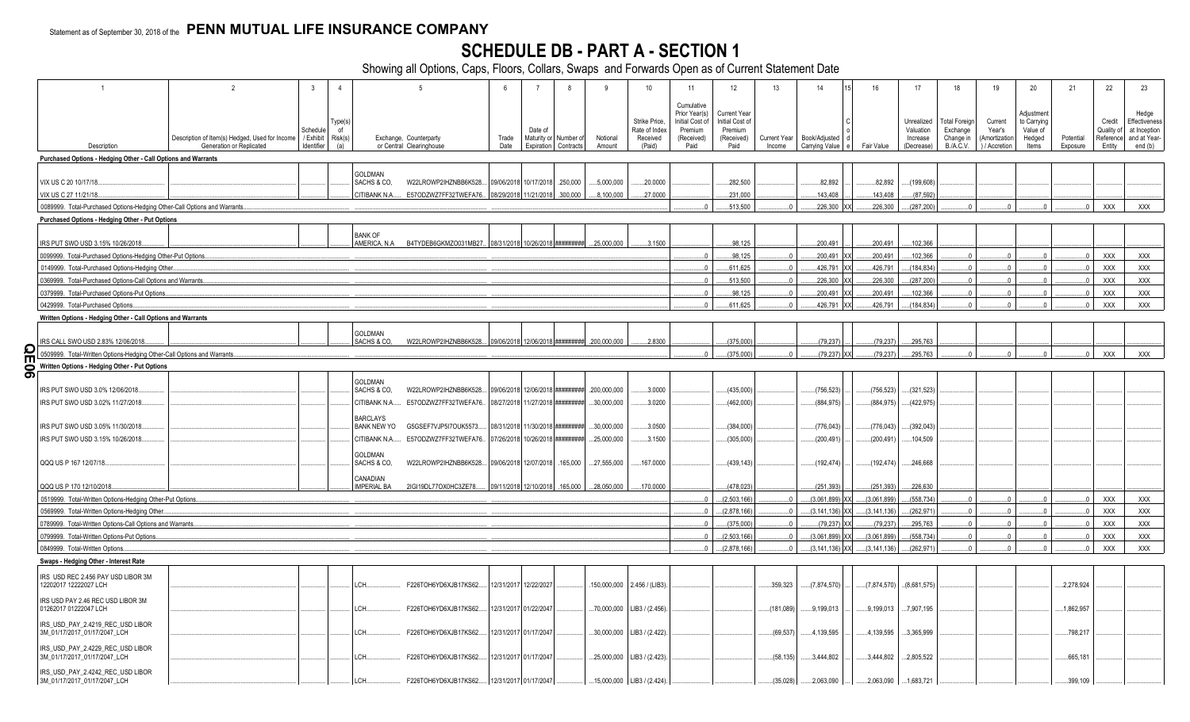Statement as of September 30, 2018 of the **PENN MUTUAL LIFE INSURANCE COMPANY**

# SCHEDULE DB - PART A - SECTION 1

Showing all Options, Caps, Floors, Collars, Swaps and Forwards Open as of Current Statement Date

| 1 | 2 | 3 | 4 | 5 | | 6 | 7 | 8 | 9 | 10 | 11 | 12 | 13 | 14 | 15 | 16 | 17 | 18 | 19 | 20 | 21 | 22 | 23 |
|---|---|---|---|---|---|---|---|---|---|---|---|---|---|---|---|---|---|---|---|---|---|---|---|
| Description | Description of Item(s) Hedged, Used for Income Generation or Replicated | Schedule / Exhibit Identifier | Type(s) of Risk(s) (a) | Exchange, Counterparty or Central Clearinghouse | | Trade Date | Date of Maturity or Expiration | Number of Contracts | Notional Amount | Strike Price, Rate of Index Received (Paid) | Cumulative Prior Year(s) Initial Cost of Premium (Received) Paid | Current Year Initial Cost of Premium (Received) Paid | Current Year Income | Book/Adjusted Carrying Value | Code | Fair Value | Unrealized Valuation Increase (Decrease) | Total Foreign Exchange Change in B./A.C.V. | Current Year's (Amortization) / Accretion | Adjustment to Carrying Value of Hedged Items | Potential Exposure | Credit Quality of Reference Entity | Hedge Effectiveness at Inception and at Year-end (b) |
| **Purchased Options - Hedging Other - Call Options and Warrants** | | | | | | | | | | | | | | | | | | | | | | | |
| VIX US C 20 10/17/18 | | | | GOLDMAN SACHS & CO, | W22LROWP2IHZNBB6K528 | 09/06/2018 | 10/17/2018 | 250,000 | 5,000,000 | 20.0000 | | 282,500 | | 82,892 | | 82,892 | (199,608) | | | | | | |
| VIX US C 27 11/21/18 | | | | CITIBANK N.A. | E57ODZWZ7FF32TWEFA76 | 08/29/2018 | 11/21/2018 | 300,000 | 8,100,000 | 27.0000 | | 231,000 | | 143,408 | | 143,408 | (87,592) | | | | | | |
| 0089999. Total-Purchased Options-Hedging Other-Call Options and Warrants | | | | | | | | | | | 0 | 513,500 | 0 | 226,300 | XX | 226,300 | (287,200) | 0 | 0 | 0 | 0 | XXX | XXX |
| **Purchased Options - Hedging Other - Put Options** | | | | | | | | | | | | | | | | | | | | | | | |
| IRS PUT SWO USD 3.15% 10/26/2018 | | | | BANK OF AMERICA, N.A | B4TYDEB6GKMZO031MB27 | 08/31/2018 | 10/26/2018 | ######### | 25,000,000 | 3.1500 | | 98,125 | | 200,491 | | 200,491 | 102,366 | | | | | | |
| 0099999. Total-Purchased Options-Hedging Other-Put Options | | | | | | | | | | | 0 | 98,125 | 0 | 200,491 | XX | 200,491 | 102,366 | 0 | 0 | 0 | 0 | XXX | XXX |
| 0149999. Total-Purchased Options-Hedging Other | | | | | | | | | | | 0 | 611,625 | 0 | 426,791 | XX | 426,791 | (184,834) | 0 | 0 | 0 | 0 | XXX | XXX |
| 0369999. Total-Purchased Options-Call Options and Warrants | | | | | | | | | | | 0 | 513,500 | 0 | 226,300 | XX | 226,300 | (287,200) | 0 | 0 | 0 | 0 | XXX | XXX |
| 0379999. Total-Purchased Options-Put Options | | | | | | | | | | | 0 | 98,125 | 0 | 200,491 | XX | 200,491 | 102,366 | 0 | 0 | 0 | 0 | XXX | XXX |
| 0429999. Total-Purchased Options | | | | | | | | | | | 0 | 611,625 | 0 | 426,791 | XX | 426,791 | (184,834) | 0 | 0 | 0 | 0 | XXX | XXX |
| **Written Options - Hedging Other - Call Options and Warrants** | | | | | | | | | | | | | | | | | | | | | | | |
| IRS CALL SWO USD 2.83% 12/06/2018 | | | | GOLDMAN SACHS & CO, | W22LROWP2IHZNBB6K528 | 09/06/2018 | 12/06/2018 | ######### | 200,000,000 | 2.8300 | | (375,000) | | (79,237) | | (79,237) | 295,763 | | | | | | |
| 0509999. Total-Written Options-Hedging Other-Call Options and Warrants | | | | | | | | | | | 0 | (375,000) | 0 | (79,237) | XX | (79,237) | 295,763 | 0 | 0 | 0 | 0 | XXX | XXX |
| **Written Options - Hedging Other - Put Options** | | | | | | | | | | | | | | | | | | | | | | | |
| IRS PUT SWO USD 3.0% 12/06/2018 | | | | GOLDMAN SACHS & CO, | W22LROWP2IHZNBB6K528 | 09/06/2018 | 12/06/2018 | ######### | 200,000,000 | 3.0000 | | (435,000) | | (756,523) | | (756,523) | (321,523) | | | | | | |
| IRS PUT SWO USD 3.02% 11/27/2018 | | | | CITIBANK N.A. | E57ODZWZ7FF32TWEFA76 | 08/27/2018 | 11/27/2018 | ######### | 30,000,000 | 3.0200 | | (462,000) | | (884,975) | | (884,975) | (422,975) | | | | | | |
| IRS PUT SWO USD 3.05% 11/30/2018 | | | | BARCLAYS BANK NEW YO | G5GSEF7VJP5I7OUK5573 | 08/31/2018 | 11/30/2018 | ######### | 30,000,000 | 3.0500 | | (384,000) | | (776,043) | | (776,043) | (392,043) | | | | | | |
| IRS PUT SWO USD 3.15% 10/26/2018 | | | | CITIBANK N.A. | E57ODZWZ7FF32TWEFA76 | 07/26/2018 | 10/26/2018 | ######### | 25,000,000 | 3.1500 | | (305,000) | | (200,491) | | (200,491) | 104,509 | | | | | | |
| QQQ US P 167 12/07/18 | | | | GOLDMAN SACHS & CO, | W22LROWP2IHZNBB6K528 | 09/06/2018 | 12/07/2018 | 165,000 | 27,555,000 | 167.0000 | | (439,143) | | (192,474) | | (192,474) | 246,668 | | | | | | |
| QQQ US P 170 12/10/2018 | | | | CANADIAN IMPERIAL BA | 2IGI19DL77OX0HC3ZE78 | 09/11/2018 | 12/10/2018 | 165,000 | 28,050,000 | 170.0000 | | (478,023) | | (251,393) | | (251,393) | 226,630 | | | | | | |
| 0519999. Total-Written Options-Hedging Other-Put Options | | | | | | | | | | | 0 | (2,503,166) | 0 | (3,061,899) | XX | (3,061,899) | (558,734) | 0 | 0 | 0 | 0 | XXX | XXX |
| 0569999. Total-Written Options-Hedging Other | | | | | | | | | | | 0 | (2,878,166) | 0 | (3,141,136) | XX | (3,141,136) | (262,971) | 0 | 0 | 0 | 0 | XXX | XXX |
| 0789999. Total-Written Options-Call Options and Warrants | | | | | | | | | | | 0 | (375,000) | 0 | (79,237) | XX | (79,237) | 295,763 | 0 | 0 | 0 | 0 | XXX | XXX |
| 0799999. Total-Written Options-Put Options | | | | | | | | | | | 0 | (2,503,166) | 0 | (3,061,899) | XX | (3,061,899) | (558,734) | 0 | 0 | 0 | 0 | XXX | XXX |
| 0849999. Total-Written Options | | | | | | | | | | | 0 | (2,878,166) | 0 | (3,141,136) | XX | (3,141,136) | (262,971) | 0 | 0 | 0 | 0 | XXX | XXX |
| **Swaps - Hedging Other - Interest Rate** | | | | | | | | | | | | | | | | | | | | | | | |
| IRS USD REC 2.456 PAY USD LIBOR 3M 12202017 12222027 LCH | | | | LCH | F226TOH6YD6XJB17KS62 | 12/31/2017 | 12/22/2027 | | 150,000,000 | 2.456 / (LIB3) | | | 359,323 | (7,874,570) | | (7,874,570) | (8,681,575) | | | | 2,278,924 | | |
| IRS USD PAY 2.46 REC USD LIBOR 3M 01262017 01222047 LCH | | | | LCH | F226TOH6YD6XJB17KS62 | 12/31/2017 | 01/22/2047 | | 70,000,000 | LIB3 / (2.456) | | | (181,089) | 9,199,013 | | 9,199,013 | 7,907,195 | | | | 1,862,957 | | |
| IRS_USD_PAY_2.4219_REC_USD LIBOR 3M_01/17/2017_01/17/2047_LCH | | | | LCH | F226TOH6YD6XJB17KS62 | 12/31/2017 | 01/17/2047 | | 30,000,000 | LIB3 / (2.422) | | | (69,537) | 4,139,595 | | 4,139,595 | 3,365,999 | | | | 798,217 | | |
| IRS_USD_PAY_2.4229_REC_USD LIBOR 3M_01/17/2017_01/17/2047_LCH | | | | LCH | F226TOH6YD6XJB17KS62 | 12/31/2017 | 01/17/2047 | | 25,000,000 | LIB3 / (2.423) | | | (58,135) | 3,444,802 | | 3,444,802 | 2,805,522 | | | | 665,181 | | |
| IRS_USD_PAY_2.4242_REC_USD LIBOR 3M_01/17/2017_01/17/2047_LCH | | | | LCH | F226TOH6YD6XJB17KS62 | 12/31/2017 | 01/17/2047 | | 15,000,000 | LIB3 / (2.424) | | | (35,028) | 2,063,090 | | 2,063,090 | 1,683,721 | | | | 399,109 | | |

QE06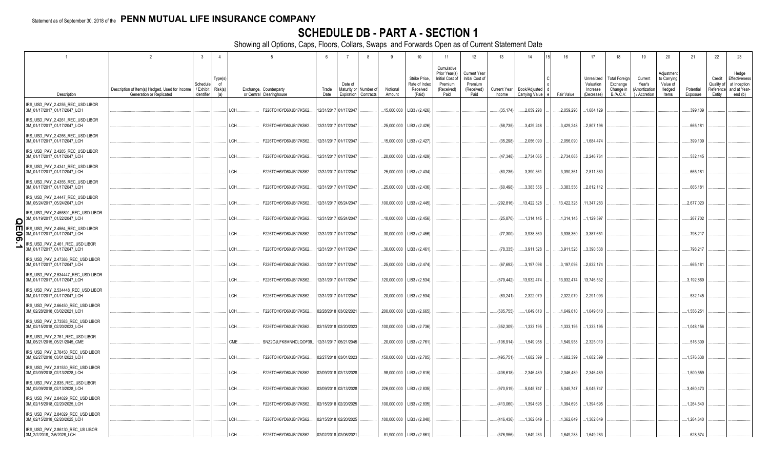Statement as of September 30, 2018 of the **PENN MUTUAL LIFE INSURANCE COMPANY**

# SCHEDULE DB - PART A - SECTION 1

Showing all Options, Caps, Floors, Collars, Swaps and Forwards Open as of Current Statement Date

| 1 | 2 | 3 | 4 | 5 | | 6 | 7 | 8 | 9 | 10 | 11 | 12 | 13 | 14 | 15 | 16 | 17 | 18 | 19 | 20 | 21 | 22 | 23 |
|---|---|---|---|---|---|---|---|---|---|---|---|---|---|---|---|---|---|---|---|---|---|---|---|
| Description | Description of Item(s) Hedged, Used for Income Generation or Replicated | Schedule / Exhibit Identifier | Type(s) of Risk(s) (a) | Exchange, Counterparty or Central Clearinghouse | | Trade Date | Date of Maturity or Expiration | Number of Contracts | Notional Amount | Strike Price, Rate of Index Received (Paid) | Cumulative Prior Year(s) Initial Cost of Premium (Received) Paid | Current Year Initial Cost of Premium (Received) Paid | Current Year Income | Book/Adjusted Carrying Value | Code | Fair Value | Unrealized Valuation Increase (Decrease) | Total Foreign Exchange Change in B./A.C.V. | Current Year's (Amortization) / Accretion | Adjustment to Carrying Value of Hedged Items | Potential Exposure | Credit Quality of Reference Entity | Hedge Effectiveness at Inception and at Year-end (b) |
| IRS_USD_PAY_2.4255_REC_USD LIBOR 3M_01/17/2017_01/17/2047_LCH | | | | LCH | F226TOH6YD6XJB17KS62 | 12/31/2017 | 01/17/2047 | | 15,000,000 | LIB3 / (2.426) | | | (35,174) | 2,059,298 | | 2,059,298 | 1,684,129 | | | | 399,109 | | |
| IRS_USD_PAY_2.4261_REC_USD LIBOR 3M_01/17/2017_01/17/2047_LCH | | | | LCH | F226TOH6YD6XJB17KS62 | 12/31/2017 | 01/17/2047 | | 25,000,000 | LIB3 / (2.426) | | | (58,735) | 3,429,248 | | 3,429,248 | 2,807,196 | | | | 665,181 | | |
| IRS_USD_PAY_2.4266_REC_USD LIBOR 3M_01/17/2017_01/17/2047_LCH | | | | LCH | F226TOH6YD6XJB17KS62 | 12/31/2017 | 01/17/2047 | | 15,000,000 | LIB3 / (2.427) | | | (35,298) | 2,056,090 | | 2,056,090 | 1,684,474 | | | | 399,109 | | |
| IRS_USD_PAY_2.4285_REC_USD LIBOR 3M_01/17/2017_01/17/2047_LCH | | | | LCH | F226TOH6YD6XJB17KS62 | 12/31/2017 | 01/17/2047 | | 20,000,000 | LIB3 / (2.429) | | | (47,348) | 2,734,065 | | 2,734,065 | 2,246,761 | | | | 532,145 | | |
| IRS_USD_PAY_2.4341_REC_USD LIBOR 3M_01/17/2017_01/17/2047_LCH | | | | LCH | F226TOH6YD6XJB17KS62 | 12/31/2017 | 01/17/2047 | | 25,000,000 | LIB3 / (2.434) | | | (60,235) | 3,390,361 | | 3,390,361 | 2,811,380 | | | | 665,181 | | |
| IRS_USD_PAY_2.4355_REC_USD LIBOR 3M_01/17/2017_01/17/2047_LCH | | | | LCH | F226TOH6YD6XJB17KS62 | 12/31/2017 | 01/17/2047 | | 25,000,000 | LIB3 / (2.436) | | | (60,498) | 3,383,556 | | 3,383,556 | 2,812,112 | | | | 665,181 | | |
| IRS_USD_PAY_2.4447_REC_USD LIBOR 3M_05/24/2017_05/24/2047_LCH | | | | LCH | F226TOH6YD6XJB17KS62 | 12/31/2017 | 05/24/2047 | | 100,000,000 | LIB3 / (2.445) | | | (292,816) | 13,422,328 | | 13,422,328 | 11,347,283 | | | | 2,677,020 | | |
| IRS_USD_PAY_2.455891_REC_USD LIBOR 3M_01/19/2017_01/22/2047_LCH | | | | LCH | F226TOH6YD6XJB17KS62 | 12/31/2017 | 05/24/2047 | | 10,000,000 | LIB3 / (2.456) | | | (25,870) | 1,314,145 | | 1,314,145 | 1,129,597 | | | | 267,702 | | |
| IRS_USD_PAY_2.4564_REC_USD LIBOR 3M_01/17/2017_01/17/2047_LCH | | | | LCH | F226TOH6YD6XJB17KS62 | 12/31/2017 | 01/17/2047 | | 30,000,000 | LIB3 / (2.456) | | | (77,300) | 3,938,360 | | 3,938,360 | 3,387,651 | | | | 798,217 | | |
| IRS_USD_PAY_2.461_REC_USD LIBOR 3M_01/17/2017_01/17/2047_LCH | | | | LCH | F226TOH6YD6XJB17KS62 | 12/31/2017 | 01/17/2047 | | 30,000,000 | LIB3 / (2.461) | | | (78,335) | 3,911,528 | | 3,911,528 | 3,390,538 | | | | 798,217 | | |
| IRS_USD_PAY_2.47386_REC_USD LIBOR 3M_01/17/2017_01/17/2047_LCH | | | | LCH | F226TOH6YD6XJB17KS62 | 12/31/2017 | 01/17/2047 | | 25,000,000 | LIB3 / (2.474) | | | (67,692) | 3,197,098 | | 3,197,098 | 2,832,174 | | | | 665,181 | | |
| IRS_USD_PAY_2.534447_REC_USD LIBOR 3M_01/17/2017_01/17/2047_LCH | | | | LCH | F226TOH6YD6XJB17KS62 | 12/31/2017 | 01/17/2047 | | 120,000,000 | LIB3 / (2.534) | | | (379,442) | 13,932,474 | | 13,932,474 | 13,746,532 | | | | 3,192,869 | | |
| IRS_USD_PAY_2.534448_REC_USD LIBOR 3M_01/17/2017_01/17/2047_LCH | | | | LCH | F226TOH6YD6XJB17KS62 | 12/31/2017 | 01/17/2047 | | 20,000,000 | LIB3 / (2.534) | | | (63,241) | 2,322,079 | | 2,322,079 | 2,291,093 | | | | 532,145 | | |
| IRS_USD_PAY_2.66450_REC_USD LIBOR 3M_02/28/2018_03/02/2021_LCH | | | | LCH | F226TOH6YD6XJB17KS62 | 02/28/2018 | 03/02/2021 | | 200,000,000 | LIB3 / (2.665) | | | (505,755) | 1,649,610 | | 1,649,610 | 1,649,610 | | | | 1,556,251 | | |
| IRS_USD_PAY_2.73583_REC_USD LIBOR 3M_02/15/2018_02/20/2023_LCH | | | | LCH | F226TOH6YD6XJB17KS62 | 02/15/2018 | 02/20/2023 | | 100,000,000 | LIB3 / (2.736) | | | (352,309) | 1,333,195 | | 1,333,195 | 1,333,195 | | | | 1,048,156 | | |
| IRS_USD_PAY_2.761_REC_USD LIBOR 3M_05/21/2015_05/21/2045_CME | | | | CME | SNZ2OJLFK8MNNCLQOF39 | 12/31/2017 | 05/21/2045 | | 20,000,000 | LIB3 / (2.761) | | | (106,914) | 1,549,958 | | 1,549,958 | 2,325,010 | | | | 516,309 | | |
| IRS_USD_PAY_2.78450_REC_USD LIBOR 3M_02/27/2018_03/01/2023_LCH | | | | LCH | F226TOH6YD6XJB17KS62 | 02/27/2018 | 03/01/2023 | | 150,000,000 | LIB3 / (2.785) | | | (495,751) | 1,682,399 | | 1,682,399 | 1,682,399 | | | | 1,576,638 | | |
| IRS_USD_PAY_2.81530_REC_USD LIBOR 3M_02/09/2018_02/13/2028_LCH | | | | LCH | F226TOH6YD6XJB17KS62 | 02/09/2018 | 02/13/2028 | | 98,000,000 | LIB3 / (2.815) | | | (408,618) | 2,346,489 | | 2,346,489 | 2,346,489 | | | | 1,500,559 | | |
| IRS_USD_PAY_2.835_REC_USD LIBOR 3M_02/09/2018_02/13/2028_LCH | | | | LCH | F226TOH6YD6XJB17KS62 | 02/09/2018 | 02/13/2028 | | 226,000,000 | LIB3 / (2.835) | | | (970,519) | 5,045,747 | | 5,045,747 | 5,045,747 | | | | 3,460,473 | | |
| IRS_USD_PAY_2.84029_REC_USD LIBOR 3M_02/15/2018_02/20/2025_LCH | | | | LCH | F226TOH6YD6XJB17KS62 | 02/15/2018 | 02/20/2025 | | 100,000,000 | LIB3 / (2.835) | | | (413,060) | 1,394,695 | | 1,394,695 | 1,394,695 | | | | 1,264,640 | | |
| IRS_USD_PAY_2.84029_REC_USD LIBOR 3M_02/15/2018_02/20/2025_LCH | | | | LCH | F226TOH6YD6XJB17KS62 | 02/15/2018 | 02/20/2025 | | 100,000,000 | LIB3 / (2.840) | | | (416,436) | 1,362,649 | | 1,362,649 | 1,362,649 | | | | 1,264,640 | | |
| IRS_USD_PAY_2.86130_REC_US LIBOR 3M_2/2/2018_2/6/2028_LCH | | | | LCH | F226TOH6YD6XJB17KS62 | 02/02/2018 | 02/06/2021 | | 81,900,000 | LIB3 / (2.861) | | | (376,956) | 1,649,283 | | 1,649,283 | 1,649,283 | | | | 628,574 | | |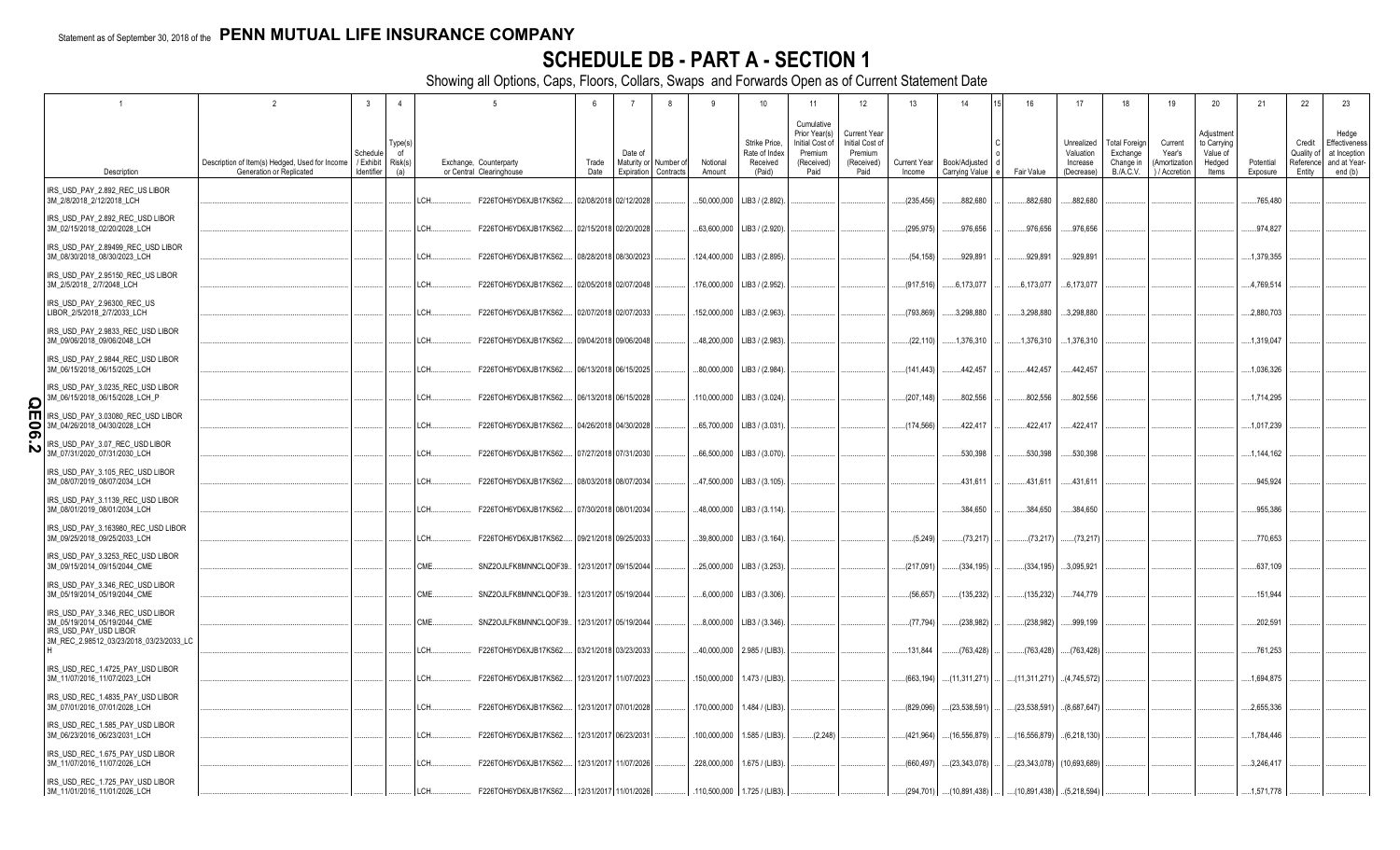Statement as of September 30, 2018 of the **PENN MUTUAL LIFE INSURANCE COMPANY**

# SCHEDULE DB - PART A - SECTION 1

Showing all Options, Caps, Floors, Collars, Swaps and Forwards Open as of Current Statement Date

| 1 | 2 | 3 | 4 | 5 | | 6 | 7 | 8 | 9 | 10 | 11 | 12 | 13 | 14 | 15 | 16 | 17 | 18 | 19 | 20 | 21 | 22 | 23 |
|---|---|---|---|---|---|---|---|---|---|---|---|---|---|---|---|---|---|---|---|---|---|---|---|
| Description | Description of Item(s) Hedged, Used for Income Generation or Replicated | Schedule / Exhibit Identifier | Type(s) of Risk(s) (a) | Exchange, Counterparty or Central Clearinghouse | | Trade Date | Date of Maturity or Expiration | Number of Contracts | Notional Amount | Strike Price, Rate of Index Received (Paid) | Cumulative Prior Year(s) Initial Cost of Premium (Received) Paid | Current Year Initial Cost of Premium (Received) Paid | Current Year Income | Book/Adjusted Carrying Value | Code | Fair Value | Unrealized Valuation Increase (Decrease) | Total Foreign Exchange Change in B./A.C.V. | Current Year's (Amortization) / Accretion | Adjustment to Carrying Value of Hedged Items | Potential Exposure | Credit Quality of Reference Entity | Hedge Effectiveness at Inception and at Year-end (b) |
| IRS_USD_PAY_2.892_REC_US LIBOR 3M_2/8/2018_2/12/2018_LCH | | | | LCH | F226TOH6YD6XJB17KS62 | 02/08/2018 | 02/12/2028 | | 50,000,000 | LIB3 / (2.892) | | | (235,456) | 882,680 | | 882,680 | 882,680 | | | | 765,480 | | |
| IRS_USD_PAY_2.892_REC_USD LIBOR 3M_02/15/2018_02/20/2028_LCH | | | | LCH | F226TOH6YD6XJB17KS62 | 02/15/2018 | 02/20/2028 | | 63,600,000 | LIB3 / (2.920) | | | (295,975) | 976,656 | | 976,656 | 976,656 | | | | 974,827 | | |
| IRS_USD_PAY_2.89499_REC_USD LIBOR 3M_08/30/2018_08/30/2023_LCH | | | | LCH | F226TOH6YD6XJB17KS62 | 08/28/2018 | 08/30/2023 | | 124,400,000 | LIB3 / (2.895) | | | (54,158) | 929,891 | | 929,891 | 929,891 | | | | 1,379,355 | | |
| IRS_USD_PAY_2.95150_REC_US LIBOR 3M_2/5/2018_2/7/2048_LCH | | | | LCH | F226TOH6YD6XJB17KS62 | 02/05/2018 | 02/07/2048 | | 176,000,000 | LIB3 / (2.952) | | | (917,516) | 6,173,077 | | 6,173,077 | 6,173,077 | | | | 4,769,514 | | |
| IRS_USD_PAY_2.96300_REC_US LIBOR_2/5/2018_2/7/2033_LCH | | | | LCH | F226TOH6YD6XJB17KS62 | 02/07/2018 | 02/07/2033 | | 152,000,000 | LIB3 / (2.963) | | | (793,869) | 3,298,880 | | 3,298,880 | 3,298,880 | | | | 2,880,703 | | |
| IRS_USD_PAY_2.9833_REC_USD LIBOR 3M_09/06/2018_09/06/2048_LCH | | | | LCH | F226TOH6YD6XJB17KS62 | 09/04/2018 | 09/06/2048 | | 48,200,000 | LIB3 / (2.983) | | | (22,110) | 1,376,310 | | 1,376,310 | 1,376,310 | | | | 1,319,047 | | |
| IRS_USD_PAY_2.9844_REC_USD LIBOR 3M_06/15/2018_06/15/2025_LCH | | | | LCH | F226TOH6YD6XJB17KS62 | 06/13/2018 | 06/15/2025 | | 80,000,000 | LIB3 / (2.984) | | | (141,443) | 442,457 | | 442,457 | 442,457 | | | | 1,036,326 | | |
| IRS_USD_PAY_3.0235_REC_USD LIBOR 3M_06/15/2018_06/15/2028_LCH_P | | | | LCH | F226TOH6YD6XJB17KS62 | 06/13/2018 | 06/15/2028 | | 110,000,000 | LIB3 / (3.024) | | | (207,148) | 802,556 | | 802,556 | 802,556 | | | | 1,714,295 | | |
| IRS_USD_PAY_3.03080_REC_USD LIBOR 3M_04/26/2018_04/30/2028_LCH | | | | LCH | F226TOH6YD6XJB17KS62 | 04/26/2018 | 04/30/2028 | | 65,700,000 | LIB3 / (3.031) | | | (174,566) | 422,417 | | 422,417 | 422,417 | | | | 1,017,239 | | |
| IRS_USD_PAY_3.07_REC_USD LIBOR 3M_07/31/2020_07/31/2030_LCH | | | | LCH | F226TOH6YD6XJB17KS62 | 07/27/2018 | 07/31/2030 | | 66,500,000 | LIB3 / (3.070) | | | | 530,398 | | 530,398 | 530,398 | | | | 1,144,162 | | |
| IRS_USD_PAY_3.105_REC_USD LIBOR 3M_08/07/2019_08/07/2034_LCH | | | | LCH | F226TOH6YD6XJB17KS62 | 08/03/2018 | 08/07/2034 | | 47,500,000 | LIB3 / (3.105) | | | | 431,611 | | 431,611 | 431,611 | | | | 945,924 | | |
| IRS_USD_PAY_3.1139_REC_USD LIBOR 3M_08/01/2019_08/01/2034_LCH | | | | LCH | F226TOH6YD6XJB17KS62 | 07/30/2018 | 08/01/2034 | | 48,000,000 | LIB3 / (3.114) | | | | 384,650 | | 384,650 | 384,650 | | | | 955,386 | | |
| IRS_USD_PAY_3.163980_REC_USD LIBOR 3M_09/25/2018_09/25/2033_LCH | | | | LCH | F226TOH6YD6XJB17KS62 | 09/21/2018 | 09/25/2033 | | 39,800,000 | LIB3 / (3.164) | | | (5,249) | (73,217) | | (73,217) | (73,217) | | | | 770,653 | | |
| IRS_USD_PAY_3.3253_REC_USD LIBOR 3M_09/15/2014_09/15/2044_CME | | | | CME | SNZ2OJLFK8MNNCLQOF39 | 12/31/2017 | 09/15/2044 | | 25,000,000 | LIB3 / (3.253) | | | (217,091) | (334,195) | | (334,195) | 3,095,921 | | | | 637,109 | | |
| IRS_USD_PAY_3.346_REC_USD LIBOR 3M_05/19/2014_05/19/2044_CME | | | | CME | SNZ2OJLFK8MNNCLQOF39 | 12/31/2017 | 05/19/2044 | | 6,000,000 | LIB3 / (3.306) | | | (56,657) | (135,232) | | (135,232) | 744,779 | | | | 151,944 | | |
| IRS_USD_PAY_3.346_REC_USD LIBOR 3M_05/19/2014_05/19/2044_CME | | | | CME | SNZ2OJLFK8MNNCLQOF39 | 12/31/2017 | 05/19/2044 | | 8,000,000 | LIB3 / (3.346) | | | (77,794) | (238,982) | | (238,982) | 999,199 | | | | 202,591 | | |
| IRS_USD_PAY_USD LIBOR 3M_REC_2.98512_03/23/2018_03/23/2033_LCH | | | | LCH | F226TOH6YD6XJB17KS62 | 03/21/2018 | 03/23/2033 | | 40,000,000 | 2.985 / (LIB3) | | | 131,844 | (763,428) | | (763,428) | (763,428) | | | | 761,253 | | |
| IRS_USD_REC_1.4725_PAY_USD LIBOR 3M_11/07/2016_11/07/2023_LCH | | | | LCH | F226TOH6YD6XJB17KS62 | 12/31/2017 | 11/07/2023 | | 150,000,000 | 1.473 / (LIB3) | | | (663,194) | (11,311,271) | | (11,311,271) | (4,745,572) | | | | 1,694,875 | | |
| IRS_USD_REC_1.4835_PAY_USD LIBOR 3M_07/01/2016_07/01/2028_LCH | | | | LCH | F226TOH6YD6XJB17KS62 | 12/31/2017 | 07/01/2028 | | 170,000,000 | 1.484 / (LIB3) | | | (829,096) | (23,538,591) | | (23,538,591) | (8,687,647) | | | | 2,655,336 | | |
| IRS_USD_REC_1.585_PAY_USD LIBOR 3M_06/23/2016_06/23/2031_LCH | | | | LCH | F226TOH6YD6XJB17KS62 | 12/31/2017 | 06/23/2031 | | 100,000,000 | 1.585 / (LIB3) | (2,248) | | (421,964) | (16,556,879) | | (16,556,879) | (6,218,130) | | | | 1,784,446 | | |
| IRS_USD_REC_1.675_PAY_USD LIBOR 3M_11/07/2016_11/07/2026_LCH | | | | LCH | F226TOH6YD6XJB17KS62 | 12/31/2017 | 11/07/2026 | | 228,000,000 | 1.675 / (LIB3) | | | (660,497) | (23,343,078) | | (23,343,078) | (10,693,689) | | | | 3,246,417 | | |
| IRS_USD_REC_1.725_PAY_USD LIBOR 3M_11/01/2016_11/01/2026_LCH | | | | LCH | F226TOH6YD6XJB17KS62 | 12/31/2017 | 11/01/2026 | | 110,500,000 | 1.725 / (LIB3) | | | (294,701) | (10,891,438) | | (10,891,438) | (5,218,594) | | | | 1,571,778 | | |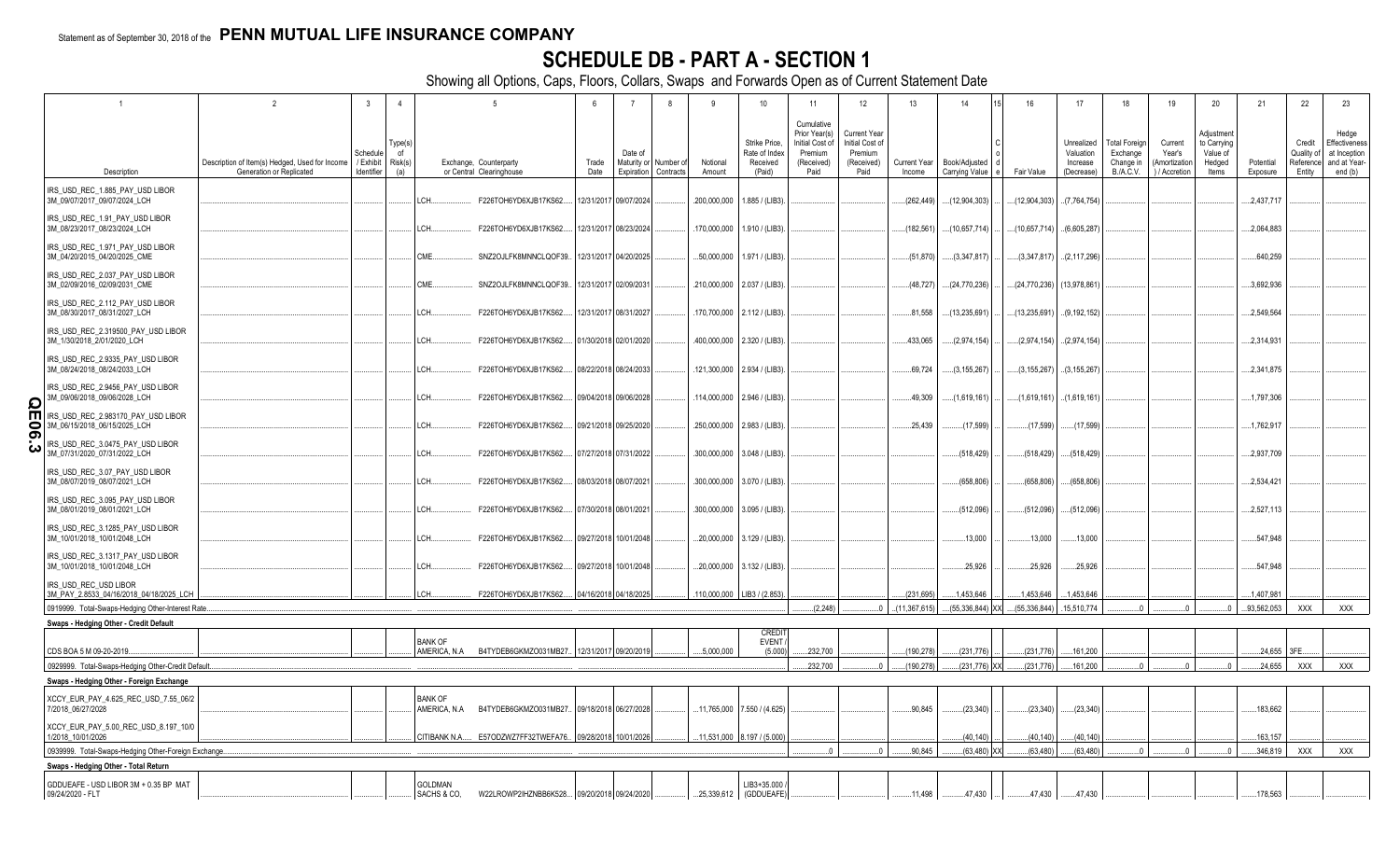# SCHEDULE DB - PART A - SECTION 1

Showing all Options, Caps, Floors, Collars, Swaps and Forwards Open as of Current Statement Date

| 1 | 2 | 3 | 4 | 5 | | 6 | 7 | 8 | 9 | 10 | 11 | 12 | 13 | 14 | 15 | 16 | 17 | 18 | 19 | 20 | 21 | 22 | 23 |
|---|---|---|---|---|---|---|---|---|---|---|---|---|---|---|---|---|---|---|---|---|---|---|---|
| Description | Description of Item(s) Hedged, Used for Income Generation or Replicated | Schedule / Exhibit Identifier | Type(s) of Risk(s) (a) | Exchange, Counterparty or Central Clearinghouse | | Trade Date | Date of Maturity or Expiration | Number of Contracts | Notional Amount | Strike Price, Rate of Index Received (Paid) | Cumulative Prior Year(s) Initial Cost of Premium (Received) Paid | Current Year Initial Cost of Premium (Received) Paid | Current Year Income | Book/Adjusted Carrying Value | Code | Fair Value | Unrealized Valuation Increase (Decrease) | Total Foreign Exchange Change in B./A.C.V. | Current Year's (Amortization) / Accretion | Adjustment to Carrying Value of Hedged Items | Potential Exposure | Credit Quality of Reference Entity | Hedge Effectiveness at Inception and at Year-end (b) |
| IRS_USD_REC_1.885_PAY_USD LIBOR 3M_09/07/2017_09/07/2024_LCH | | | | LCH | F226TOH6YD6XJB17KS62 | 12/31/2017 | 09/07/2024 | | 200,000,000 | 1.885 / (LIB3) | | | (262,449) | (12,904,303) | | (12,904,303) | (7,764,754) | | | | 2,437,717 | | |
| IRS_USD_REC_1.91_PAY_USD LIBOR 3M_08/23/2017_08/23/2024_LCH | | | | LCH | F226TOH6YD6XJB17KS62 | 12/31/2017 | 08/23/2024 | | 170,000,000 | 1.910 / (LIB3) | | | (182,561) | (10,657,714) | | (10,657,714) | (6,605,287) | | | | 2,064,883 | | |
| IRS_USD_REC_1.971_PAY_USD LIBOR 3M_04/20/2015_04/20/2025_CME | | | | CME | SNZ2OJLFK8MNNCLQOF39 | 12/31/2017 | 04/20/2025 | | 50,000,000 | 1.971 / (LIB3) | | | (51,870) | (3,347,817) | | (3,347,817) | (2,117,296) | | | | 640,259 | | |
| IRS_USD_REC_2.037_PAY_USD LIBOR 3M_02/09/2016_02/09/2031_CME | | | | CME | SNZ2OJLFK8MNNCLQOF39 | 12/31/2017 | 02/09/2031 | | 210,000,000 | 2.037 / (LIB3) | | | (48,727) | (24,770,236) | | (24,770,236) | (13,978,861) | | | | 3,692,936 | | |
| IRS_USD_REC_2.112_PAY_USD LIBOR 3M_08/30/2017_08/31/2027_LCH | | | | LCH | F226TOH6YD6XJB17KS62 | 12/31/2017 | 08/31/2027 | | 170,700,000 | 2.112 / (LIB3) | | | 81,558 | (13,235,691) | | (13,235,691) | (9,192,152) | | | | 2,549,564 | | |
| IRS_USD_REC_2.319500_PAY_USD LIBOR 3M_1/30/2018_2/01/2020_LCH | | | | LCH | F226TOH6YD6XJB17KS62 | 01/30/2018 | 02/01/2020 | | 400,000,000 | 2.320 / (LIB3) | | | 433,065 | (2,974,154) | | (2,974,154) | (2,974,154) | | | | 2,314,931 | | |
| IRS_USD_REC_2.9335_PAY_USD LIBOR 3M_08/24/2018_08/24/2033_LCH | | | | LCH | F226TOH6YD6XJB17KS62 | 08/22/2018 | 08/24/2033 | | 121,300,000 | 2.934 / (LIB3) | | | 69,724 | (3,155,267) | | (3,155,267) | (3,155,267) | | | | 2,341,875 | | |
| IRS_USD_REC_2.9456_PAY_USD LIBOR 3M_09/06/2018_09/06/2028_LCH | | | | LCH | F226TOH6YD6XJB17KS62 | 09/04/2018 | 09/06/2028 | | 114,000,000 | 2.946 / (LIB3) | | | 49,309 | (1,619,161) | | (1,619,161) | (1,619,161) | | | | 1,797,306 | | |
| IRS_USD_REC_2.983170_PAY_USD LIBOR 3M_06/15/2018_06/15/2025_LCH | | | | LCH | F226TOH6YD6XJB17KS62 | 09/21/2018 | 09/25/2020 | | 250,000,000 | 2.983 / (LIB3) | | | 25,439 | (17,599) | | (17,599) | (17,599) | | | | 1,762,917 | | |
| IRS_USD_REC_3.0475_PAY_USD LIBOR 3M_07/31/2020_07/31/2022_LCH | | | | LCH | F226TOH6YD6XJB17KS62 | 07/27/2018 | 07/31/2022 | | 300,000,000 | 3.048 / (LIB3) | | | | (518,429) | | (518,429) | (518,429) | | | | 2,937,709 | | |
| IRS_USD_REC_3.07_PAY_USD LIBOR 3M_08/07/2019_08/07/2021_LCH | | | | LCH | F226TOH6YD6XJB17KS62 | 08/03/2018 | 08/07/2021 | | 300,000,000 | 3.070 / (LIB3) | | | | (658,806) | | (658,806) | (658,806) | | | | 2,534,421 | | |
| IRS_USD_REC_3.095_PAY_USD LIBOR 3M_08/01/2019_08/01/2021_LCH | | | | LCH | F226TOH6YD6XJB17KS62 | 07/30/2018 | 08/01/2021 | | 300,000,000 | 3.095 / (LIB3) | | | | (512,096) | | (512,096) | (512,096) | | | | 2,527,113 | | |
| IRS_USD_REC_3.1285_PAY_USD LIBOR 3M_10/01/2018_10/01/2048_LCH | | | | LCH | F226TOH6YD6XJB17KS62 | 09/27/2018 | 10/01/2048 | | 20,000,000 | 3.129 / (LIB3) | | | | 13,000 | | 13,000 | 13,000 | | | | 547,948 | | |
| IRS_USD_REC_3.1317_PAY_USD LIBOR 3M_10/01/2018_10/01/2048_LCH | | | | LCH | F226TOH6YD6XJB17KS62 | 09/27/2018 | 10/01/2048 | | 20,000,000 | 3.132 / (LIB3) | | | | 25,926 | | 25,926 | 25,926 | | | | 547,948 | | |
| IRS_USD_REC_USD LIBOR 3M_PAY_2.8533_04/16/2018_04/18/2025_LCH | | | | LCH | F226TOH6YD6XJB17KS62 | 04/16/2018 | 04/18/2025 | | 110,000,000 | LIB3 / (2.853) | | | (231,695) | 1,453,646 | | 1,453,646 | 1,453,646 | | | | 1,407,981 | | |
| 0919999. Total-Swaps-Hedging Other-Interest Rate | | | | | | | | | | | (2,248) | 0 | (11,367,615) | (55,336,844) | XX | (55,336,844) | 15,510,774 | 0 | 0 | 0 | 93,562,053 | XXX | XXX |
| **Swaps - Hedging Other - Credit Default** | | | | | | | | | | | | | | | | | | | | | | | |
| CDS BOA 5 M 09-20-2019 | | | | BANK OF AMERICA, N.A | B4TYDEB6GKMZO031MB27 | 12/31/2017 | 09/20/2019 | | 5,000,000 | CREDIT EVENT / (5,000) | 232,700 | | (190,278) | (231,776) | | (231,776) | 161,200 | | | | 24,655 | 3FE | |
| 0929999. Total-Swaps-Hedging Other-Credit Default | | | | | | | | | | | 232,700 | 0 | (190,278) | (231,776) | XX | (231,776) | 161,200 | 0 | 0 | 0 | 24,655 | XXX | XXX |
| **Swaps - Hedging Other - Foreign Exchange** | | | | | | | | | | | | | | | | | | | | | | | |
| XCCY_EUR_PAY_4.625_REC_USD_7.55_06/27/2018_06/27/2028 | | | | BANK OF AMERICA, N.A | B4TYDEB6GKMZO031MB27 | 09/18/2018 | 06/27/2028 | | 11,765,000 | 7.550 / (4.625) | | | 90,845 | (23,340) | | (23,340) | (23,340) | | | | 183,662 | | |
| XCCY_EUR_PAY_5.00_REC_USD_8.197_10/01/2018_10/01/2026 | | | | CITIBANK N.A. | E57ODZWZ7FF32TWEFA76 | 09/28/2018 | 10/01/2026 | | 11,531,000 | 8.197 / (5.000) | | | | (40,140) | | (40,140) | (40,140) | | | | 163,157 | | |
| 0939999. Total-Swaps-Hedging Other-Foreign Exchange | | | | | | | | | | | 0 | 0 | 90,845 | (63,480) | XX | (63,480) | (63,480) | 0 | 0 | 0 | 346,819 | XXX | XXX |
| **Swaps - Hedging Other - Total Return** | | | | | | | | | | | | | | | | | | | | | | | |
| GDDUEAFE - USD LIBOR 3M + 0.35 BP MAT 09/24/2020 - FLT | | | | GOLDMAN SACHS & CO, | W22LROWP2IHZNBB6K528 | 09/20/2018 | 09/24/2020 | | 25,339,612 | LIB3+35.000 / (GDDUEAFE) | | | 11,498 | 47,430 | | 47,430 | 47,430 | | | | 178,563 | | |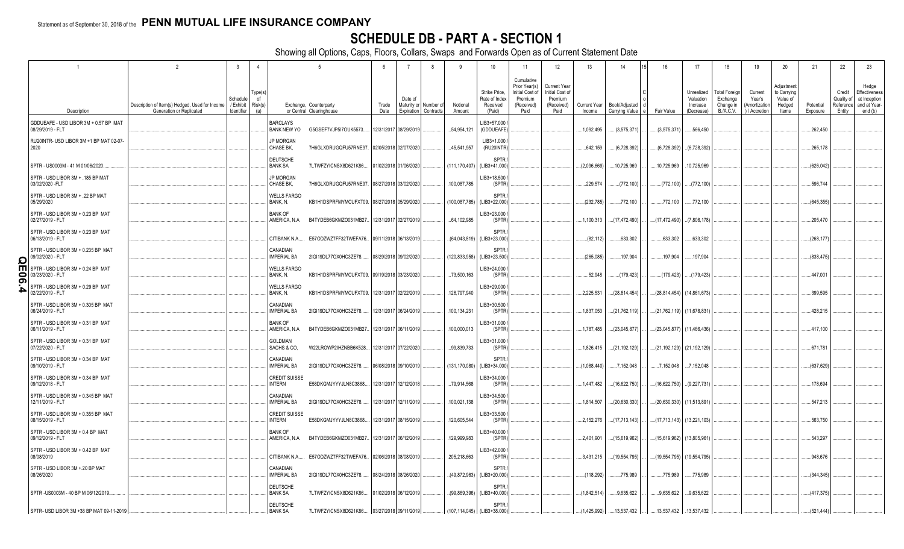Statement as of September 30, 2018 of the **PENN MUTUAL LIFE INSURANCE COMPANY**

# SCHEDULE DB - PART A - SECTION 1

Showing all Options, Caps, Floors, Collars, Swaps and Forwards Open as of Current Statement Date

| 1<br>Description | 2<br>Description of Item(s) Hedged, Used for Income Generation or Replicated | 3<br>Schedule / Exhibit Identifier | 4<br>Type(s) of Risk(s) (a) | 5<br>Exchange, Counterparty or Central Clearinghouse | | 6<br>Trade Date | 7<br>Date of Maturity or Expiration | 8<br>Number of Contracts | 9<br>Notional Amount | 10<br>Strike Price, Rate of Index Received (Paid) | 11<br>Cumulative Prior Year(s) Initial Cost of Premium (Received) Paid | 12<br>Current Year Initial Cost of Premium (Received) Paid | 13<br>Current Year Income | 14<br>Book/Adjusted Carrying Value | 15<br>C o d e | 16<br>Fair Value | 17<br>Unrealized Valuation Increase (Decrease) | 18<br>Total Foreign Exchange Change in B./A.C.V. | 19<br>Current Year's (Amortization) / Accretion | 20<br>Adjustment to Carrying Value of Hedged Items | 21<br>Potential Exposure | 22<br>Credit Quality of Reference Entity | 23<br>Hedge Effectiveness at Inception and at Year-end (b) |
|---|---|---|---|---|---|---|---|---|---|---|---|---|---|---|---|---|---|---|---|---|---|---|---|
| GDDUEAFE - USD LIBOR 3M + 0.57 BP MAT 08/29/2019 - FLT | | | | BARCLAYS BANK NEW YO | G5GSEF7VJP5I7OUK5573 | 12/31/2017 | 08/29/2019 | | 54,954,121 | LIB3+57.000 / (GDDUEAFE) | | | 1,092,495 | (3,575,371) | | (3,575,371) | 566,450 | | | | 262,450 | | |
| RU20INTR- USD LIBOR 3M +1 BP MAT 02-07-2020 | | | | JP MORGAN CHASE BK, | 7H6GLXDRUGQFU57RNE97 | 02/05/2018 | 02/07/2020 | | 45,541,957 | LIB3+1.000 / (RU20INTR) | | | 642,159 | (6,728,392) | | (6,728,392) | (6,728,392) | | | | 265,178 | | |
| SPTR - US0003M - 41 M 01/06/2020 | | | | DEUTSCHE BANK SA | 7LTWFZYICNSX8D621K86 | 01/02/2018 | 01/06/2020 | | (111,170,407) | SPTR / (LIB3+41.000) | | | (2,096,669) | 10,725,969 | | 10,725,969 | 10,725,969 | | | | (626,042) | | |
| SPTR - USD LIBOR 3M + .185 BP MAT 03/02/2020 -FLT | | | | JP MORGAN CHASE BK, | 7H6GLXDRUGQFU57RNE97 | 08/27/2018 | 03/02/2020 | | 100,087,785 | LIB3+18.500 / (SPTR) | | | 229,574 | (772,100) | | (772,100) | (772,100) | | | | 596,744 | | |
| SPTR - USD LIBOR 3M + .22 BP MAT 05/29/2020 | | | | WELLS FARGO BANK, N. | KB1H1DSPRFMYMCUFXT09 | 08/27/2018 | 05/29/2020 | | (100,087,785) | SPTR / (LIB3+22.000) | | | (232,785) | 772,100 | | 772,100 | 772,100 | | | | (645,355) | | |
| SPTR - USD LIBOR 3M + 0.23 BP MAT 02/27/2019 - FLT | | | | BANK OF AMERICA, N.A | B4TYDEB6GKMZO031MB27 | 12/31/2017 | 02/27/2019 | | 64,102,985 | LIB3+23.000 / (SPTR) | | | 1,100,313 | (17,472,490) | | (17,472,490) | (7,806,178) | | | | 205,470 | | |
| SPTR - USD LIBOR 3M + 0.23 BP MAT 06/13/2019 - FLT | | | | CITIBANK N.A. | E57ODZWZ7FF32TWEFA76 | 09/11/2018 | 06/13/2019 | | (64,043,819) | SPTR / (LIB3+23.000) | | | (82,112) | 633,302 | | 633,302 | 633,302 | | | | (268,177) | | |
| SPTR - USD LIBOR 3M + 0.235 BP MAT 09/02/2020 - FLT | | | | CANADIAN IMPERIAL BA | 2IGI19DL77OX0HC3ZE78 | 08/29/2018 | 09/02/2020 | | (120,833,958) | SPTR / (LIB3+23.500) | | | (265,085) | 197,904 | | 197,904 | 197,904 | | | | (838,475) | | |
| SPTR - USD LIBOR 3M + 0.24 BP MAT 03/23/2020 - FLT | | | | WELLS FARGO BANK, N. | KB1H1DSPRFMYMCUFXT09 | 09/19/2018 | 03/23/2020 | | 73,500,163 | LIB3+24.000 / (SPTR) | | | 52,948 | (179,423) | | (179,423) | (179,423) | | | | 447,001 | | |
| SPTR - USD LIBOR 3M + 0.29 BP MAT 02/22/2019 - FLT | | | | WELLS FARGO BANK, N. | KB1H1DSPRFMYMCUFXT09 | 12/31/2017 | 02/22/2019 | | 126,797,940 | LIB3+29.000 / (SPTR) | | | 2,225,531 | (28,814,454) | | (28,814,454) | (14,861,673) | | | | 399,595 | | |
| SPTR - USD LIBOR 3M + 0.305 BP MAT 06/24/2019 - FLT | | | | CANADIAN IMPERIAL BA | 2IGI19DL77OX0HC3ZE78 | 12/31/2017 | 06/24/2019 | | 100,134,231 | LIB3+30.500 / (SPTR) | | | 1,837,053 | (21,762,119) | | (21,762,119) | (11,678,831) | | | | 428,215 | | |
| SPTR - USD LIBOR 3M + 0.31 BP MAT 06/11/2019 - FLT | | | | BANK OF AMERICA, N.A | B4TYDEB6GKMZO031MB27 | 12/31/2017 | 06/11/2019 | | 100,000,013 | LIB3+31.000 / (SPTR) | | | 1,787,485 | (23,045,877) | | (23,045,877) | (11,466,436) | | | | 417,100 | | |
| SPTR - USD LIBOR 3M + 0.31 BP MAT 07/22/2020 - FLT | | | | GOLDMAN SACHS & CO, | W22LROWP2IHZNBB6K528 | 12/31/2017 | 07/22/2020 | | 99,839,733 | LIB3+31.000 / (SPTR) | | | 1,826,415 | (21,192,129) | | (21,192,129) | (21,192,129) | | | | 671,781 | | |
| SPTR - USD LIBOR 3M + 0.34 BP MAT 09/10/2019 - FLT | | | | CANADIAN IMPERIAL BA | 2IGI19DL77OX0HC3ZE78 | 06/08/2018 | 09/10/2019 | | (131,170,080) | SPTR / (LIB3+34.000) | | | (1,088,440) | 7,152,048 | | 7,152,048 | 7,152,048 | | | | (637,629) | | |
| SPTR - USD LIBOR 3M + 0.34 BP MAT 09/12/2018 - FLT | | | | CREDIT SUISSE INTERN | E58DKGMJYYYJLN8C3868 | 12/31/2017 | 12/12/2018 | | 79,914,568 | LIB3+34.000 / (SPTR) | | | 1,447,482 | (16,622,750) | | (16,622,750) | (9,227,731) | | | | 178,694 | | |
| SPTR - USD LIBOR 3M + 0.345 BP MAT 12/11/2019 - FLT | | | | CANADIAN IMPERIAL BA | 2IGI19DL77OX0HC3ZE78 | 12/31/2017 | 12/11/2019 | | 100,021,138 | LIB3+34.500 / (SPTR) | | | 1,814,507 | (20,630,330) | | (20,630,330) | (11,513,891) | | | | 547,213 | | |
| SPTR - USD LIBOR 3M + 0.355 BP MAT 08/15/2019 - FLT | | | | CREDIT SUISSE INTERN | E58DKGMJYYYJLN8C3868 | 12/31/2017 | 08/15/2019 | | 120,605,544 | LIB3+33.500 / (SPTR) | | | 2,152,276 | (17,713,143) | | (17,713,143) | (13,221,103) | | | | 563,750 | | |
| SPTR - USD LIBOR 3M + 0.4 BP MAT 09/12/2019 - FLT | | | | BANK OF AMERICA, N.A | B4TYDEB6GKMZO031MB27 | 12/31/2017 | 06/12/2019 | | 129,999,983 | LIB3+40.000 / (SPTR) | | | 2,401,901 | (15,619,962) | | (15,619,962) | (13,805,961) | | | | 543,297 | | |
| SPTR - USD LIBOR 3M + 0.42 BP MAT 08/08/2019 | | | | CITIBANK N.A. | E57ODZWZ7FF32TWEFA76 | 02/06/2018 | 08/08/2019 | | 205,218,663 | LIB3+42.000 / (SPTR) | | | 3,431,215 | (19,554,795) | | (19,554,795) | (19,554,795) | | | | 948,676 | | |
| SPTR - USD LIBOR 3M +.20 BP MAT 08/26/2020 | | | | CANADIAN IMPERIAL BA | 2IGI19DL77OX0HC3ZE78 | 08/24/2018 | 08/26/2020 | | (49,872,963) | SPTR / (LIB3+20.000) | | | (118,292) | 775,989 | | 775,989 | 775,989 | | | | (344,345) | | |
| SPTR -US0003M - 40 BP M 06/12/2019 | | | | DEUTSCHE BANK SA | 7LTWFZYICNSX8D621K86 | 01/02/2018 | 06/12/2019 | | (99,869,396) | SPTR / (LIB3+40.000) | | | (1,842,514) | 9,635,622 | | 9,635,622 | 9,635,622 | | | | (417,375) | | |
| SPTR- USD LIBOR 3M +38 BP MAT 09-11-2019 | | | | DEUTSCHE BANK SA | 7LTWFZYICNSX8D621K86 | 03/27/2018 | 09/11/2019 | | (107,114,045) | SPTR / (LIB3+38.000) | | | (1,425,992) | 13,537,432 | | 13,537,432 | 13,537,432 | | | | (521,444) | | |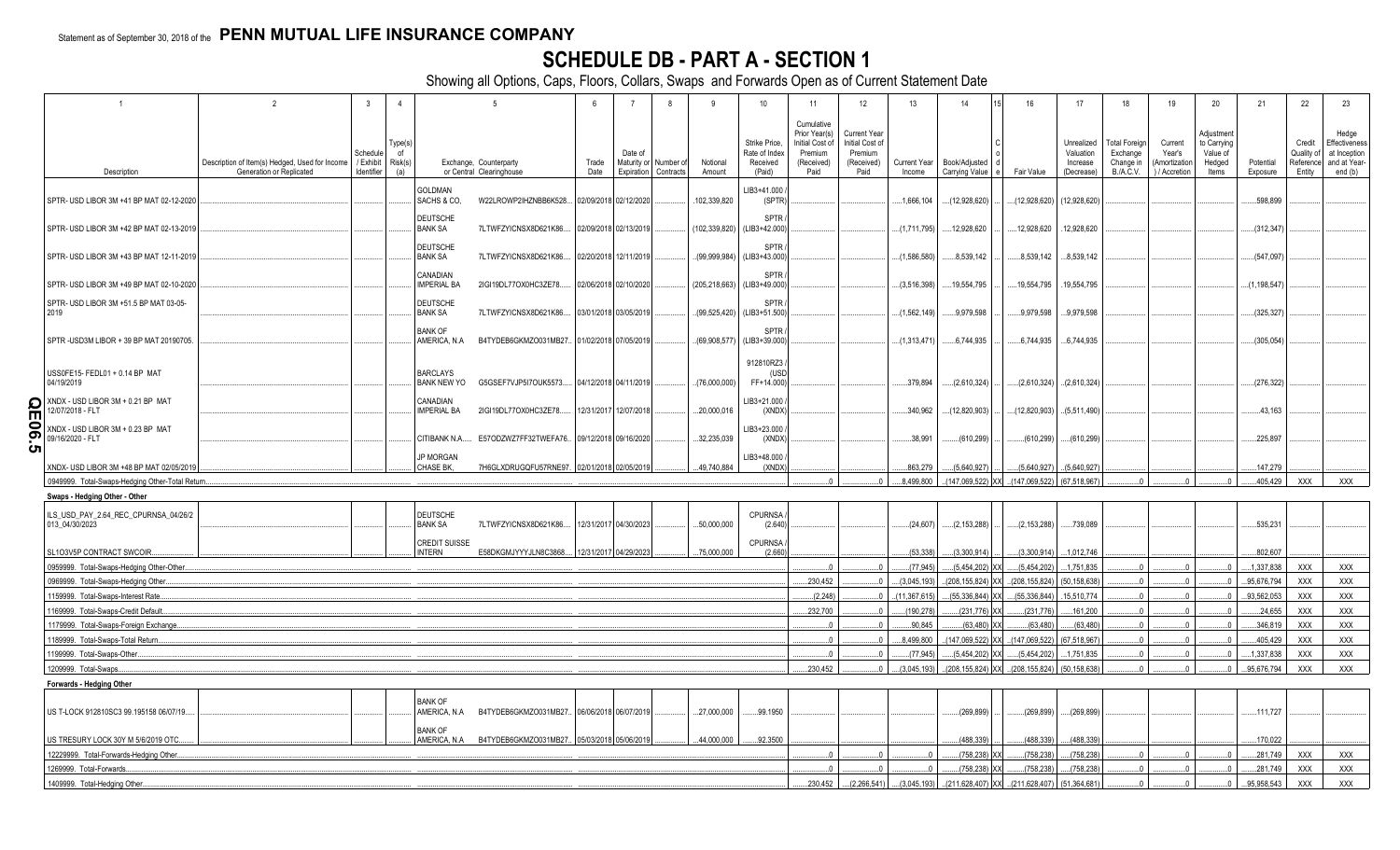Statement as of September 30, 2018 of the **PENN MUTUAL LIFE INSURANCE COMPANY**

# SCHEDULE DB - PART A - SECTION 1

Showing all Options, Caps, Floors, Collars, Swaps and Forwards Open as of Current Statement Date

| 1 | 2 | 3 | 4 | 5 | | 6 | 7 | 8 | 9 | 10 | 11 | 12 | 13 | 14 | 15 | 16 | 17 | 18 | 19 | 20 | 21 | 22 | 23 |
|---|---|---|---|---|---|---|---|---|---|---|---|---|---|---|---|---|---|---|---|---|---|---|---|
| Description | Description of Item(s) Hedged, Used for Income Generation or Replicated | Schedule / Exhibit Identifier | Type(s) of Risk(s) (a) | Exchange, Counterparty or Central Clearinghouse | | Trade Date | Date of Maturity or Expiration | Number of Contracts | Notional Amount | Strike Price, Rate of Index Received (Paid) | Cumulative Prior Year(s) Initial Cost of Premium (Received) Paid | Current Year Initial Cost of Premium (Received) Paid | Current Year Income | Book/Adjusted Carrying Value | Code | Fair Value | Unrealized Valuation Increase (Decrease) | Total Foreign Exchange Change in B./A.C.V. | Current Year's (Amortization) / Accretion | Adjustment to Carrying Value of Hedged Items | Potential Exposure | Credit Quality of Reference Entity | Hedge Effectiveness at Inception and at Year-end (b) |
| SPTR- USD LIBOR 3M +41 BP MAT 02-12-2020 | | | | GOLDMAN SACHS & CO, | W22LROWP2IHZNBB6K528 | 02/09/2018 | 02/12/2020 | | 102,339,820 | LIB3+41.000 / (SPTR) | | | 1,666,104 | (12,928,620) | | (12,928,620) | (12,928,620) | | | | 598,899 | | |
| SPTR- USD LIBOR 3M +42 BP MAT 02-13-2019 | | | | DEUTSCHE BANK SA | 7LTWFZYICNSX8D621K86 | 02/09/2018 | 02/13/2019 | | (102,339,820) | SPTR / (LIB3+42.000) | | | (1,711,795) | 12,928,620 | | 12,928,620 | 12,928,620 | | | | (312,347) | | |
| SPTR- USD LIBOR 3M +43 BP MAT 12-11-2019 | | | | DEUTSCHE BANK SA | 7LTWFZYICNSX8D621K86 | 02/20/2018 | 12/11/2019 | | (99,999,984) | SPTR / (LIB3+43.000) | | | (1,586,580) | 8,539,142 | | 8,539,142 | 8,539,142 | | | | (547,097) | | |
| SPTR- USD LIBOR 3M +49 BP MAT 02-10-2020 | | | | CANADIAN IMPERIAL BA | 2IGI19DL77OX0HC3ZE78 | 02/06/2018 | 02/10/2020 | | (205,218,663) | SPTR / (LIB3+49.000) | | | (3,516,398) | 19,554,795 | | 19,554,795 | 19,554,795 | | | | (1,198,547) | | |
| SPTR- USD LIBOR 3M +51.5 BP MAT 03-05-2019 | | | | DEUTSCHE BANK SA | 7LTWFZYICNSX8D621K86 | 03/01/2018 | 03/05/2019 | | (99,525,420) | SPTR / (LIB3+51.500) | | | (1,562,149) | 9,979,598 | | 9,979,598 | 9,979,598 | | | | (325,327) | | |
| SPTR -USD3M LIBOR + 39 BP MAT 20190705. | | | | BANK OF AMERICA, N.A | B4TYDEB6GKMZO031MB27 | 01/02/2018 | 07/05/2019 | | (69,908,577) | SPTR / (LIB3+39.000) | | | (1,313,471) | 6,744,935 | | 6,744,935 | 6,744,935 | | | | (305,054) | | |
| USS0FE15- FEDL01 + 0.14 BP MAT 04/19/2019 | | | | BARCLAYS BANK NEW YO | G5GSEF7VJP5I7OUK5573 | 04/12/2018 | 04/11/2019 | | (76,000,000) | 912810RZ3 / (USD FF+14.000) | | | 379,894 | (2,610,324) | | (2,610,324) | (2,610,324) | | | | (276,322) | | |
| XNDX - USD LIBOR 3M + 0.21 BP MAT 12/07/2018 - FLT | | | | CANADIAN IMPERIAL BA | 2IGI19DL77OX0HC3ZE78 | 12/31/2017 | 12/07/2018 | | 20,000,016 | LIB3+21.000 / (XNDX) | | | 340,962 | (12,820,903) | | (12,820,903) | (5,511,490) | | | | 43,163 | | |
| XNDX - USD LIBOR 3M + 0.23 BP MAT 09/16/2020 - FLT | | | | CITIBANK N.A. | E57ODZWZ7FF32TWEFA76 | 09/12/2018 | 09/16/2020 | | 32,235,039 | LIB3+23.000 / (XNDX) | | | 38,991 | (610,299) | | (610,299) | (610,299) | | | | 225,897 | | |
| XNDX- USD LIBOR 3M +48 BP MAT 02/05/2019 | | | | JP MORGAN CHASE BK, | 7H6GLXDRUGQFU57RNE97 | 02/01/2018 | 02/05/2019 | | 49,740,884 | LIB3+48.000 / (XNDX) | | | 863,279 | (5,640,927) | | (5,640,927) | (5,640,927) | | | | 147,279 | | |
| 0949999. Total-Swaps-Hedging Other-Total Return | | | | | | | | | | | 0 | 0 | 8,499,800 | (147,069,522) | XX | (147,069,522) | (67,518,967) | 0 | 0 | 0 | 405,429 | XXX | XXX |
| **Swaps - Hedging Other - Other** | | | | | | | | | | | | | | | | | | | | | | | |
| ILS_USD_PAY_2.64_REC_CPURNSA_04/26/2013_04/30/2023 | | | | DEUTSCHE BANK SA | 7LTWFZYICNSX8D621K86 | 12/31/2017 | 04/30/2023 | | 50,000,000 | CPURNSA / (2.640) | | | (24,607) | (2,153,288) | | (2,153,288) | 739,089 | | | | 535,231 | | |
| SL1O3V5P CONTRACT SWCOIR | | | | CREDIT SUISSE INTERN | E58DKGMJYYYJLN8C3868 | 12/31/2017 | 04/29/2023 | | 75,000,000 | CPURNSA / (2.660) | | | (53,338) | (3,300,914) | | (3,300,914) | 1,012,746 | | | | 802,607 | | |
| 0959999. Total-Swaps-Hedging Other-Other | | | | | | | | | | | 0 | 0 | (77,945) | (5,454,202) | XX | (5,454,202) | 1,751,835 | 0 | 0 | 0 | 1,337,838 | XXX | XXX |
| 0969999. Total-Swaps-Hedging Other | | | | | | | | | | | 230,452 | 0 | (3,045,193) | (208,155,824) | XX | (208,155,824) | (50,158,638) | 0 | 0 | 0 | 95,676,794 | XXX | XXX |
| 1159999. Total-Swaps-Interest Rate | | | | | | | | | | | (2,248) | 0 | (11,367,615) | (55,336,844) | XX | (55,336,844) | 15,510,774 | 0 | 0 | 0 | 93,562,053 | XXX | XXX |
| 1169999. Total-Swaps-Credit Default | | | | | | | | | | | 232,700 | 0 | (190,278) | (231,776) | XX | (231,776) | 161,200 | 0 | 0 | 0 | 24,655 | XXX | XXX |
| 1179999. Total-Swaps-Foreign Exchange | | | | | | | | | | | 0 | 0 | 90,845 | (63,480) | XX | (63,480) | (63,480) | 0 | 0 | 0 | 346,819 | XXX | XXX |
| 1189999. Total-Swaps-Total Return | | | | | | | | | | | 0 | 0 | 8,499,800 | (147,069,522) | XX | (147,069,522) | (67,518,967) | 0 | 0 | 0 | 405,429 | XXX | XXX |
| 1199999. Total-Swaps-Other | | | | | | | | | | | 0 | 0 | (77,945) | (5,454,202) | XX | (5,454,202) | 1,751,835 | 0 | 0 | 0 | 1,337,838 | XXX | XXX |
| 1209999. Total-Swaps | | | | | | | | | | | 230,452 | 0 | (3,045,193) | (208,155,824) | XX | (208,155,824) | (50,158,638) | 0 | 0 | 0 | 95,676,794 | XXX | XXX |
| **Forwards - Hedging Other** | | | | | | | | | | | | | | | | | | | | | | | |
| US T-LOCK 912810SC3 99.195158 06/07/19 | | | | BANK OF AMERICA, N.A | B4TYDEB6GKMZO031MB27 | 06/06/2018 | 06/07/2019 | | 27,000,000 | 99.1950 | | | | (269,899) | | (269,899) | (269,899) | | | | 111,727 | | |
| US TRESURY LOCK 30Y M 5/6/2019 OTC | | | | BANK OF AMERICA, N.A | B4TYDEB6GKMZO031MB27 | 05/03/2018 | 05/06/2019 | | 44,000,000 | 92.3500 | | | | (488,339) | | (488,339) | (488,339) | | | | 170,022 | | |
| 1229999. Total-Forwards-Hedging Other | | | | | | | | | | | 0 | 0 | 0 | (758,238) | XX | (758,238) | (758,238) | 0 | 0 | 0 | 281,749 | XXX | XXX |
| 1269999. Total-Forwards | | | | | | | | | | | 0 | 0 | 0 | (758,238) | XX | (758,238) | (758,238) | 0 | 0 | 0 | 281,749 | XXX | XXX |
| 1409999. Total-Hedging Other | | | | | | | | | | | 230,452 | (2,266,541) | (3,045,193) | (211,628,407) | XX | (211,628,407) | (51,364,681) | 0 | 0 | 0 | 95,958,543 | XXX | XXX |

QE06.5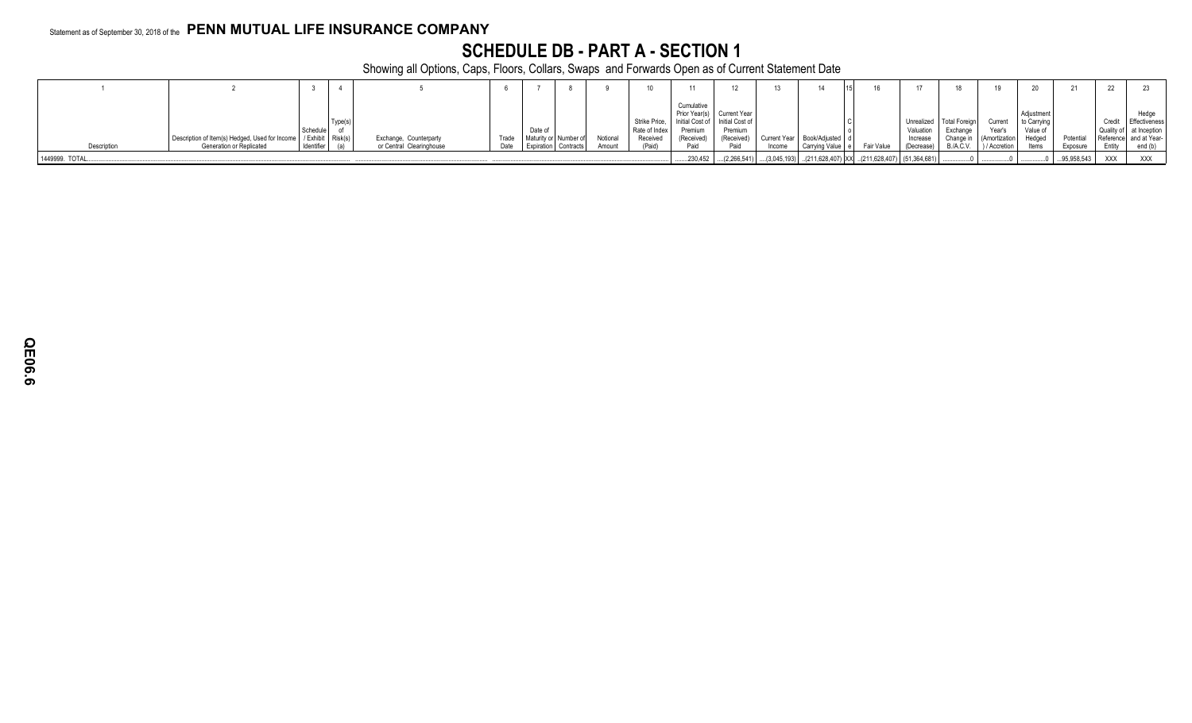Statement as of September 30, 2018 of the **PENN MUTUAL LIFE INSURANCE COMPANY**

# SCHEDULE DB - PART A - SECTION 1

Showing all Options, Caps, Floors, Collars, Swaps and Forwards Open as of Current Statement Date

| 1 | 2 | 3 | 4 | 5 | 6 | 7 | 8 | 9 | 10 | 11 | 12 | 13 | 14 | 15 | 16 | 17 | 18 | 19 | 20 | 21 | 22 | 23 |
|---|---|---|---|---|---|---|---|---|---|---|---|---|---|---|---|---|---|---|---|---|---|---|
| Description | Description of Item(s) Hedged, Used for Income Generation or Replicated | Schedule / Exhibit Identifier | Type(s) of Risk(s) (a) | Exchange, Counterparty or Central Clearinghouse | Trade Date | Date of Maturity or Expiration | Number of Contracts | Notional Amount | Strike Price, Rate of Index Received (Paid) | Cumulative Prior Year(s) Initial Cost of Premium (Received) Paid | Current Year Initial Cost of Premium (Received) Paid | Current Year Income | Book/Adjusted Carrying Value | Code | Fair Value | Unrealized Valuation Increase (Decrease) | Total Foreign Exchange Change in B./A.C.V. | Current Year's (Amortization) / Accretion | Adjustment to Carrying Value of Hedged Items | Potential Exposure | Credit Quality of Reference Entity | Hedge Effectiveness at Inception and at Year-end (b) |
| 1449999. TOTAL | | | | | | | | | | 230,452 | (2,266,541) | (3,045,193) | (211,628,407) | XX | (211,628,407) | (51,364,681) | 0 | 0 | 0 | 95,958,543 | XXX | XXX |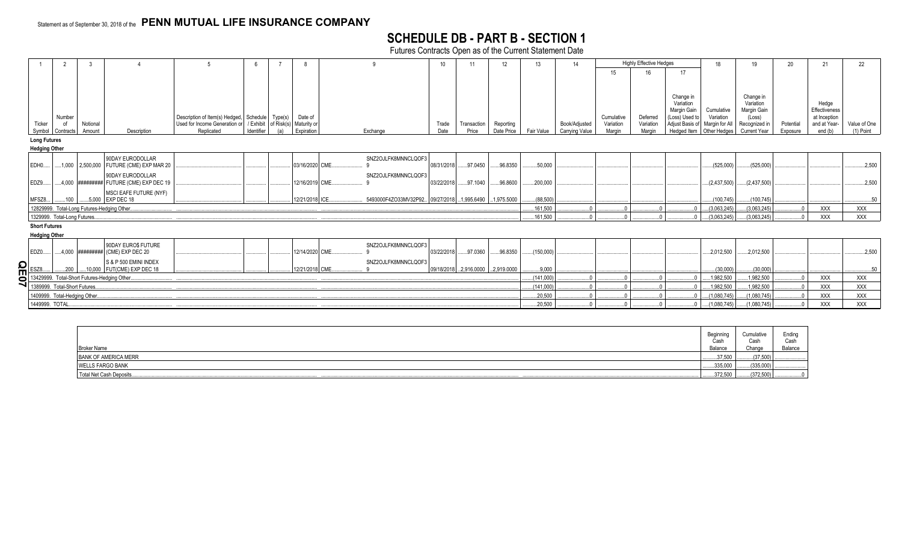Statement as of September 30, 2018 of the **PENN MUTUAL LIFE INSURANCE COMPANY**

# SCHEDULE DB - PART B - SECTION 1

Futures Contracts Open as of the Current Statement Date

| 1 | 2 | 3 | 4 | 5 | 6 | 7 | 8 | 9 | 10 | 11 | 12 | 13 | 14 | Highly Effective Hedges | | | 18 | 19 | 20 | 21 | 22 |
|---|---|---|---|---|---|---|---|---|---|---|---|---|---|---|---|---|---|---|---|---|---|
| | | | | | | | | | | | | | | 15 | 16 | 17 | | | | | |
| Ticker Symbol | Number of Contracts | Notional Amount | Description | Description of Item(s) Hedged, Used for Income Generation or Replicated | Schedule / Exhibit Identifier | Type(s) of Risk(s) (a) | Date of Maturity or Expiration | Exchange | Trade Date | Transaction Price | Reporting Date Price | Fair Value | Book/Adjusted Carrying Value | Cumulative Variation Margin | Deferred Variation Margin | Change in Variation Margin Gain (Loss) Used to Adjust Basis of Hedged Item | Cumulative Variation Margin for All Other Hedges | Change in Variation Margin Gain (Loss) Recognized in Current Year | Potential Exposure | Hedge Effectiveness at Inception and at Year-end (b) | Value of One (1) Point |
| **Long Futures** | | | | | | | | | | | | | | | | | | | | | |
| **Hedging Other** | | | | | | | | | | | | | | | | | | | | | |
| EDH0 | 1,000 | 2,500,000 | 90DAY EURODOLLAR FUTURE (CME) EXP MAR 20 | | | | 03/16/2020 | CME SNZ2OJLFK8MNNCLQOF39 | 08/31/2018 | 97.0450 | 96.8350 | 50,000 | | | | | (525,000) | (525,000) | | | 2,500 |
| EDZ9 | 4,000 | ######### | 90DAY EURODOLLAR FUTURE (CME) EXP DEC 19 | | | | 12/16/2019 | CME SNZ2OJLFK8MNNCLQOF39 | 03/22/2018 | 97.1040 | 96.8600 | 200,000 | | | | | (2,437,500) | (2,437,500) | | | 2,500 |
| MFSZ8 | 100 | 5,000 | MSCI EAFE FUTURE (NYF) EXP DEC 18 | | | | 12/21/2018 | ICE 5493000F4ZO33MV32P92 | 09/27/2018 | 1,995.6490 | 1,975.5000 | (88,500) | | | | | (100,745) | (100,745) | | | 50 |
| 12829999. Total-Long Futures-Hedging Other | | | | | | | | | | | | 161,500 | 0 | 0 | 0 | 0 | (3,063,245) | (3,063,245) | 0 | XXX | XXX |
| 1329999. Total-Long Futures | | | | | | | | | | | | 161,500 | 0 | 0 | 0 | 0 | (3,063,245) | (3,063,245) | 0 | XXX | XXX |
| **Short Futures** | | | | | | | | | | | | | | | | | | | | | |
| **Hedging Other** | | | | | | | | | | | | | | | | | | | | | |
| EDZ0 | 4,000 | ######### | 90DAY EURO$ FUTURE (CME) EXP DEC 20 | | | | 12/14/2020 | CME SNZ2OJLFK8MNNCLQOF39 | 03/22/2018 | 97.0360 | 96.8350 | (150,000) | | | | | 2,012,500 | 2,012,500 | | | 2,500 |
| ESZ8 | 200 | 10,000 | S & P 500 EMINI INDEX FUT(CME) EXP DEC 18 | | | | 12/21/2018 | CME SNZ2OJLFK8MNNCLQOF39 | 09/18/2018 | 2,916.0000 | 2,919.0000 | 9,000 | | | | | (30,000) | (30,000) | | | 50 |
| 13429999. Total-Short Futures-Hedging Other | | | | | | | | | | | | (141,000) | 0 | 0 | 0 | 0 | 1,982,500 | 1,982,500 | 0 | XXX | XXX |
| 1389999. Total-Short Futures | | | | | | | | | | | | (141,000) | 0 | 0 | 0 | 0 | 1,982,500 | 1,982,500 | 0 | XXX | XXX |
| 1409999. Total-Hedging Other | | | | | | | | | | | | 20,500 | 0 | 0 | 0 | 0 | (1,080,745) | (1,080,745) | 0 | XXX | XXX |
| 1449999. TOTAL | | | | | | | | | | | | 20,500 | 0 | 0 | 0 | 0 | (1,080,745) | (1,080,745) | 0 | XXX | XXX |

| Broker Name | Beginning Cash Balance | Cumulative Cash Change | Ending Cash Balance |
|---|---|---|---|
| BANK OF AMERICA MERR | 37,500 | (37,500) | |
| WELLS FARGO BANK | 335,000 | (335,000) | |
| Total Net Cash Deposits | 372,500 | (372,500) | 0 |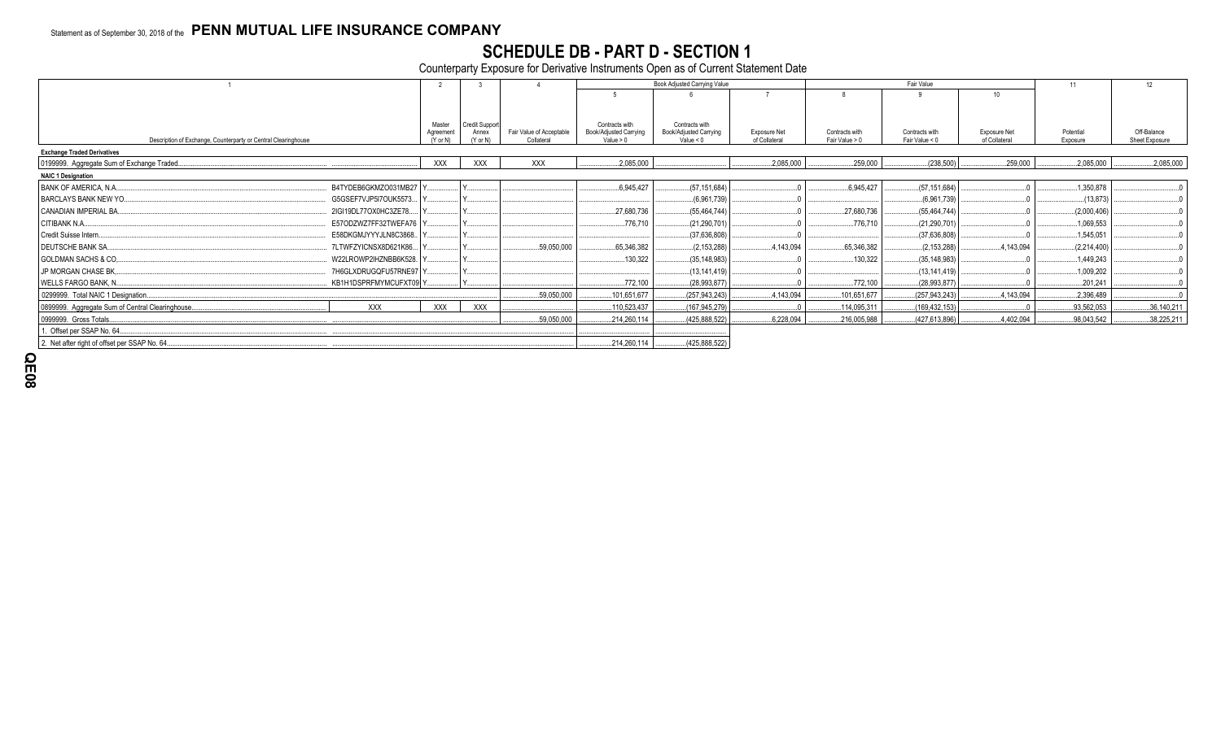Statement as of September 30, 2018 of the **PENN MUTUAL LIFE INSURANCE COMPANY**

# SCHEDULE DB - PART D - SECTION 1

Counterparty Exposure for Derivative Instruments Open as of Current Statement Date

| 1 | | 2 | 3 | 4 | Book Adjusted Carrying Value | | | Fair Value | | | 11 | 12 |
|---|---|---|---|---|---|---|---|---|---|---|---|---|
| | | | | | 5 | 6 | 7 | 8 | 9 | 10 | | |
| Description of Exchange, Counterparty or Central Clearinghouse | | Master Agreement (Y or N) | Credit Support Annex (Y or N) | Fair Value of Acceptable Collateral | Contracts with Book/Adjusted Carrying Value > 0 | Contracts with Book/Adjusted Carrying Value < 0 | Exposure Net of Collateral | Contracts with Fair Value > 0 | Contracts with Fair Value < 0 | Exposure Net of Collateral | Potential Exposure | Off-Balance Sheet Exposure |
| **Exchange Traded Derivatives** | | | | | | | | | | | | |
| 0199999. Aggregate Sum of Exchange Traded | | XXX | XXX | XXX | 2,085,000 | | 2,085,000 | 259,000 | (238,500) | 259,000 | 2,085,000 | 2,085,000 |
| **NAIC 1 Designation** | | | | | | | | | | | | |
| BANK OF AMERICA, N.A. | B4TYDEB6GKMZO031MB27 | Y | Y | | 6,945,427 | (57,151,684) | 0 | 6,945,427 | (57,151,684) | 0 | 1,350,878 | 0 |
| BARCLAYS BANK NEW YO | G5GSEF7VJP5I7OUK5573 | Y | Y | | | (6,961,739) | 0 | | (6,961,739) | 0 | (13,873) | 0 |
| CANADIAN IMPERIAL BA | 2IGI19DL77OX0HC3ZE78 | Y | Y | | 27,680,736 | (55,464,744) | 0 | 27,680,736 | (55,464,744) | 0 | (2,000,406) | 0 |
| CITIBANK N.A. | E57ODZWZ7FF32TWEFA76 | Y | Y | | 776,710 | (21,290,701) | 0 | 776,710 | (21,290,701) | 0 | 1,069,553 | 0 |
| Credit Suisse Intern | E58DKGMJYYYJLN8C3868 | Y | Y | | | (37,636,808) | 0 | | (37,636,808) | 0 | 1,545,051 | 0 |
| DEUTSCHE BANK SA | 7LTWFZYICNSX8D621K86 | Y | Y | 59,050,000 | 65,346,382 | (2,153,288) | 4,143,094 | 65,346,382 | (2,153,288) | 4,143,094 | (2,214,400) | 0 |
| GOLDMAN SACHS & CO | W22LROWP2IHZNBB6K528 | Y | Y | | 130,322 | (35,148,983) | 0 | 130,322 | (35,148,983) | 0 | 1,449,243 | 0 |
| JP MORGAN CHASE BK | 7H6GLXDRUGQFU57RNE97 | Y | Y | | | (13,141,419) | 0 | | (13,141,419) | 0 | 1,009,202 | 0 |
| WELLS FARGO BANK, N. | KB1H1DSPRFMYMCUFXT09 | Y | Y | | 772,100 | (28,993,877) | 0 | 772,100 | (28,993,877) | 0 | 201,241 | 0 |
| 0299999. Total NAIC 1 Designation | | | | 59,050,000 | 101,651,677 | (257,943,243) | 4,143,094 | 101,651,677 | (257,943,243) | 4,143,094 | 2,396,489 | 0 |
| 0899999. Aggregate Sum of Central Clearinghouse | XXX | XXX | XXX | | 110,523,437 | (167,945,279) | 0 | 114,095,311 | (169,432,153) | 0 | 93,562,053 | 36,140,211 |
| 0999999. Gross Totals | | | | 59,050,000 | 214,260,114 | (425,888,522) | 6,228,094 | 216,005,988 | (427,613,896) | 4,402,094 | 98,043,542 | 38,225,211 |
| 1. Offset per SSAP No. 64 | | | | | | | | | | | | |
| 2. Net after right of offset per SSAP No. 64 | | | | | 214,260,114 | (425,888,522) | | | | | | |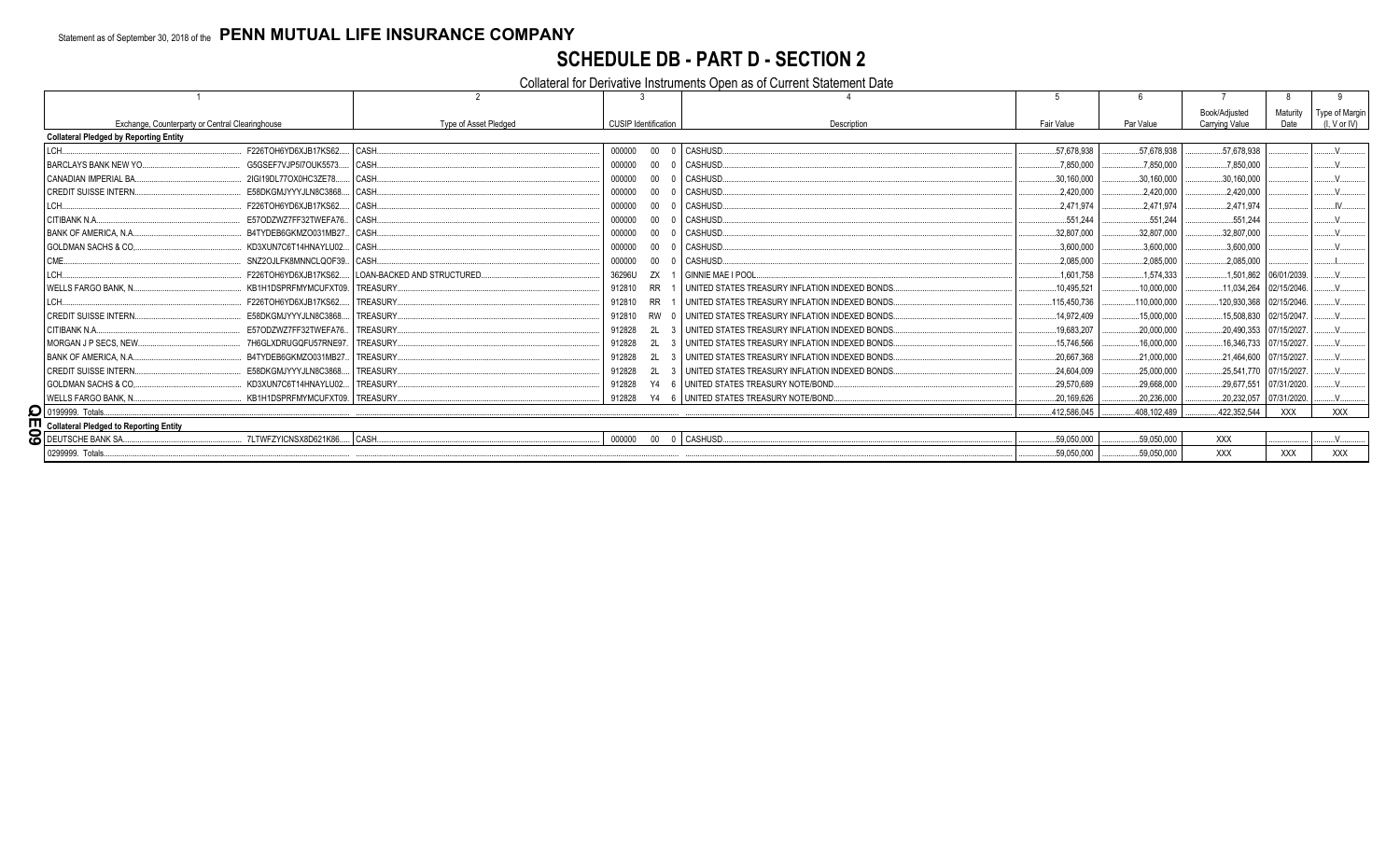Statement as of September 30, 2018 of the **PENN MUTUAL LIFE INSURANCE COMPANY**

# SCHEDULE DB - PART D - SECTION 2

Collateral for Derivative Instruments Open as of Current Statement Date

| 1 | | 2 | 3 | | | 4 | 5 | 6 | 7 | 8 | 9 |
|---|---|---|---|---|---|---|---|---|---|---|---|
| Exchange, Counterparty or Central Clearinghouse | | Type of Asset Pledged | CUSIP Identification | | | Description | Fair Value | Par Value | Book/Adjusted Carrying Value | Maturity Date | Type of Margin (I, V or IV) |
| **Collateral Pledged by Reporting Entity** | | | | | | | | | | | |
| LCH | F226TOH6YD6XJB17KS62 | CASH | 000000 | 00 | 0 | CASHUSD | 57,678,938 | 57,678,938 | 57,678,938 | | V |
| BARCLAYS BANK NEW YO | G5GSEF7VJP5I7OUK5573 | CASH | 000000 | 00 | 0 | CASHUSD | 7,850,000 | 7,850,000 | 7,850,000 | | V |
| CANADIAN IMPERIAL BA | 2IGI19DL77OX0HC3ZE78 | CASH | 000000 | 00 | 0 | CASHUSD | 30,160,000 | 30,160,000 | 30,160,000 | | V |
| CREDIT SUISSE INTERN | E58DKGMJYYYJLN8C3868 | CASH | 000000 | 00 | 0 | CASHUSD | 2,420,000 | 2,420,000 | 2,420,000 | | V |
| LCH | F226TOH6YD6XJB17KS62 | CASH | 000000 | 00 | 0 | CASHUSD | 2,471,974 | 2,471,974 | 2,471,974 | | IV |
| CITIBANK N.A | E57ODZWZ7FF32TWEFA76 | CASH | 000000 | 00 | 0 | CASHUSD | 551,244 | 551,244 | 551,244 | | V |
| BANK OF AMERICA, N.A | B4TYDEB6GKMZO031MB27 | CASH | 000000 | 00 | 0 | CASHUSD | 32,807,000 | 32,807,000 | 32,807,000 | | V |
| GOLDMAN SACHS & CO | KD3XUN7C6T14HNAYLU02 | CASH | 000000 | 00 | 0 | CASHUSD | 3,600,000 | 3,600,000 | 3,600,000 | | V |
| CME | SNZ2OJLFK8MNNCLQOF39 | CASH | 000000 | 00 | 0 | CASHUSD | 2,085,000 | 2,085,000 | 2,085,000 | | I |
| LCH | F226TOH6YD6XJB17KS62 | LOAN-BACKED AND STRUCTURED | 36296U | ZX | 1 | GINNIE MAE I POOL | 1,601,758 | 1,574,333 | 1,501,862 | 06/01/2039 | V |
| WELLS FARGO BANK, N | KB1H1DSPRFMYMCUFXT09 | TREASURY | 912810 | RR | 1 | UNITED STATES TREASURY INFLATION INDEXED BONDS | 10,495,521 | 10,000,000 | 11,034,264 | 02/15/2046 | V |
| LCH | F226TOH6YD6XJB17KS62 | TREASURY | 912810 | RR | 1 | UNITED STATES TREASURY INFLATION INDEXED BONDS | 115,450,736 | 110,000,000 | 120,930,368 | 02/15/2046 | V |
| CREDIT SUISSE INTERN | E58DKGMJYYYJLN8C3868 | TREASURY | 912810 | RW | 0 | UNITED STATES TREASURY INFLATION INDEXED BONDS | 14,972,409 | 15,000,000 | 15,508,830 | 02/15/2047 | V |
| CITIBANK N.A | E57ODZWZ7FF32TWEFA76 | TREASURY | 912828 | 2L | 3 | UNITED STATES TREASURY INFLATION INDEXED BONDS | 19,683,207 | 20,000,000 | 20,490,353 | 07/15/2027 | V |
| MORGAN J P SECS, NEW | 7H6GLXDRUGQFU57RNE97 | TREASURY | 912828 | 2L | 3 | UNITED STATES TREASURY INFLATION INDEXED BONDS | 15,746,566 | 16,000,000 | 16,346,733 | 07/15/2027 | V |
| BANK OF AMERICA, N.A | B4TYDEB6GKMZO031MB27 | TREASURY | 912828 | 2L | 3 | UNITED STATES TREASURY INFLATION INDEXED BONDS | 20,667,368 | 21,000,000 | 21,464,600 | 07/15/2027 | V |
| CREDIT SUISSE INTERN | E58DKGMJYYYJLN8C3868 | TREASURY | 912828 | 2L | 3 | UNITED STATES TREASURY INFLATION INDEXED BONDS | 24,604,009 | 25,000,000 | 25,541,770 | 07/15/2027 | V |
| GOLDMAN SACHS & CO | KD3XUN7C6T14HNAYLU02 | TREASURY | 912828 | Y4 | 6 | UNITED STATES TREASURY NOTE/BOND | 29,570,689 | 29,668,000 | 29,677,551 | 07/31/2020 | V |
| WELLS FARGO BANK, N | KB1H1DSPRFMYMCUFXT09 | TREASURY | 912828 | Y4 | 6 | UNITED STATES TREASURY NOTE/BOND | 20,169,626 | 20,236,000 | 20,232,057 | 07/31/2020 | V |
| 0199999. Totals | | | | | | | 412,586,045 | 408,102,489 | 422,352,544 | XXX | XXX |
| **Collateral Pledged to Reporting Entity** | | | | | | | | | | | |
| DEUTSCHE BANK SA | 7LTWFZYICNSX8D621K86 | CASH | 000000 | 00 | 0 | CASHUSD | 59,050,000 | 59,050,000 | XXX | | V |
| 0299999. Totals | | | | | | | 59,050,000 | 59,050,000 | XXX | XXX | XXX |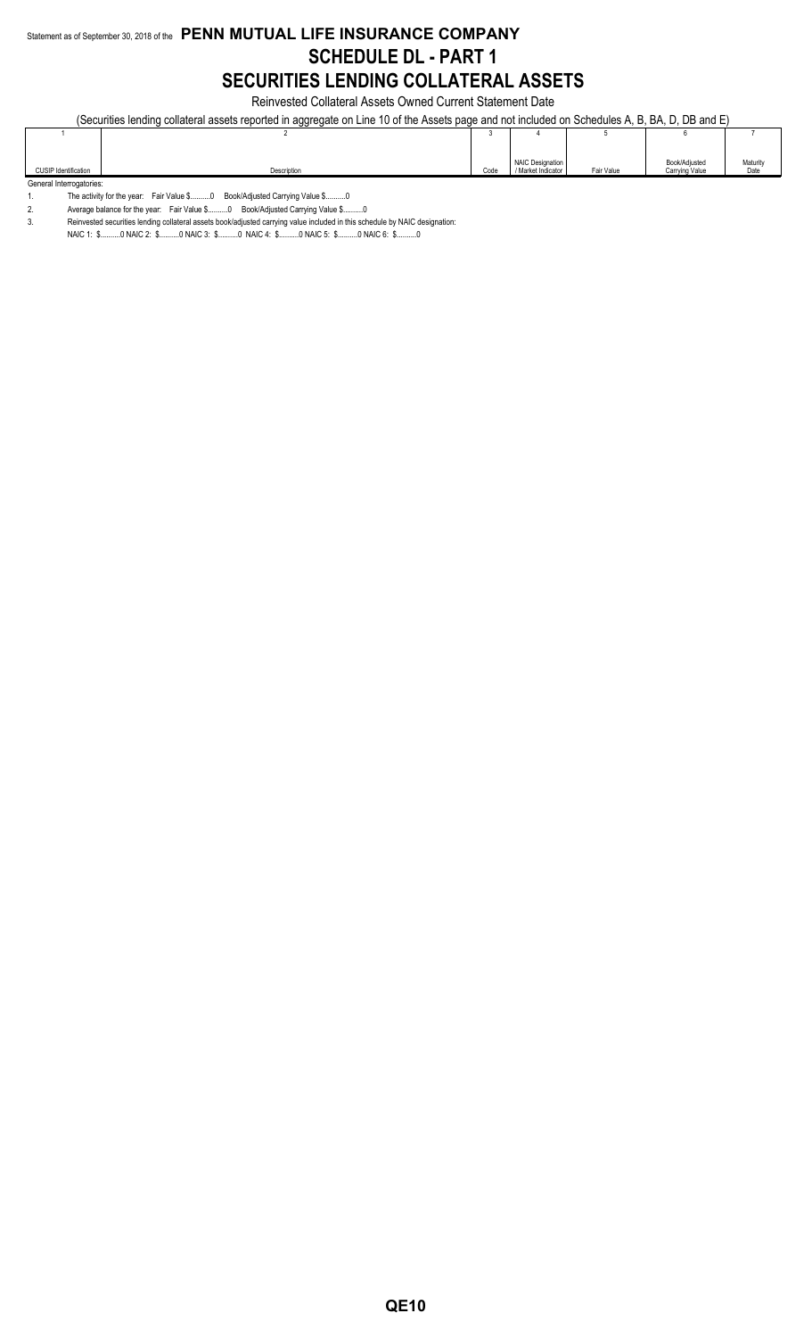Statement as of September 30, 2018 of the **PENN MUTUAL LIFE INSURANCE COMPANY**

# SCHEDULE DL - PART 1

## SECURITIES LENDING COLLATERAL ASSETS

Reinvested Collateral Assets Owned Current Statement Date

(Securities lending collateral assets reported in aggregate on Line 10 of the Assets page and not included on Schedules A, B, BA, D, DB and E)

| 1 | 2 | 3 | 4 | 5 | 6 | 7 |
|---|---|---|---|---|---|---|
| CUSIP Identification | Description | Code | NAIC Designation / Market Indicator | Fair Value | Book/Adjusted Carrying Value | Maturity Date |

General Interrogatories:

1. The activity for the year: Fair Value $..........0 Book/Adjusted Carrying Value $..........0
2. Average balance for the year: Fair Value $..........0 Book/Adjusted Carrying Value $..........0
3. Reinvested securities lending collateral assets book/adjusted carrying value included in this schedule by NAIC designation:
   NAIC 1: $..........0 NAIC 2: $..........0 NAIC 3: $..........0 NAIC 4: $..........0 NAIC 5: $..........0 NAIC 6: $..........0

QE10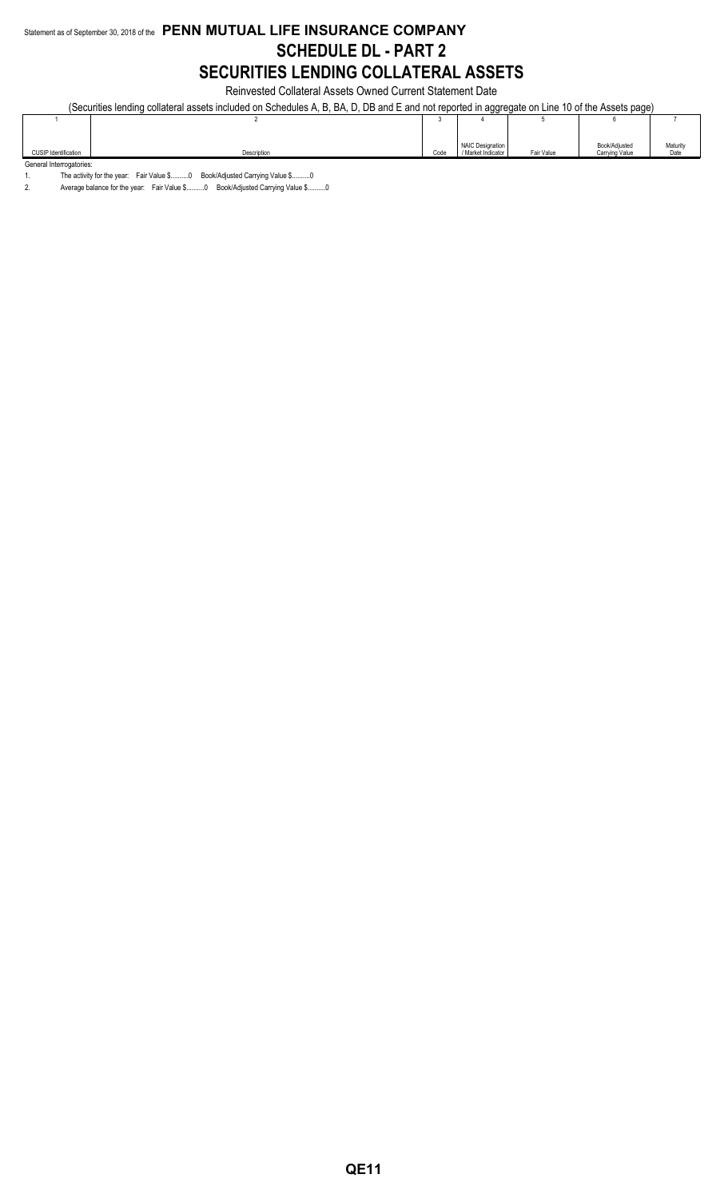Statement as of September 30, 2018 of the **PENN MUTUAL LIFE INSURANCE COMPANY**

# SCHEDULE DL - PART 2

# SECURITIES LENDING COLLATERAL ASSETS

Reinvested Collateral Assets Owned Current Statement Date

(Securities lending collateral assets included on Schedules A, B, BA, D, DB and E and not reported in aggregate on Line 10 of the Assets page)

| 1 | 2 | 3 | 4 | 5 | 6 | 7 |
|---|---|---|---|---|---|---|
| CUSIP Identification | Description | Code | NAIC Designation / Market Indicator | Fair Value | Book/Adjusted Carrying Value | Maturity Date |

General Interrogatories:

1. The activity for the year: Fair Value $..........0 Book/Adjusted Carrying Value $..........0
2. Average balance for the year: Fair Value $..........0 Book/Adjusted Carrying Value $..........0

QE11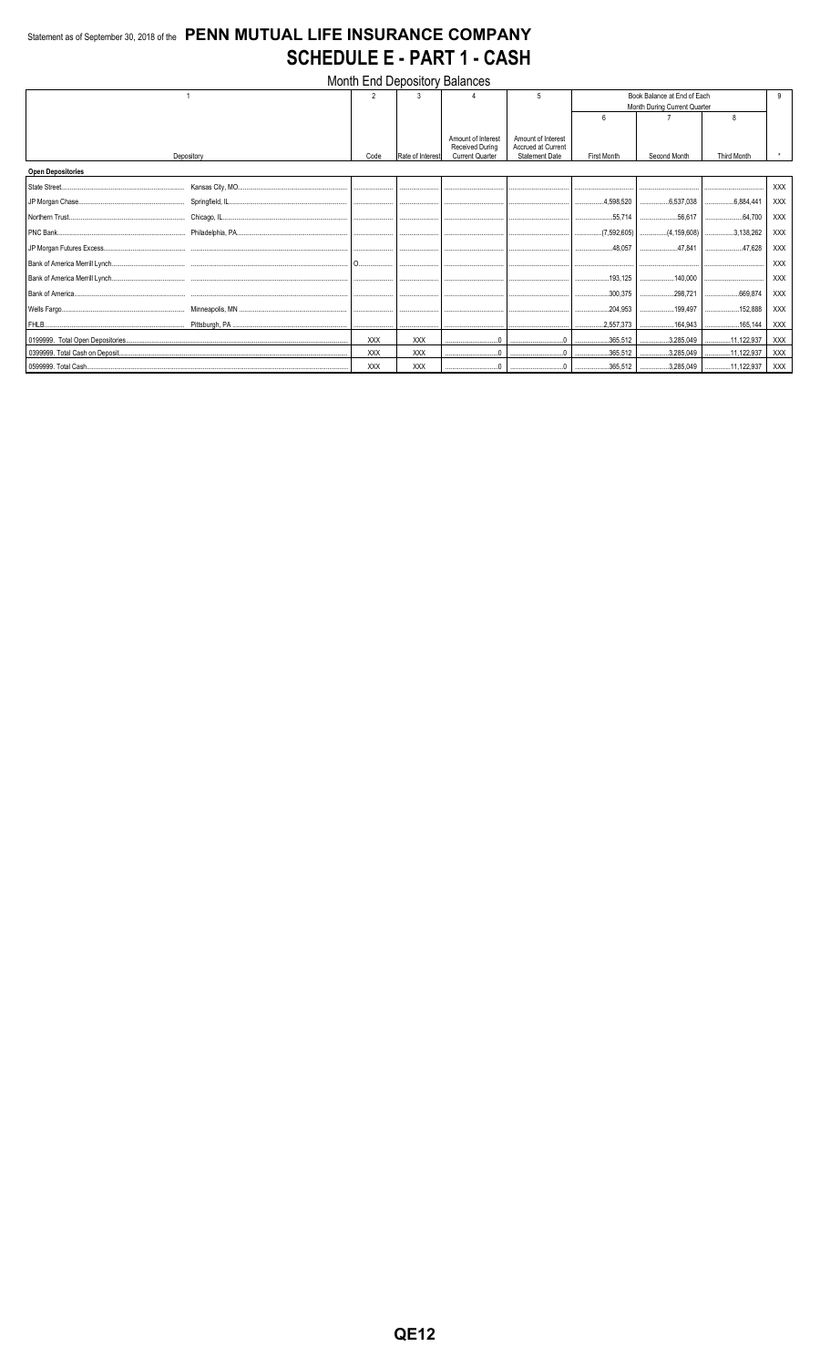Statement as of September 30, 2018 of the **PENN MUTUAL LIFE INSURANCE COMPANY**

# SCHEDULE E - PART 1 - CASH

## Month End Depository Balances

| 1 | | 2 | 3 | 4 | 5 | Book Balance at End of Each Month During Current Quarter | | | 9 |
|---|---|---|---|---|---|---|---|---|---|
| | | | | | | 6 | 7 | 8 | |
| Depository | | Code | Rate of Interest | Amount of Interest Received During Current Quarter | Amount of Interest Accrued at Current Statement Date | First Month | Second Month | Third Month | * |
| **Open Depositories** | | | | | | | | | |
| State Street | Kansas City, MO | | | | | | | | XXX |
| JP Morgan Chase | Springfield, IL | | | | | 4,598,520 | 6,537,038 | 6,884,441 | XXX |
| Northern Trust | Chicago, IL | | | | | 55,714 | 56,617 | 64,700 | XXX |
| PNC Bank | Philadelphia, PA | | | | | (7,592,605) | (4,159,608) | 3,138,262 | XXX |
| JP Morgan Futures Excess | | | | | | 48,057 | 47,841 | 47,628 | XXX |
| Bank of America Merrill Lynch | | O | | | | | | | XXX |
| Bank of America Merrill Lynch | | | | | | 193,125 | 140,000 | | XXX |
| Bank of America | | | | | | 300,375 | 298,721 | 669,874 | XXX |
| Wells Fargo | Minneapolis, MN | | | | | 204,953 | 199,497 | 152,888 | XXX |
| FHLB | Pittsburgh, PA | | | | | 2,557,373 | 164,943 | 165,144 | XXX |
| 0199999. Total Open Depositories | | XXX | XXX | 0 | 0 | 365,512 | 3,285,049 | 11,122,937 | XXX |
| 0399999. Total Cash on Deposit | | XXX | XXX | 0 | 0 | 365,512 | 3,285,049 | 11,122,937 | XXX |
| 0599999. Total Cash | | XXX | XXX | 0 | 0 | 365,512 | 3,285,049 | 11,122,937 | XXX |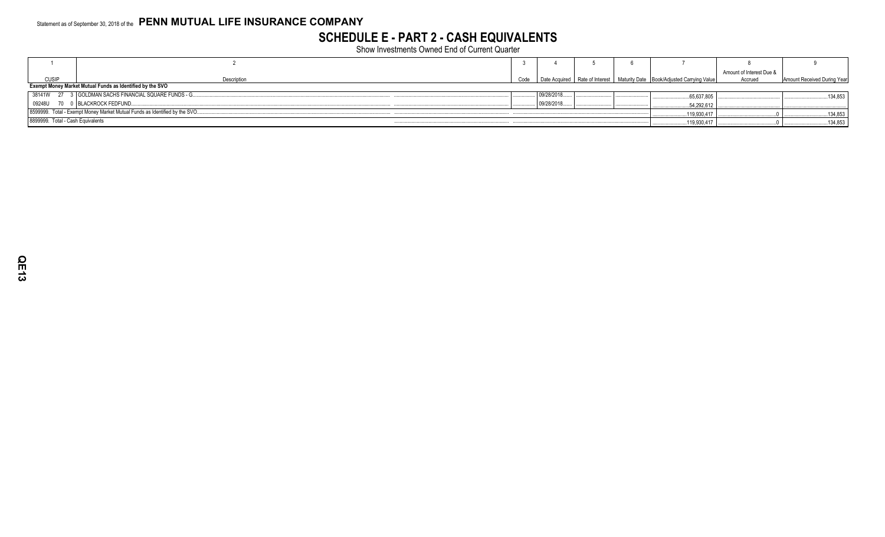Statement as of September 30, 2018 of the **PENN MUTUAL LIFE INSURANCE COMPANY**

# SCHEDULE E - PART 2 - CASH EQUIVALENTS

Show Investments Owned End of Current Quarter

| 1 | 2 | 3 | 4 | 5 | 6 | 7 | 8 | 9 |
|---|---|---|---|---|---|---|---|---|
| CUSIP | Description | Code | Date Acquired | Rate of Interest | Maturity Date | Book/Adjusted Carrying Value | Amount of Interest Due & Accrued | Amount Received During Year |
| **Exempt Money Market Mutual Funds as Identified by the SVO** | | | | | | | | |
| 38141W 27 3 | GOLDMAN SACHS FINANCIAL SQUARE FUNDS - G | | 09/28/2018 | | | 65,637,805 | | 134,853 |
| 09248U 70 0 | BLACKROCK FEDFUND | | 09/28/2018 | | | 54,292,612 | | |
| 8599999. Total - Exempt Money Market Mutual Funds as Identified by the SVO | | | | | | 119,930,417 | 0 | 134,853 |
| 8899999. Total - Cash Equivalents | | | | | | 119,930,417 | 0 | 134,853 |